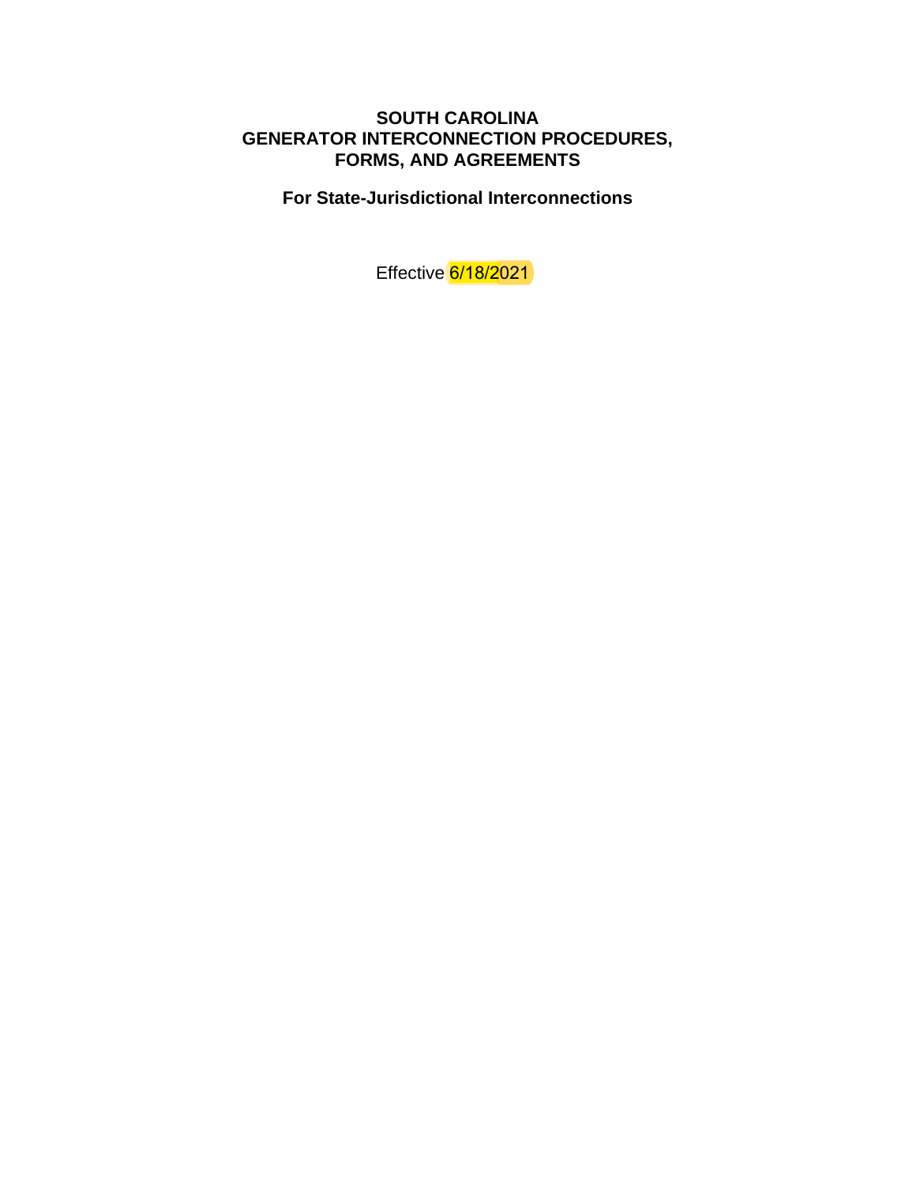# SOUTH CAROLINA GENERATOR INTERCONNECTION PROCEDURES, FORMS, AND AGREEMENTS

## For State-Jurisdictional Interconnections

Effective 6/18/2021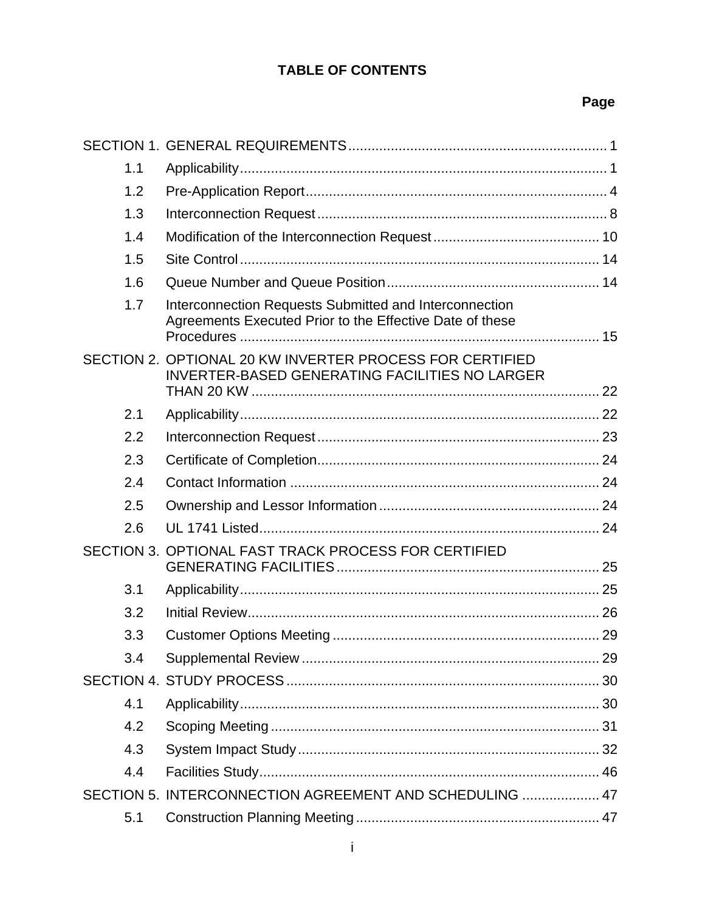# TABLE OF CONTENTS

| | | Page |
|---|---|---|
| SECTION 1. | GENERAL REQUIREMENTS | 1 |
| 1.1 | Applicability | 1 |
| 1.2 | Pre-Application Report | 4 |
| 1.3 | Interconnection Request | 8 |
| 1.4 | Modification of the Interconnection Request | 10 |
| 1.5 | Site Control | 14 |
| 1.6 | Queue Number and Queue Position | 14 |
| 1.7 | Interconnection Requests Submitted and Interconnection Agreements Executed Prior to the Effective Date of these Procedures | 15 |
| SECTION 2. | OPTIONAL 20 KW INVERTER PROCESS FOR CERTIFIED INVERTER-BASED GENERATING FACILITIES NO LARGER THAN 20 KW | 22 |
| 2.1 | Applicability | 22 |
| 2.2 | Interconnection Request | 23 |
| 2.3 | Certificate of Completion | 24 |
| 2.4 | Contact Information | 24 |
| 2.5 | Ownership and Lessor Information | 24 |
| 2.6 | UL 1741 Listed | 24 |
| SECTION 3. | OPTIONAL FAST TRACK PROCESS FOR CERTIFIED GENERATING FACILITIES | 25 |
| 3.1 | Applicability | 25 |
| 3.2 | Initial Review | 26 |
| 3.3 | Customer Options Meeting | 29 |
| 3.4 | Supplemental Review | 29 |
| SECTION 4. | STUDY PROCESS | 30 |
| 4.1 | Applicability | 30 |
| 4.2 | Scoping Meeting | 31 |
| 4.3 | System Impact Study | 32 |
| 4.4 | Facilities Study | 46 |
| SECTION 5. | INTERCONNECTION AGREEMENT AND SCHEDULING | 47 |
| 5.1 | Construction Planning Meeting | 47 |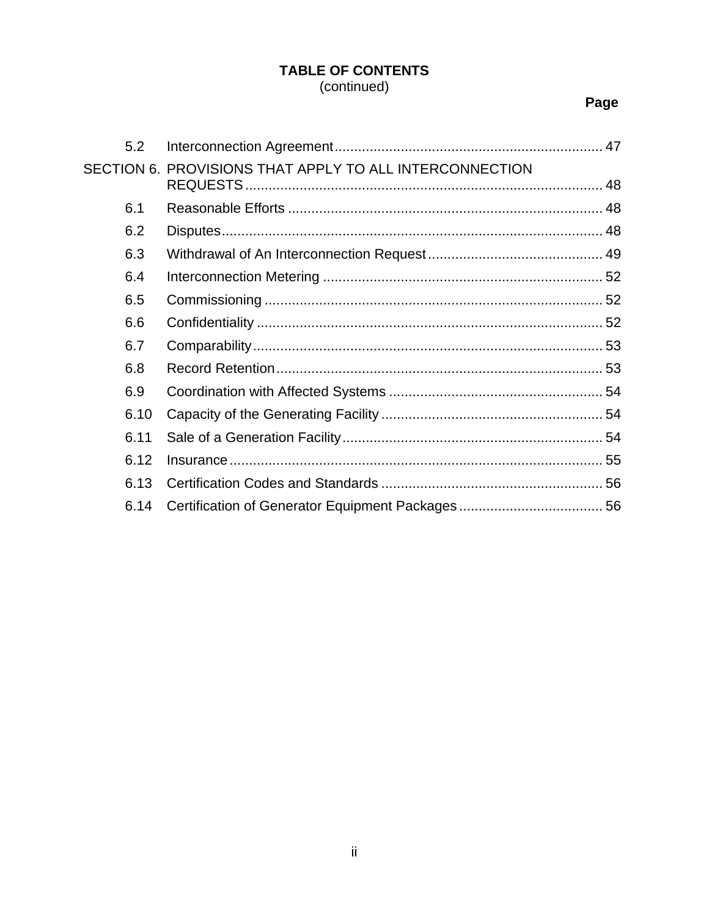**TABLE OF CONTENTS**
(continued)

| | | Page |
|---|---|---|
| 5.2 | Interconnection Agreement | 47 |
| SECTION 6. | PROVISIONS THAT APPLY TO ALL INTERCONNECTION REQUESTS | 48 |
| 6.1 | Reasonable Efforts | 48 |
| 6.2 | Disputes | 48 |
| 6.3 | Withdrawal of An Interconnection Request | 49 |
| 6.4 | Interconnection Metering | 52 |
| 6.5 | Commissioning | 52 |
| 6.6 | Confidentiality | 52 |
| 6.7 | Comparability | 53 |
| 6.8 | Record Retention | 53 |
| 6.9 | Coordination with Affected Systems | 54 |
| 6.10 | Capacity of the Generating Facility | 54 |
| 6.11 | Sale of a Generation Facility | 54 |
| 6.12 | Insurance | 55 |
| 6.13 | Certification Codes and Standards | 56 |
| 6.14 | Certification of Generator Equipment Packages | 56 |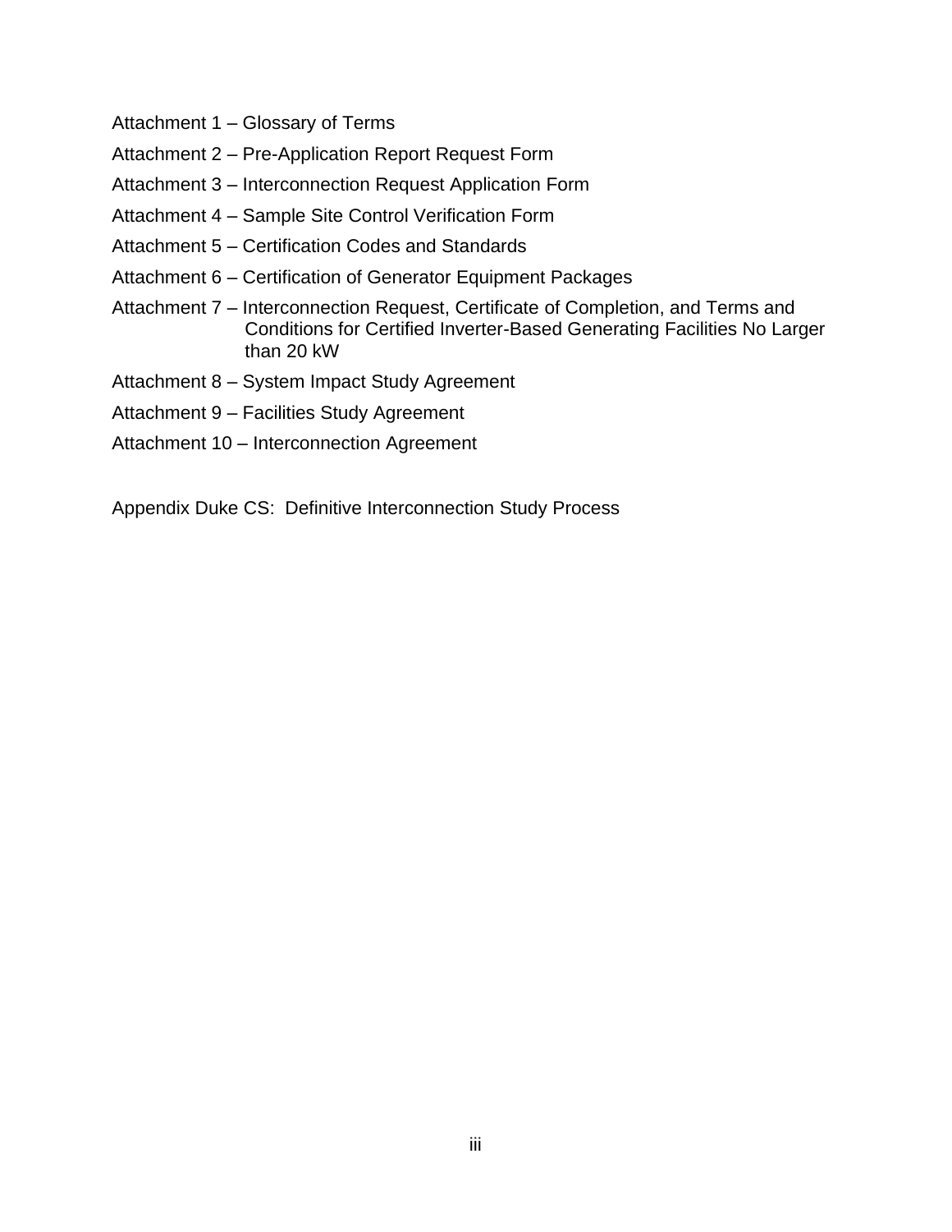Attachment 1 – Glossary of Terms

Attachment 2 – Pre-Application Report Request Form

Attachment 3 – Interconnection Request Application Form

Attachment 4 – Sample Site Control Verification Form

Attachment 5 – Certification Codes and Standards

Attachment 6 – Certification of Generator Equipment Packages

Attachment 7 – Interconnection Request, Certificate of Completion, and Terms and Conditions for Certified Inverter-Based Generating Facilities No Larger than 20 kW

Attachment 8 – System Impact Study Agreement

Attachment 9 – Facilities Study Agreement

Attachment 10 – Interconnection Agreement

Appendix Duke CS: Definitive Interconnection Study Process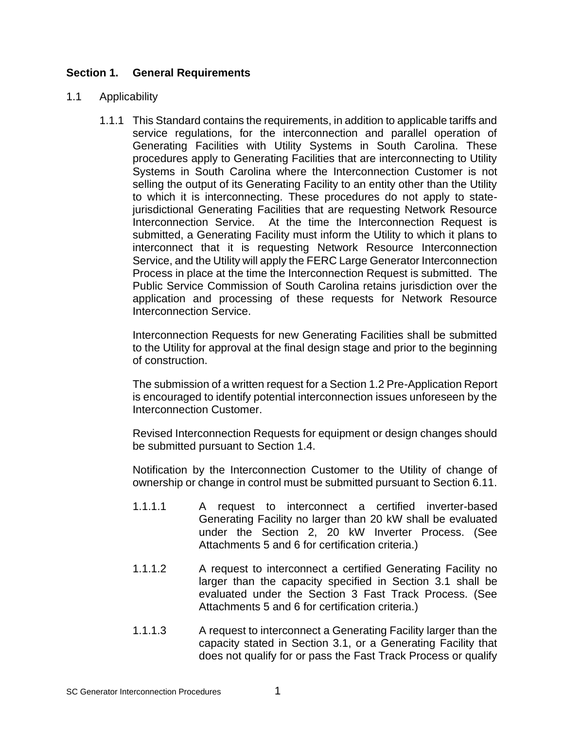## Section 1. General Requirements

1.1 Applicability

1.1.1 This Standard contains the requirements, in addition to applicable tariffs and service regulations, for the interconnection and parallel operation of Generating Facilities with Utility Systems in South Carolina. These procedures apply to Generating Facilities that are interconnecting to Utility Systems in South Carolina where the Interconnection Customer is not selling the output of its Generating Facility to an entity other than the Utility to which it is interconnecting. These procedures do not apply to state-jurisdictional Generating Facilities that are requesting Network Resource Interconnection Service. At the time the Interconnection Request is submitted, a Generating Facility must inform the Utility to which it plans to interconnect that it is requesting Network Resource Interconnection Service, and the Utility will apply the FERC Large Generator Interconnection Process in place at the time the Interconnection Request is submitted. The Public Service Commission of South Carolina retains jurisdiction over the application and processing of these requests for Network Resource Interconnection Service.

Interconnection Requests for new Generating Facilities shall be submitted to the Utility for approval at the final design stage and prior to the beginning of construction.

The submission of a written request for a Section 1.2 Pre-Application Report is encouraged to identify potential interconnection issues unforeseen by the Interconnection Customer.

Revised Interconnection Requests for equipment or design changes should be submitted pursuant to Section 1.4.

Notification by the Interconnection Customer to the Utility of change of ownership or change in control must be submitted pursuant to Section 6.11.

1.1.1.1 A request to interconnect a certified inverter-based Generating Facility no larger than 20 kW shall be evaluated under the Section 2, 20 kW Inverter Process. (See Attachments 5 and 6 for certification criteria.)

1.1.1.2 A request to interconnect a certified Generating Facility no larger than the capacity specified in Section 3.1 shall be evaluated under the Section 3 Fast Track Process. (See Attachments 5 and 6 for certification criteria.)

1.1.1.3 A request to interconnect a Generating Facility larger than the capacity stated in Section 3.1, or a Generating Facility that does not qualify for or pass the Fast Track Process or qualify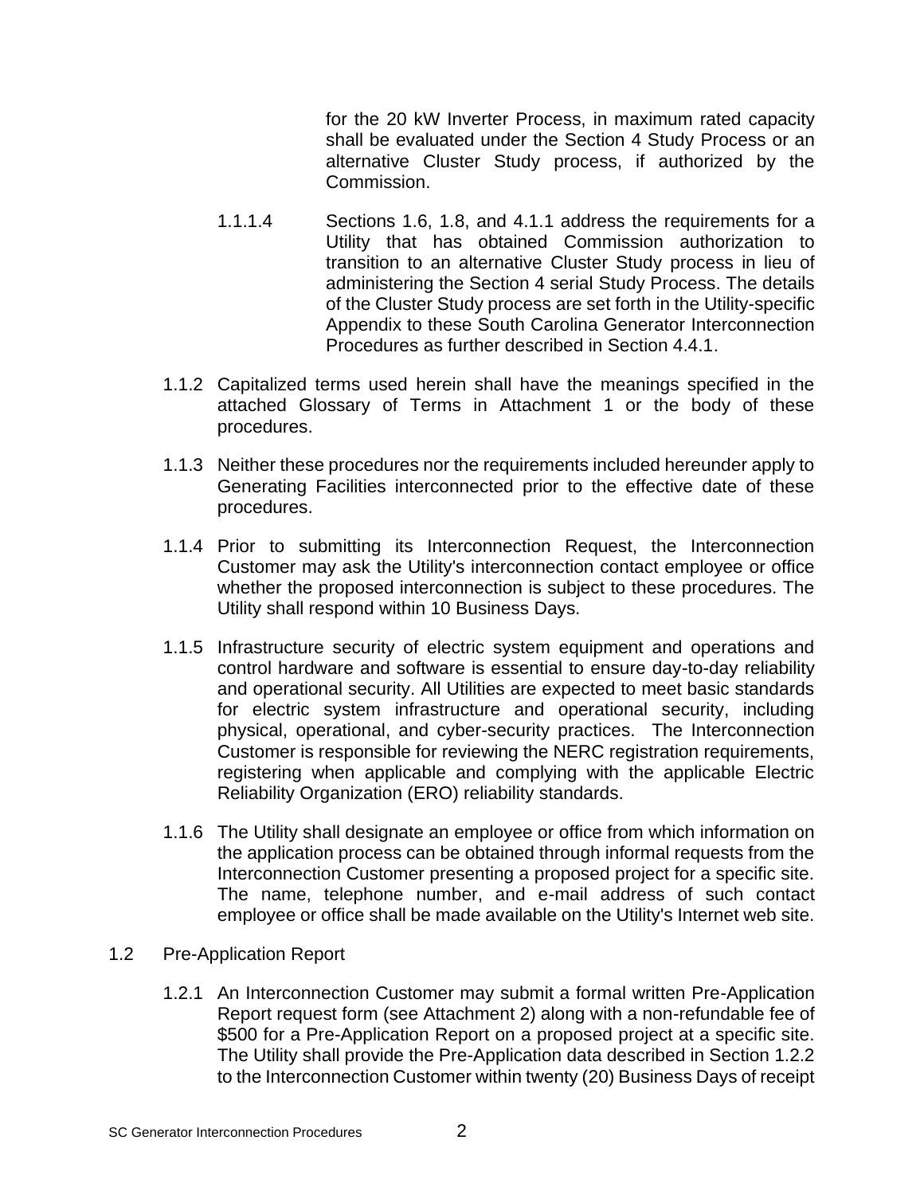for the 20 kW Inverter Process, in maximum rated capacity shall be evaluated under the Section 4 Study Process or an alternative Cluster Study process, if authorized by the Commission.

1.1.1.4 Sections 1.6, 1.8, and 4.1.1 address the requirements for a Utility that has obtained Commission authorization to transition to an alternative Cluster Study process in lieu of administering the Section 4 serial Study Process. The details of the Cluster Study process are set forth in the Utility-specific Appendix to these South Carolina Generator Interconnection Procedures as further described in Section 4.4.1.

1.1.2 Capitalized terms used herein shall have the meanings specified in the attached Glossary of Terms in Attachment 1 or the body of these procedures.

1.1.3 Neither these procedures nor the requirements included hereunder apply to Generating Facilities interconnected prior to the effective date of these procedures.

1.1.4 Prior to submitting its Interconnection Request, the Interconnection Customer may ask the Utility's interconnection contact employee or office whether the proposed interconnection is subject to these procedures. The Utility shall respond within 10 Business Days.

1.1.5 Infrastructure security of electric system equipment and operations and control hardware and software is essential to ensure day-to-day reliability and operational security. All Utilities are expected to meet basic standards for electric system infrastructure and operational security, including physical, operational, and cyber-security practices. The Interconnection Customer is responsible for reviewing the NERC registration requirements, registering when applicable and complying with the applicable Electric Reliability Organization (ERO) reliability standards.

1.1.6 The Utility shall designate an employee or office from which information on the application process can be obtained through informal requests from the Interconnection Customer presenting a proposed project for a specific site. The name, telephone number, and e-mail address of such contact employee or office shall be made available on the Utility's Internet web site.

1.2 Pre-Application Report

1.2.1 An Interconnection Customer may submit a formal written Pre-Application Report request form (see Attachment 2) along with a non-refundable fee of $500 for a Pre-Application Report on a proposed project at a specific site. The Utility shall provide the Pre-Application data described in Section 1.2.2 to the Interconnection Customer within twenty (20) Business Days of receipt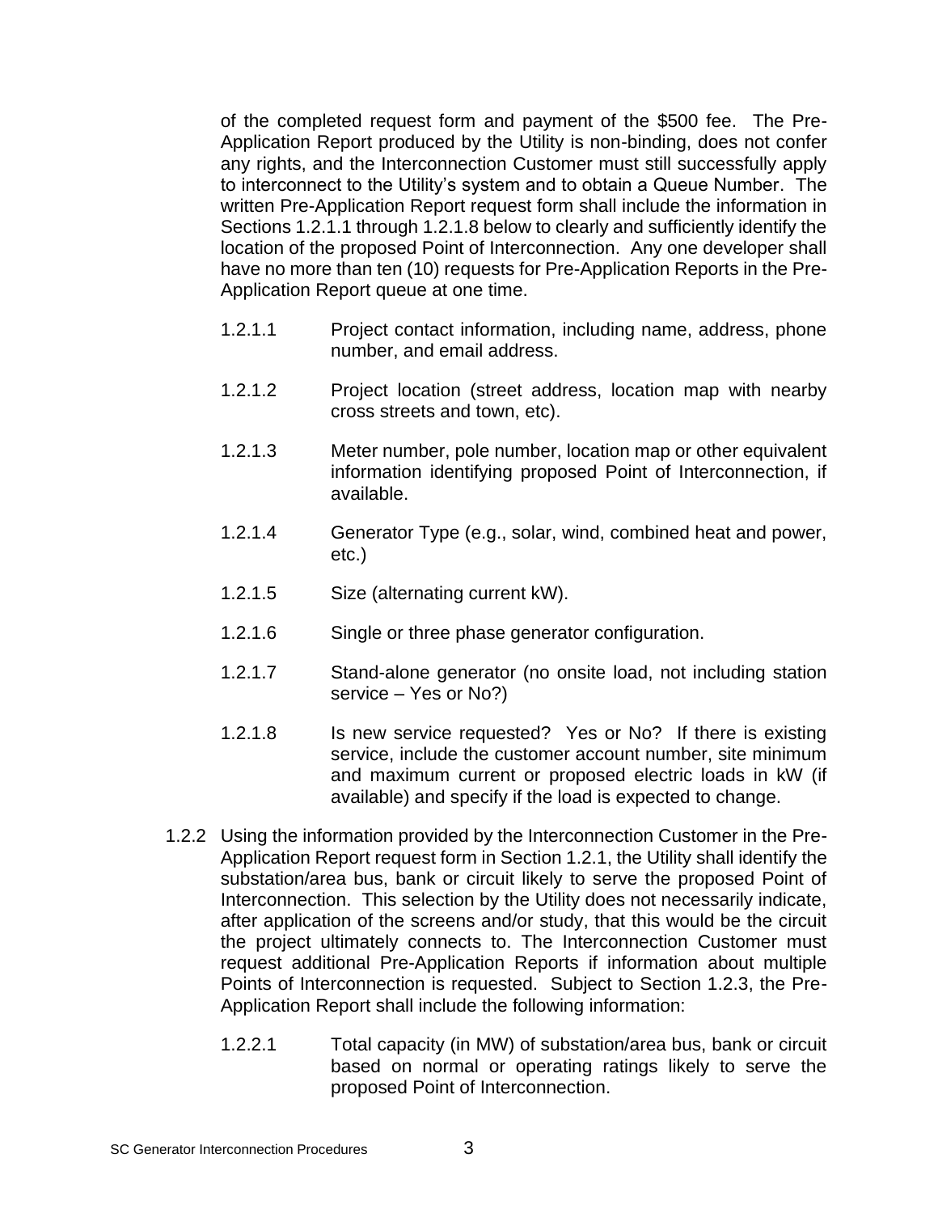of the completed request form and payment of the $500 fee. The Pre-Application Report produced by the Utility is non-binding, does not confer any rights, and the Interconnection Customer must still successfully apply to interconnect to the Utility's system and to obtain a Queue Number. The written Pre-Application Report request form shall include the information in Sections 1.2.1.1 through 1.2.1.8 below to clearly and sufficiently identify the location of the proposed Point of Interconnection. Any one developer shall have no more than ten (10) requests for Pre-Application Reports in the Pre-Application Report queue at one time.

1.2.1.1 Project contact information, including name, address, phone number, and email address.

1.2.1.2 Project location (street address, location map with nearby cross streets and town, etc).

1.2.1.3 Meter number, pole number, location map or other equivalent information identifying proposed Point of Interconnection, if available.

1.2.1.4 Generator Type (e.g., solar, wind, combined heat and power, etc.)

1.2.1.5 Size (alternating current kW).

1.2.1.6 Single or three phase generator configuration.

1.2.1.7 Stand-alone generator (no onsite load, not including station service – Yes or No?)

1.2.1.8 Is new service requested? Yes or No? If there is existing service, include the customer account number, site minimum and maximum current or proposed electric loads in kW (if available) and specify if the load is expected to change.

1.2.2 Using the information provided by the Interconnection Customer in the Pre-Application Report request form in Section 1.2.1, the Utility shall identify the substation/area bus, bank or circuit likely to serve the proposed Point of Interconnection. This selection by the Utility does not necessarily indicate, after application of the screens and/or study, that this would be the circuit the project ultimately connects to. The Interconnection Customer must request additional Pre-Application Reports if information about multiple Points of Interconnection is requested. Subject to Section 1.2.3, the Pre-Application Report shall include the following information:

1.2.2.1 Total capacity (in MW) of substation/area bus, bank or circuit based on normal or operating ratings likely to serve the proposed Point of Interconnection.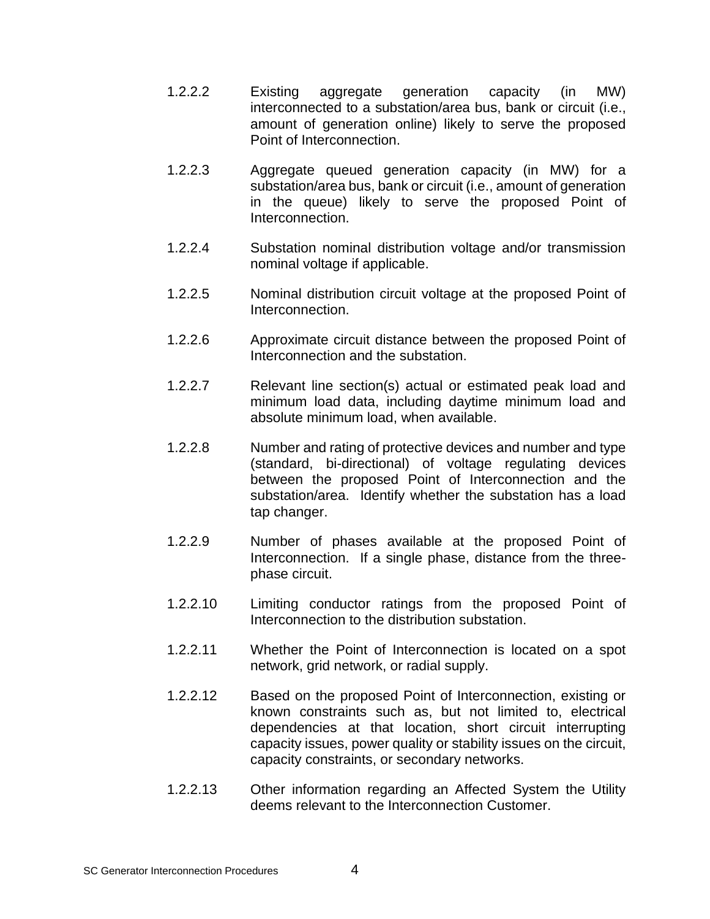1.2.2.2 Existing aggregate generation capacity (in MW) interconnected to a substation/area bus, bank or circuit (i.e., amount of generation online) likely to serve the proposed Point of Interconnection.

1.2.2.3 Aggregate queued generation capacity (in MW) for a substation/area bus, bank or circuit (i.e., amount of generation in the queue) likely to serve the proposed Point of Interconnection.

1.2.2.4 Substation nominal distribution voltage and/or transmission nominal voltage if applicable.

1.2.2.5 Nominal distribution circuit voltage at the proposed Point of Interconnection.

1.2.2.6 Approximate circuit distance between the proposed Point of Interconnection and the substation.

1.2.2.7 Relevant line section(s) actual or estimated peak load and minimum load data, including daytime minimum load and absolute minimum load, when available.

1.2.2.8 Number and rating of protective devices and number and type (standard, bi-directional) of voltage regulating devices between the proposed Point of Interconnection and the substation/area. Identify whether the substation has a load tap changer.

1.2.2.9 Number of phases available at the proposed Point of Interconnection. If a single phase, distance from the three-phase circuit.

1.2.2.10 Limiting conductor ratings from the proposed Point of Interconnection to the distribution substation.

1.2.2.11 Whether the Point of Interconnection is located on a spot network, grid network, or radial supply.

1.2.2.12 Based on the proposed Point of Interconnection, existing or known constraints such as, but not limited to, electrical dependencies at that location, short circuit interrupting capacity issues, power quality or stability issues on the circuit, capacity constraints, or secondary networks.

1.2.2.13 Other information regarding an Affected System the Utility deems relevant to the Interconnection Customer.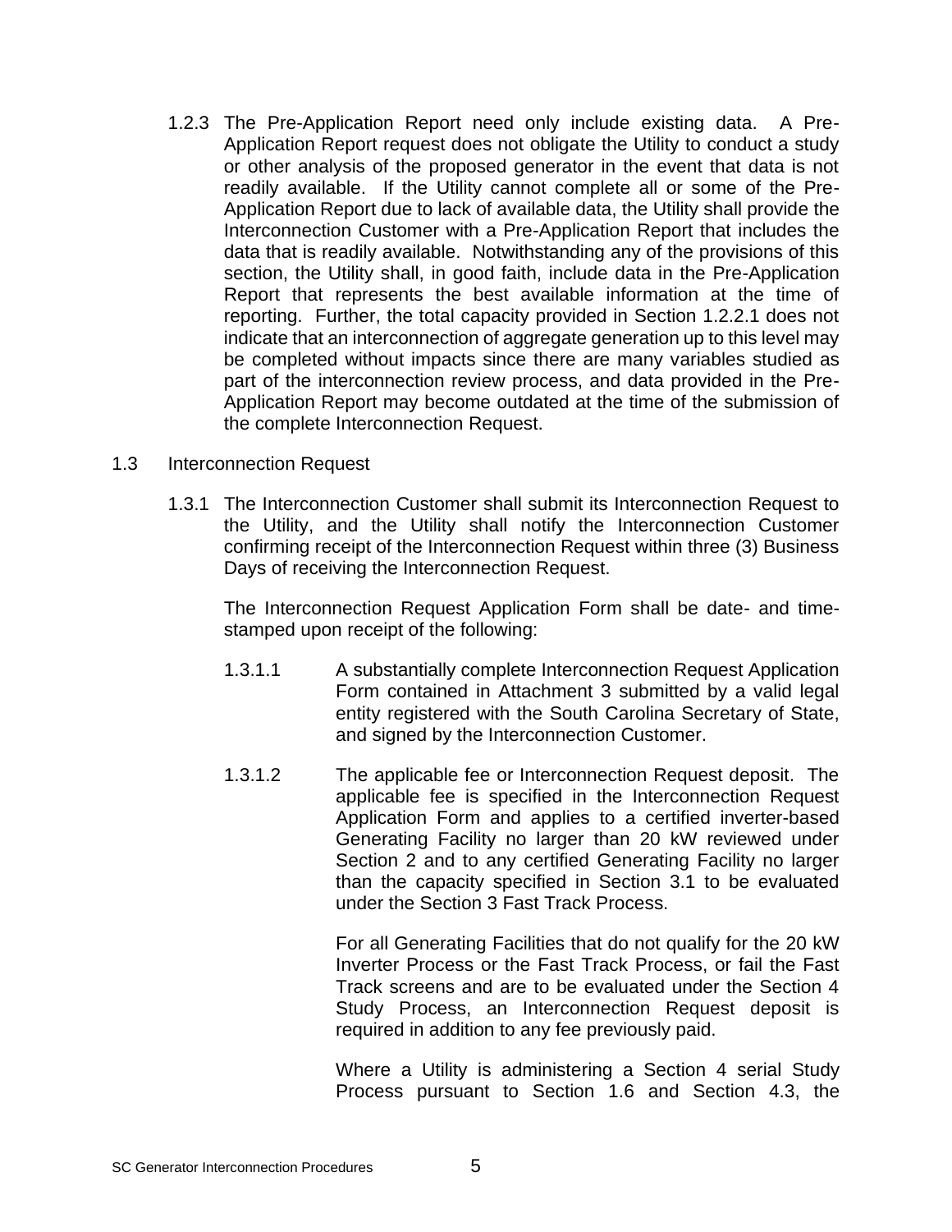1.2.3 The Pre-Application Report need only include existing data. A Pre-Application Report request does not obligate the Utility to conduct a study or other analysis of the proposed generator in the event that data is not readily available. If the Utility cannot complete all or some of the Pre-Application Report due to lack of available data, the Utility shall provide the Interconnection Customer with a Pre-Application Report that includes the data that is readily available. Notwithstanding any of the provisions of this section, the Utility shall, in good faith, include data in the Pre-Application Report that represents the best available information at the time of reporting. Further, the total capacity provided in Section 1.2.2.1 does not indicate that an interconnection of aggregate generation up to this level may be completed without impacts since there are many variables studied as part of the interconnection review process, and data provided in the Pre-Application Report may become outdated at the time of the submission of the complete Interconnection Request.

1.3 Interconnection Request

1.3.1 The Interconnection Customer shall submit its Interconnection Request to the Utility, and the Utility shall notify the Interconnection Customer confirming receipt of the Interconnection Request within three (3) Business Days of receiving the Interconnection Request.

The Interconnection Request Application Form shall be date- and time-stamped upon receipt of the following:

1.3.1.1 A substantially complete Interconnection Request Application Form contained in Attachment 3 submitted by a valid legal entity registered with the South Carolina Secretary of State, and signed by the Interconnection Customer.

1.3.1.2 The applicable fee or Interconnection Request deposit. The applicable fee is specified in the Interconnection Request Application Form and applies to a certified inverter-based Generating Facility no larger than 20 kW reviewed under Section 2 and to any certified Generating Facility no larger than the capacity specified in Section 3.1 to be evaluated under the Section 3 Fast Track Process.

For all Generating Facilities that do not qualify for the 20 kW Inverter Process or the Fast Track Process, or fail the Fast Track screens and are to be evaluated under the Section 4 Study Process, an Interconnection Request deposit is required in addition to any fee previously paid.

Where a Utility is administering a Section 4 serial Study Process pursuant to Section 1.6 and Section 4.3, the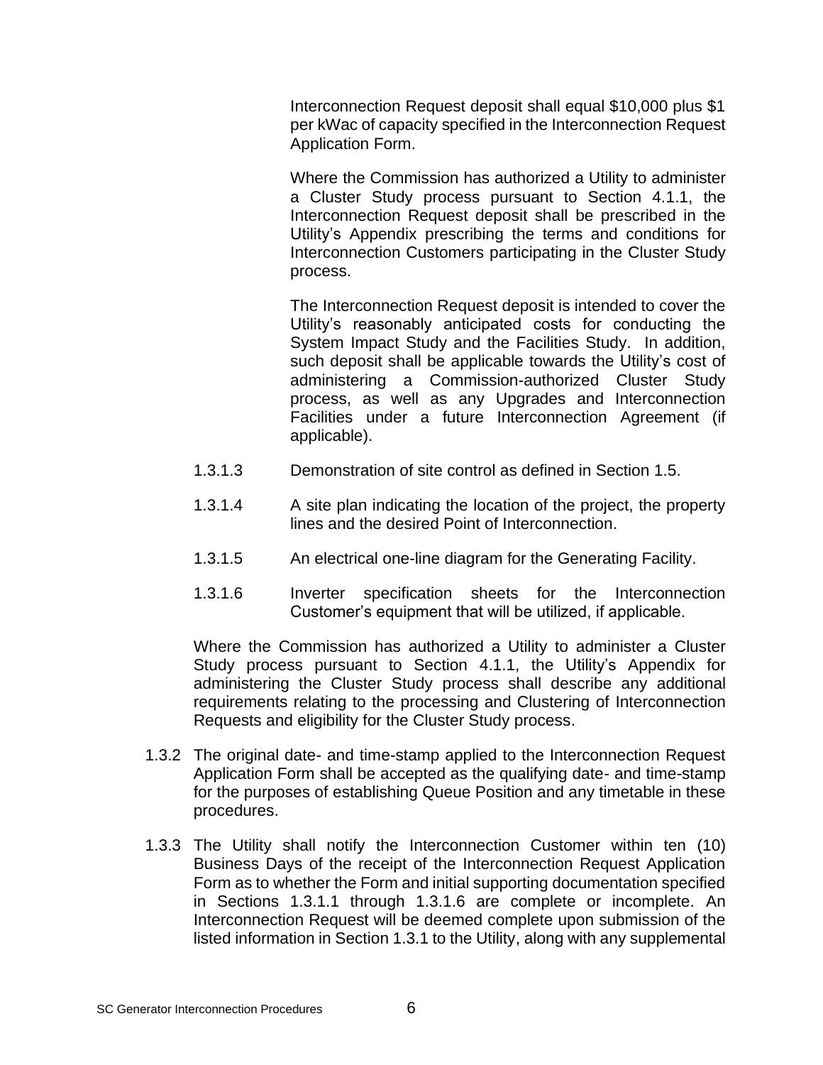Interconnection Request deposit shall equal $10,000 plus $1 per kWac of capacity specified in the Interconnection Request Application Form.

Where the Commission has authorized a Utility to administer a Cluster Study process pursuant to Section 4.1.1, the Interconnection Request deposit shall be prescribed in the Utility's Appendix prescribing the terms and conditions for Interconnection Customers participating in the Cluster Study process.

The Interconnection Request deposit is intended to cover the Utility's reasonably anticipated costs for conducting the System Impact Study and the Facilities Study. In addition, such deposit shall be applicable towards the Utility's cost of administering a Commission-authorized Cluster Study process, as well as any Upgrades and Interconnection Facilities under a future Interconnection Agreement (if applicable).

1.3.1.3 Demonstration of site control as defined in Section 1.5.

1.3.1.4 A site plan indicating the location of the project, the property lines and the desired Point of Interconnection.

1.3.1.5 An electrical one-line diagram for the Generating Facility.

1.3.1.6 Inverter specification sheets for the Interconnection Customer's equipment that will be utilized, if applicable.

Where the Commission has authorized a Utility to administer a Cluster Study process pursuant to Section 4.1.1, the Utility's Appendix for administering the Cluster Study process shall describe any additional requirements relating to the processing and Clustering of Interconnection Requests and eligibility for the Cluster Study process.

1.3.2 The original date- and time-stamp applied to the Interconnection Request Application Form shall be accepted as the qualifying date- and time-stamp for the purposes of establishing Queue Position and any timetable in these procedures.

1.3.3 The Utility shall notify the Interconnection Customer within ten (10) Business Days of the receipt of the Interconnection Request Application Form as to whether the Form and initial supporting documentation specified in Sections 1.3.1.1 through 1.3.1.6 are complete or incomplete. An Interconnection Request will be deemed complete upon submission of the listed information in Section 1.3.1 to the Utility, along with any supplemental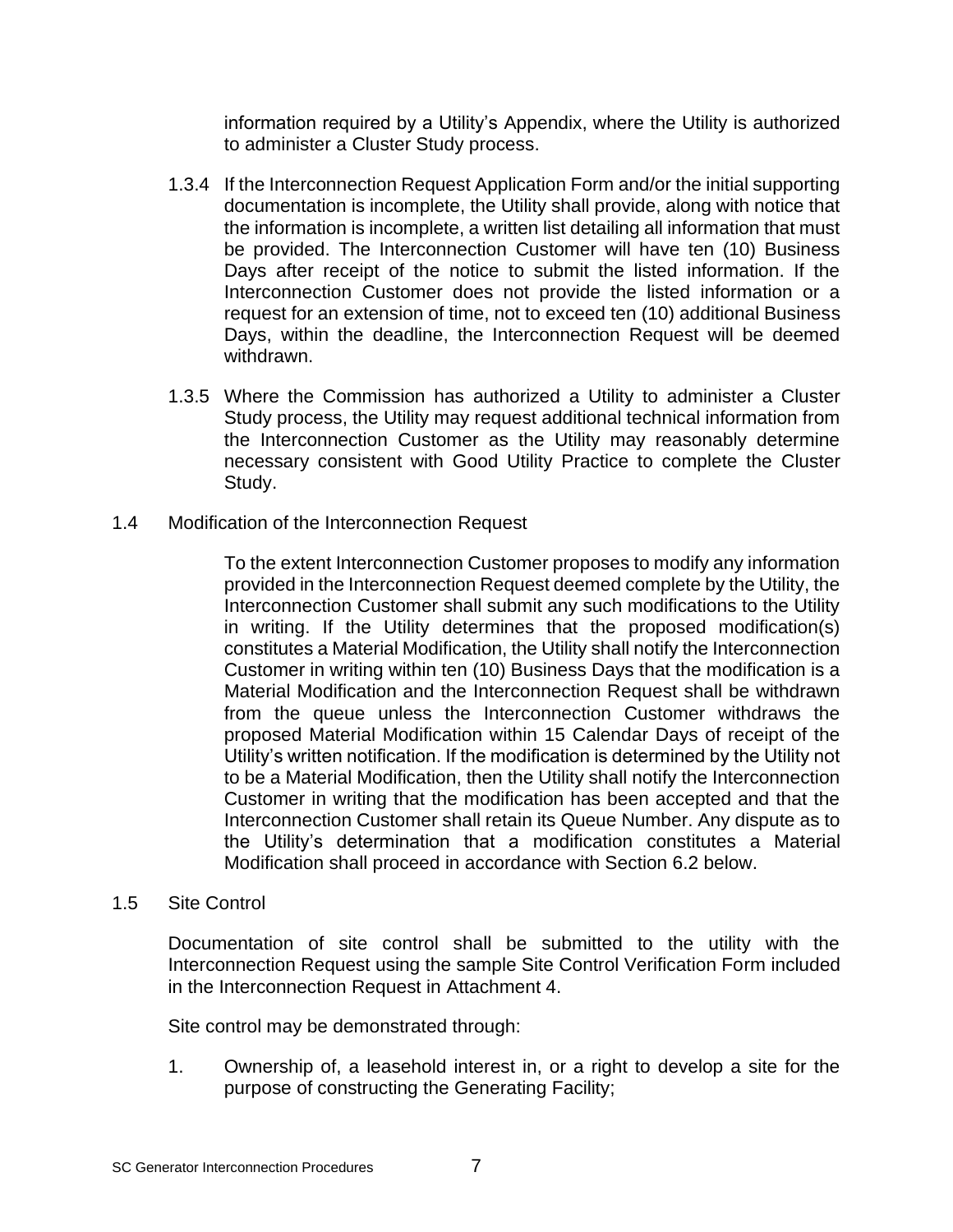information required by a Utility's Appendix, where the Utility is authorized to administer a Cluster Study process.

1.3.4 If the Interconnection Request Application Form and/or the initial supporting documentation is incomplete, the Utility shall provide, along with notice that the information is incomplete, a written list detailing all information that must be provided. The Interconnection Customer will have ten (10) Business Days after receipt of the notice to submit the listed information. If the Interconnection Customer does not provide the listed information or a request for an extension of time, not to exceed ten (10) additional Business Days, within the deadline, the Interconnection Request will be deemed withdrawn.

1.3.5 Where the Commission has authorized a Utility to administer a Cluster Study process, the Utility may request additional technical information from the Interconnection Customer as the Utility may reasonably determine necessary consistent with Good Utility Practice to complete the Cluster Study.

1.4 Modification of the Interconnection Request

To the extent Interconnection Customer proposes to modify any information provided in the Interconnection Request deemed complete by the Utility, the Interconnection Customer shall submit any such modifications to the Utility in writing. If the Utility determines that the proposed modification(s) constitutes a Material Modification, the Utility shall notify the Interconnection Customer in writing within ten (10) Business Days that the modification is a Material Modification and the Interconnection Request shall be withdrawn from the queue unless the Interconnection Customer withdraws the proposed Material Modification within 15 Calendar Days of receipt of the Utility's written notification. If the modification is determined by the Utility not to be a Material Modification, then the Utility shall notify the Interconnection Customer in writing that the modification has been accepted and that the Interconnection Customer shall retain its Queue Number. Any dispute as to the Utility's determination that a modification constitutes a Material Modification shall proceed in accordance with Section 6.2 below.

1.5 Site Control

Documentation of site control shall be submitted to the utility with the Interconnection Request using the sample Site Control Verification Form included in the Interconnection Request in Attachment 4.

Site control may be demonstrated through:

1. Ownership of, a leasehold interest in, or a right to develop a site for the purpose of constructing the Generating Facility;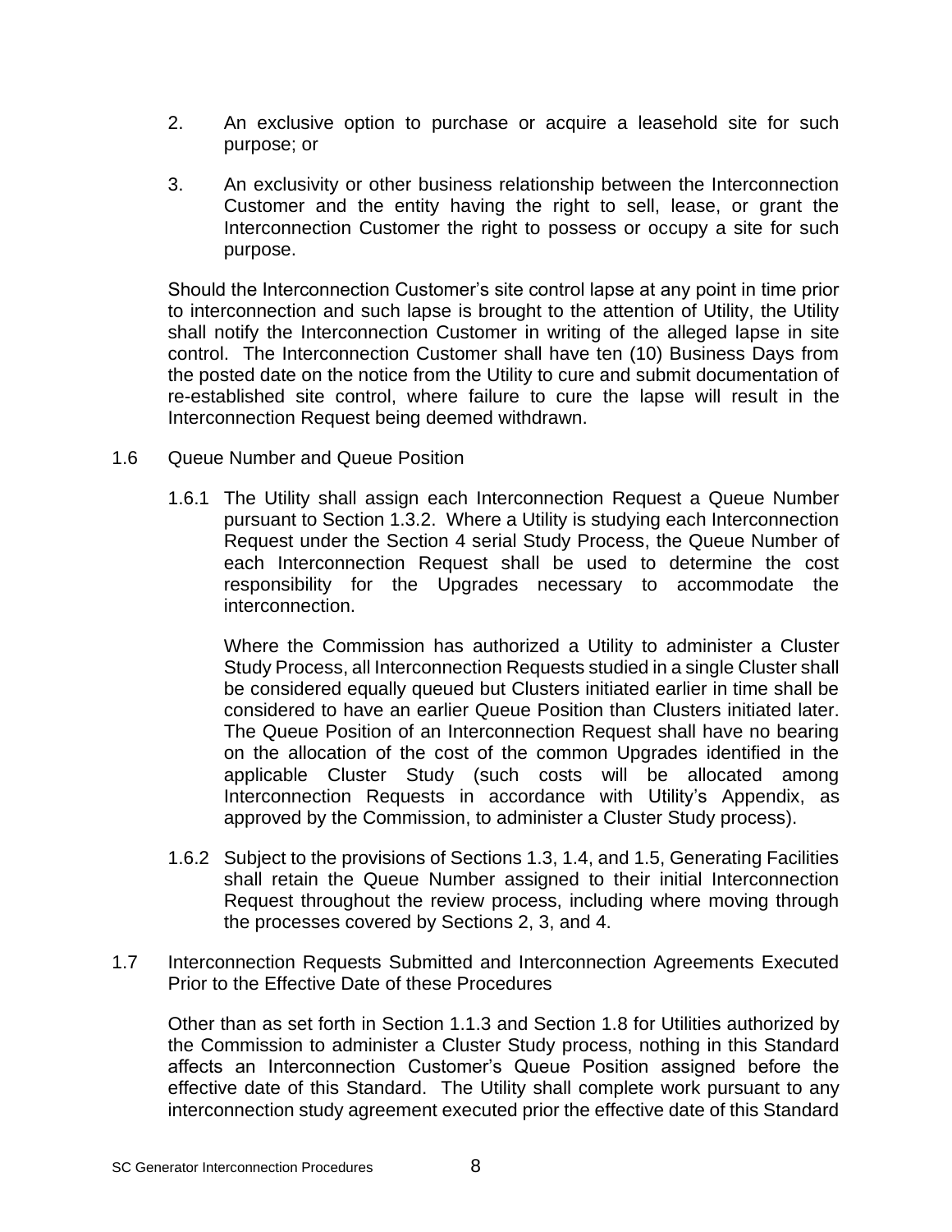2. An exclusive option to purchase or acquire a leasehold site for such purpose; or

3. An exclusivity or other business relationship between the Interconnection Customer and the entity having the right to sell, lease, or grant the Interconnection Customer the right to possess or occupy a site for such purpose.

Should the Interconnection Customer's site control lapse at any point in time prior to interconnection and such lapse is brought to the attention of Utility, the Utility shall notify the Interconnection Customer in writing of the alleged lapse in site control. The Interconnection Customer shall have ten (10) Business Days from the posted date on the notice from the Utility to cure and submit documentation of re-established site control, where failure to cure the lapse will result in the Interconnection Request being deemed withdrawn.

1.6 Queue Number and Queue Position

1.6.1 The Utility shall assign each Interconnection Request a Queue Number pursuant to Section 1.3.2. Where a Utility is studying each Interconnection Request under the Section 4 serial Study Process, the Queue Number of each Interconnection Request shall be used to determine the cost responsibility for the Upgrades necessary to accommodate the interconnection.

Where the Commission has authorized a Utility to administer a Cluster Study Process, all Interconnection Requests studied in a single Cluster shall be considered equally queued but Clusters initiated earlier in time shall be considered to have an earlier Queue Position than Clusters initiated later. The Queue Position of an Interconnection Request shall have no bearing on the allocation of the cost of the common Upgrades identified in the applicable Cluster Study (such costs will be allocated among Interconnection Requests in accordance with Utility's Appendix, as approved by the Commission, to administer a Cluster Study process).

1.6.2 Subject to the provisions of Sections 1.3, 1.4, and 1.5, Generating Facilities shall retain the Queue Number assigned to their initial Interconnection Request throughout the review process, including where moving through the processes covered by Sections 2, 3, and 4.

1.7 Interconnection Requests Submitted and Interconnection Agreements Executed Prior to the Effective Date of these Procedures

Other than as set forth in Section 1.1.3 and Section 1.8 for Utilities authorized by the Commission to administer a Cluster Study process, nothing in this Standard affects an Interconnection Customer's Queue Position assigned before the effective date of this Standard. The Utility shall complete work pursuant to any interconnection study agreement executed prior the effective date of this Standard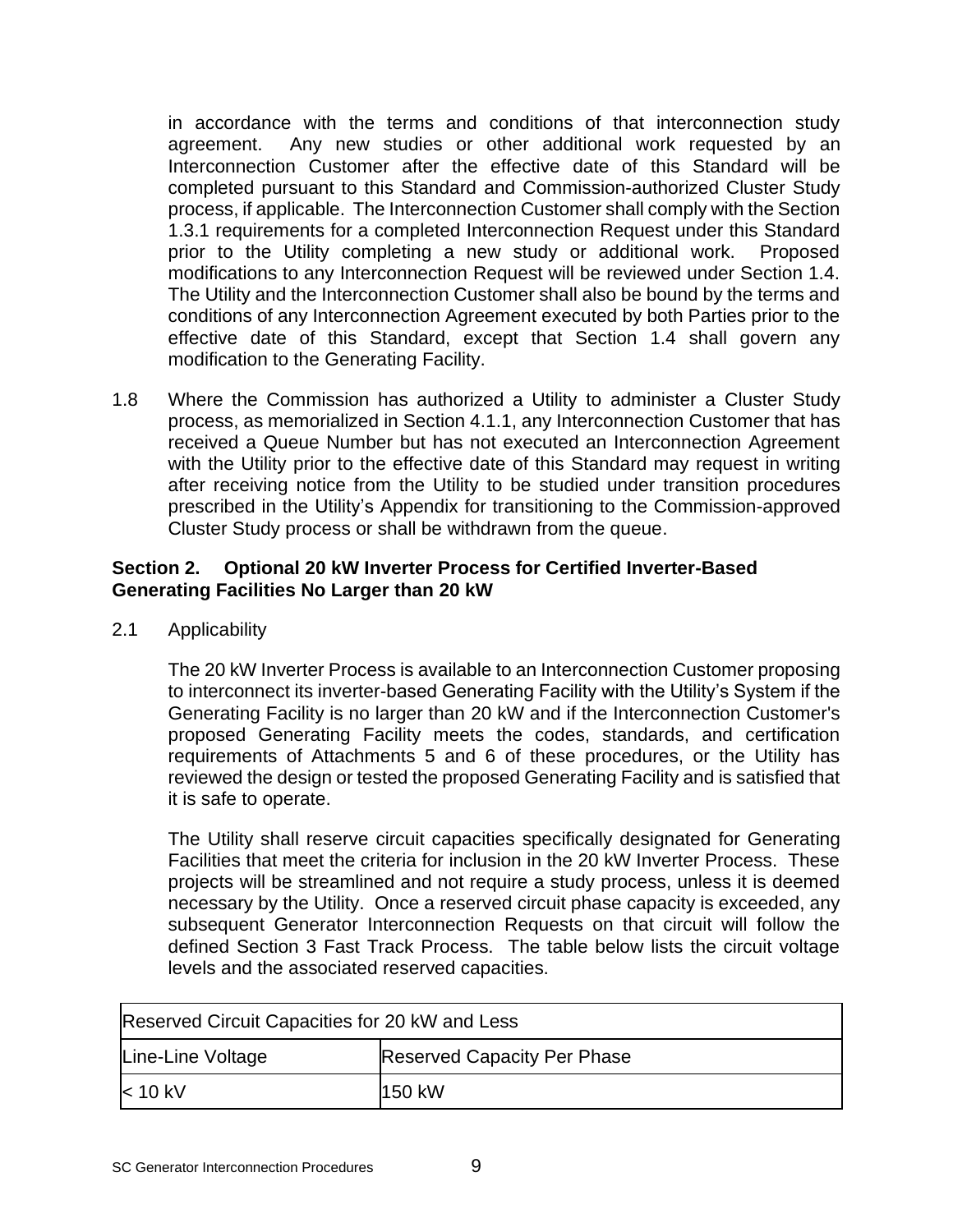in accordance with the terms and conditions of that interconnection study agreement. Any new studies or other additional work requested by an Interconnection Customer after the effective date of this Standard will be completed pursuant to this Standard and Commission-authorized Cluster Study process, if applicable. The Interconnection Customer shall comply with the Section 1.3.1 requirements for a completed Interconnection Request under this Standard prior to the Utility completing a new study or additional work. Proposed modifications to any Interconnection Request will be reviewed under Section 1.4. The Utility and the Interconnection Customer shall also be bound by the terms and conditions of any Interconnection Agreement executed by both Parties prior to the effective date of this Standard, except that Section 1.4 shall govern any modification to the Generating Facility.

1.8 Where the Commission has authorized a Utility to administer a Cluster Study process, as memorialized in Section 4.1.1, any Interconnection Customer that has received a Queue Number but has not executed an Interconnection Agreement with the Utility prior to the effective date of this Standard may request in writing after receiving notice from the Utility to be studied under transition procedures prescribed in the Utility's Appendix for transitioning to the Commission-approved Cluster Study process or shall be withdrawn from the queue.

## Section 2. Optional 20 kW Inverter Process for Certified Inverter-Based Generating Facilities No Larger than 20 kW

2.1 Applicability

The 20 kW Inverter Process is available to an Interconnection Customer proposing to interconnect its inverter-based Generating Facility with the Utility's System if the Generating Facility is no larger than 20 kW and if the Interconnection Customer's proposed Generating Facility meets the codes, standards, and certification requirements of Attachments 5 and 6 of these procedures, or the Utility has reviewed the design or tested the proposed Generating Facility and is satisfied that it is safe to operate.

The Utility shall reserve circuit capacities specifically designated for Generating Facilities that meet the criteria for inclusion in the 20 kW Inverter Process. These projects will be streamlined and not require a study process, unless it is deemed necessary by the Utility. Once a reserved circuit phase capacity is exceeded, any subsequent Generator Interconnection Requests on that circuit will follow the defined Section 3 Fast Track Process. The table below lists the circuit voltage levels and the associated reserved capacities.

| Reserved Circuit Capacities for 20 kW and Less | |
|---|---|
| Line-Line Voltage | Reserved Capacity Per Phase |
| < 10 kV | 150 kW |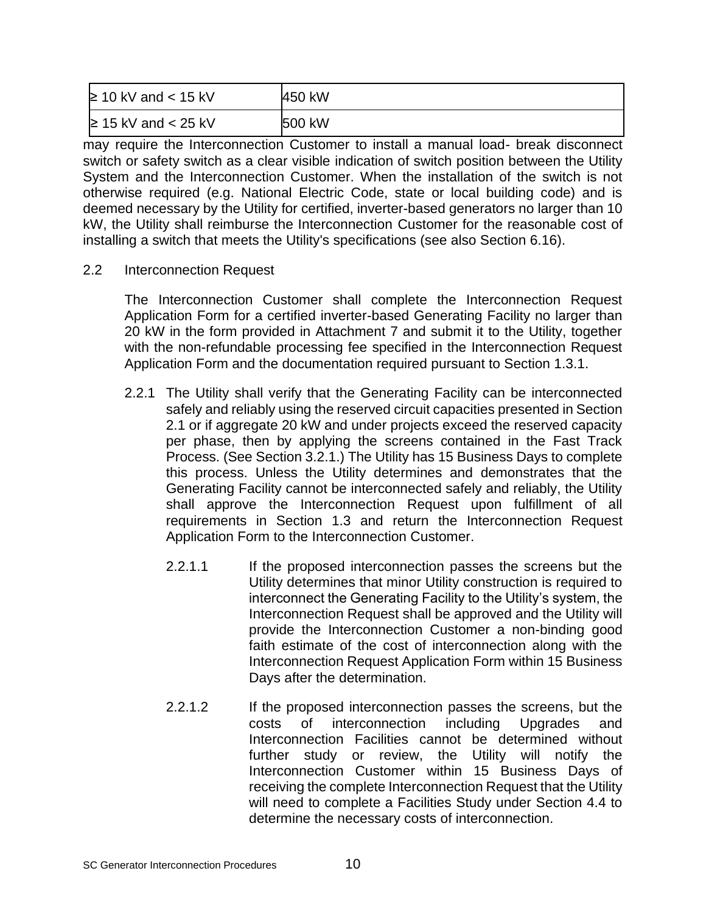| ≥ 10 kV and < 15 kV | 450 kW |
|---|---|
| ≥ 15 kV and < 25 kV | 500 kW |

may require the Interconnection Customer to install a manual load- break disconnect switch or safety switch as a clear visible indication of switch position between the Utility System and the Interconnection Customer. When the installation of the switch is not otherwise required (e.g. National Electric Code, state or local building code) and is deemed necessary by the Utility for certified, inverter-based generators no larger than 10 kW, the Utility shall reimburse the Interconnection Customer for the reasonable cost of installing a switch that meets the Utility's specifications (see also Section 6.16).

2.2 Interconnection Request

The Interconnection Customer shall complete the Interconnection Request Application Form for a certified inverter-based Generating Facility no larger than 20 kW in the form provided in Attachment 7 and submit it to the Utility, together with the non-refundable processing fee specified in the Interconnection Request Application Form and the documentation required pursuant to Section 1.3.1.

2.2.1 The Utility shall verify that the Generating Facility can be interconnected safely and reliably using the reserved circuit capacities presented in Section 2.1 or if aggregate 20 kW and under projects exceed the reserved capacity per phase, then by applying the screens contained in the Fast Track Process. (See Section 3.2.1.) The Utility has 15 Business Days to complete this process. Unless the Utility determines and demonstrates that the Generating Facility cannot be interconnected safely and reliably, the Utility shall approve the Interconnection Request upon fulfillment of all requirements in Section 1.3 and return the Interconnection Request Application Form to the Interconnection Customer.

2.2.1.1 If the proposed interconnection passes the screens but the Utility determines that minor Utility construction is required to interconnect the Generating Facility to the Utility's system, the Interconnection Request shall be approved and the Utility will provide the Interconnection Customer a non-binding good faith estimate of the cost of interconnection along with the Interconnection Request Application Form within 15 Business Days after the determination.

2.2.1.2 If the proposed interconnection passes the screens, but the costs of interconnection including Upgrades and Interconnection Facilities cannot be determined without further study or review, the Utility will notify the Interconnection Customer within 15 Business Days of receiving the complete Interconnection Request that the Utility will need to complete a Facilities Study under Section 4.4 to determine the necessary costs of interconnection.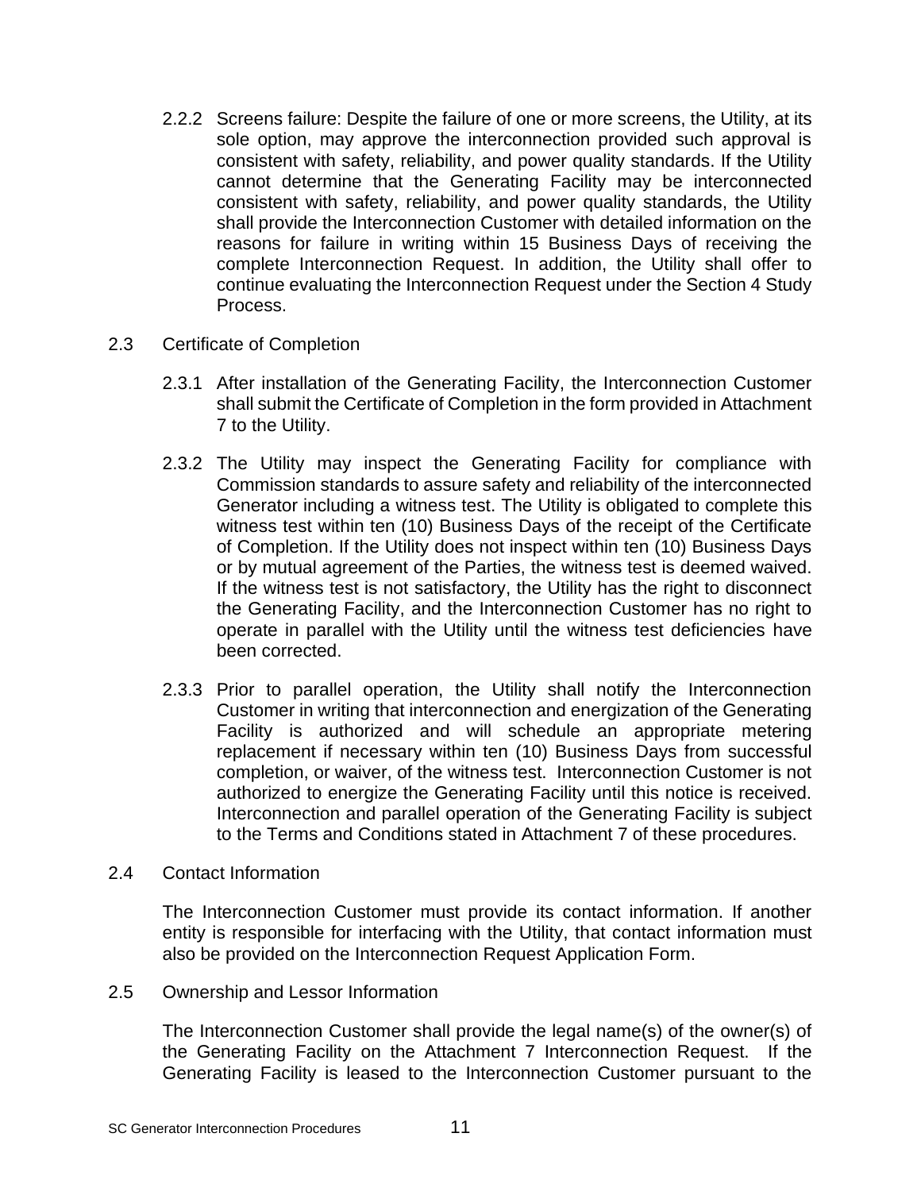2.2.2 Screens failure: Despite the failure of one or more screens, the Utility, at its sole option, may approve the interconnection provided such approval is consistent with safety, reliability, and power quality standards. If the Utility cannot determine that the Generating Facility may be interconnected consistent with safety, reliability, and power quality standards, the Utility shall provide the Interconnection Customer with detailed information on the reasons for failure in writing within 15 Business Days of receiving the complete Interconnection Request. In addition, the Utility shall offer to continue evaluating the Interconnection Request under the Section 4 Study Process.

2.3 Certificate of Completion

2.3.1 After installation of the Generating Facility, the Interconnection Customer shall submit the Certificate of Completion in the form provided in Attachment 7 to the Utility.

2.3.2 The Utility may inspect the Generating Facility for compliance with Commission standards to assure safety and reliability of the interconnected Generator including a witness test. The Utility is obligated to complete this witness test within ten (10) Business Days of the receipt of the Certificate of Completion. If the Utility does not inspect within ten (10) Business Days or by mutual agreement of the Parties, the witness test is deemed waived. If the witness test is not satisfactory, the Utility has the right to disconnect the Generating Facility, and the Interconnection Customer has no right to operate in parallel with the Utility until the witness test deficiencies have been corrected.

2.3.3 Prior to parallel operation, the Utility shall notify the Interconnection Customer in writing that interconnection and energization of the Generating Facility is authorized and will schedule an appropriate metering replacement if necessary within ten (10) Business Days from successful completion, or waiver, of the witness test. Interconnection Customer is not authorized to energize the Generating Facility until this notice is received. Interconnection and parallel operation of the Generating Facility is subject to the Terms and Conditions stated in Attachment 7 of these procedures.

2.4 Contact Information

The Interconnection Customer must provide its contact information. If another entity is responsible for interfacing with the Utility, that contact information must also be provided on the Interconnection Request Application Form.

2.5 Ownership and Lessor Information

The Interconnection Customer shall provide the legal name(s) of the owner(s) of the Generating Facility on the Attachment 7 Interconnection Request. If the Generating Facility is leased to the Interconnection Customer pursuant to the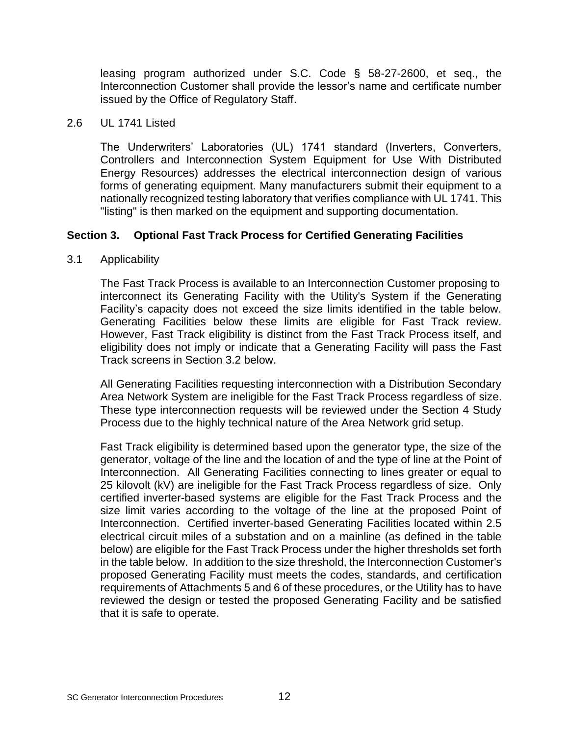leasing program authorized under S.C. Code § 58-27-2600, et seq., the Interconnection Customer shall provide the lessor's name and certificate number issued by the Office of Regulatory Staff.

2.6 UL 1741 Listed

The Underwriters' Laboratories (UL) 1741 standard (Inverters, Converters, Controllers and Interconnection System Equipment for Use With Distributed Energy Resources) addresses the electrical interconnection design of various forms of generating equipment. Many manufacturers submit their equipment to a nationally recognized testing laboratory that verifies compliance with UL 1741. This "listing" is then marked on the equipment and supporting documentation.

## Section 3. Optional Fast Track Process for Certified Generating Facilities

3.1 Applicability

The Fast Track Process is available to an Interconnection Customer proposing to interconnect its Generating Facility with the Utility's System if the Generating Facility's capacity does not exceed the size limits identified in the table below. Generating Facilities below these limits are eligible for Fast Track review. However, Fast Track eligibility is distinct from the Fast Track Process itself, and eligibility does not imply or indicate that a Generating Facility will pass the Fast Track screens in Section 3.2 below.

All Generating Facilities requesting interconnection with a Distribution Secondary Area Network System are ineligible for the Fast Track Process regardless of size. These type interconnection requests will be reviewed under the Section 4 Study Process due to the highly technical nature of the Area Network grid setup.

Fast Track eligibility is determined based upon the generator type, the size of the generator, voltage of the line and the location of and the type of line at the Point of Interconnection. All Generating Facilities connecting to lines greater or equal to 25 kilovolt (kV) are ineligible for the Fast Track Process regardless of size. Only certified inverter-based systems are eligible for the Fast Track Process and the size limit varies according to the voltage of the line at the proposed Point of Interconnection. Certified inverter-based Generating Facilities located within 2.5 electrical circuit miles of a substation and on a mainline (as defined in the table below) are eligible for the Fast Track Process under the higher thresholds set forth in the table below. In addition to the size threshold, the Interconnection Customer's proposed Generating Facility must meets the codes, standards, and certification requirements of Attachments 5 and 6 of these procedures, or the Utility has to have reviewed the design or tested the proposed Generating Facility and be satisfied that it is safe to operate.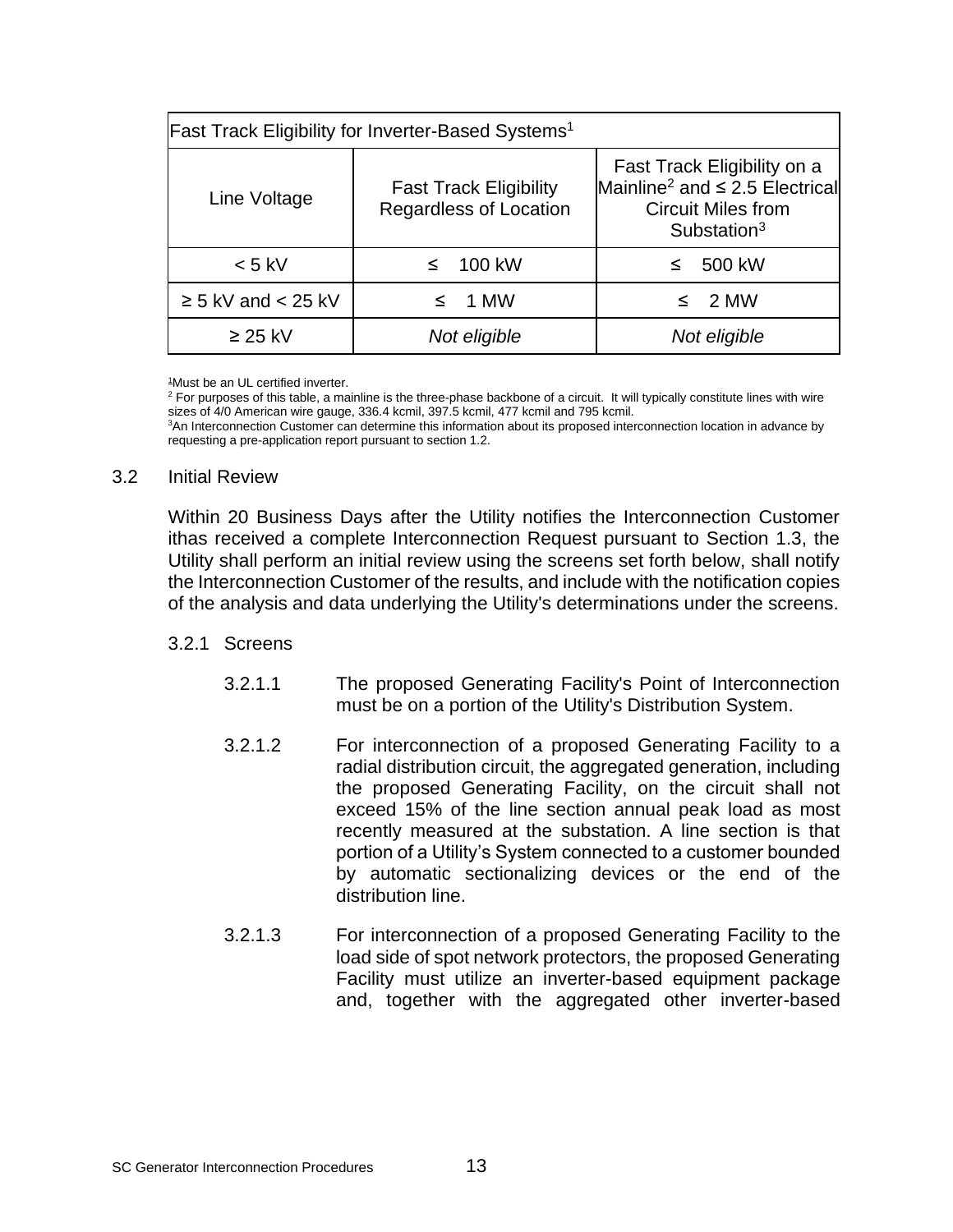| Fast Track Eligibility for Inverter-Based Systems[1] | | |
|---|---|---|
| Line Voltage | Fast Track Eligibility Regardless of Location | Fast Track Eligibility on a Mainline[2] and ≤ 2.5 Electrical Circuit Miles from Substation[3] |
| < 5 kV | ≤ 100 kW | ≤ 500 kW |
| ≥ 5 kV and < 25 kV | ≤ 1 MW | ≤ 2 MW |
| ≥ 25 kV | *Not eligible* | *Not eligible* |

[1]Must be an UL certified inverter.
[2] For purposes of this table, a mainline is the three-phase backbone of a circuit. It will typically constitute lines with wire sizes of 4/0 American wire gauge, 336.4 kcmil, 397.5 kcmil, 477 kcmil and 795 kcmil.
[3]An Interconnection Customer can determine this information about its proposed interconnection location in advance by requesting a pre-application report pursuant to section 1.2.

## 3.2 Initial Review

Within 20 Business Days after the Utility notifies the Interconnection Customer ithas received a complete Interconnection Request pursuant to Section 1.3, the Utility shall perform an initial review using the screens set forth below, shall notify the Interconnection Customer of the results, and include with the notification copies of the analysis and data underlying the Utility's determinations under the screens.

### 3.2.1 Screens

3.2.1.1 The proposed Generating Facility's Point of Interconnection must be on a portion of the Utility's Distribution System.

3.2.1.2 For interconnection of a proposed Generating Facility to a radial distribution circuit, the aggregated generation, including the proposed Generating Facility, on the circuit shall not exceed 15% of the line section annual peak load as most recently measured at the substation. A line section is that portion of a Utility's System connected to a customer bounded by automatic sectionalizing devices or the end of the distribution line.

3.2.1.3 For interconnection of a proposed Generating Facility to the load side of spot network protectors, the proposed Generating Facility must utilize an inverter-based equipment package and, together with the aggregated other inverter-based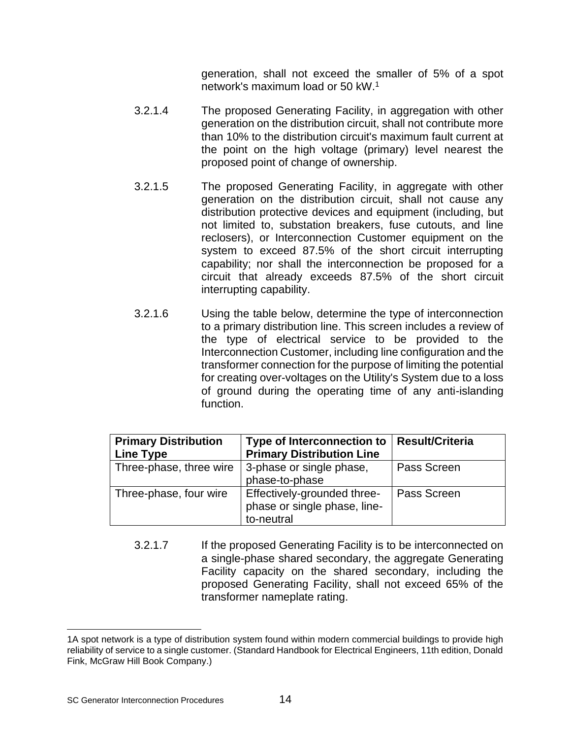generation, shall not exceed the smaller of 5% of a spot network's maximum load or 50 kW.[1]

3.2.1.4 The proposed Generating Facility, in aggregation with other generation on the distribution circuit, shall not contribute more than 10% to the distribution circuit's maximum fault current at the point on the high voltage (primary) level nearest the proposed point of change of ownership.

3.2.1.5 The proposed Generating Facility, in aggregate with other generation on the distribution circuit, shall not cause any distribution protective devices and equipment (including, but not limited to, substation breakers, fuse cutouts, and line reclosers), or Interconnection Customer equipment on the system to exceed 87.5% of the short circuit interrupting capability; nor shall the interconnection be proposed for a circuit that already exceeds 87.5% of the short circuit interrupting capability.

3.2.1.6 Using the table below, determine the type of interconnection to a primary distribution line. This screen includes a review of the type of electrical service to be provided to the Interconnection Customer, including line configuration and the transformer connection for the purpose of limiting the potential for creating over-voltages on the Utility's System due to a loss of ground during the operating time of any anti-islanding function.

| Primary Distribution Line Type | Type of Interconnection to Primary Distribution Line | Result/Criteria |
|---|---|---|
| Three-phase, three wire | 3-phase or single phase, phase-to-phase | Pass Screen |
| Three-phase, four wire | Effectively-grounded three-phase or single phase, line-to-neutral | Pass Screen |

3.2.1.7 If the proposed Generating Facility is to be interconnected on a single-phase shared secondary, the aggregate Generating Facility capacity on the shared secondary, including the proposed Generating Facility, shall not exceed 65% of the transformer nameplate rating.

---

[1] A spot network is a type of distribution system found within modern commercial buildings to provide high reliability of service to a single customer. (Standard Handbook for Electrical Engineers, 11th edition, Donald Fink, McGraw Hill Book Company.)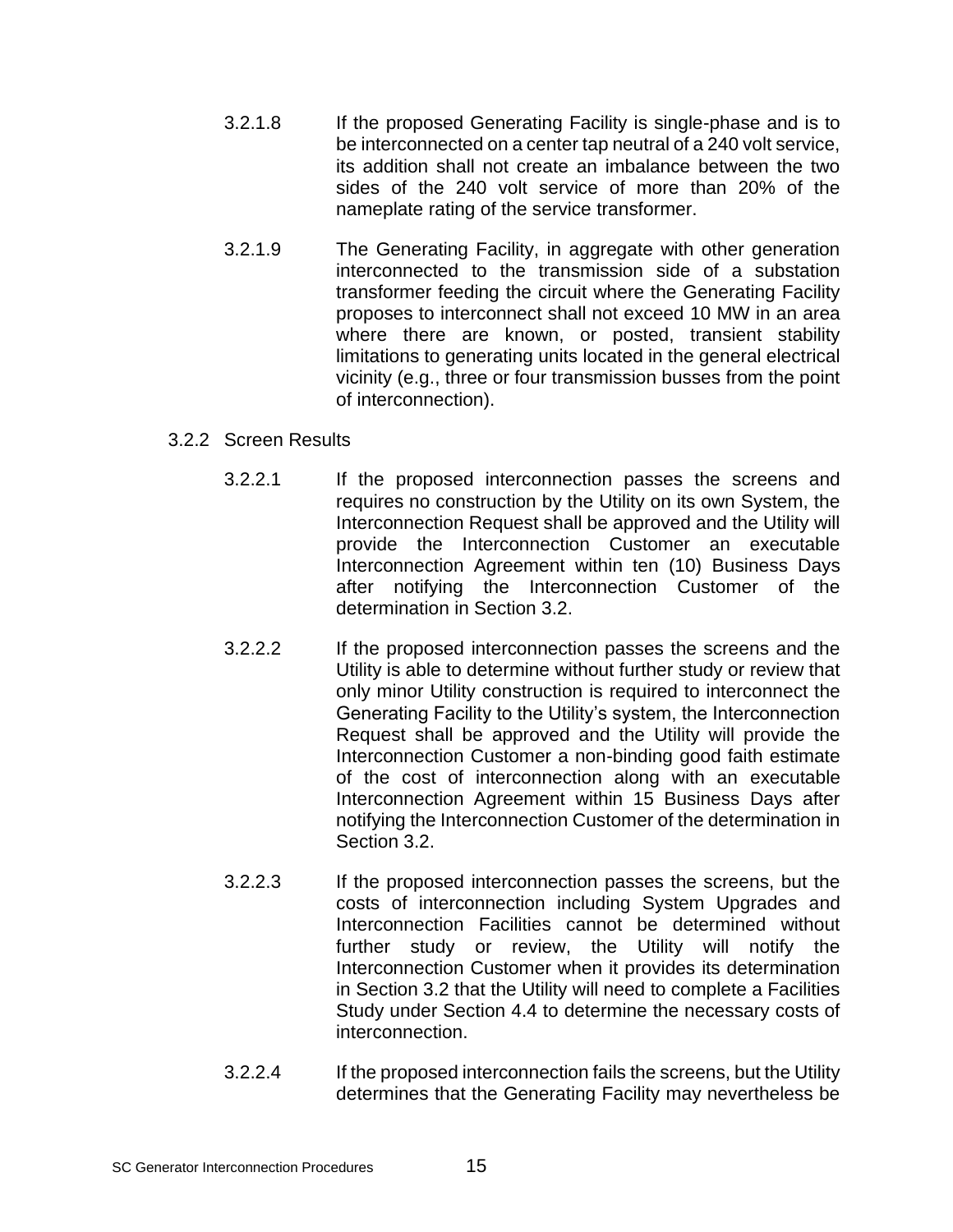3.2.1.8 If the proposed Generating Facility is single-phase and is to be interconnected on a center tap neutral of a 240 volt service, its addition shall not create an imbalance between the two sides of the 240 volt service of more than 20% of the nameplate rating of the service transformer.

3.2.1.9 The Generating Facility, in aggregate with other generation interconnected to the transmission side of a substation transformer feeding the circuit where the Generating Facility proposes to interconnect shall not exceed 10 MW in an area where there are known, or posted, transient stability limitations to generating units located in the general electrical vicinity (e.g., three or four transmission busses from the point of interconnection).

3.2.2 Screen Results

3.2.2.1 If the proposed interconnection passes the screens and requires no construction by the Utility on its own System, the Interconnection Request shall be approved and the Utility will provide the Interconnection Customer an executable Interconnection Agreement within ten (10) Business Days after notifying the Interconnection Customer of the determination in Section 3.2.

3.2.2.2 If the proposed interconnection passes the screens and the Utility is able to determine without further study or review that only minor Utility construction is required to interconnect the Generating Facility to the Utility's system, the Interconnection Request shall be approved and the Utility will provide the Interconnection Customer a non-binding good faith estimate of the cost of interconnection along with an executable Interconnection Agreement within 15 Business Days after notifying the Interconnection Customer of the determination in Section 3.2.

3.2.2.3 If the proposed interconnection passes the screens, but the costs of interconnection including System Upgrades and Interconnection Facilities cannot be determined without further study or review, the Utility will notify the Interconnection Customer when it provides its determination in Section 3.2 that the Utility will need to complete a Facilities Study under Section 4.4 to determine the necessary costs of interconnection.

3.2.2.4 If the proposed interconnection fails the screens, but the Utility determines that the Generating Facility may nevertheless be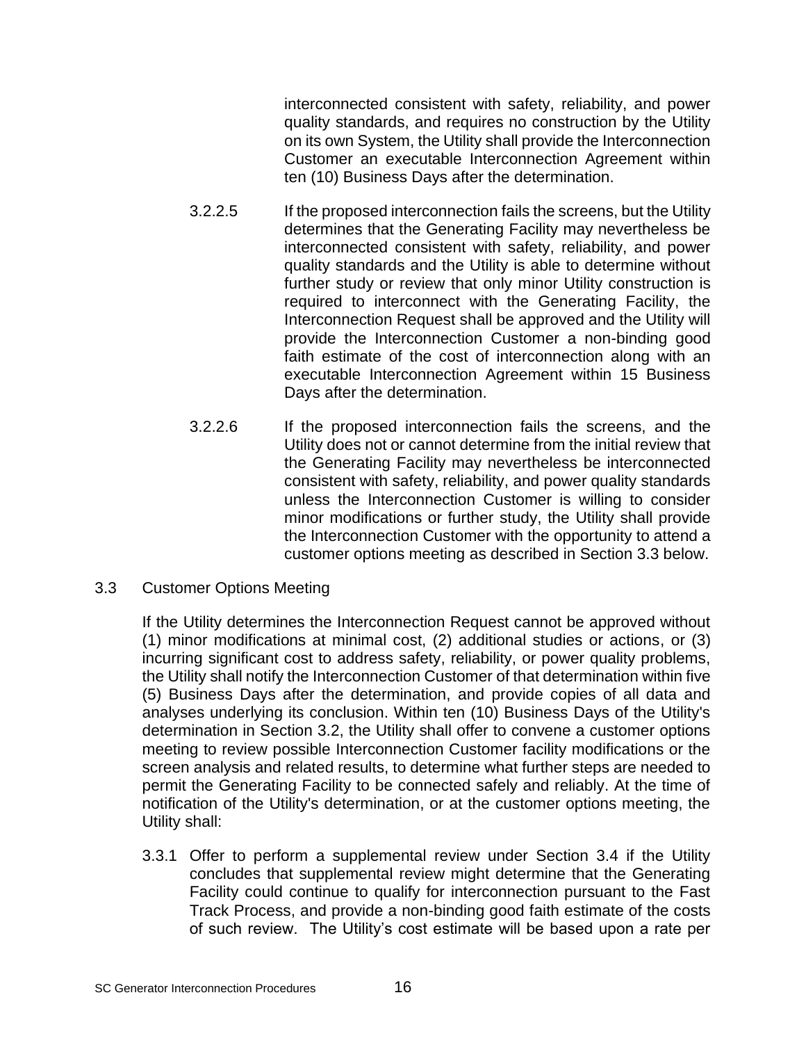interconnected consistent with safety, reliability, and power quality standards, and requires no construction by the Utility on its own System, the Utility shall provide the Interconnection Customer an executable Interconnection Agreement within ten (10) Business Days after the determination.

3.2.2.5 If the proposed interconnection fails the screens, but the Utility determines that the Generating Facility may nevertheless be interconnected consistent with safety, reliability, and power quality standards and the Utility is able to determine without further study or review that only minor Utility construction is required to interconnect with the Generating Facility, the Interconnection Request shall be approved and the Utility will provide the Interconnection Customer a non-binding good faith estimate of the cost of interconnection along with an executable Interconnection Agreement within 15 Business Days after the determination.

3.2.2.6 If the proposed interconnection fails the screens, and the Utility does not or cannot determine from the initial review that the Generating Facility may nevertheless be interconnected consistent with safety, reliability, and power quality standards unless the Interconnection Customer is willing to consider minor modifications or further study, the Utility shall provide the Interconnection Customer with the opportunity to attend a customer options meeting as described in Section 3.3 below.

## 3.3 Customer Options Meeting

If the Utility determines the Interconnection Request cannot be approved without (1) minor modifications at minimal cost, (2) additional studies or actions, or (3) incurring significant cost to address safety, reliability, or power quality problems, the Utility shall notify the Interconnection Customer of that determination within five (5) Business Days after the determination, and provide copies of all data and analyses underlying its conclusion. Within ten (10) Business Days of the Utility's determination in Section 3.2, the Utility shall offer to convene a customer options meeting to review possible Interconnection Customer facility modifications or the screen analysis and related results, to determine what further steps are needed to permit the Generating Facility to be connected safely and reliably. At the time of notification of the Utility's determination, or at the customer options meeting, the Utility shall:

3.3.1 Offer to perform a supplemental review under Section 3.4 if the Utility concludes that supplemental review might determine that the Generating Facility could continue to qualify for interconnection pursuant to the Fast Track Process, and provide a non-binding good faith estimate of the costs of such review. The Utility's cost estimate will be based upon a rate per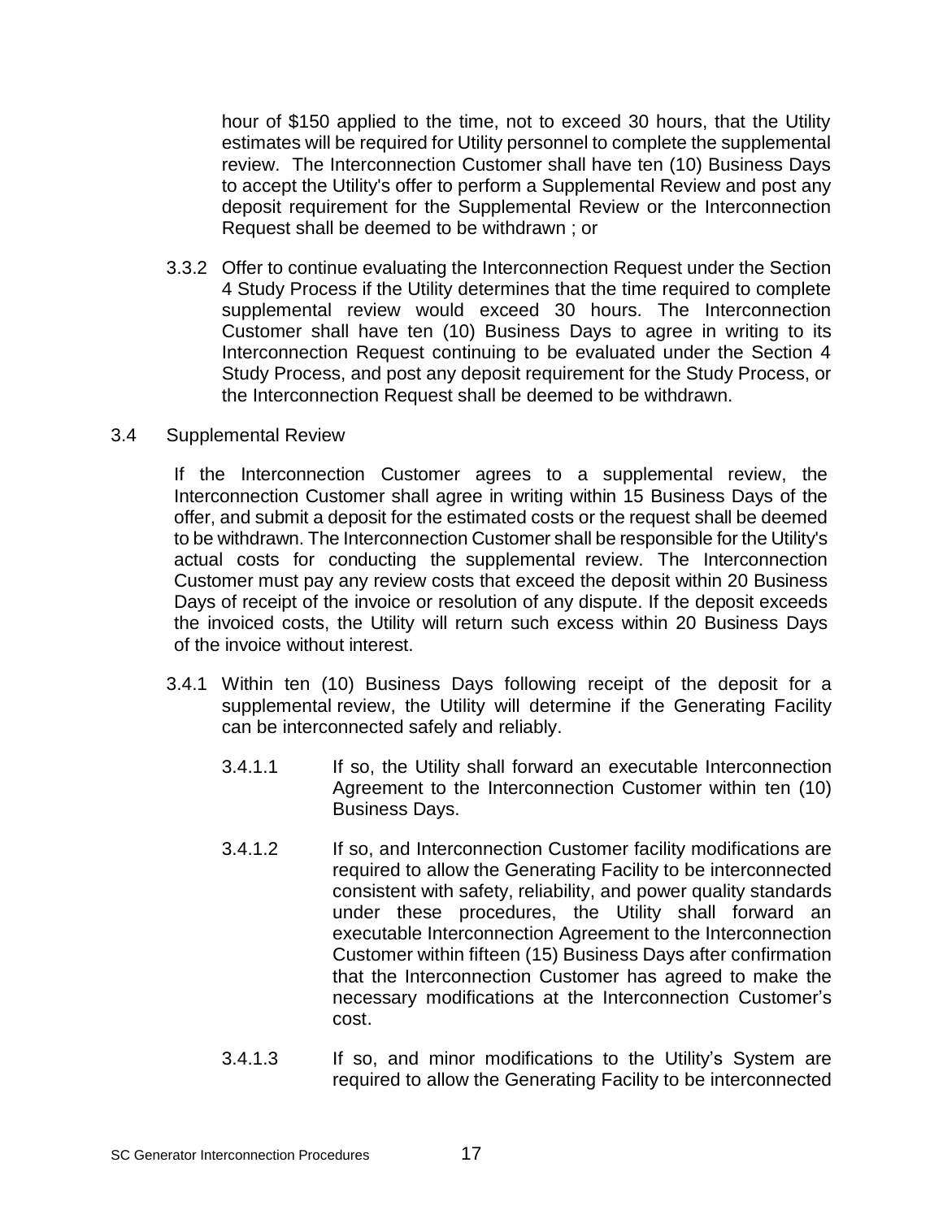hour of $150 applied to the time, not to exceed 30 hours, that the Utility estimates will be required for Utility personnel to complete the supplemental review. The Interconnection Customer shall have ten (10) Business Days to accept the Utility's offer to perform a Supplemental Review and post any deposit requirement for the Supplemental Review or the Interconnection Request shall be deemed to be withdrawn ; or

3.3.2 Offer to continue evaluating the Interconnection Request under the Section 4 Study Process if the Utility determines that the time required to complete supplemental review would exceed 30 hours. The Interconnection Customer shall have ten (10) Business Days to agree in writing to its Interconnection Request continuing to be evaluated under the Section 4 Study Process, and post any deposit requirement for the Study Process, or the Interconnection Request shall be deemed to be withdrawn.

3.4 Supplemental Review

If the Interconnection Customer agrees to a supplemental review, the Interconnection Customer shall agree in writing within 15 Business Days of the offer, and submit a deposit for the estimated costs or the request shall be deemed to be withdrawn. The Interconnection Customer shall be responsible for the Utility's actual costs for conducting the supplemental review. The Interconnection Customer must pay any review costs that exceed the deposit within 20 Business Days of receipt of the invoice or resolution of any dispute. If the deposit exceeds the invoiced costs, the Utility will return such excess within 20 Business Days of the invoice without interest.

3.4.1 Within ten (10) Business Days following receipt of the deposit for a supplemental review, the Utility will determine if the Generating Facility can be interconnected safely and reliably.

3.4.1.1 If so, the Utility shall forward an executable Interconnection Agreement to the Interconnection Customer within ten (10) Business Days.

3.4.1.2 If so, and Interconnection Customer facility modifications are required to allow the Generating Facility to be interconnected consistent with safety, reliability, and power quality standards under these procedures, the Utility shall forward an executable Interconnection Agreement to the Interconnection Customer within fifteen (15) Business Days after confirmation that the Interconnection Customer has agreed to make the necessary modifications at the Interconnection Customer's cost.

3.4.1.3 If so, and minor modifications to the Utility's System are required to allow the Generating Facility to be interconnected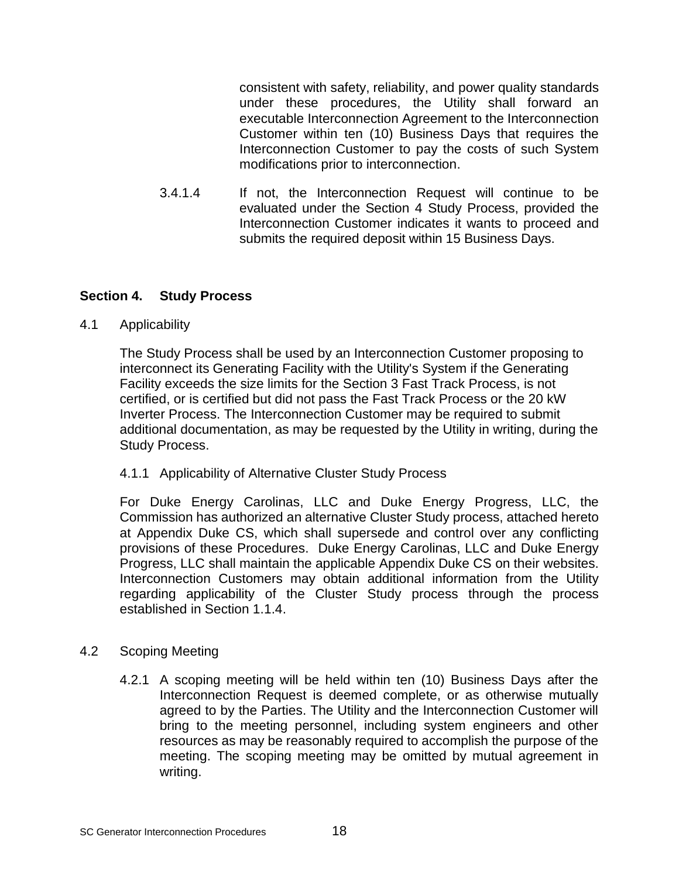consistent with safety, reliability, and power quality standards under these procedures, the Utility shall forward an executable Interconnection Agreement to the Interconnection Customer within ten (10) Business Days that requires the Interconnection Customer to pay the costs of such System modifications prior to interconnection.

3.4.1.4 If not, the Interconnection Request will continue to be evaluated under the Section 4 Study Process, provided the Interconnection Customer indicates it wants to proceed and submits the required deposit within 15 Business Days.

## Section 4. Study Process

4.1 Applicability

The Study Process shall be used by an Interconnection Customer proposing to interconnect its Generating Facility with the Utility's System if the Generating Facility exceeds the size limits for the Section 3 Fast Track Process, is not certified, or is certified but did not pass the Fast Track Process or the 20 kW Inverter Process. The Interconnection Customer may be required to submit additional documentation, as may be requested by the Utility in writing, during the Study Process.

4.1.1 Applicability of Alternative Cluster Study Process

For Duke Energy Carolinas, LLC and Duke Energy Progress, LLC, the Commission has authorized an alternative Cluster Study process, attached hereto at Appendix Duke CS, which shall supersede and control over any conflicting provisions of these Procedures. Duke Energy Carolinas, LLC and Duke Energy Progress, LLC shall maintain the applicable Appendix Duke CS on their websites. Interconnection Customers may obtain additional information from the Utility regarding applicability of the Cluster Study process through the process established in Section 1.1.4.

4.2 Scoping Meeting

4.2.1 A scoping meeting will be held within ten (10) Business Days after the Interconnection Request is deemed complete, or as otherwise mutually agreed to by the Parties. The Utility and the Interconnection Customer will bring to the meeting personnel, including system engineers and other resources as may be reasonably required to accomplish the purpose of the meeting. The scoping meeting may be omitted by mutual agreement in writing.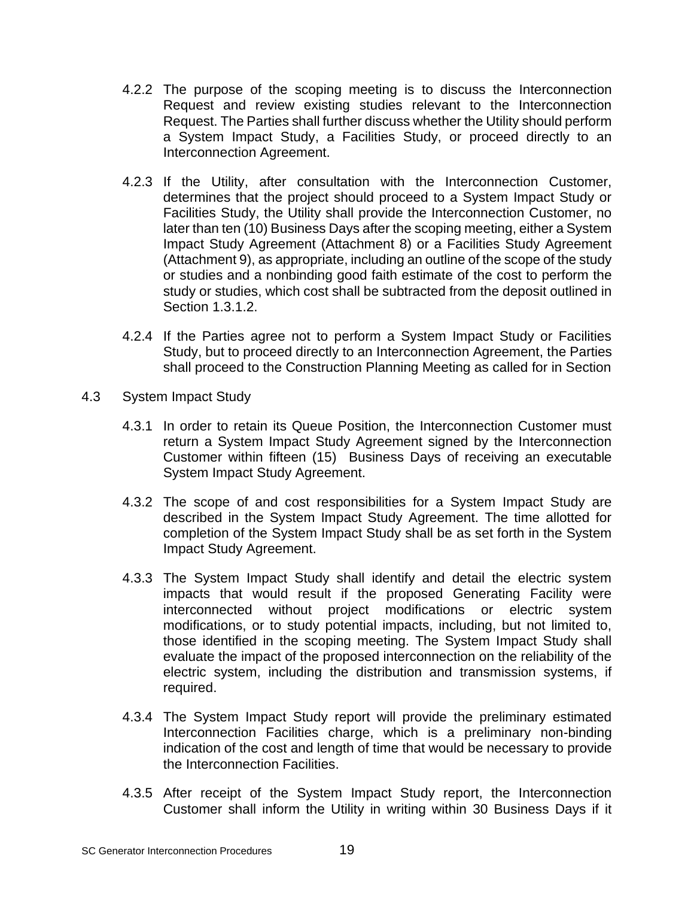4.2.2 The purpose of the scoping meeting is to discuss the Interconnection Request and review existing studies relevant to the Interconnection Request. The Parties shall further discuss whether the Utility should perform a System Impact Study, a Facilities Study, or proceed directly to an Interconnection Agreement.

4.2.3 If the Utility, after consultation with the Interconnection Customer, determines that the project should proceed to a System Impact Study or Facilities Study, the Utility shall provide the Interconnection Customer, no later than ten (10) Business Days after the scoping meeting, either a System Impact Study Agreement (Attachment 8) or a Facilities Study Agreement (Attachment 9), as appropriate, including an outline of the scope of the study or studies and a nonbinding good faith estimate of the cost to perform the study or studies, which cost shall be subtracted from the deposit outlined in Section 1.3.1.2.

4.2.4 If the Parties agree not to perform a System Impact Study or Facilities Study, but to proceed directly to an Interconnection Agreement, the Parties shall proceed to the Construction Planning Meeting as called for in Section

4.3 System Impact Study

4.3.1 In order to retain its Queue Position, the Interconnection Customer must return a System Impact Study Agreement signed by the Interconnection Customer within fifteen (15) Business Days of receiving an executable System Impact Study Agreement.

4.3.2 The scope of and cost responsibilities for a System Impact Study are described in the System Impact Study Agreement. The time allotted for completion of the System Impact Study shall be as set forth in the System Impact Study Agreement.

4.3.3 The System Impact Study shall identify and detail the electric system impacts that would result if the proposed Generating Facility were interconnected without project modifications or electric system modifications, or to study potential impacts, including, but not limited to, those identified in the scoping meeting. The System Impact Study shall evaluate the impact of the proposed interconnection on the reliability of the electric system, including the distribution and transmission systems, if required.

4.3.4 The System Impact Study report will provide the preliminary estimated Interconnection Facilities charge, which is a preliminary non-binding indication of the cost and length of time that would be necessary to provide the Interconnection Facilities.

4.3.5 After receipt of the System Impact Study report, the Interconnection Customer shall inform the Utility in writing within 30 Business Days if it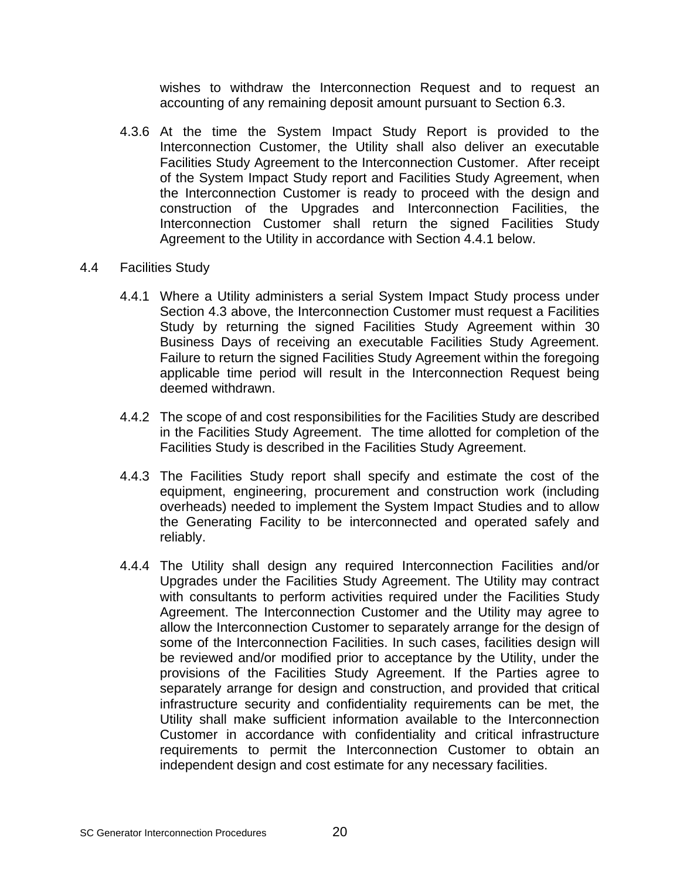wishes to withdraw the Interconnection Request and to request an accounting of any remaining deposit amount pursuant to Section 6.3.

4.3.6 At the time the System Impact Study Report is provided to the Interconnection Customer, the Utility shall also deliver an executable Facilities Study Agreement to the Interconnection Customer. After receipt of the System Impact Study report and Facilities Study Agreement, when the Interconnection Customer is ready to proceed with the design and construction of the Upgrades and Interconnection Facilities, the Interconnection Customer shall return the signed Facilities Study Agreement to the Utility in accordance with Section 4.4.1 below.

## 4.4 Facilities Study

4.4.1 Where a Utility administers a serial System Impact Study process under Section 4.3 above, the Interconnection Customer must request a Facilities Study by returning the signed Facilities Study Agreement within 30 Business Days of receiving an executable Facilities Study Agreement. Failure to return the signed Facilities Study Agreement within the foregoing applicable time period will result in the Interconnection Request being deemed withdrawn.

4.4.2 The scope of and cost responsibilities for the Facilities Study are described in the Facilities Study Agreement. The time allotted for completion of the Facilities Study is described in the Facilities Study Agreement.

4.4.3 The Facilities Study report shall specify and estimate the cost of the equipment, engineering, procurement and construction work (including overheads) needed to implement the System Impact Studies and to allow the Generating Facility to be interconnected and operated safely and reliably.

4.4.4 The Utility shall design any required Interconnection Facilities and/or Upgrades under the Facilities Study Agreement. The Utility may contract with consultants to perform activities required under the Facilities Study Agreement. The Interconnection Customer and the Utility may agree to allow the Interconnection Customer to separately arrange for the design of some of the Interconnection Facilities. In such cases, facilities design will be reviewed and/or modified prior to acceptance by the Utility, under the provisions of the Facilities Study Agreement. If the Parties agree to separately arrange for design and construction, and provided that critical infrastructure security and confidentiality requirements can be met, the Utility shall make sufficient information available to the Interconnection Customer in accordance with confidentiality and critical infrastructure requirements to permit the Interconnection Customer to obtain an independent design and cost estimate for any necessary facilities.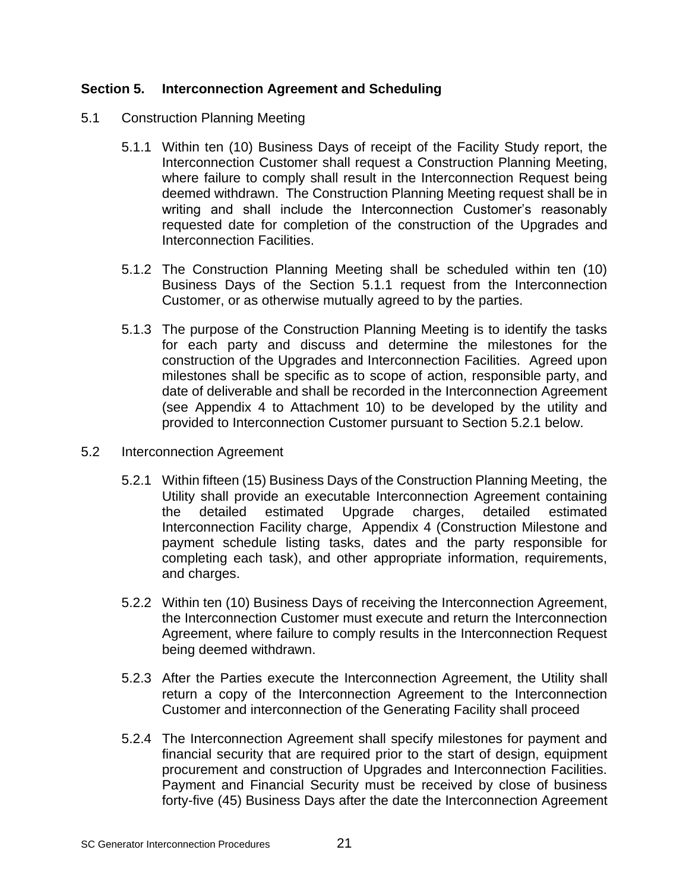## Section 5. Interconnection Agreement and Scheduling

5.1 Construction Planning Meeting

5.1.1 Within ten (10) Business Days of receipt of the Facility Study report, the Interconnection Customer shall request a Construction Planning Meeting, where failure to comply shall result in the Interconnection Request being deemed withdrawn. The Construction Planning Meeting request shall be in writing and shall include the Interconnection Customer's reasonably requested date for completion of the construction of the Upgrades and Interconnection Facilities.

5.1.2 The Construction Planning Meeting shall be scheduled within ten (10) Business Days of the Section 5.1.1 request from the Interconnection Customer, or as otherwise mutually agreed to by the parties.

5.1.3 The purpose of the Construction Planning Meeting is to identify the tasks for each party and discuss and determine the milestones for the construction of the Upgrades and Interconnection Facilities. Agreed upon milestones shall be specific as to scope of action, responsible party, and date of deliverable and shall be recorded in the Interconnection Agreement (see Appendix 4 to Attachment 10) to be developed by the utility and provided to Interconnection Customer pursuant to Section 5.2.1 below.

5.2 Interconnection Agreement

5.2.1 Within fifteen (15) Business Days of the Construction Planning Meeting, the Utility shall provide an executable Interconnection Agreement containing the detailed estimated Upgrade charges, detailed estimated Interconnection Facility charge, Appendix 4 (Construction Milestone and payment schedule listing tasks, dates and the party responsible for completing each task), and other appropriate information, requirements, and charges.

5.2.2 Within ten (10) Business Days of receiving the Interconnection Agreement, the Interconnection Customer must execute and return the Interconnection Agreement, where failure to comply results in the Interconnection Request being deemed withdrawn.

5.2.3 After the Parties execute the Interconnection Agreement, the Utility shall return a copy of the Interconnection Agreement to the Interconnection Customer and interconnection of the Generating Facility shall proceed

5.2.4 The Interconnection Agreement shall specify milestones for payment and financial security that are required prior to the start of design, equipment procurement and construction of Upgrades and Interconnection Facilities. Payment and Financial Security must be received by close of business forty-five (45) Business Days after the date the Interconnection Agreement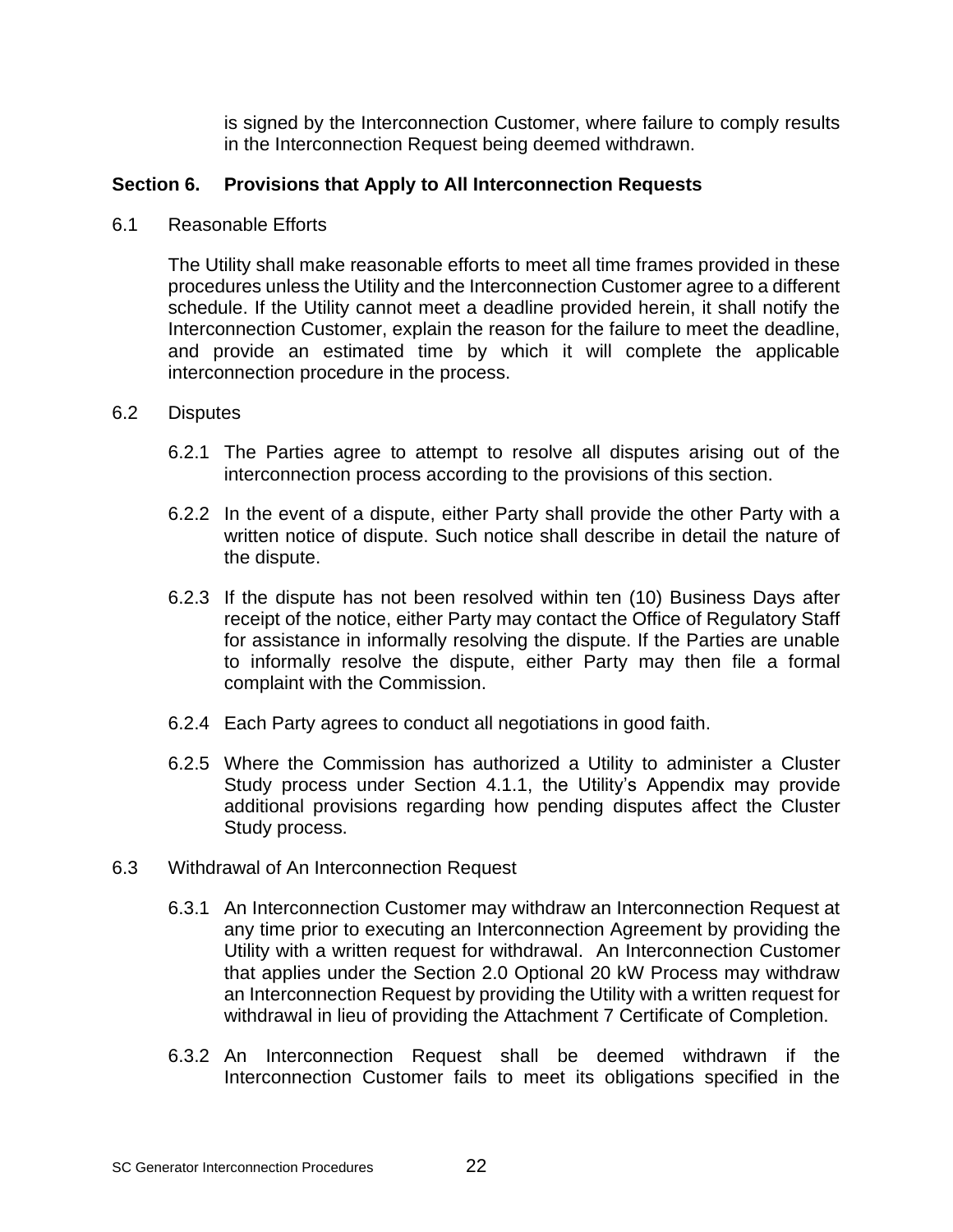is signed by the Interconnection Customer, where failure to comply results in the Interconnection Request being deemed withdrawn.

## Section 6. Provisions that Apply to All Interconnection Requests

6.1 Reasonable Efforts

The Utility shall make reasonable efforts to meet all time frames provided in these procedures unless the Utility and the Interconnection Customer agree to a different schedule. If the Utility cannot meet a deadline provided herein, it shall notify the Interconnection Customer, explain the reason for the failure to meet the deadline, and provide an estimated time by which it will complete the applicable interconnection procedure in the process.

6.2 Disputes

6.2.1 The Parties agree to attempt to resolve all disputes arising out of the interconnection process according to the provisions of this section.

6.2.2 In the event of a dispute, either Party shall provide the other Party with a written notice of dispute. Such notice shall describe in detail the nature of the dispute.

6.2.3 If the dispute has not been resolved within ten (10) Business Days after receipt of the notice, either Party may contact the Office of Regulatory Staff for assistance in informally resolving the dispute. If the Parties are unable to informally resolve the dispute, either Party may then file a formal complaint with the Commission.

6.2.4 Each Party agrees to conduct all negotiations in good faith.

6.2.5 Where the Commission has authorized a Utility to administer a Cluster Study process under Section 4.1.1, the Utility's Appendix may provide additional provisions regarding how pending disputes affect the Cluster Study process.

6.3 Withdrawal of An Interconnection Request

6.3.1 An Interconnection Customer may withdraw an Interconnection Request at any time prior to executing an Interconnection Agreement by providing the Utility with a written request for withdrawal. An Interconnection Customer that applies under the Section 2.0 Optional 20 kW Process may withdraw an Interconnection Request by providing the Utility with a written request for withdrawal in lieu of providing the Attachment 7 Certificate of Completion.

6.3.2 An Interconnection Request shall be deemed withdrawn if the Interconnection Customer fails to meet its obligations specified in the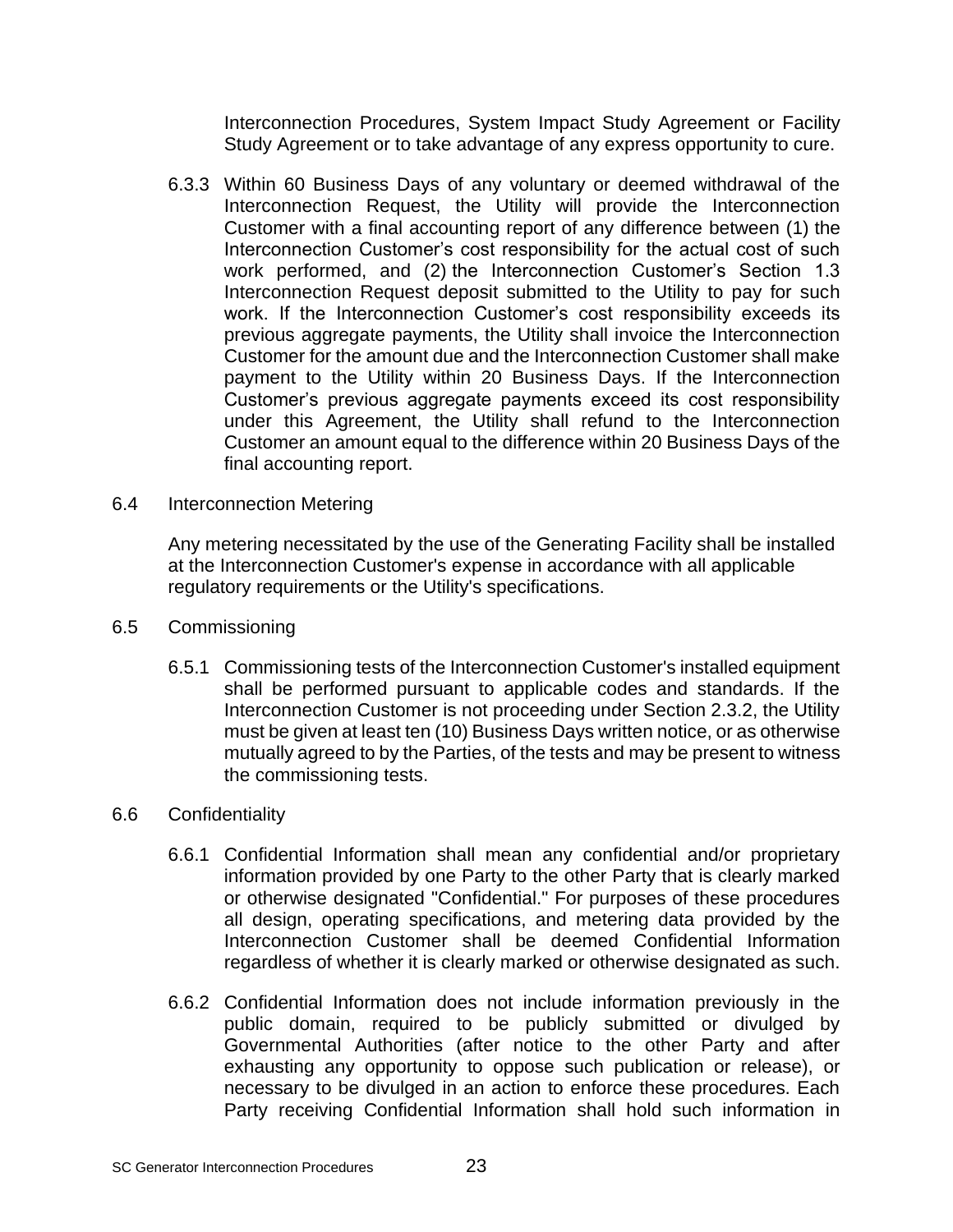Interconnection Procedures, System Impact Study Agreement or Facility Study Agreement or to take advantage of any express opportunity to cure.

6.3.3 Within 60 Business Days of any voluntary or deemed withdrawal of the Interconnection Request, the Utility will provide the Interconnection Customer with a final accounting report of any difference between (1) the Interconnection Customer's cost responsibility for the actual cost of such work performed, and (2) the Interconnection Customer's Section 1.3 Interconnection Request deposit submitted to the Utility to pay for such work. If the Interconnection Customer's cost responsibility exceeds its previous aggregate payments, the Utility shall invoice the Interconnection Customer for the amount due and the Interconnection Customer shall make payment to the Utility within 20 Business Days. If the Interconnection Customer's previous aggregate payments exceed its cost responsibility under this Agreement, the Utility shall refund to the Interconnection Customer an amount equal to the difference within 20 Business Days of the final accounting report.

6.4 Interconnection Metering

Any metering necessitated by the use of the Generating Facility shall be installed at the Interconnection Customer's expense in accordance with all applicable regulatory requirements or the Utility's specifications.

6.5 Commissioning

6.5.1 Commissioning tests of the Interconnection Customer's installed equipment shall be performed pursuant to applicable codes and standards. If the Interconnection Customer is not proceeding under Section 2.3.2, the Utility must be given at least ten (10) Business Days written notice, or as otherwise mutually agreed to by the Parties, of the tests and may be present to witness the commissioning tests.

6.6 Confidentiality

6.6.1 Confidential Information shall mean any confidential and/or proprietary information provided by one Party to the other Party that is clearly marked or otherwise designated "Confidential." For purposes of these procedures all design, operating specifications, and metering data provided by the Interconnection Customer shall be deemed Confidential Information regardless of whether it is clearly marked or otherwise designated as such.

6.6.2 Confidential Information does not include information previously in the public domain, required to be publicly submitted or divulged by Governmental Authorities (after notice to the other Party and after exhausting any opportunity to oppose such publication or release), or necessary to be divulged in an action to enforce these procedures. Each Party receiving Confidential Information shall hold such information in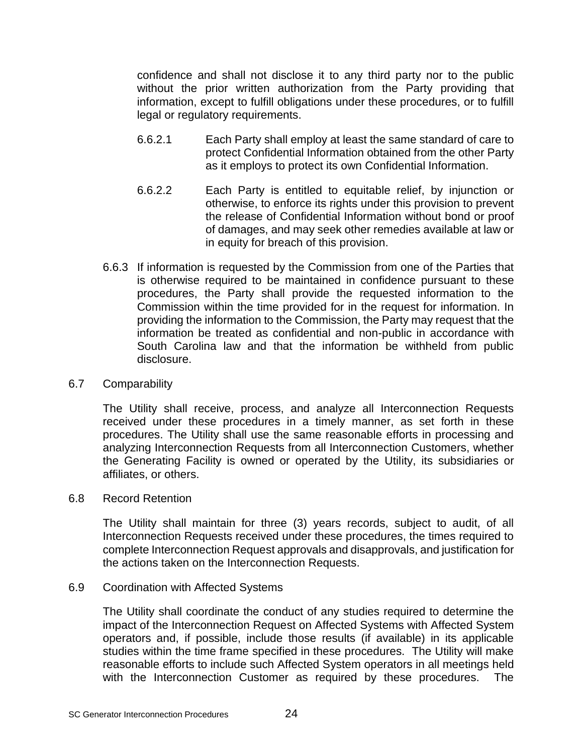confidence and shall not disclose it to any third party nor to the public without the prior written authorization from the Party providing that information, except to fulfill obligations under these procedures, or to fulfill legal or regulatory requirements.

6.6.2.1 Each Party shall employ at least the same standard of care to protect Confidential Information obtained from the other Party as it employs to protect its own Confidential Information.

6.6.2.2 Each Party is entitled to equitable relief, by injunction or otherwise, to enforce its rights under this provision to prevent the release of Confidential Information without bond or proof of damages, and may seek other remedies available at law or in equity for breach of this provision.

6.6.3 If information is requested by the Commission from one of the Parties that is otherwise required to be maintained in confidence pursuant to these procedures, the Party shall provide the requested information to the Commission within the time provided for in the request for information. In providing the information to the Commission, the Party may request that the information be treated as confidential and non-public in accordance with South Carolina law and that the information be withheld from public disclosure.

6.7 Comparability

The Utility shall receive, process, and analyze all Interconnection Requests received under these procedures in a timely manner, as set forth in these procedures. The Utility shall use the same reasonable efforts in processing and analyzing Interconnection Requests from all Interconnection Customers, whether the Generating Facility is owned or operated by the Utility, its subsidiaries or affiliates, or others.

6.8 Record Retention

The Utility shall maintain for three (3) years records, subject to audit, of all Interconnection Requests received under these procedures, the times required to complete Interconnection Request approvals and disapprovals, and justification for the actions taken on the Interconnection Requests.

6.9 Coordination with Affected Systems

The Utility shall coordinate the conduct of any studies required to determine the impact of the Interconnection Request on Affected Systems with Affected System operators and, if possible, include those results (if available) in its applicable studies within the time frame specified in these procedures. The Utility will make reasonable efforts to include such Affected System operators in all meetings held with the Interconnection Customer as required by these procedures. The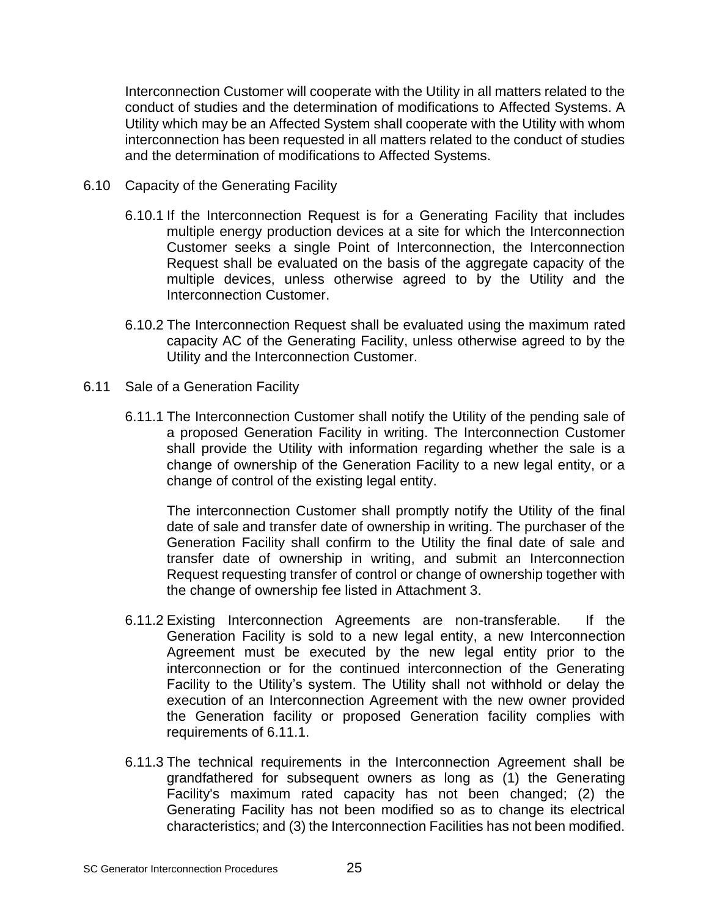Interconnection Customer will cooperate with the Utility in all matters related to the conduct of studies and the determination of modifications to Affected Systems. A Utility which may be an Affected System shall cooperate with the Utility with whom interconnection has been requested in all matters related to the conduct of studies and the determination of modifications to Affected Systems.

6.10 Capacity of the Generating Facility

6.10.1 If the Interconnection Request is for a Generating Facility that includes multiple energy production devices at a site for which the Interconnection Customer seeks a single Point of Interconnection, the Interconnection Request shall be evaluated on the basis of the aggregate capacity of the multiple devices, unless otherwise agreed to by the Utility and the Interconnection Customer.

6.10.2 The Interconnection Request shall be evaluated using the maximum rated capacity AC of the Generating Facility, unless otherwise agreed to by the Utility and the Interconnection Customer.

6.11 Sale of a Generation Facility

6.11.1 The Interconnection Customer shall notify the Utility of the pending sale of a proposed Generation Facility in writing. The Interconnection Customer shall provide the Utility with information regarding whether the sale is a change of ownership of the Generation Facility to a new legal entity, or a change of control of the existing legal entity.

The interconnection Customer shall promptly notify the Utility of the final date of sale and transfer date of ownership in writing. The purchaser of the Generation Facility shall confirm to the Utility the final date of sale and transfer date of ownership in writing, and submit an Interconnection Request requesting transfer of control or change of ownership together with the change of ownership fee listed in Attachment 3.

6.11.2 Existing Interconnection Agreements are non-transferable. If the Generation Facility is sold to a new legal entity, a new Interconnection Agreement must be executed by the new legal entity prior to the interconnection or for the continued interconnection of the Generating Facility to the Utility's system. The Utility shall not withhold or delay the execution of an Interconnection Agreement with the new owner provided the Generation facility or proposed Generation facility complies with requirements of 6.11.1.

6.11.3 The technical requirements in the Interconnection Agreement shall be grandfathered for subsequent owners as long as (1) the Generating Facility's maximum rated capacity has not been changed; (2) the Generating Facility has not been modified so as to change its electrical characteristics; and (3) the Interconnection Facilities has not been modified.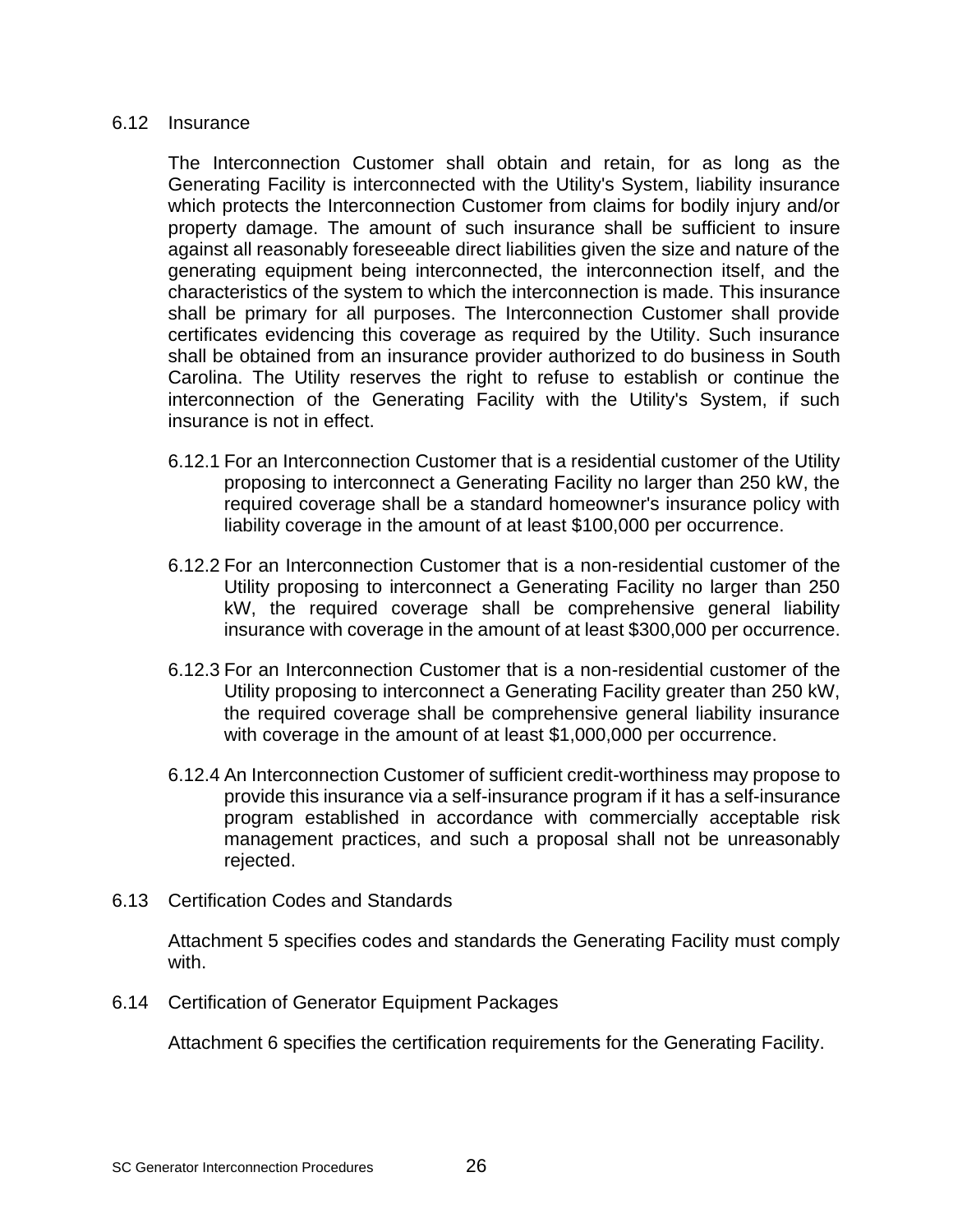### 6.12 Insurance

The Interconnection Customer shall obtain and retain, for as long as the Generating Facility is interconnected with the Utility's System, liability insurance which protects the Interconnection Customer from claims for bodily injury and/or property damage. The amount of such insurance shall be sufficient to insure against all reasonably foreseeable direct liabilities given the size and nature of the generating equipment being interconnected, the interconnection itself, and the characteristics of the system to which the interconnection is made. This insurance shall be primary for all purposes. The Interconnection Customer shall provide certificates evidencing this coverage as required by the Utility. Such insurance shall be obtained from an insurance provider authorized to do business in South Carolina. The Utility reserves the right to refuse to establish or continue the interconnection of the Generating Facility with the Utility's System, if such insurance is not in effect.

6.12.1 For an Interconnection Customer that is a residential customer of the Utility proposing to interconnect a Generating Facility no larger than 250 kW, the required coverage shall be a standard homeowner's insurance policy with liability coverage in the amount of at least $100,000 per occurrence.

6.12.2 For an Interconnection Customer that is a non-residential customer of the Utility proposing to interconnect a Generating Facility no larger than 250 kW, the required coverage shall be comprehensive general liability insurance with coverage in the amount of at least $300,000 per occurrence.

6.12.3 For an Interconnection Customer that is a non-residential customer of the Utility proposing to interconnect a Generating Facility greater than 250 kW, the required coverage shall be comprehensive general liability insurance with coverage in the amount of at least $1,000,000 per occurrence.

6.12.4 An Interconnection Customer of sufficient credit-worthiness may propose to provide this insurance via a self-insurance program if it has a self-insurance program established in accordance with commercially acceptable risk management practices, and such a proposal shall not be unreasonably rejected.

### 6.13 Certification Codes and Standards

Attachment 5 specifies codes and standards the Generating Facility must comply with.

### 6.14 Certification of Generator Equipment Packages

Attachment 6 specifies the certification requirements for the Generating Facility.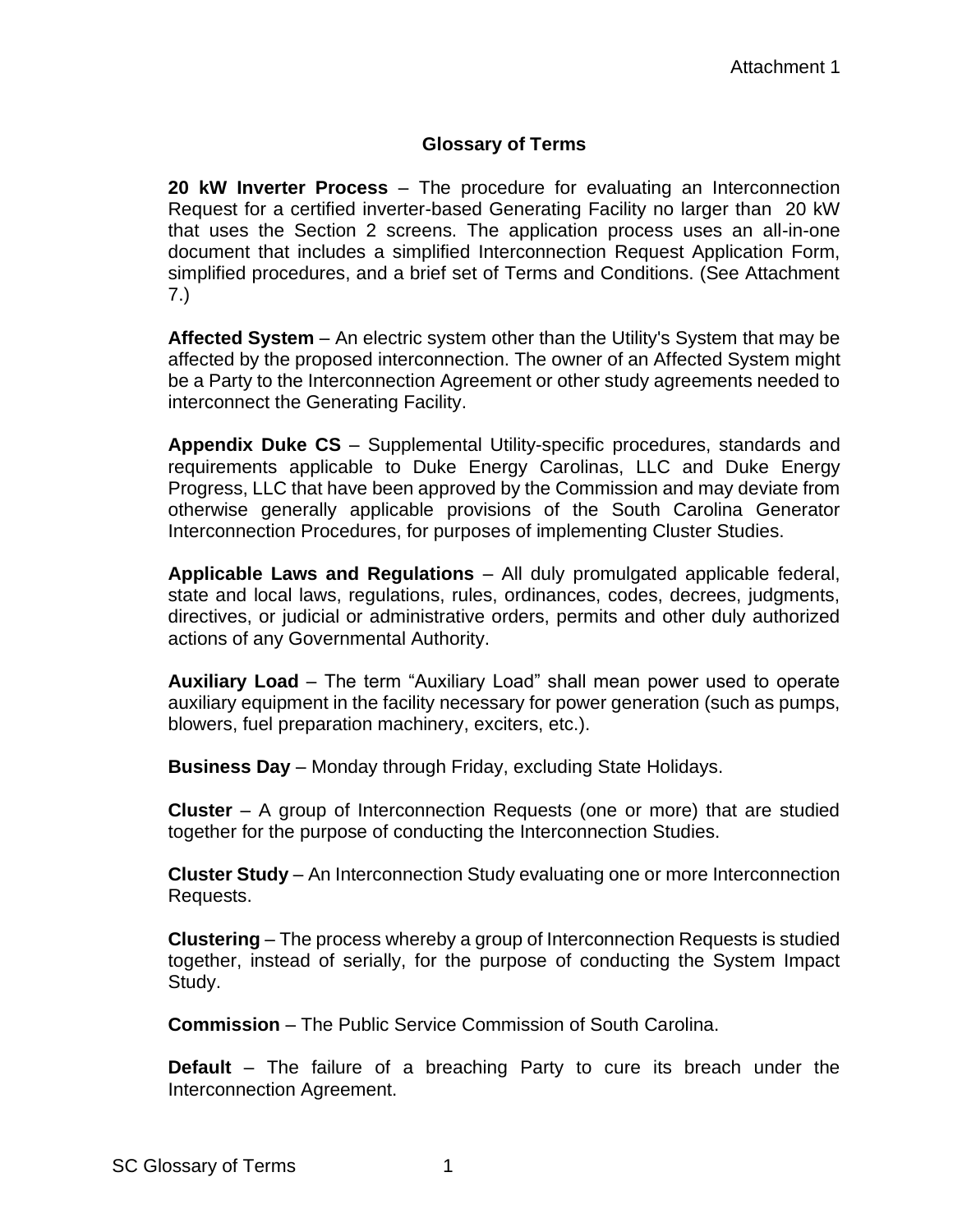Attachment 1

## Glossary of Terms

**20 kW Inverter Process** – The procedure for evaluating an Interconnection Request for a certified inverter-based Generating Facility no larger than 20 kW that uses the Section 2 screens. The application process uses an all-in-one document that includes a simplified Interconnection Request Application Form, simplified procedures, and a brief set of Terms and Conditions. (See Attachment 7.)

**Affected System** – An electric system other than the Utility's System that may be affected by the proposed interconnection. The owner of an Affected System might be a Party to the Interconnection Agreement or other study agreements needed to interconnect the Generating Facility.

**Appendix Duke CS** – Supplemental Utility-specific procedures, standards and requirements applicable to Duke Energy Carolinas, LLC and Duke Energy Progress, LLC that have been approved by the Commission and may deviate from otherwise generally applicable provisions of the South Carolina Generator Interconnection Procedures, for purposes of implementing Cluster Studies.

**Applicable Laws and Regulations** – All duly promulgated applicable federal, state and local laws, regulations, rules, ordinances, codes, decrees, judgments, directives, or judicial or administrative orders, permits and other duly authorized actions of any Governmental Authority.

**Auxiliary Load** – The term "Auxiliary Load" shall mean power used to operate auxiliary equipment in the facility necessary for power generation (such as pumps, blowers, fuel preparation machinery, exciters, etc.).

**Business Day** – Monday through Friday, excluding State Holidays.

**Cluster** – A group of Interconnection Requests (one or more) that are studied together for the purpose of conducting the Interconnection Studies.

**Cluster Study** – An Interconnection Study evaluating one or more Interconnection Requests.

**Clustering** – The process whereby a group of Interconnection Requests is studied together, instead of serially, for the purpose of conducting the System Impact Study.

**Commission** – The Public Service Commission of South Carolina.

**Default** – The failure of a breaching Party to cure its breach under the Interconnection Agreement.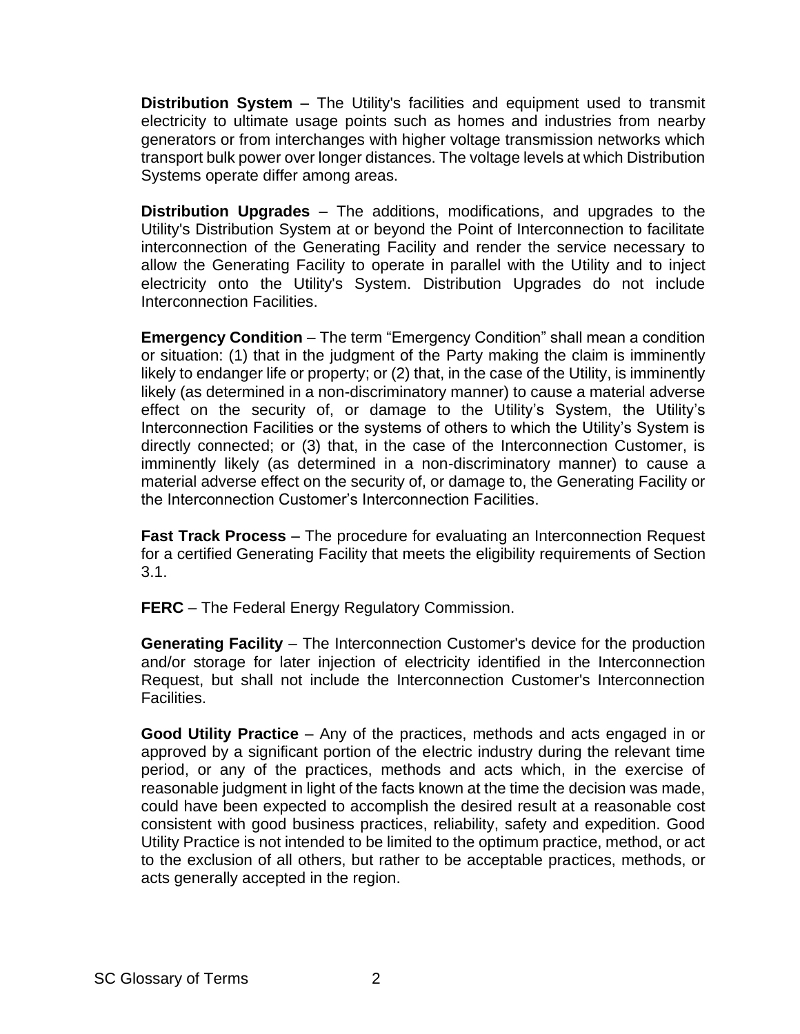**Distribution System** – The Utility's facilities and equipment used to transmit electricity to ultimate usage points such as homes and industries from nearby generators or from interchanges with higher voltage transmission networks which transport bulk power over longer distances. The voltage levels at which Distribution Systems operate differ among areas.

**Distribution Upgrades** – The additions, modifications, and upgrades to the Utility's Distribution System at or beyond the Point of Interconnection to facilitate interconnection of the Generating Facility and render the service necessary to allow the Generating Facility to operate in parallel with the Utility and to inject electricity onto the Utility's System. Distribution Upgrades do not include Interconnection Facilities.

**Emergency Condition** – The term "Emergency Condition" shall mean a condition or situation: (1) that in the judgment of the Party making the claim is imminently likely to endanger life or property; or (2) that, in the case of the Utility, is imminently likely (as determined in a non-discriminatory manner) to cause a material adverse effect on the security of, or damage to the Utility's System, the Utility's Interconnection Facilities or the systems of others to which the Utility's System is directly connected; or (3) that, in the case of the Interconnection Customer, is imminently likely (as determined in a non-discriminatory manner) to cause a material adverse effect on the security of, or damage to, the Generating Facility or the Interconnection Customer's Interconnection Facilities.

**Fast Track Process** – The procedure for evaluating an Interconnection Request for a certified Generating Facility that meets the eligibility requirements of Section 3.1.

**FERC** – The Federal Energy Regulatory Commission.

**Generating Facility** – The Interconnection Customer's device for the production and/or storage for later injection of electricity identified in the Interconnection Request, but shall not include the Interconnection Customer's Interconnection Facilities.

**Good Utility Practice** – Any of the practices, methods and acts engaged in or approved by a significant portion of the electric industry during the relevant time period, or any of the practices, methods and acts which, in the exercise of reasonable judgment in light of the facts known at the time the decision was made, could have been expected to accomplish the desired result at a reasonable cost consistent with good business practices, reliability, safety and expedition. Good Utility Practice is not intended to be limited to the optimum practice, method, or act to the exclusion of all others, but rather to be acceptable practices, methods, or acts generally accepted in the region.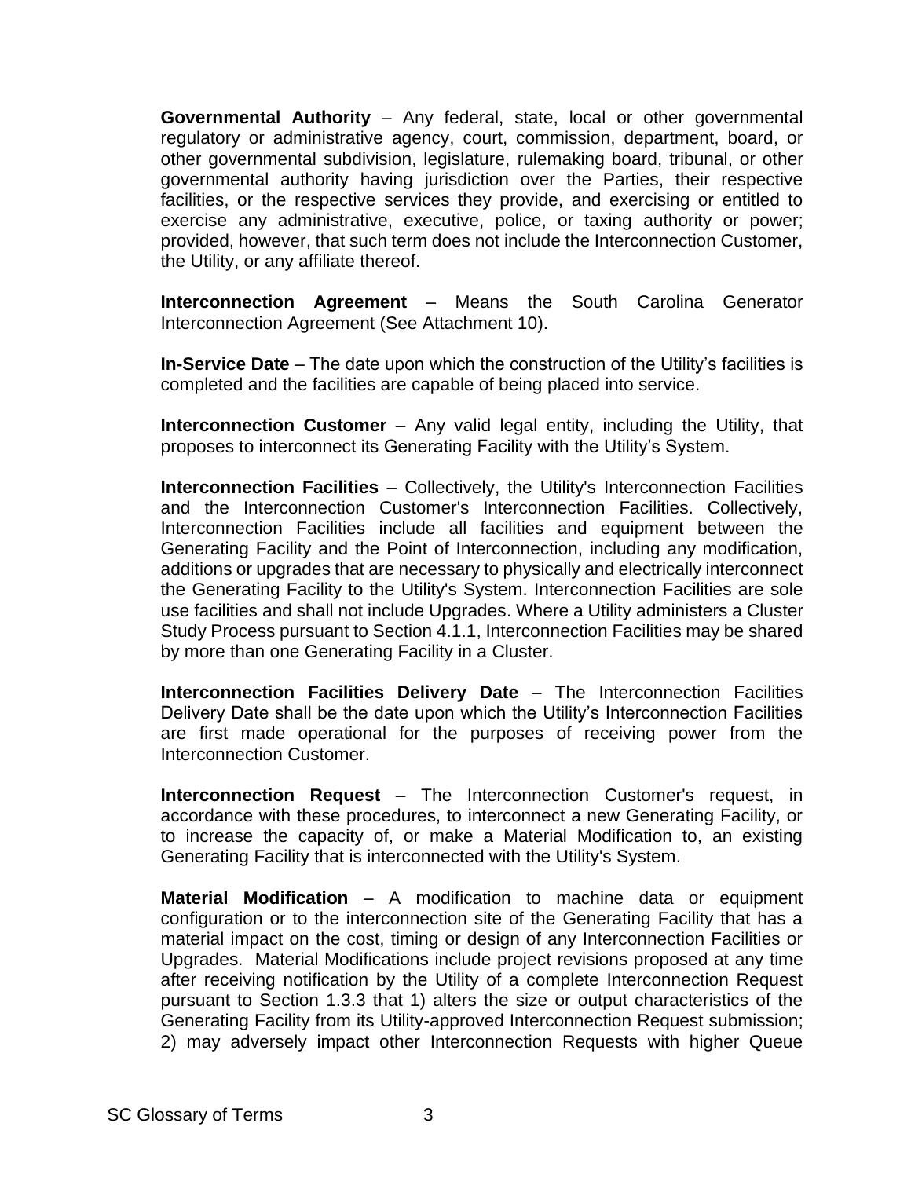**Governmental Authority** – Any federal, state, local or other governmental regulatory or administrative agency, court, commission, department, board, or other governmental subdivision, legislature, rulemaking board, tribunal, or other governmental authority having jurisdiction over the Parties, their respective facilities, or the respective services they provide, and exercising or entitled to exercise any administrative, executive, police, or taxing authority or power; provided, however, that such term does not include the Interconnection Customer, the Utility, or any affiliate thereof.

**Interconnection Agreement** – Means the South Carolina Generator Interconnection Agreement (See Attachment 10).

**In-Service Date** – The date upon which the construction of the Utility's facilities is completed and the facilities are capable of being placed into service.

**Interconnection Customer** – Any valid legal entity, including the Utility, that proposes to interconnect its Generating Facility with the Utility's System.

**Interconnection Facilities** – Collectively, the Utility's Interconnection Facilities and the Interconnection Customer's Interconnection Facilities. Collectively, Interconnection Facilities include all facilities and equipment between the Generating Facility and the Point of Interconnection, including any modification, additions or upgrades that are necessary to physically and electrically interconnect the Generating Facility to the Utility's System. Interconnection Facilities are sole use facilities and shall not include Upgrades. Where a Utility administers a Cluster Study Process pursuant to Section 4.1.1, Interconnection Facilities may be shared by more than one Generating Facility in a Cluster.

**Interconnection Facilities Delivery Date** – The Interconnection Facilities Delivery Date shall be the date upon which the Utility's Interconnection Facilities are first made operational for the purposes of receiving power from the Interconnection Customer.

**Interconnection Request** – The Interconnection Customer's request, in accordance with these procedures, to interconnect a new Generating Facility, or to increase the capacity of, or make a Material Modification to, an existing Generating Facility that is interconnected with the Utility's System.

**Material Modification** – A modification to machine data or equipment configuration or to the interconnection site of the Generating Facility that has a material impact on the cost, timing or design of any Interconnection Facilities or Upgrades. Material Modifications include project revisions proposed at any time after receiving notification by the Utility of a complete Interconnection Request pursuant to Section 1.3.3 that 1) alters the size or output characteristics of the Generating Facility from its Utility-approved Interconnection Request submission; 2) may adversely impact other Interconnection Requests with higher Queue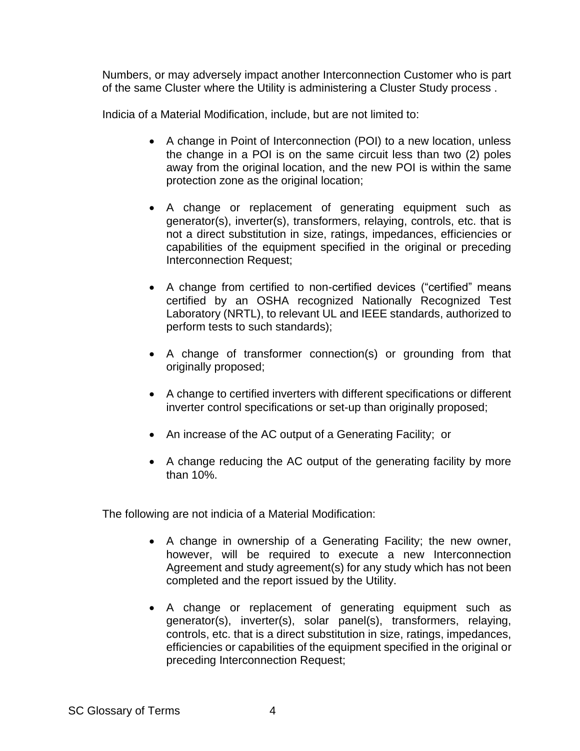Numbers, or may adversely impact another Interconnection Customer who is part of the same Cluster where the Utility is administering a Cluster Study process .

Indicia of a Material Modification, include, but are not limited to:

- A change in Point of Interconnection (POI) to a new location, unless the change in a POI is on the same circuit less than two (2) poles away from the original location, and the new POI is within the same protection zone as the original location;
- A change or replacement of generating equipment such as generator(s), inverter(s), transformers, relaying, controls, etc. that is not a direct substitution in size, ratings, impedances, efficiencies or capabilities of the equipment specified in the original or preceding Interconnection Request;
- A change from certified to non-certified devices ("certified" means certified by an OSHA recognized Nationally Recognized Test Laboratory (NRTL), to relevant UL and IEEE standards, authorized to perform tests to such standards);
- A change of transformer connection(s) or grounding from that originally proposed;
- A change to certified inverters with different specifications or different inverter control specifications or set-up than originally proposed;
- An increase of the AC output of a Generating Facility; or
- A change reducing the AC output of the generating facility by more than 10%.

The following are not indicia of a Material Modification:

- A change in ownership of a Generating Facility; the new owner, however, will be required to execute a new Interconnection Agreement and study agreement(s) for any study which has not been completed and the report issued by the Utility.
- A change or replacement of generating equipment such as generator(s), inverter(s), solar panel(s), transformers, relaying, controls, etc. that is a direct substitution in size, ratings, impedances, efficiencies or capabilities of the equipment specified in the original or preceding Interconnection Request;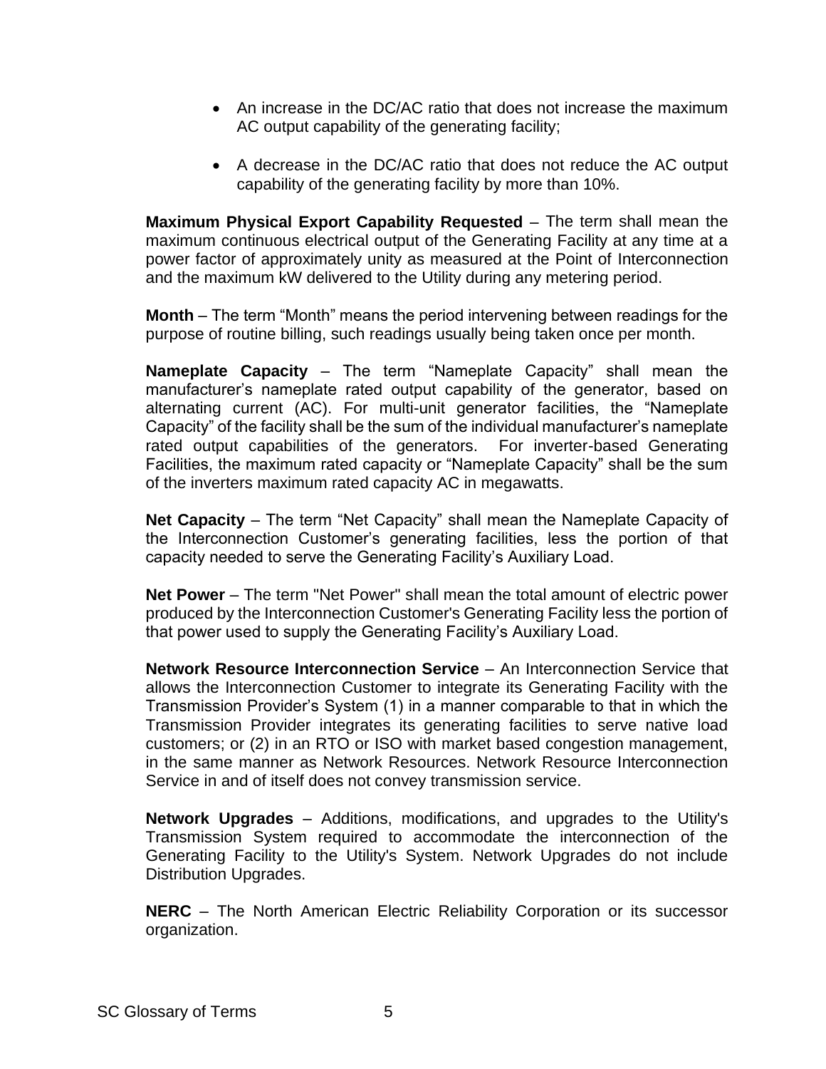- An increase in the DC/AC ratio that does not increase the maximum AC output capability of the generating facility;
- A decrease in the DC/AC ratio that does not reduce the AC output capability of the generating facility by more than 10%.

**Maximum Physical Export Capability Requested** – The term shall mean the maximum continuous electrical output of the Generating Facility at any time at a power factor of approximately unity as measured at the Point of Interconnection and the maximum kW delivered to the Utility during any metering period.

**Month** – The term "Month" means the period intervening between readings for the purpose of routine billing, such readings usually being taken once per month.

**Nameplate Capacity** – The term "Nameplate Capacity" shall mean the manufacturer's nameplate rated output capability of the generator, based on alternating current (AC). For multi-unit generator facilities, the "Nameplate Capacity" of the facility shall be the sum of the individual manufacturer's nameplate rated output capabilities of the generators. For inverter-based Generating Facilities, the maximum rated capacity or "Nameplate Capacity" shall be the sum of the inverters maximum rated capacity AC in megawatts.

**Net Capacity** – The term "Net Capacity" shall mean the Nameplate Capacity of the Interconnection Customer's generating facilities, less the portion of that capacity needed to serve the Generating Facility's Auxiliary Load.

**Net Power** – The term "Net Power" shall mean the total amount of electric power produced by the Interconnection Customer's Generating Facility less the portion of that power used to supply the Generating Facility's Auxiliary Load.

**Network Resource Interconnection Service** – An Interconnection Service that allows the Interconnection Customer to integrate its Generating Facility with the Transmission Provider's System (1) in a manner comparable to that in which the Transmission Provider integrates its generating facilities to serve native load customers; or (2) in an RTO or ISO with market based congestion management, in the same manner as Network Resources. Network Resource Interconnection Service in and of itself does not convey transmission service.

**Network Upgrades** – Additions, modifications, and upgrades to the Utility's Transmission System required to accommodate the interconnection of the Generating Facility to the Utility's System. Network Upgrades do not include Distribution Upgrades.

**NERC** – The North American Electric Reliability Corporation or its successor organization.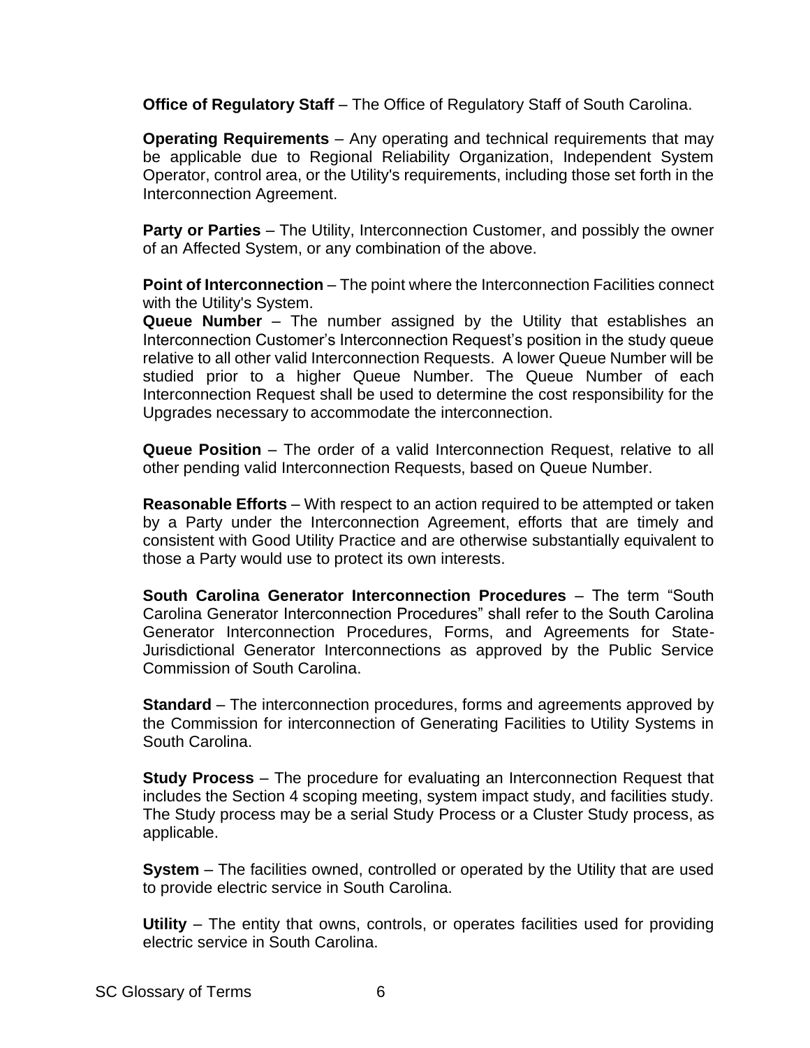**Office of Regulatory Staff** – The Office of Regulatory Staff of South Carolina.

**Operating Requirements** – Any operating and technical requirements that may be applicable due to Regional Reliability Organization, Independent System Operator, control area, or the Utility's requirements, including those set forth in the Interconnection Agreement.

**Party or Parties** – The Utility, Interconnection Customer, and possibly the owner of an Affected System, or any combination of the above.

**Point of Interconnection** – The point where the Interconnection Facilities connect with the Utility's System.

**Queue Number** – The number assigned by the Utility that establishes an Interconnection Customer's Interconnection Request's position in the study queue relative to all other valid Interconnection Requests. A lower Queue Number will be studied prior to a higher Queue Number. The Queue Number of each Interconnection Request shall be used to determine the cost responsibility for the Upgrades necessary to accommodate the interconnection.

**Queue Position** – The order of a valid Interconnection Request, relative to all other pending valid Interconnection Requests, based on Queue Number.

**Reasonable Efforts** – With respect to an action required to be attempted or taken by a Party under the Interconnection Agreement, efforts that are timely and consistent with Good Utility Practice and are otherwise substantially equivalent to those a Party would use to protect its own interests.

**South Carolina Generator Interconnection Procedures** – The term "South Carolina Generator Interconnection Procedures" shall refer to the South Carolina Generator Interconnection Procedures, Forms, and Agreements for State-Jurisdictional Generator Interconnections as approved by the Public Service Commission of South Carolina.

**Standard** – The interconnection procedures, forms and agreements approved by the Commission for interconnection of Generating Facilities to Utility Systems in South Carolina.

**Study Process** – The procedure for evaluating an Interconnection Request that includes the Section 4 scoping meeting, system impact study, and facilities study. The Study process may be a serial Study Process or a Cluster Study process, as applicable.

**System** – The facilities owned, controlled or operated by the Utility that are used to provide electric service in South Carolina.

**Utility** – The entity that owns, controls, or operates facilities used for providing electric service in South Carolina.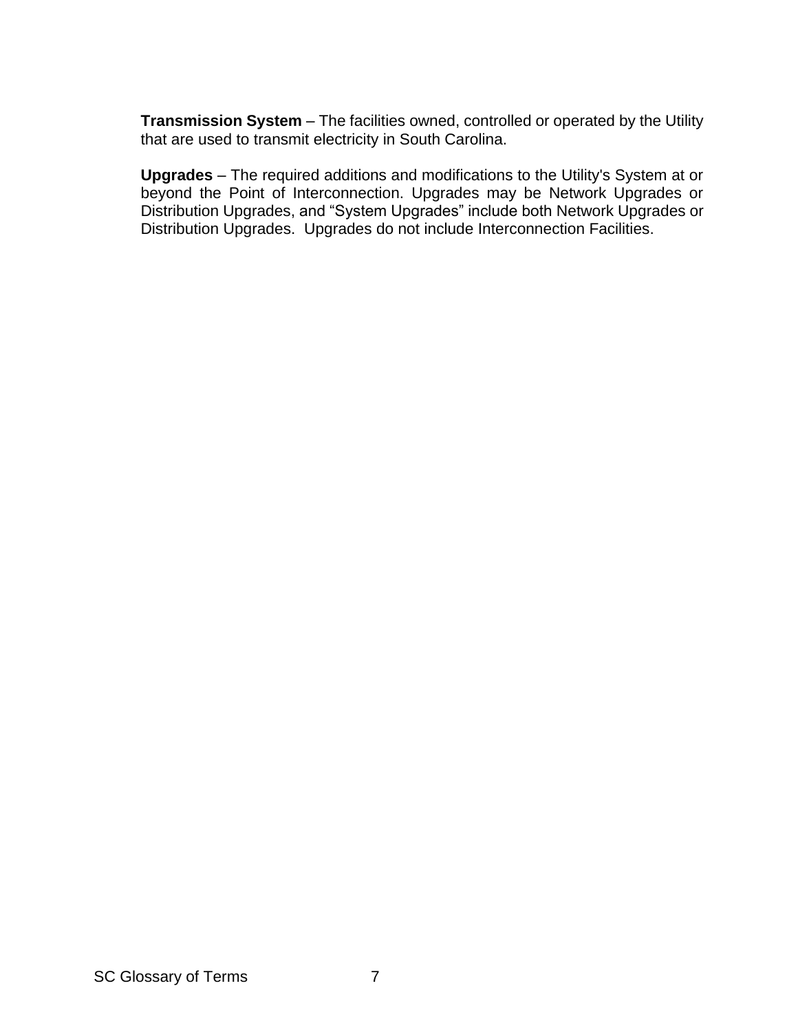**Transmission System** – The facilities owned, controlled or operated by the Utility that are used to transmit electricity in South Carolina.

**Upgrades** – The required additions and modifications to the Utility's System at or beyond the Point of Interconnection. Upgrades may be Network Upgrades or Distribution Upgrades, and “System Upgrades” include both Network Upgrades or Distribution Upgrades.  Upgrades do not include Interconnection Facilities.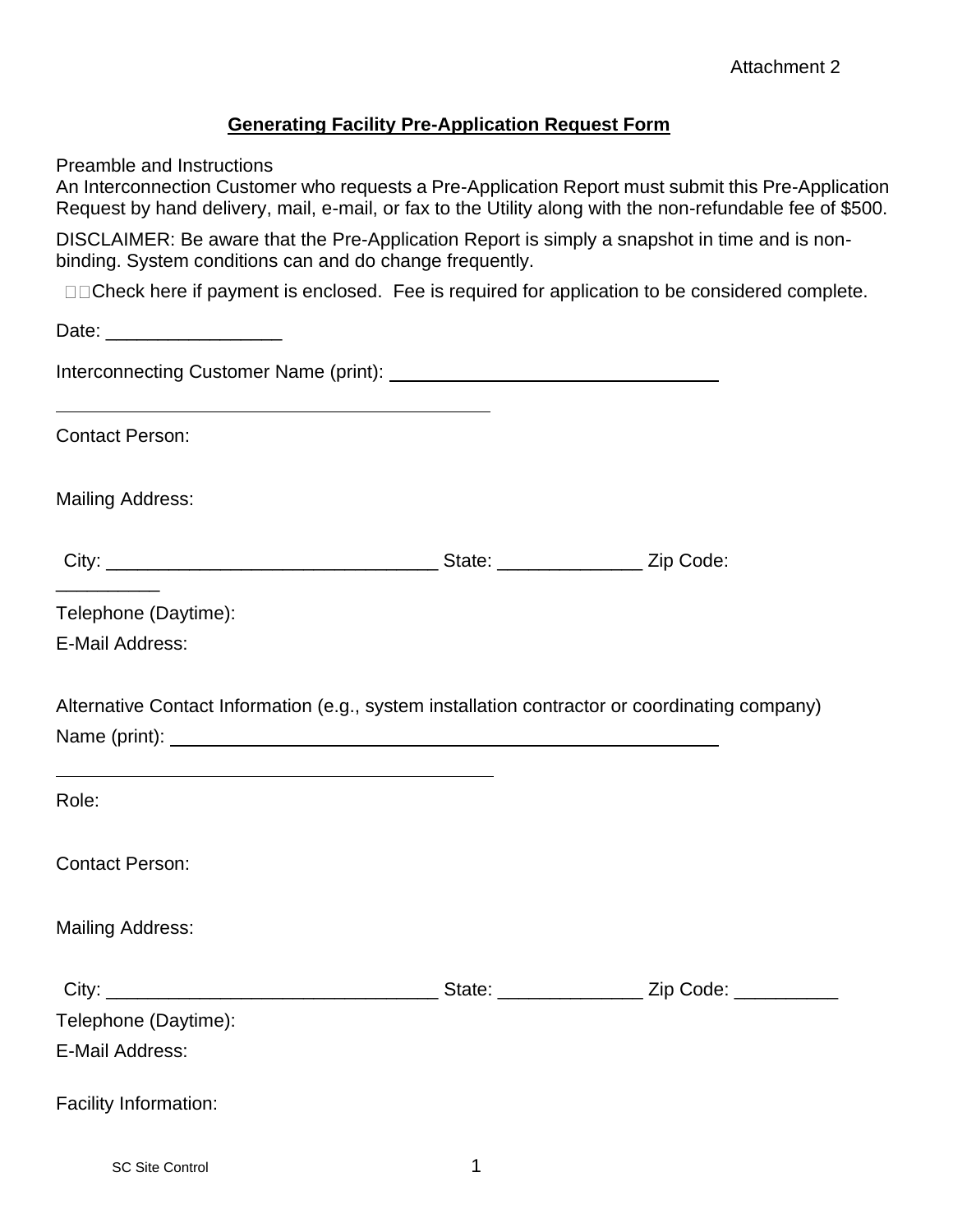Attachment 2

# Generating Facility Pre-Application Request Form

Preamble and Instructions
An Interconnection Customer who requests a Pre-Application Report must submit this Pre-Application Request by hand delivery, mail, e-mail, or fax to the Utility along with the non-refundable fee of $500.

DISCLAIMER: Be aware that the Pre-Application Report is simply a snapshot in time and is non-binding. System conditions can and do change frequently.

☐ Check here if payment is enclosed. Fee is required for application to be considered complete.

Date: _________________

Interconnecting Customer Name (print): ________________________________

___________________________________________

Contact Person:

Mailing Address:

City: ________________________________ State: ______________ Zip Code: __________

Telephone (Daytime):

E-Mail Address:

Alternative Contact Information (e.g., system installation contractor or coordinating company)

Name (print): ___________________________________________________

___________________________________________

Role:

Contact Person:

Mailing Address:

City: ________________________________ State: ______________ Zip Code: __________

Telephone (Daytime):

E-Mail Address:

Facility Information: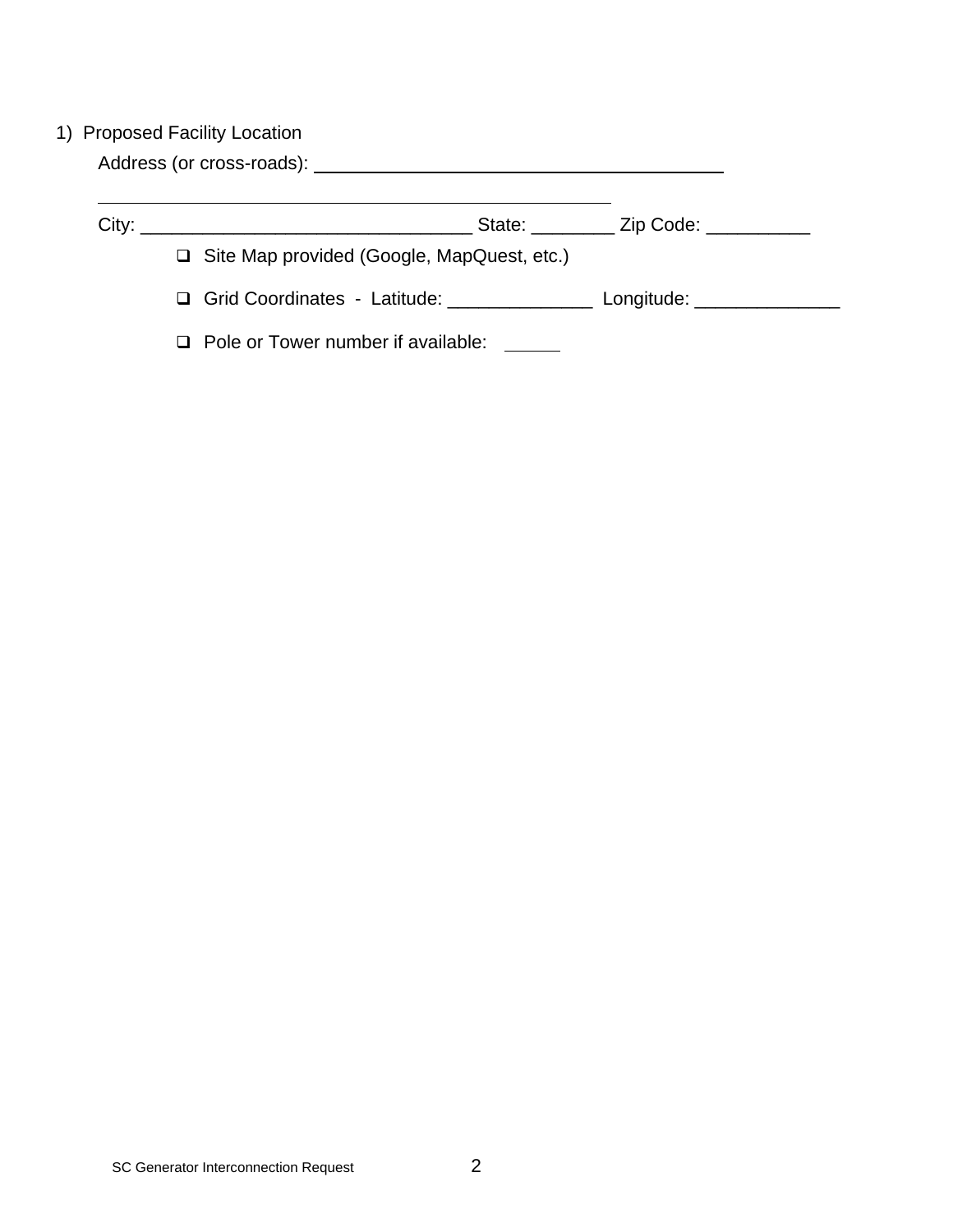1) Proposed Facility Location

Address (or cross-roads): ________________________________________

_____________________________________________________

City: ________________________________ State: ________ Zip Code: __________

- ❑ Site Map provided (Google, MapQuest, etc.)
- ❑ Grid Coordinates - Latitude: ______________ Longitude: ______________
- ❑ Pole or Tower number if available: _____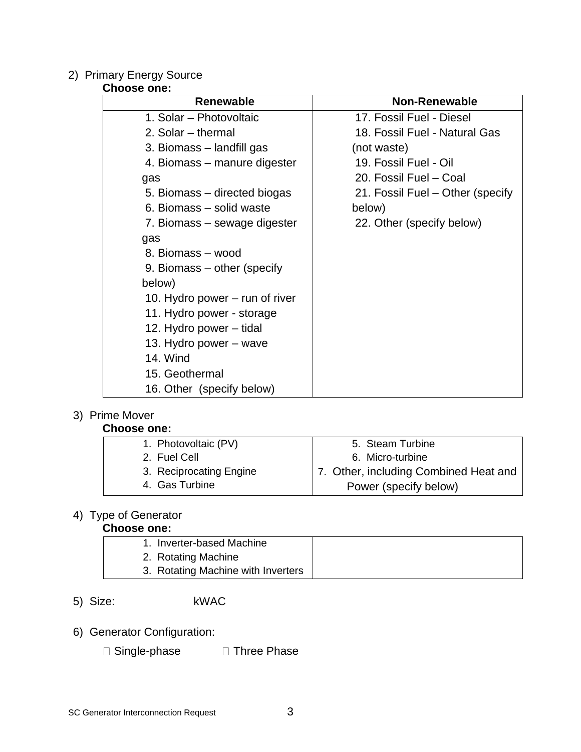2) Primary Energy Source

**Choose one:**

| Renewable | Non-Renewable |
|---|---|
| 1. Solar – Photovoltaic | 17. Fossil Fuel - Diesel |
| 2. Solar – thermal | 18. Fossil Fuel - Natural Gas (not waste) |
| 3. Biomass – landfill gas | 19. Fossil Fuel - Oil |
| 4. Biomass – manure digester gas | 20. Fossil Fuel – Coal |
| 5. Biomass – directed biogas | 21. Fossil Fuel – Other (specify below) |
| 6. Biomass – solid waste | 22. Other (specify below) |
| 7. Biomass – sewage digester gas | |
| 8. Biomass – wood | |
| 9. Biomass – other (specify below) | |
| 10. Hydro power – run of river | |
| 11. Hydro power - storage | |
| 12. Hydro power – tidal | |
| 13. Hydro power – wave | |
| 14. Wind | |
| 15. Geothermal | |
| 16. Other (specify below) | |

3) Prime Mover

**Choose one:**

| | |
|---|---|
| 1. Photovoltaic (PV) | 5. Steam Turbine |
| 2. Fuel Cell | 6. Micro-turbine |
| 3. Reciprocating Engine | 7. Other, including Combined Heat and Power (specify below) |
| 4. Gas Turbine | |

4) Type of Generator

**Choose one:**

| | |
|---|---|
| 1. Inverter-based Machine | |
| 2. Rotating Machine | |
| 3. Rotating Machine with Inverters | |

5) Size: kWAC

6) Generator Configuration:

☐ Single-phase ☐ Three Phase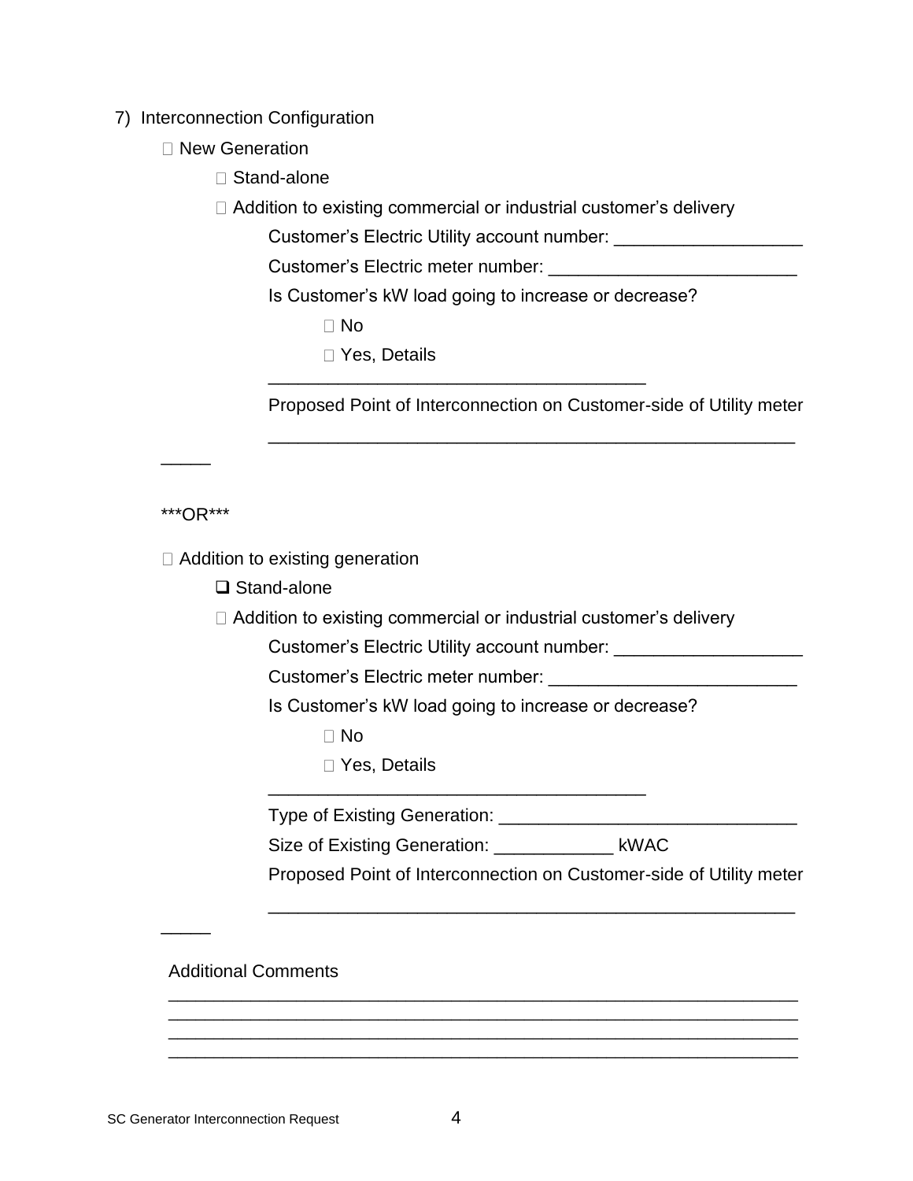7) Interconnection Configuration

☐ New Generation

☐ Stand-alone

☐ Addition to existing commercial or industrial customer's delivery

Customer's Electric Utility account number: ___________________

Customer's Electric meter number: _________________________

Is Customer's kW load going to increase or decrease?

☐ No

☐ Yes, Details

______________________________________

Proposed Point of Interconnection on Customer-side of Utility meter

_____________________________________________________________

***OR***

☐ Addition to existing generation

❑ Stand-alone

☐ Addition to existing commercial or industrial customer's delivery

Customer's Electric Utility account number: ___________________

Customer's Electric meter number: _________________________

Is Customer's kW load going to increase or decrease?

☐ No

☐ Yes, Details

______________________________________

Type of Existing Generation: ______________________________

Size of Existing Generation: ____________ kWAC

Proposed Point of Interconnection on Customer-side of Utility meter

_____________________________________________________________

Additional Comments

_______________________________________________________________
_______________________________________________________________
_______________________________________________________________
_______________________________________________________________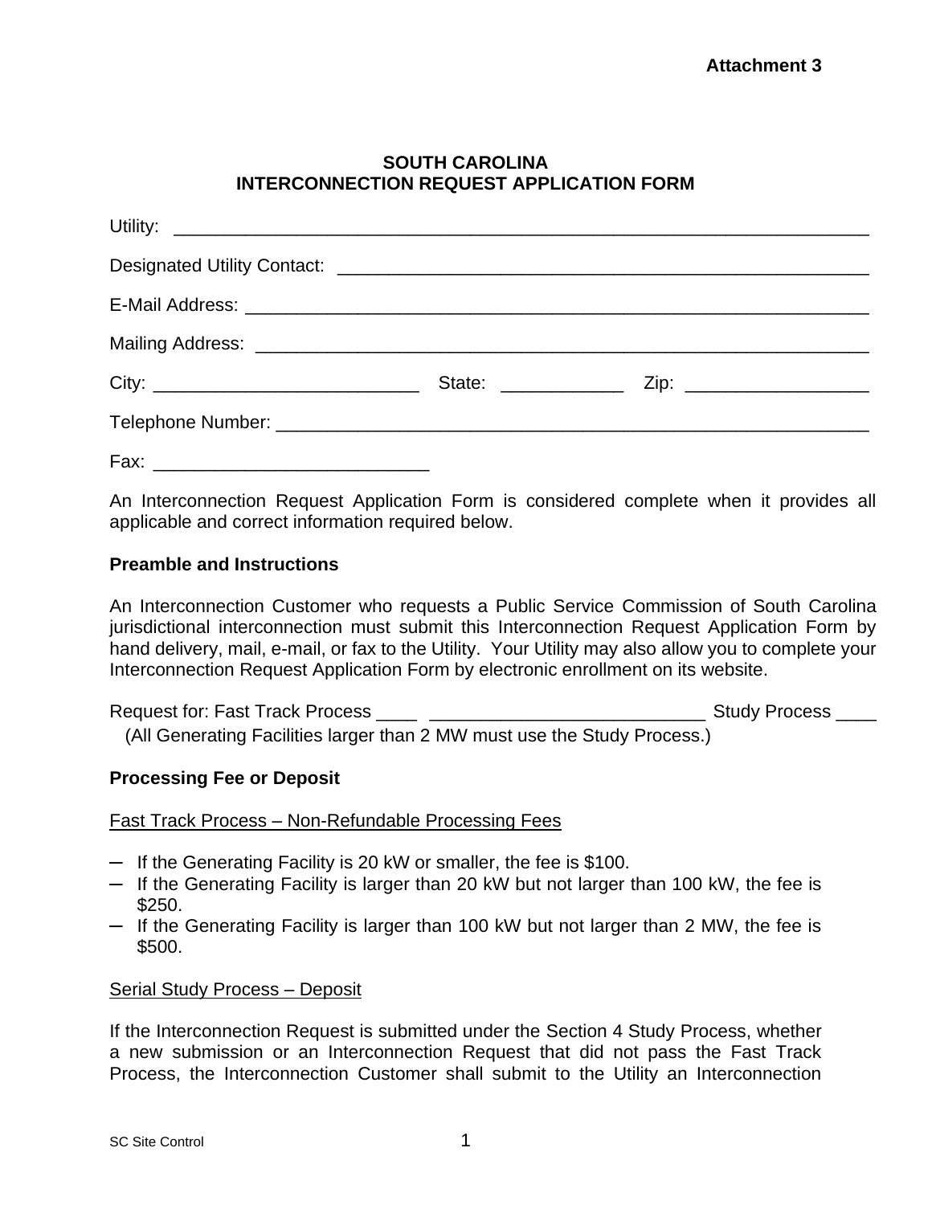**Attachment 3**

# SOUTH CAROLINA
# INTERCONNECTION REQUEST APPLICATION FORM

Utility: ______________________________________________________________________

Designated Utility Contact: _______________________________________________________

E-Mail Address: ________________________________________________________________

Mailing Address: _______________________________________________________________

City: __________________________ State: ____________ Zip: __________________

Telephone Number: ______________________________________________________________

Fax: ___________________________

An Interconnection Request Application Form is considered complete when it provides all applicable and correct information required below.

**Preamble and Instructions**

An Interconnection Customer who requests a Public Service Commission of South Carolina jurisdictional interconnection must submit this Interconnection Request Application Form by hand delivery, mail, e-mail, or fax to the Utility. Your Utility may also allow you to complete your Interconnection Request Application Form by electronic enrollment on its website.

Request for: Fast Track Process ____ ____________________________ Study Process ____
(All Generating Facilities larger than 2 MW must use the Study Process.)

**Processing Fee or Deposit**

<u>Fast Track Process – Non-Refundable Processing Fees</u>

- If the Generating Facility is 20 kW or smaller, the fee is $100.
- If the Generating Facility is larger than 20 kW but not larger than 100 kW, the fee is $250.
- If the Generating Facility is larger than 100 kW but not larger than 2 MW, the fee is $500.

<u>Serial Study Process – Deposit</u>

If the Interconnection Request is submitted under the Section 4 Study Process, whether a new submission or an Interconnection Request that did not pass the Fast Track Process, the Interconnection Customer shall submit to the Utility an Interconnection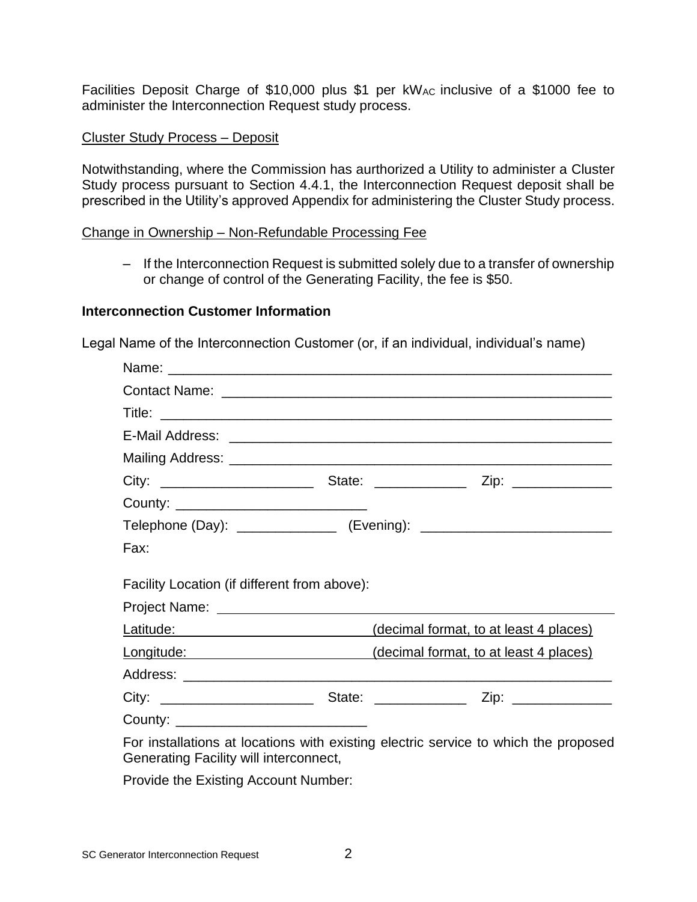Facilities Deposit Charge of $10,000 plus $1 per $kW_{AC}$ inclusive of a $1000 fee to administer the Interconnection Request study process.

Cluster Study Process – Deposit

Notwithstanding, where the Commission has aurthorized a Utility to administer a Cluster Study process pursuant to Section 4.4.1, the Interconnection Request deposit shall be prescribed in the Utility's approved Appendix for administering the Cluster Study process.

Change in Ownership – Non-Refundable Processing Fee

– If the Interconnection Request is submitted solely due to a transfer of ownership or change of control of the Generating Facility, the fee is $50.

**Interconnection Customer Information**

Legal Name of the Interconnection Customer (or, if an individual, individual's name)

Name: ___________________________________________________________

Contact Name: ____________________________________________________

Title: ____________________________________________________________

E-Mail Address: ___________________________________________________

Mailing Address: ___________________________________________________

City: ____________________ State: ____________ Zip: _____________

County: _________________________

Telephone (Day): _____________ (Evening): _________________________

Fax:

Facility Location (if different from above):

Project Name: ______________________________________________________

Latitude: __________________________ (decimal format, to at least 4 places)

Longitude: _________________________ (decimal format, to at least 4 places)

Address: __________________________________________________________

City: ____________________ State: ____________ Zip: _____________

County: _________________________

For installations at locations with existing electric service to which the proposed Generating Facility will interconnect,

Provide the Existing Account Number: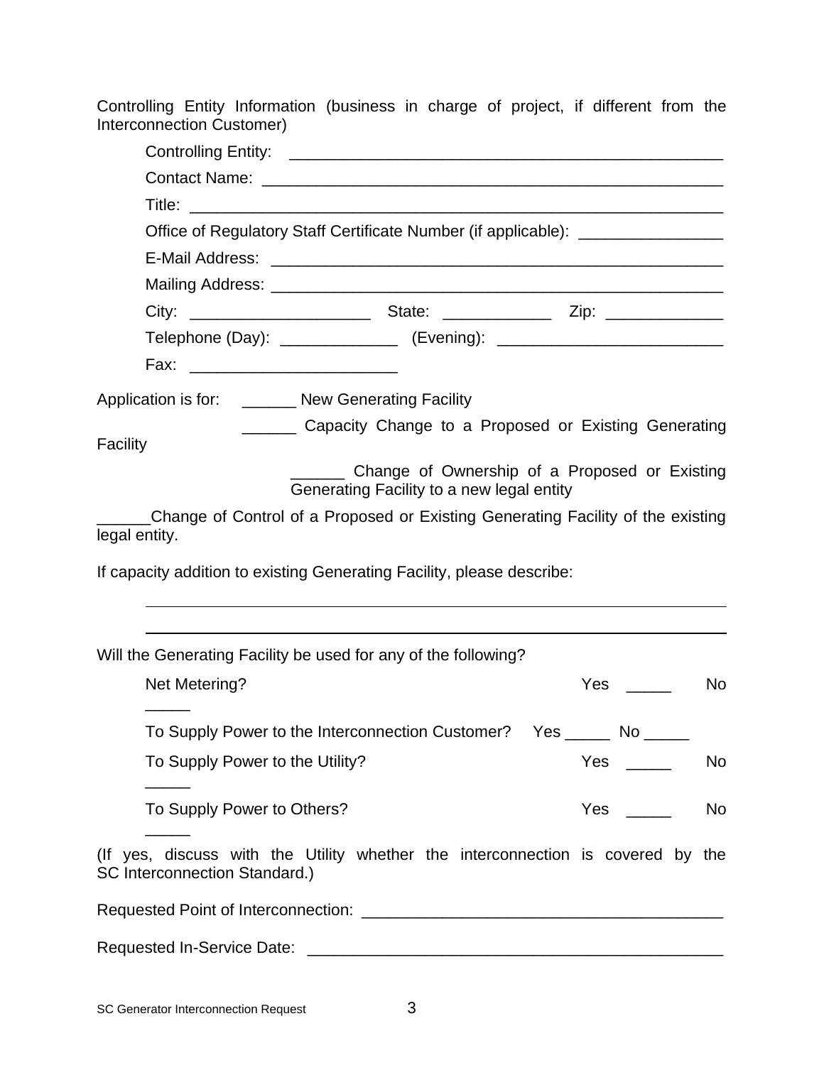Controlling Entity Information (business in charge of project, if different from the Interconnection Customer)

Controlling Entity: ________________________________________________

Contact Name: ____________________________________________________

Title: __________________________________________________________

Office of Regulatory Staff Certificate Number (if applicable): ________________

E-Mail Address: ___________________________________________________

Mailing Address: __________________________________________________

City: ____________________ State: ____________ Zip: _____________

Telephone (Day): _____________ (Evening): ________________________

Fax: _______________________

Application is for: ______ New Generating Facility

______ Capacity Change to a Proposed or Existing Generating Facility

______ Change of Ownership of a Proposed or Existing Generating Facility to a new legal entity

______Change of Control of a Proposed or Existing Generating Facility of the existing legal entity.

If capacity addition to existing Generating Facility, please describe:

______________________________________________________________

______________________________________________________________

Will the Generating Facility be used for any of the following?

Net Metering? Yes _____ No _____

To Supply Power to the Interconnection Customer? Yes _____ No _____

To Supply Power to the Utility? Yes _____ No _____

To Supply Power to Others? Yes _____ No _____

(If yes, discuss with the Utility whether the interconnection is covered by the SC Interconnection Standard.)

Requested Point of Interconnection: ______________________________________

Requested In-Service Date: ____________________________________________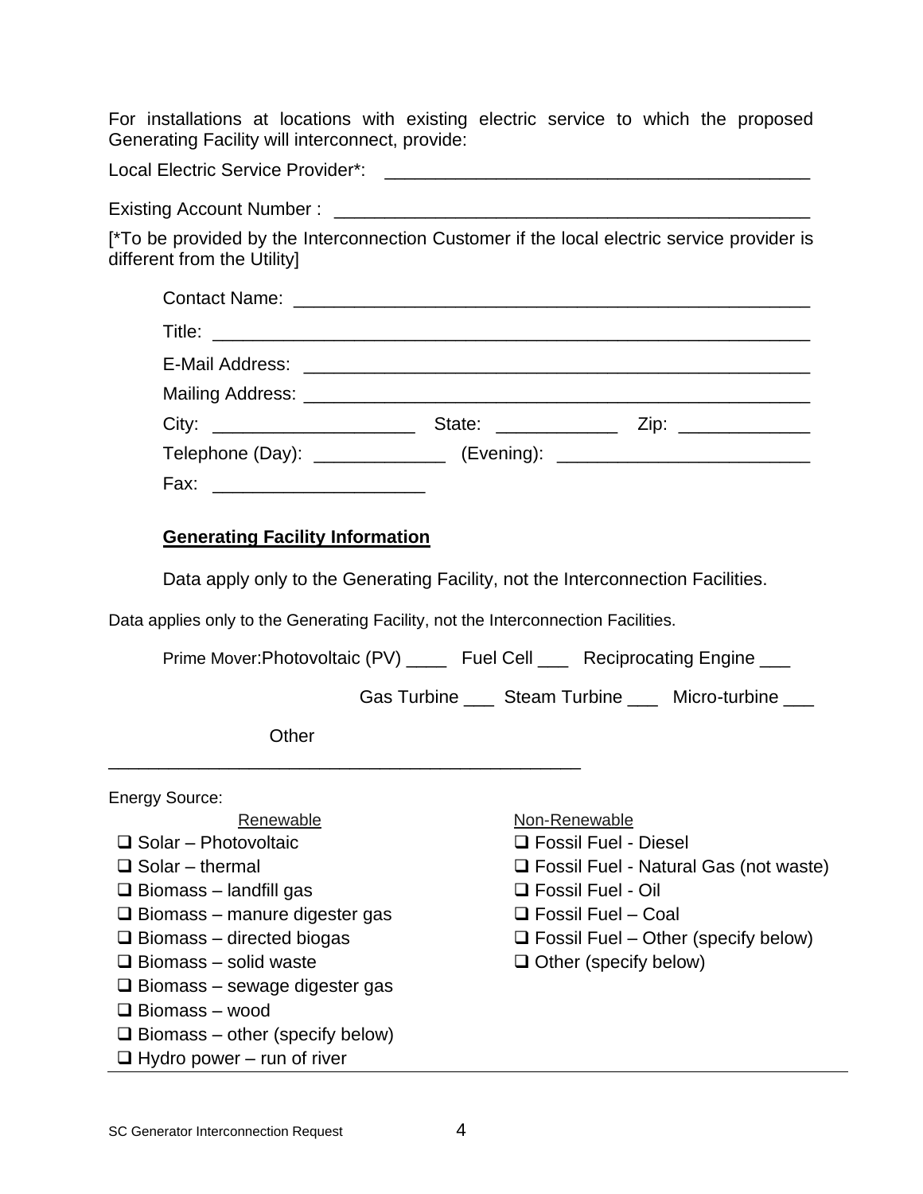For installations at locations with existing electric service to which the proposed Generating Facility will interconnect, provide:

Local Electric Service Provider*: ___________________________________________

Existing Account Number : ________________________________________________

[*To be provided by the Interconnection Customer if the local electric service provider is different from the Utility]

Contact Name: ______________________________________________________

Title: _____________________________________________________________

E-Mail Address: _____________________________________________________

Mailing Address: ____________________________________________________

City: ____________________ State: ____________ Zip: _____________

Telephone (Day): _____________ (Evening): _________________________

Fax: _____________________

## Generating Facility Information

Data apply only to the Generating Facility, not the Interconnection Facilities.

Data applies only to the Generating Facility, not the Interconnection Facilities.

Prime Mover:Photovoltaic (PV) ____ Fuel Cell ___ Reciprocating Engine ___

Gas Turbine ___ Steam Turbine ___ Micro-turbine ___

Other
_________________________________________________

Energy Source:

| Renewable | Non-Renewable |
|---|---|
| ❑ Solar – Photovoltaic | ❑ Fossil Fuel - Diesel |
| ❑ Solar – thermal | ❑ Fossil Fuel - Natural Gas (not waste) |
| ❑ Biomass – landfill gas | ❑ Fossil Fuel - Oil |
| ❑ Biomass – manure digester gas | ❑ Fossil Fuel – Coal |
| ❑ Biomass – directed biogas | ❑ Fossil Fuel – Other (specify below) |
| ❑ Biomass – solid waste | ❑ Other (specify below) |
| ❑ Biomass – sewage digester gas | |
| ❑ Biomass – wood | |
| ❑ Biomass – other (specify below) | |
| ❑ Hydro power – run of river | |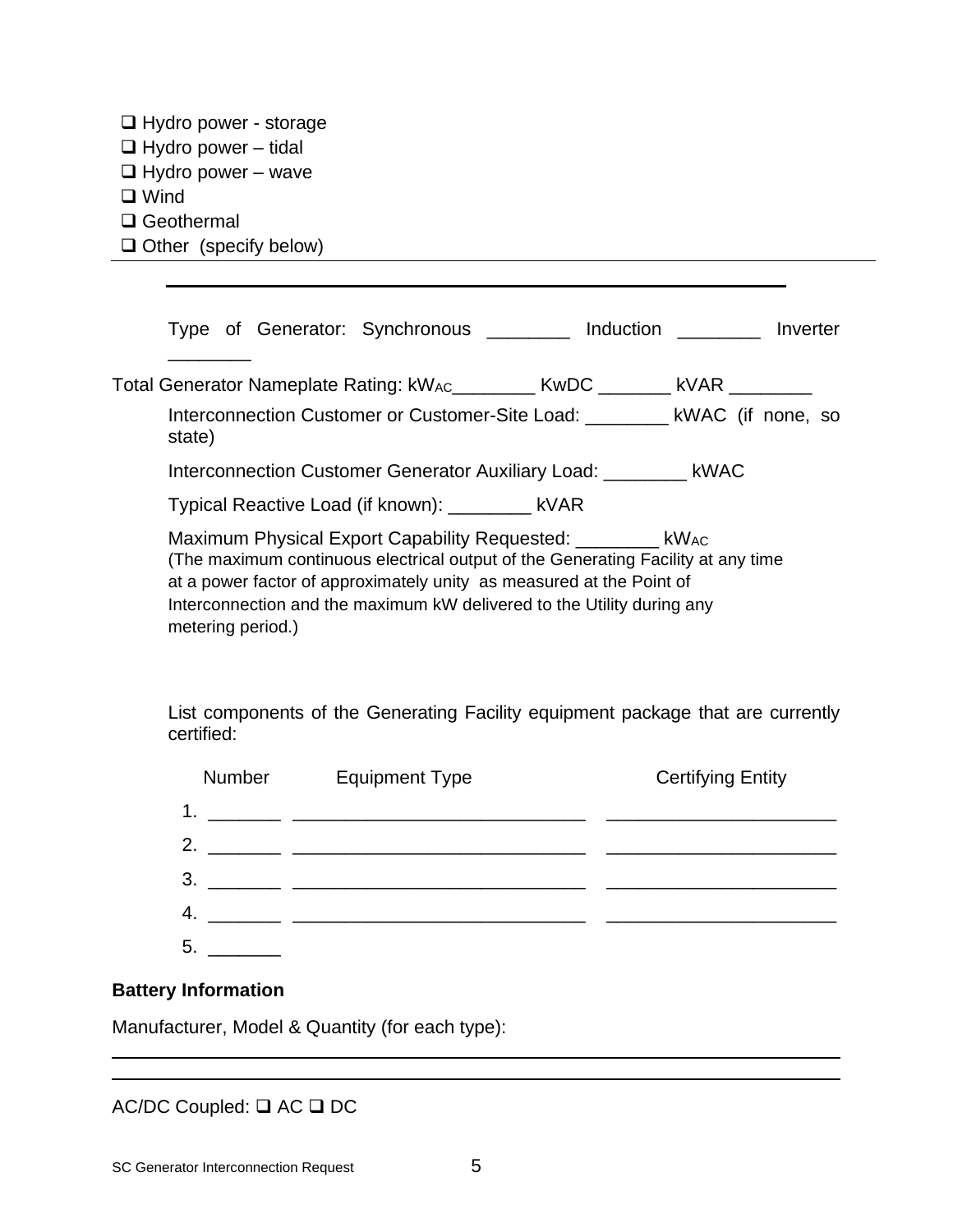❑ Hydro power - storage
❑ Hydro power – tidal
❑ Hydro power – wave
❑ Wind
❑ Geothermal
❑ Other (specify below)

---

Type of Generator: Synchronous ________ Induction ________ Inverter ________

Total Generator Nameplate Rating: $kW_{AC}$________ KwDC _______ kVAR ________

Interconnection Customer or Customer-Site Load: ________ kWAC (if none, so state)

Interconnection Customer Generator Auxiliary Load: ________ kWAC

Typical Reactive Load (if known): ________ kVAR

Maximum Physical Export Capability Requested: ________ $kW_{AC}$
(The maximum continuous electrical output of the Generating Facility at any time at a power factor of approximately unity as measured at the Point of Interconnection and the maximum kW delivered to the Utility during any metering period.)

List components of the Generating Facility equipment package that are currently certified:

| Number | Equipment Type | Certifying Entity |
|---|---|---|
| 1. _______ | ____________________________ | ______________________ |
| 2. _______ | ____________________________ | ______________________ |
| 3. _______ | ____________________________ | ______________________ |
| 4. _______ | ____________________________ | ______________________ |
| 5. _______ | | |

**Battery Information**

Manufacturer, Model & Quantity (for each type):

---

---

AC/DC Coupled: ❑ AC ❑ DC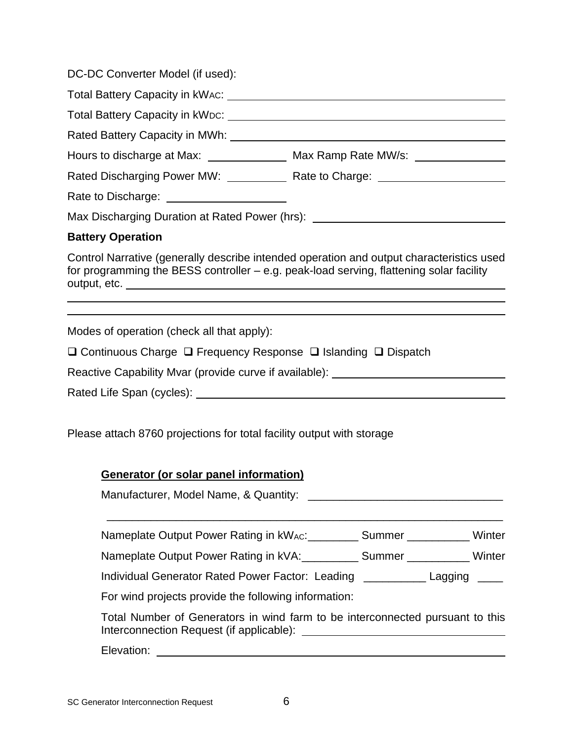DC-DC Converter Model (if used):

Total Battery Capacity in $kW_{AC}$: ______________________________

Total Battery Capacity in $kW_{DC}$: ______________________________

Rated Battery Capacity in MWh: ______________________________

Hours to discharge at Max: __________ Max Ramp Rate MW/s: __________

Rated Discharging Power MW: __________ Rate to Charge: __________

Rate to Discharge: __________

Max Discharging Duration at Rated Power (hrs): ______________________________

**Battery Operation**

Control Narrative (generally describe intended operation and output characteristics used for programming the BESS controller – e.g. peak-load serving, flattening solar facility output, etc. ______________________________

______________________________

______________________________

Modes of operation (check all that apply):

❑ Continuous Charge ❑ Frequency Response ❑ Islanding ❑ Dispatch

Reactive Capability Mvar (provide curve if available): ______________________________

Rated Life Span (cycles): ______________________________

Please attach 8760 projections for total facility output with storage

**Generator (or solar panel information)**

Manufacturer, Model Name, & Quantity: ______________________________

______________________________

Nameplate Output Power Rating in $kW_{AC}$:________ Summer __________ Winter

Nameplate Output Power Rating in kVA:_________ Summer __________ Winter

Individual Generator Rated Power Factor: Leading __________ Lagging ____

For wind projects provide the following information:

Total Number of Generators in wind farm to be interconnected pursuant to this Interconnection Request (if applicable): ______________________________

Elevation: ______________________________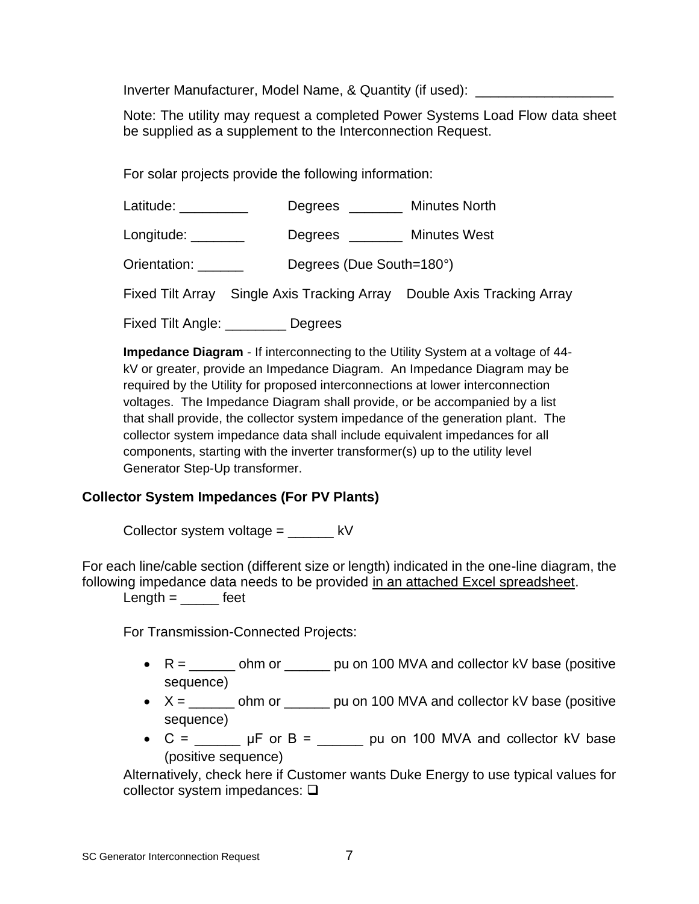Inverter Manufacturer, Model Name, & Quantity (if used): __________________

Note: The utility may request a completed Power Systems Load Flow data sheet be supplied as a supplement to the Interconnection Request.

For solar projects provide the following information:

Latitude: _________ Degrees _______ Minutes North

Longitude: _______ Degrees _______ Minutes West

Orientation: ______ Degrees (Due South=180°)

Fixed Tilt Array   Single Axis Tracking Array   Double Axis Tracking Array

Fixed Tilt Angle: ________ Degrees

**Impedance Diagram** - If interconnecting to the Utility System at a voltage of 44-kV or greater, provide an Impedance Diagram. An Impedance Diagram may be required by the Utility for proposed interconnections at lower interconnection voltages. The Impedance Diagram shall provide, or be accompanied by a list that shall provide, the collector system impedance of the generation plant. The collector system impedance data shall include equivalent impedances for all components, starting with the inverter transformer(s) up to the utility level Generator Step-Up transformer.

**Collector System Impedances (For PV Plants)**

Collector system voltage = ______ kV

For each line/cable section (different size or length) indicated in the one-line diagram, the following impedance data needs to be provided <u>in an attached Excel spreadsheet</u>.
Length = _____ feet

For Transmission-Connected Projects:

- R = ______ ohm or ______ pu on 100 MVA and collector kV base (positive sequence)
- X = ______ ohm or ______ pu on 100 MVA and collector kV base (positive sequence)
- C = ______ μF or B = ______ pu on 100 MVA and collector kV base (positive sequence)

Alternatively, check here if Customer wants Duke Energy to use typical values for collector system impedances: ☐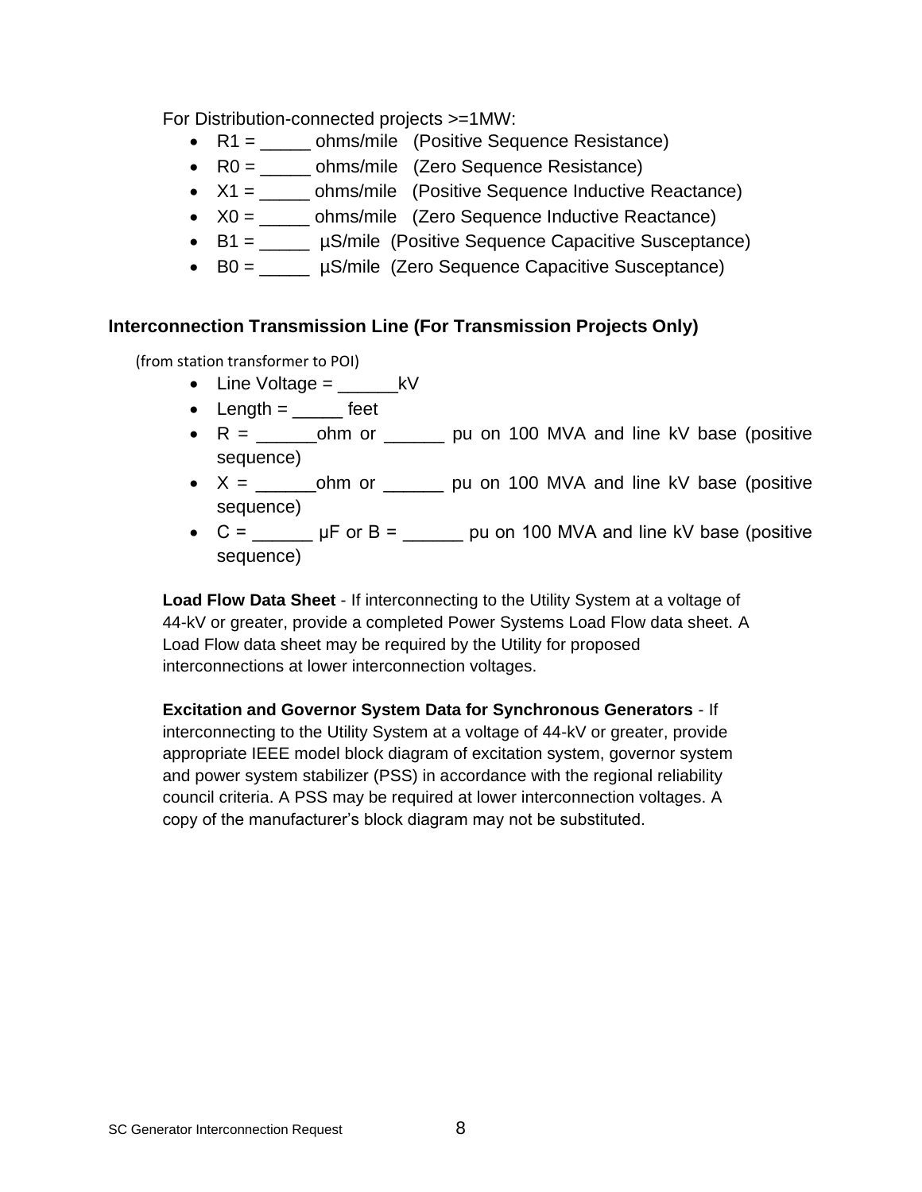For Distribution-connected projects >=1MW:

- R1 = _____ ohms/mile   (Positive Sequence Resistance)
- R0 = _____ ohms/mile   (Zero Sequence Resistance)
- X1 = _____ ohms/mile   (Positive Sequence Inductive Reactance)
- X0 = _____ ohms/mile   (Zero Sequence Inductive Reactance)
- B1 = _____  µS/mile  (Positive Sequence Capacitive Susceptance)
- B0 = _____  µS/mile  (Zero Sequence Capacitive Susceptance)

## Interconnection Transmission Line (For Transmission Projects Only)

(from station transformer to POI)

- Line Voltage = ______kV
- Length = _____ feet
- R = ______ohm or ______ pu on 100 MVA and line kV base (positive sequence)
- X = ______ohm or ______ pu on 100 MVA and line kV base (positive sequence)
- C = ______ µF or B = ______ pu on 100 MVA and line kV base (positive sequence)

**Load Flow Data Sheet** - If interconnecting to the Utility System at a voltage of 44-kV or greater, provide a completed Power Systems Load Flow data sheet. A Load Flow data sheet may be required by the Utility for proposed interconnections at lower interconnection voltages.

**Excitation and Governor System Data for Synchronous Generators** - If interconnecting to the Utility System at a voltage of 44-kV or greater, provide appropriate IEEE model block diagram of excitation system, governor system and power system stabilizer (PSS) in accordance with the regional reliability council criteria. A PSS may be required at lower interconnection voltages. A copy of the manufacturer's block diagram may not be substituted.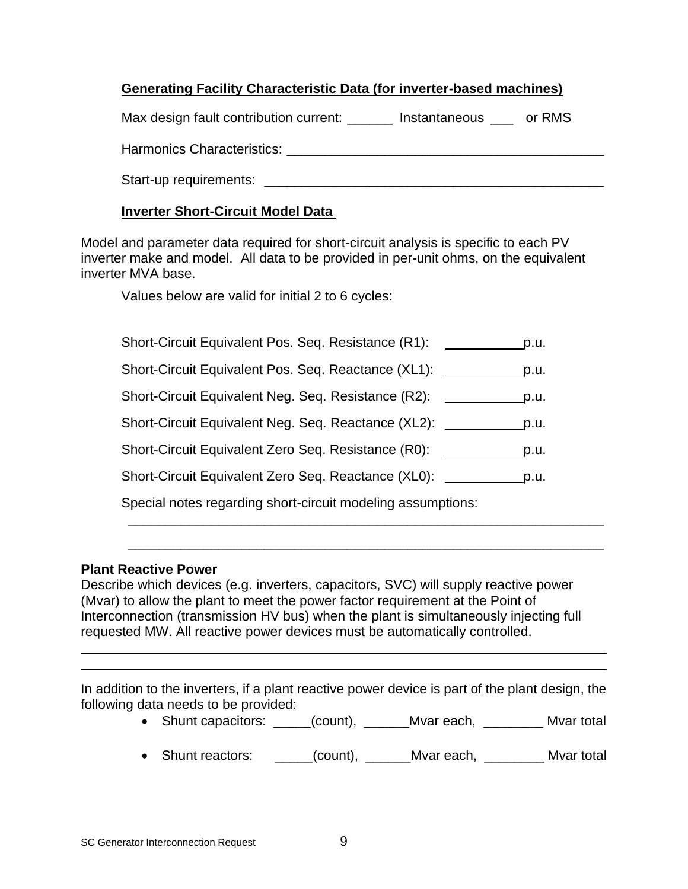**Generating Facility Characteristic Data (for inverter-based machines)**

Max design fault contribution current: ______ Instantaneous ___ or RMS

Harmonics Characteristics: ___________________________________________

Start-up requirements: ______________________________________________

**Inverter Short-Circuit Model Data**

Model and parameter data required for short-circuit analysis is specific to each PV inverter make and model. All data to be provided in per-unit ohms, on the equivalent inverter MVA base.

Values below are valid for initial 2 to 6 cycles:

Short-Circuit Equivalent Pos. Seq. Resistance (R1): __________p.u.

Short-Circuit Equivalent Pos. Seq. Reactance (XL1): __________p.u.

Short-Circuit Equivalent Neg. Seq. Resistance (R2): __________p.u.

Short-Circuit Equivalent Neg. Seq. Reactance (XL2): __________p.u.

Short-Circuit Equivalent Zero Seq. Resistance (R0): __________p.u.

Short-Circuit Equivalent Zero Seq. Reactance (XL0): __________p.u.

Special notes regarding short-circuit modeling assumptions:

_________________________________________________________________

_________________________________________________________________

**Plant Reactive Power**

Describe which devices (e.g. inverters, capacitors, SVC) will supply reactive power (Mvar) to allow the plant to meet the power factor requirement at the Point of Interconnection (transmission HV bus) when the plant is simultaneously injecting full requested MW. All reactive power devices must be automatically controlled.

_________________________________________________________________

_________________________________________________________________

In addition to the inverters, if a plant reactive power device is part of the plant design, the following data needs to be provided:

- Shunt capacitors: _____(count), ______Mvar each, ________ Mvar total
- Shunt reactors: _____(count), ______Mvar each, ________ Mvar total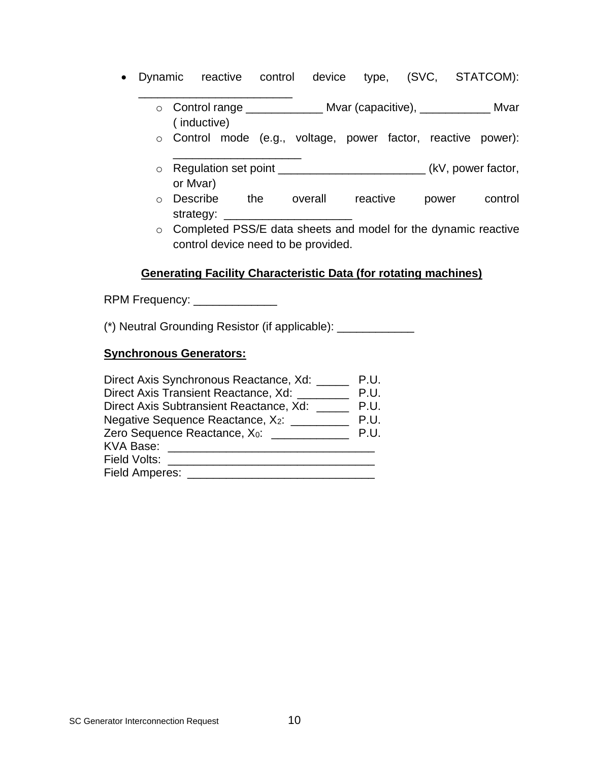- Dynamic reactive control device type, (SVC, STATCOM): _______________________
    - Control range ____________ Mvar (capacitive), ___________ Mvar ( inductive)
    - Control mode (e.g., voltage, power factor, reactive power): ___________________
    - Regulation set point ______________________ (kV, power factor, or Mvar)
    - Describe the overall reactive power control strategy: ___________________
    - Completed PSS/E data sheets and model for the dynamic reactive control device need to be provided.

**Generating Facility Characteristic Data (for rotating machines)**

RPM Frequency: _____________

(*) Neutral Grounding Resistor (if applicable): ____________

**Synchronous Generators:**

Direct Axis Synchronous Reactance, Xd: _____ P.U.
Direct Axis Transient Reactance, Xd: ________ P.U.
Direct Axis Subtransient Reactance, Xd: _____ P.U.
Negative Sequence Reactance, $X_2$: _________ P.U.
Zero Sequence Reactance, $X_0$: ____________ P.U.
KVA Base: _______________________________
Field Volts: _______________________________
Field Amperes: ____________________________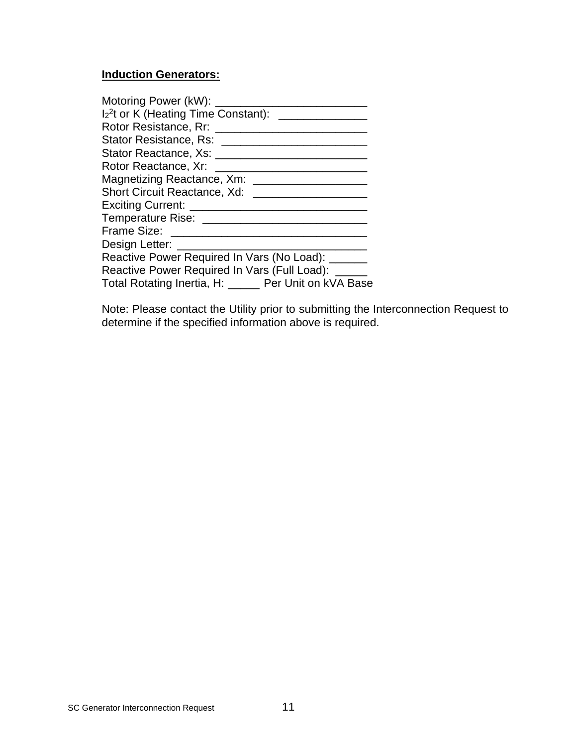**Induction Generators:**

Motoring Power (kW): ________________________
$I_2^2t$ or K (Heating Time Constant): ______________
Rotor Resistance, Rr: ________________________
Stator Resistance, Rs: _______________________
Stator Reactance, Xs: ________________________
Rotor Reactance, Xr: ________________________
Magnetizing Reactance, Xm: __________________
Short Circuit Reactance, Xd: __________________
Exciting Current: ____________________________
Temperature Rise: __________________________
Frame Size: _______________________________
Design Letter: ______________________________
Reactive Power Required In Vars (No Load): ______
Reactive Power Required In Vars (Full Load): _____
Total Rotating Inertia, H: _____ Per Unit on kVA Base

Note: Please contact the Utility prior to submitting the Interconnection Request to determine if the specified information above is required.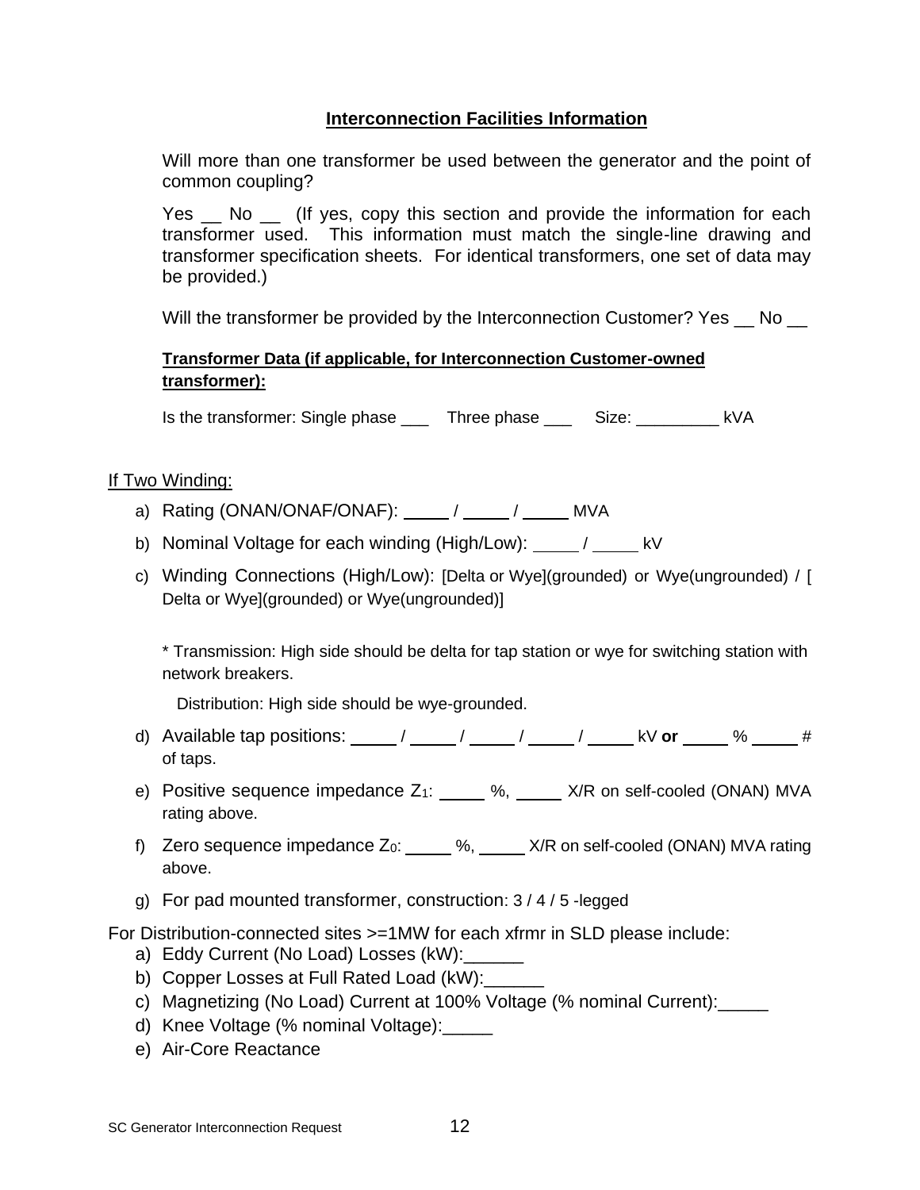## Interconnection Facilities Information

Will more than one transformer be used between the generator and the point of common coupling?

Yes __ No __ (If yes, copy this section and provide the information for each transformer used. This information must match the single-line drawing and transformer specification sheets. For identical transformers, one set of data may be provided.)

Will the transformer be provided by the Interconnection Customer? Yes __ No __

**Transformer Data (if applicable, for Interconnection Customer-owned transformer):**

Is the transformer: Single phase ___ Three phase ___ Size: _________ kVA

If Two Winding:

a) Rating (ONAN/ONAF/ONAF): _____ / _____ / _____ MVA
b) Nominal Voltage for each winding (High/Low): _____ / _____ kV
c) Winding Connections (High/Low): [Delta or Wye](grounded) or Wye(ungrounded) / [ Delta or Wye](grounded) or Wye(ungrounded)]

   * Transmission: High side should be delta for tap station or wye for switching station with network breakers.

   Distribution: High side should be wye-grounded.

d) Available tap positions: _____ / _____ / _____ / _____ / _____ kV **or** _____ % _____ # of taps.
e) Positive sequence impedance $Z_1$: _____ %, _____ X/R on self-cooled (ONAN) MVA rating above.
f) Zero sequence impedance $Z_0$: _____ %, _____ X/R on self-cooled (ONAN) MVA rating above.
g) For pad mounted transformer, construction: 3 / 4 / 5 -legged

For Distribution-connected sites >=1MW for each xfrmr in SLD please include:

a) Eddy Current (No Load) Losses (kW):______
b) Copper Losses at Full Rated Load (kW):______
c) Magnetizing (No Load) Current at 100% Voltage (% nominal Current):_____
d) Knee Voltage (% nominal Voltage):_____
e) Air-Core Reactance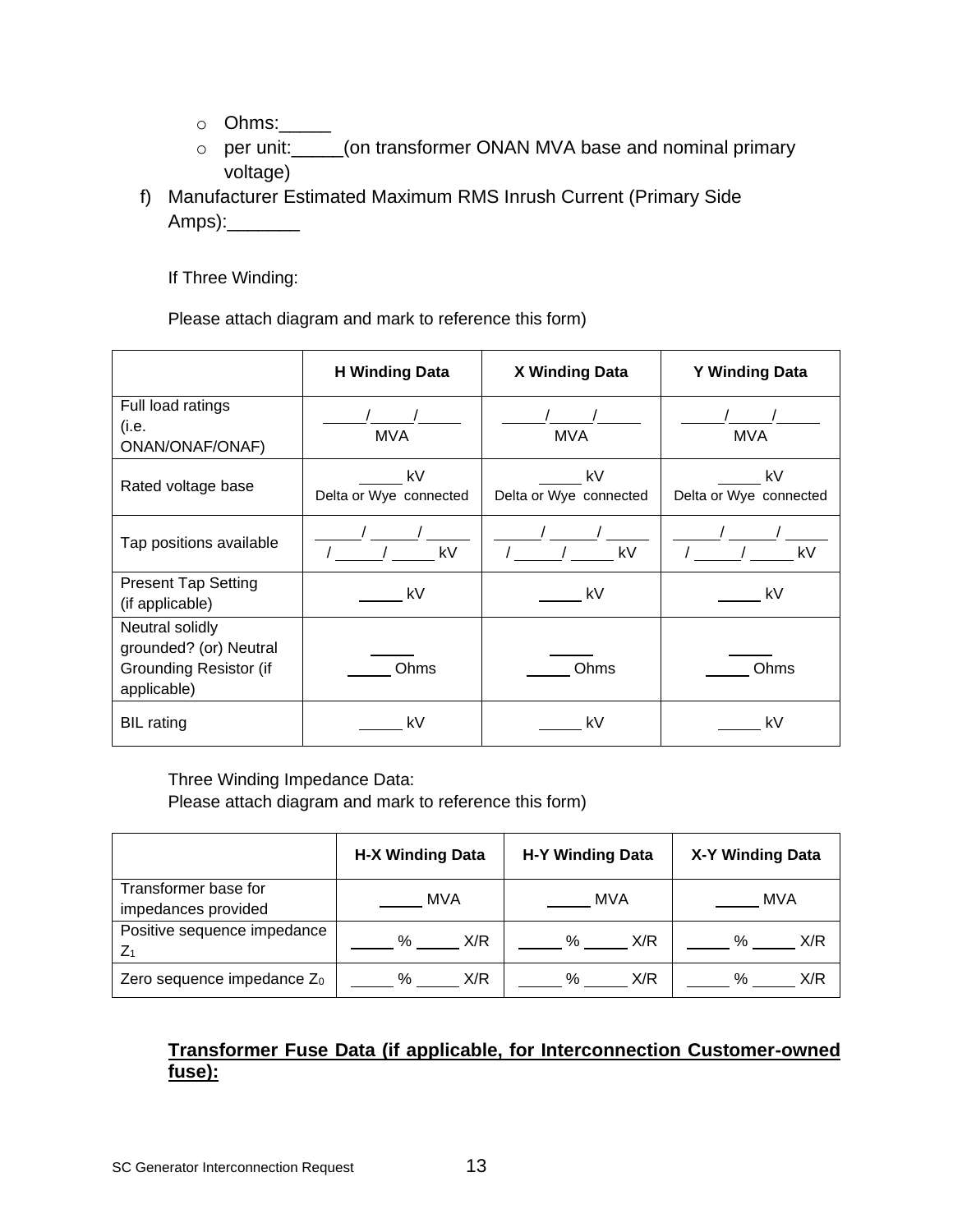- Ohms:_____
- per unit:_____(on transformer ONAN MVA base and nominal primary voltage)

f) Manufacturer Estimated Maximum RMS Inrush Current (Primary Side Amps):_______

If Three Winding:

Please attach diagram and mark to reference this form)

| | H Winding Data | X Winding Data | Y Winding Data |
|---|---|---|---|
| Full load ratings (i.e. ONAN/ONAF/ONAF) | _____/_____/_____ MVA | _____/_____/_____ MVA | _____/_____/_____ MVA |
| Rated voltage base | _____ kV Delta or Wye connected | _____ kV Delta or Wye connected | _____ kV Delta or Wye connected |
| Tap positions available | _____/ _____/ _____ / _____/ _____ kV | _____/ _____/ _____ / _____/ _____ kV | _____/ _____/ _____ / _____/ _____ kV |
| Present Tap Setting (if applicable) | _____ kV | _____ kV | _____ kV |
| Neutral solidly grounded? (or) Neutral Grounding Resistor (if applicable) | _____ _____ Ohms | _____ _____ Ohms | _____ _____ Ohms |
| BIL rating | _____ kV | _____ kV | _____ kV |

Three Winding Impedance Data:
Please attach diagram and mark to reference this form)

| | H-X Winding Data | H-Y Winding Data | X-Y Winding Data |
|---|---|---|---|
| Transformer base for impedances provided | _____ MVA | _____ MVA | _____ MVA |
| Positive sequence impedance $Z_1$ | _____ % _____ X/R | _____ % _____ X/R | _____ % _____ X/R |
| Zero sequence impedance $Z_0$ | _____ % _____ X/R | _____ % _____ X/R | _____ % _____ X/R |

**Transformer Fuse Data (if applicable, for Interconnection Customer-owned fuse):**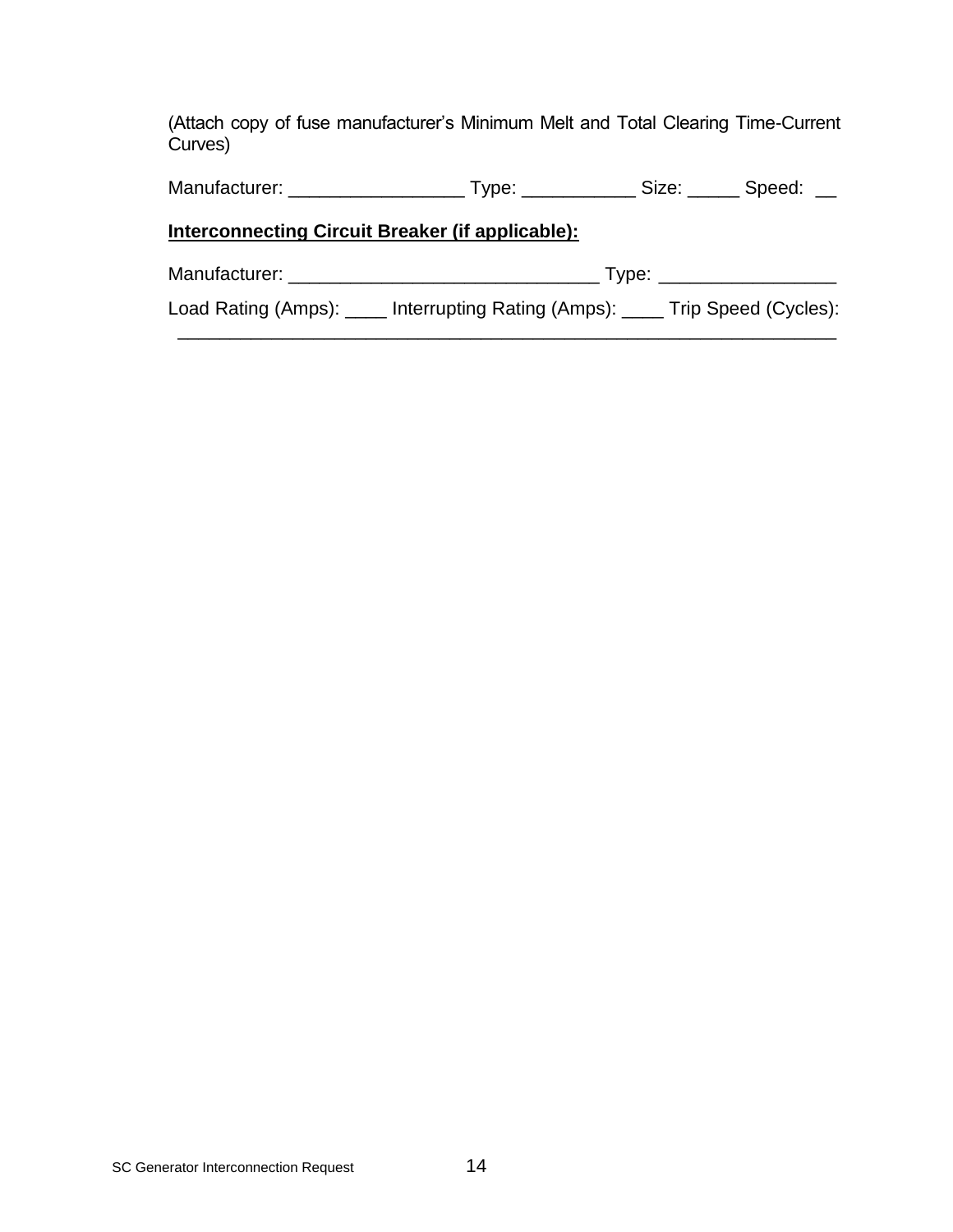(Attach copy of fuse manufacturer's Minimum Melt and Total Clearing Time-Current Curves)

Manufacturer: _________________ Type: ___________ Size: _____ Speed: __

**<u>Interconnecting Circuit Breaker (if applicable):</u>**

Manufacturer: ______________________________ Type: _________________

Load Rating (Amps): ____ Interrupting Rating (Amps): ____ Trip Speed (Cycles): _______________________________________________________________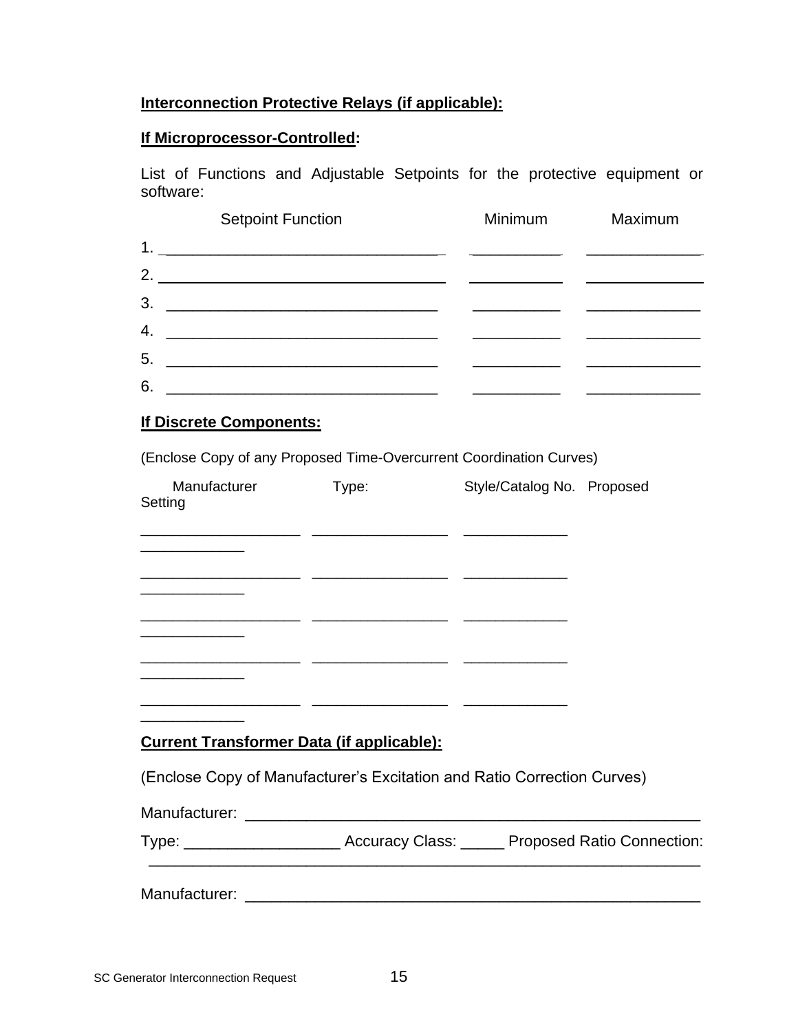**Interconnection Protective Relays (if applicable):**

**If Microprocessor-Controlled:**

List of Functions and Adjustable Setpoints for the protective equipment or software:

| | Setpoint Function | Minimum | Maximum |
|---|---|---|---|
| 1. | ______________________________ | __________ | _____________ |
| 2. | ______________________________ | __________ | _____________ |
| 3. | ______________________________ | __________ | _____________ |
| 4. | ______________________________ | __________ | _____________ |
| 5. | ______________________________ | __________ | _____________ |
| 6. | ______________________________ | __________ | _____________ |

**If Discrete Components:**

(Enclose Copy of any Proposed Time-Overcurrent Coordination Curves)

| Manufacturer | Type: | Style/Catalog No. | Proposed Setting |
|---|---|---|---|
| __________________ | ________________ | ____________ | ____________ |
| __________________ | ________________ | ____________ | ____________ |
| __________________ | ________________ | ____________ | ____________ |
| __________________ | ________________ | ____________ | ____________ |
| __________________ | ________________ | ____________ | ____________ |

**Current Transformer Data (if applicable):**

(Enclose Copy of Manufacturer's Excitation and Ratio Correction Curves)

Manufacturer: ____________________________________________________

Type: __________________ Accuracy Class: _____ Proposed Ratio Connection: ______________________________________________________________

Manufacturer: ____________________________________________________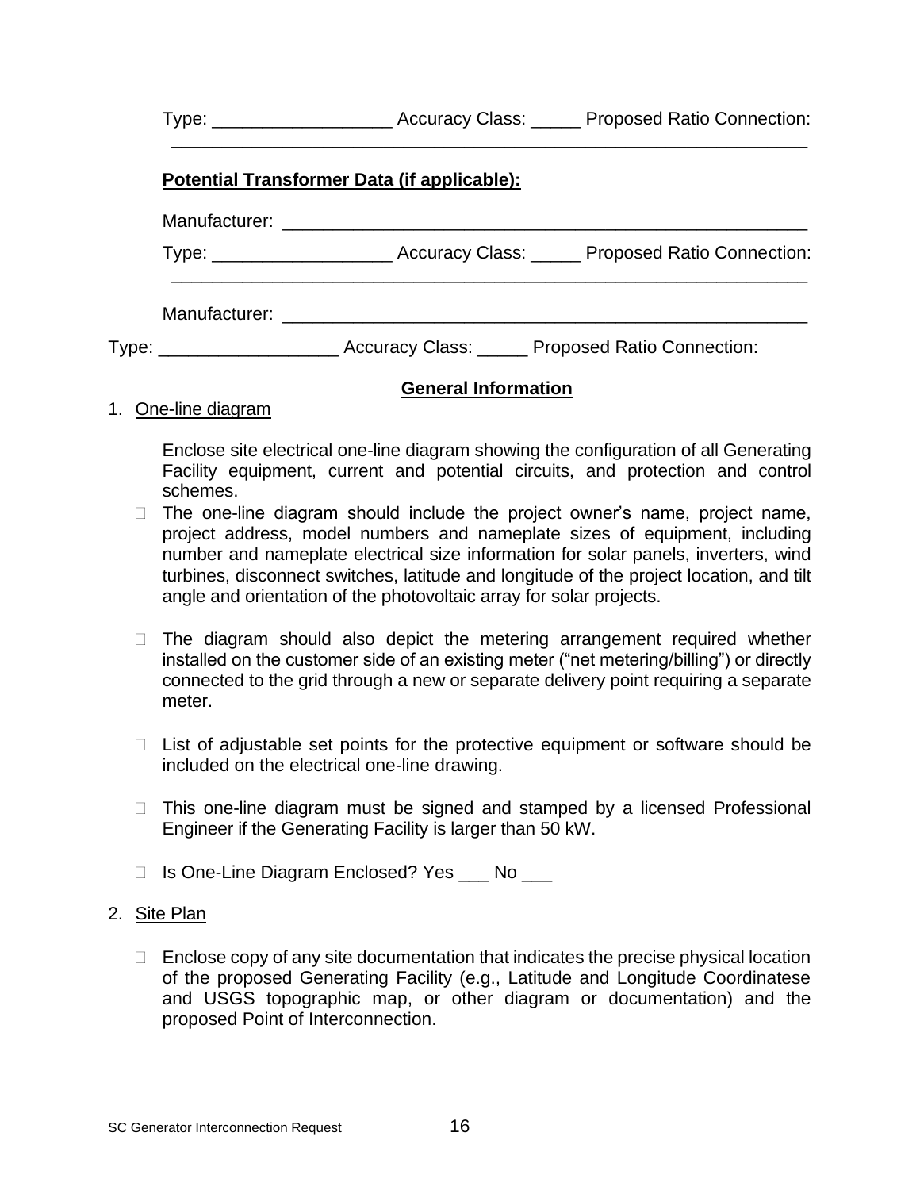Type: __________________ Accuracy Class: _____ Proposed Ratio Connection: _________________________________________________________________

**Potential Transformer Data (if applicable):**

Manufacturer: _____________________________________________________

Type: __________________ Accuracy Class: _____ Proposed Ratio Connection: _________________________________________________________________

Manufacturer: _____________________________________________________

Type: __________________ Accuracy Class: _____ Proposed Ratio Connection:

**General Information**

1. One-line diagram

   Enclose site electrical one-line diagram showing the configuration of all Generating Facility equipment, current and potential circuits, and protection and control schemes.

   - The one-line diagram should include the project owner's name, project name, project address, model numbers and nameplate sizes of equipment, including number and nameplate electrical size information for solar panels, inverters, wind turbines, disconnect switches, latitude and longitude of the project location, and tilt angle and orientation of the photovoltaic array for solar projects.

   - The diagram should also depict the metering arrangement required whether installed on the customer side of an existing meter ("net metering/billing") or directly connected to the grid through a new or separate delivery point requiring a separate meter.

   - List of adjustable set points for the protective equipment or software should be included on the electrical one-line drawing.

   - This one-line diagram must be signed and stamped by a licensed Professional Engineer if the Generating Facility is larger than 50 kW.

   - Is One-Line Diagram Enclosed? Yes ___ No ___

2. Site Plan

   - Enclose copy of any site documentation that indicates the precise physical location of the proposed Generating Facility (e.g., Latitude and Longitude Coordinatese and USGS topographic map, or other diagram or documentation) and the proposed Point of Interconnection.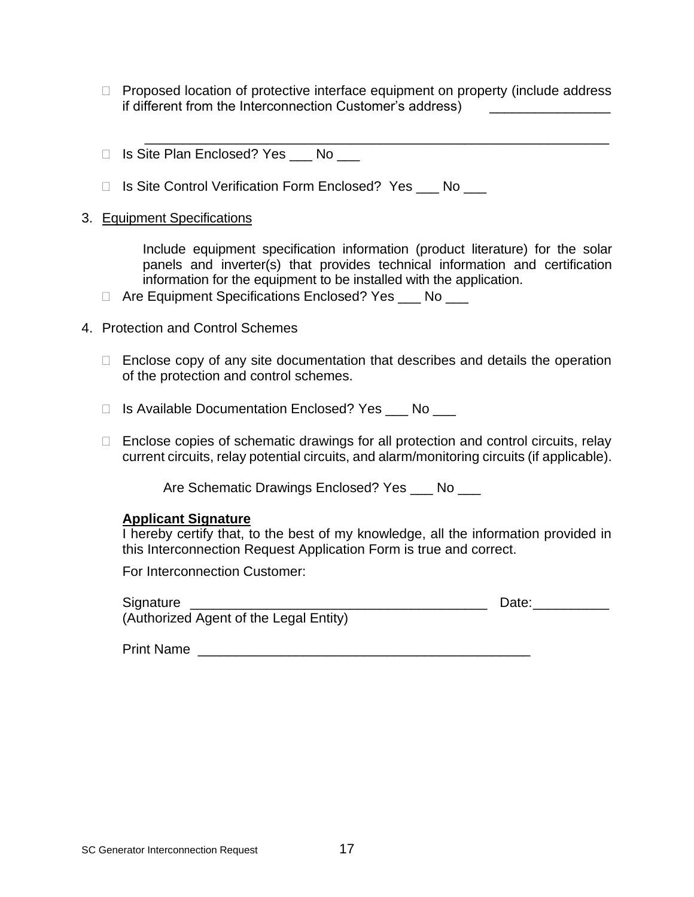- Proposed location of protective interface equipment on property (include address if different from the Interconnection Customer's address) ________________

  ________________________________________________________________

- Is Site Plan Enclosed? Yes ___ No ___

- Is Site Control Verification Form Enclosed? Yes ___ No ___

3. Equipment Specifications

   Include equipment specification information (product literature) for the solar panels and inverter(s) that provides technical information and certification information for the equipment to be installed with the application.

- Are Equipment Specifications Enclosed? Yes ___ No ___

4. Protection and Control Schemes

- Enclose copy of any site documentation that describes and details the operation of the protection and control schemes.

- Is Available Documentation Enclosed? Yes ___ No ___

- Enclose copies of schematic drawings for all protection and control circuits, relay current circuits, relay potential circuits, and alarm/monitoring circuits (if applicable).

  Are Schematic Drawings Enclosed? Yes ___ No ___

**Applicant Signature**

I hereby certify that, to the best of my knowledge, all the information provided in this Interconnection Request Application Form is true and correct.

For Interconnection Customer:

Signature ________________________________________ Date:__________
(Authorized Agent of the Legal Entity)

Print Name _____________________________________________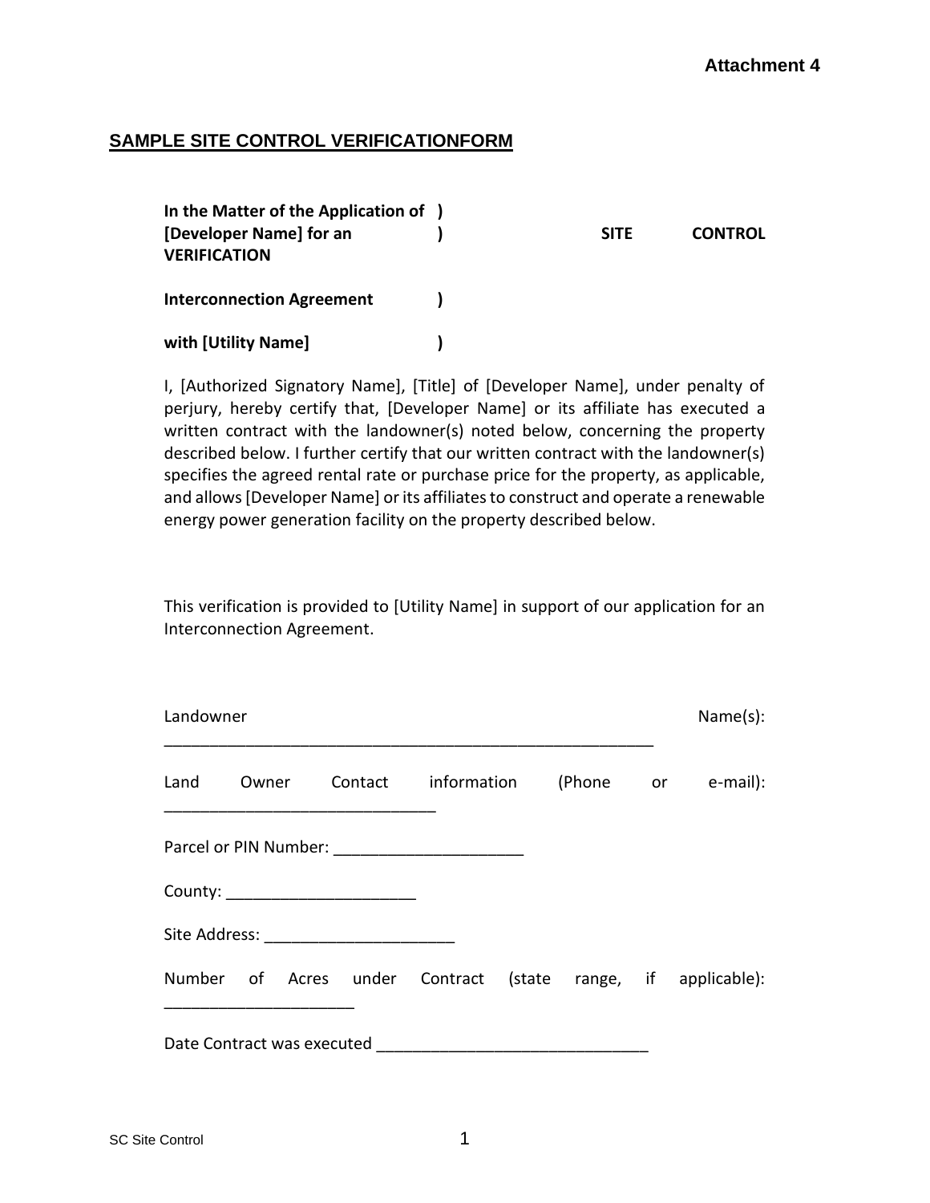Attachment 4

## SAMPLE SITE CONTROL VERIFICATIONFORM

**In the Matter of the Application of )**
**[Developer Name] for an ) SITE CONTROL**
**VERIFICATION**

**Interconnection Agreement )**

**with [Utility Name] )**

I, [Authorized Signatory Name], [Title] of [Developer Name], under penalty of perjury, hereby certify that, [Developer Name] or its affiliate has executed a written contract with the landowner(s) noted below, concerning the property described below. I further certify that our written contract with the landowner(s) specifies the agreed rental rate or purchase price for the property, as applicable, and allows [Developer Name] or its affiliates to construct and operate a renewable energy power generation facility on the property described below.

This verification is provided to [Utility Name] in support of our application for an Interconnection Agreement.

Landowner Name(s): ________________________________________________________

Land Owner Contact information (Phone or e-mail): ______________________________

Parcel or PIN Number: _____________________

County: _____________________

Site Address: _____________________

Number of Acres under Contract (state range, if applicable): _____________________

Date Contract was executed ______________________________

SC Site Control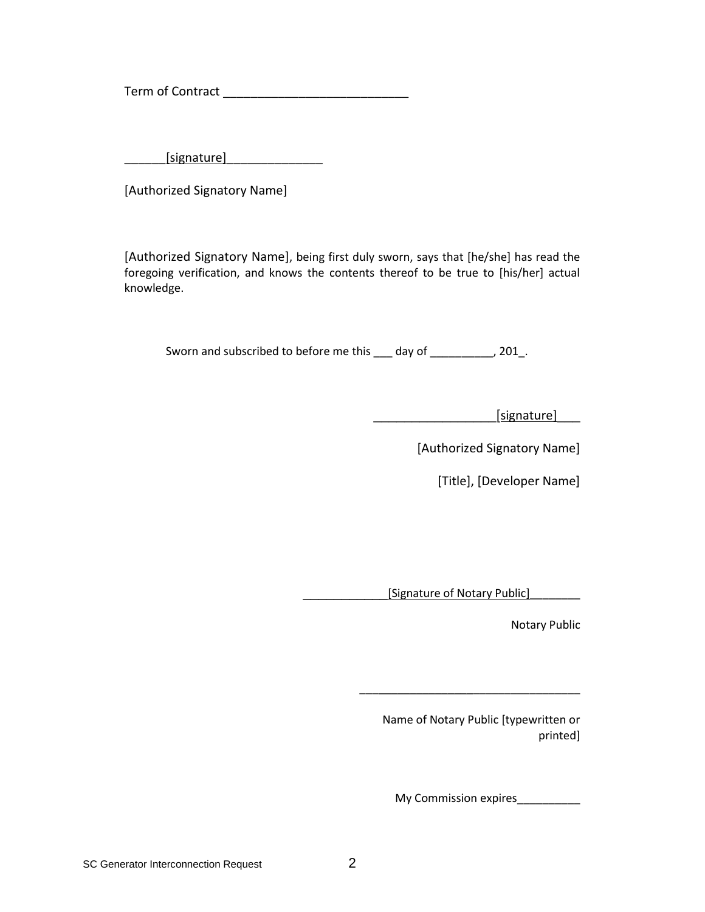Term of Contract ____________________________

______[signature]______________

[Authorized Signatory Name]

[Authorized Signatory Name], being first duly sworn, says that [he/she] has read the foregoing verification, and knows the contents thereof to be true to [his/her] actual knowledge.

Sworn and subscribed to before me this ___ day of __________, 201_.

___________________[signature]____

[Authorized Signatory Name]

[Title], [Developer Name]

_____________[Signature of Notary Public]________

Notary Public

___________________________________

Name of Notary Public [typewritten or printed]

My Commission expires__________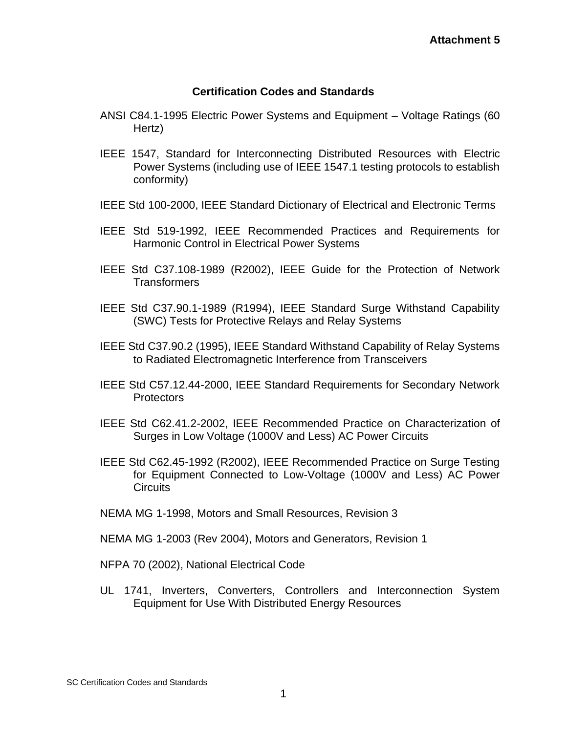**Attachment 5**

## Certification Codes and Standards

ANSI C84.1-1995 Electric Power Systems and Equipment – Voltage Ratings (60 Hertz)

IEEE 1547, Standard for Interconnecting Distributed Resources with Electric Power Systems (including use of IEEE 1547.1 testing protocols to establish conformity)

IEEE Std 100-2000, IEEE Standard Dictionary of Electrical and Electronic Terms

IEEE Std 519-1992, IEEE Recommended Practices and Requirements for Harmonic Control in Electrical Power Systems

IEEE Std C37.108-1989 (R2002), IEEE Guide for the Protection of Network Transformers

IEEE Std C37.90.1-1989 (R1994), IEEE Standard Surge Withstand Capability (SWC) Tests for Protective Relays and Relay Systems

IEEE Std C37.90.2 (1995), IEEE Standard Withstand Capability of Relay Systems to Radiated Electromagnetic Interference from Transceivers

IEEE Std C57.12.44-2000, IEEE Standard Requirements for Secondary Network Protectors

IEEE Std C62.41.2-2002, IEEE Recommended Practice on Characterization of Surges in Low Voltage (1000V and Less) AC Power Circuits

IEEE Std C62.45-1992 (R2002), IEEE Recommended Practice on Surge Testing for Equipment Connected to Low-Voltage (1000V and Less) AC Power Circuits

NEMA MG 1-1998, Motors and Small Resources, Revision 3

NEMA MG 1-2003 (Rev 2004), Motors and Generators, Revision 1

NFPA 70 (2002), National Electrical Code

UL 1741, Inverters, Converters, Controllers and Interconnection System Equipment for Use With Distributed Energy Resources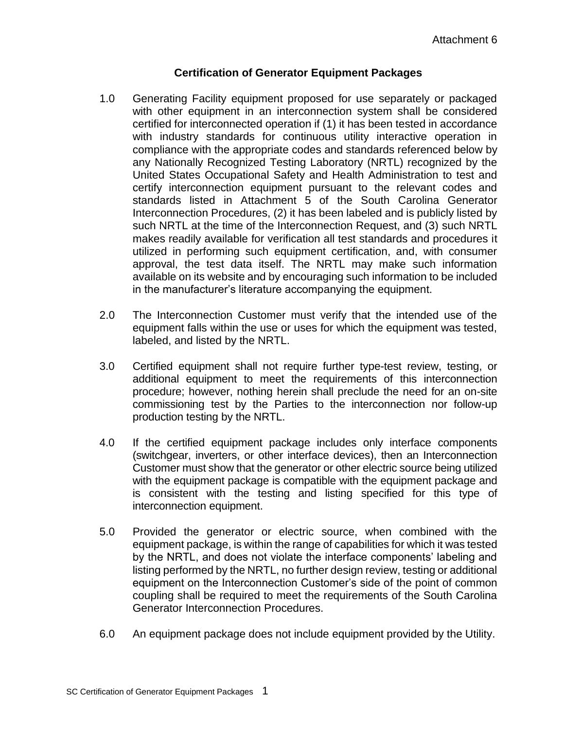Attachment 6

## Certification of Generator Equipment Packages

1.0 Generating Facility equipment proposed for use separately or packaged with other equipment in an interconnection system shall be considered certified for interconnected operation if (1) it has been tested in accordance with industry standards for continuous utility interactive operation in compliance with the appropriate codes and standards referenced below by any Nationally Recognized Testing Laboratory (NRTL) recognized by the United States Occupational Safety and Health Administration to test and certify interconnection equipment pursuant to the relevant codes and standards listed in Attachment 5 of the South Carolina Generator Interconnection Procedures, (2) it has been labeled and is publicly listed by such NRTL at the time of the Interconnection Request, and (3) such NRTL makes readily available for verification all test standards and procedures it utilized in performing such equipment certification, and, with consumer approval, the test data itself. The NRTL may make such information available on its website and by encouraging such information to be included in the manufacturer's literature accompanying the equipment.

2.0 The Interconnection Customer must verify that the intended use of the equipment falls within the use or uses for which the equipment was tested, labeled, and listed by the NRTL.

3.0 Certified equipment shall not require further type-test review, testing, or additional equipment to meet the requirements of this interconnection procedure; however, nothing herein shall preclude the need for an on-site commissioning test by the Parties to the interconnection nor follow-up production testing by the NRTL.

4.0 If the certified equipment package includes only interface components (switchgear, inverters, or other interface devices), then an Interconnection Customer must show that the generator or other electric source being utilized with the equipment package is compatible with the equipment package and is consistent with the testing and listing specified for this type of interconnection equipment.

5.0 Provided the generator or electric source, when combined with the equipment package, is within the range of capabilities for which it was tested by the NRTL, and does not violate the interface components' labeling and listing performed by the NRTL, no further design review, testing or additional equipment on the Interconnection Customer's side of the point of common coupling shall be required to meet the requirements of the South Carolina Generator Interconnection Procedures.

6.0 An equipment package does not include equipment provided by the Utility.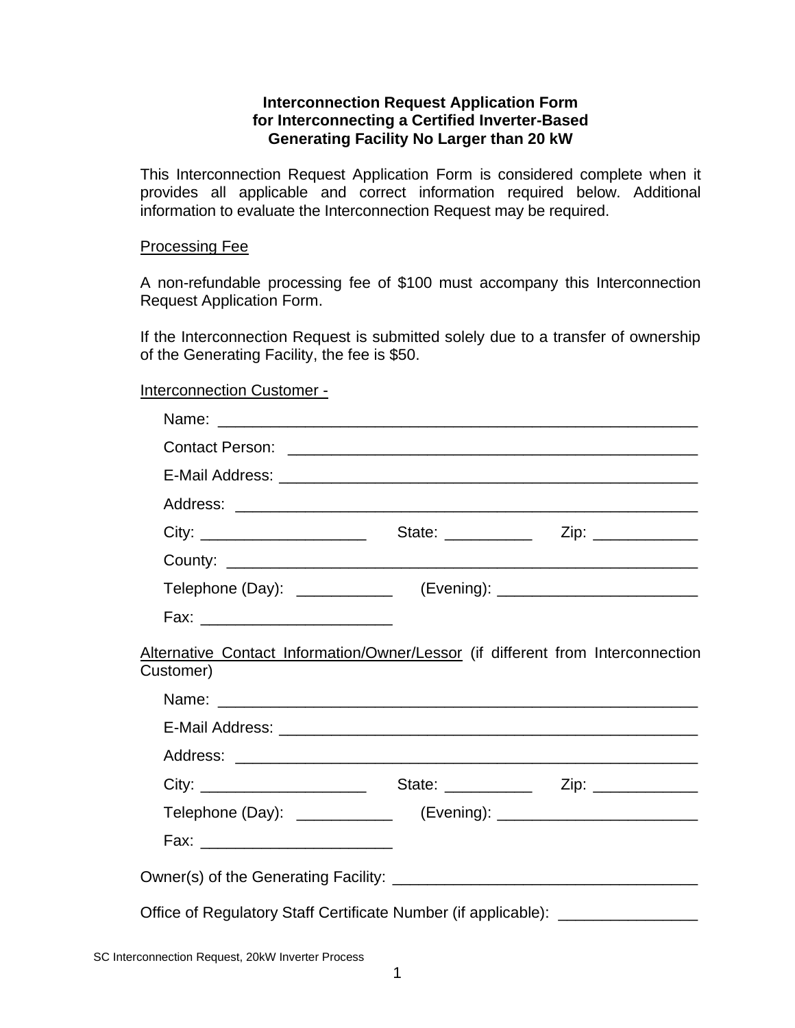**Interconnection Request Application Form for Interconnecting a Certified Inverter-Based Generating Facility No Larger than 20 kW**

This Interconnection Request Application Form is considered complete when it provides all applicable and correct information required below. Additional information to evaluate the Interconnection Request may be required.

Processing Fee

A non-refundable processing fee of $100 must accompany this Interconnection Request Application Form.

If the Interconnection Request is submitted solely due to a transfer of ownership of the Generating Facility, the fee is $50.

Interconnection Customer -

Name: ______________________________________________________

Contact Person: ______________________________________________

E-Mail Address: ______________________________________________

Address: ____________________________________________________

City: ___________________ State: __________ Zip: ____________

County: ____________________________________________________

Telephone (Day): ___________ (Evening): _______________________

Fax: ______________________

Alternative Contact Information/Owner/Lessor (if different from Interconnection Customer)

Name: ______________________________________________________

E-Mail Address: ______________________________________________

Address: ____________________________________________________

City: ___________________ State: __________ Zip: ____________

Telephone (Day): ___________ (Evening): _______________________

Fax: ______________________

Owner(s) of the Generating Facility: ___________________________________

Office of Regulatory Staff Certificate Number (if applicable): ________________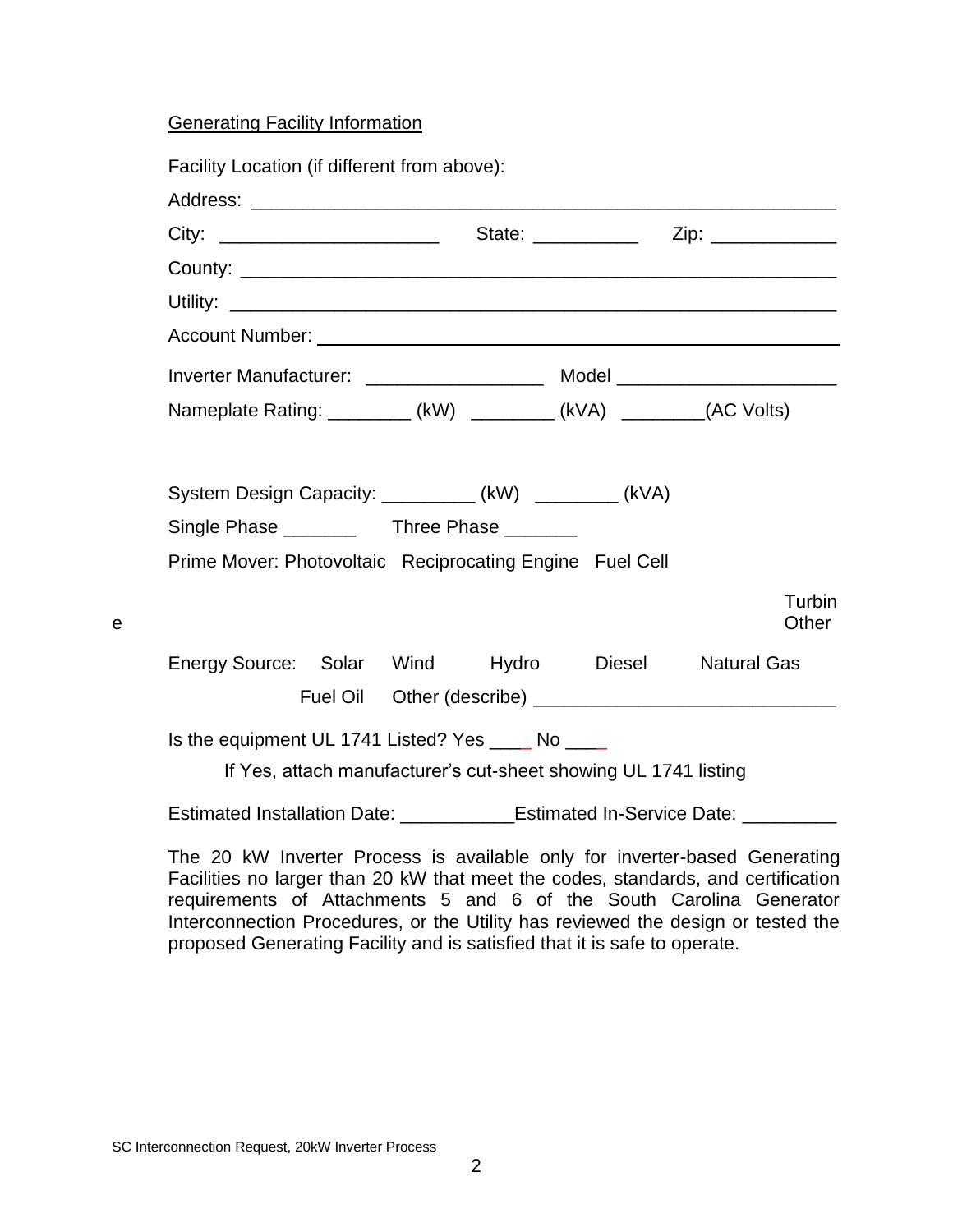Generating Facility Information

Facility Location (if different from above):

Address: ____________________________________________________________

City: ______________________ State: __________ Zip: ____________

County: ____________________________________________________________

Utility: ____________________________________________________________

Account Number: ____________________________________________________

Inverter Manufacturer: _________________ Model _____________________

Nameplate Rating: ________ (kW) ________ (kVA) ________(AC Volts)

System Design Capacity: _________ (kW) ________ (kVA)

Single Phase _______ Three Phase _______

Prime Mover: Photovoltaic Reciprocating Engine Fuel Cell Turbine Other

Energy Source: Solar Wind Hydro Diesel Natural Gas Fuel Oil Other (describe) ____________________________

Is the equipment UL 1741 Listed? Yes ____ No ____

If Yes, attach manufacturer's cut-sheet showing UL 1741 listing

Estimated Installation Date: ___________Estimated In-Service Date: _________

The 20 kW Inverter Process is available only for inverter-based Generating Facilities no larger than 20 kW that meet the codes, standards, and certification requirements of Attachments 5 and 6 of the South Carolina Generator Interconnection Procedures, or the Utility has reviewed the design or tested the proposed Generating Facility and is satisfied that it is safe to operate.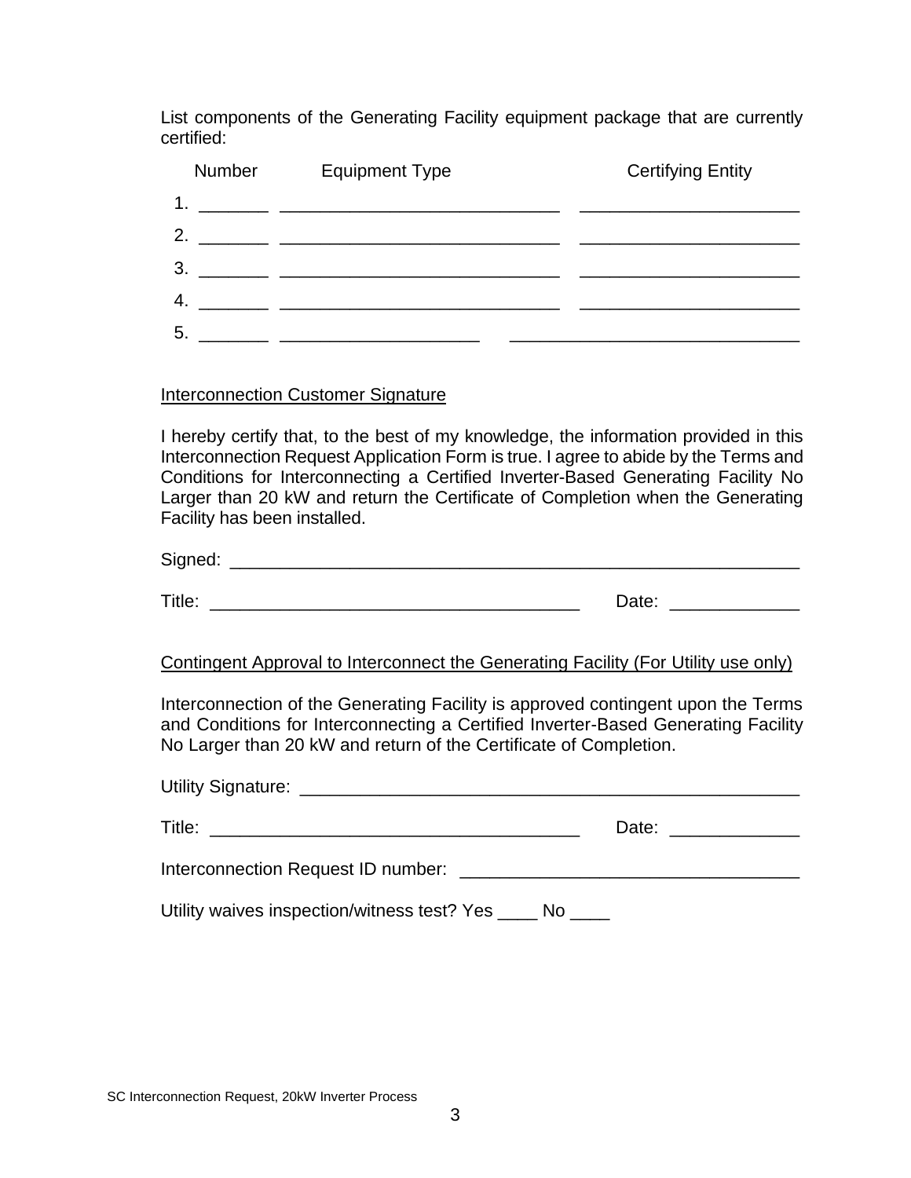List components of the Generating Facility equipment package that are currently certified:

| Number | Equipment Type | Certifying Entity |
|---|---|---|
| 1. _______ | ____________________________ | ______________________ |
| 2. _______ | ____________________________ | ______________________ |
| 3. _______ | ____________________________ | ______________________ |
| 4. _______ | ____________________________ | ______________________ |
| 5. _______ | ____________________ | _____________________________ |

<u>Interconnection Customer Signature</u>

I hereby certify that, to the best of my knowledge, the information provided in this Interconnection Request Application Form is true. I agree to abide by the Terms and Conditions for Interconnecting a Certified Inverter-Based Generating Facility No Larger than 20 kW and return the Certificate of Completion when the Generating Facility has been installed.

Signed: ___________________________________________________________

Title: _____________________________________ Date: _____________

<u>Contingent Approval to Interconnect the Generating Facility (For Utility use only)</u>

Interconnection of the Generating Facility is approved contingent upon the Terms and Conditions for Interconnecting a Certified Inverter-Based Generating Facility No Larger than 20 kW and return of the Certificate of Completion.

Utility Signature: ____________________________________________________

Title: _____________________________________ Date: _____________

Interconnection Request ID number: _________________________________

Utility waives inspection/witness test? Yes ____ No ____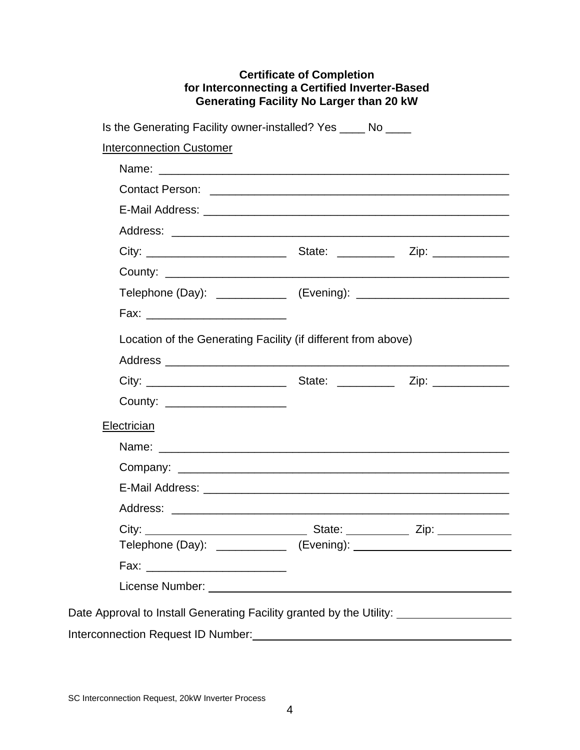**Certificate of Completion**
**for Interconnecting a Certified Inverter-Based**
**Generating Facility No Larger than 20 kW**

Is the Generating Facility owner-installed? Yes ____ No ____

Interconnection Customer

Name: ________________________________________________________

Contact Person: ______________________________________________

E-Mail Address: ______________________________________________

Address: _____________________________________________________

City: ______________________ State: _________ Zip: ____________

County: ______________________________________________________

Telephone (Day): ___________ (Evening): ________________________

Fax: _____________________

Location of the Generating Facility (if different from above)

Address ______________________________________________________

City: ______________________ State: _________ Zip: ____________

County: ___________________

Electrician

Name: ________________________________________________________

Company: _____________________________________________________

E-Mail Address: ______________________________________________

Address: _____________________________________________________

City: ______________________ State: _________ Zip: ____________

Telephone (Day): ___________ (Evening): ________________________

Fax: _____________________

License Number: ______________________________________________

Date Approval to Install Generating Facility granted by the Utility: __________________

Interconnection Request ID Number: ________________________________________

SC Interconnection Request, 20kW Inverter Process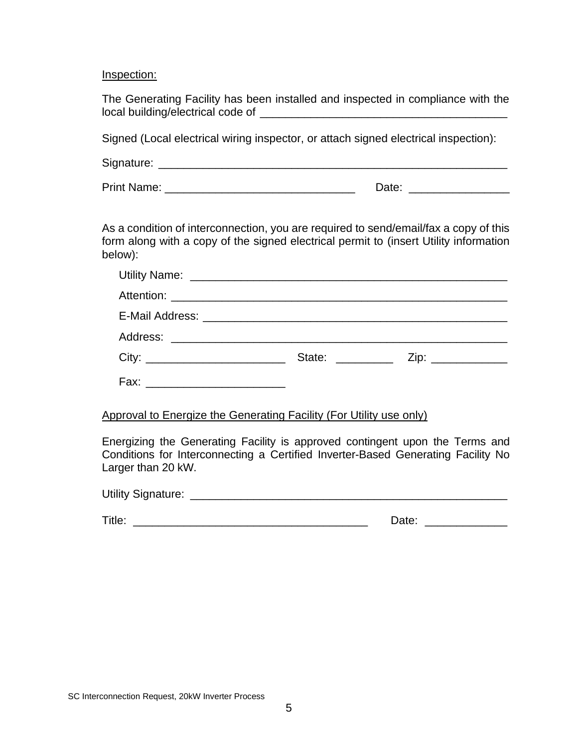<u>Inspection:</u>

The Generating Facility has been installed and inspected in compliance with the local building/electrical code of ______________________________________

Signed (Local electrical wiring inspector, or attach signed electrical inspection):

Signature: ______________________________________________________

Print Name: _____________________________ Date: _______________

As a condition of interconnection, you are required to send/email/fax a copy of this form along with a copy of the signed electrical permit to (insert Utility information below):

Utility Name: ________________________________________________

Attention: ___________________________________________________

E-Mail Address: ______________________________________________

Address: ____________________________________________________

City: _____________________ State: _________ Zip: ____________

Fax: _____________________

<u>Approval to Energize the Generating Facility (For Utility use only)</u>

Energizing the Generating Facility is approved contingent upon the Terms and Conditions for Interconnecting a Certified Inverter-Based Generating Facility No Larger than 20 kW.

Utility Signature: _________________________________________________

Title: ____________________________________ Date: _____________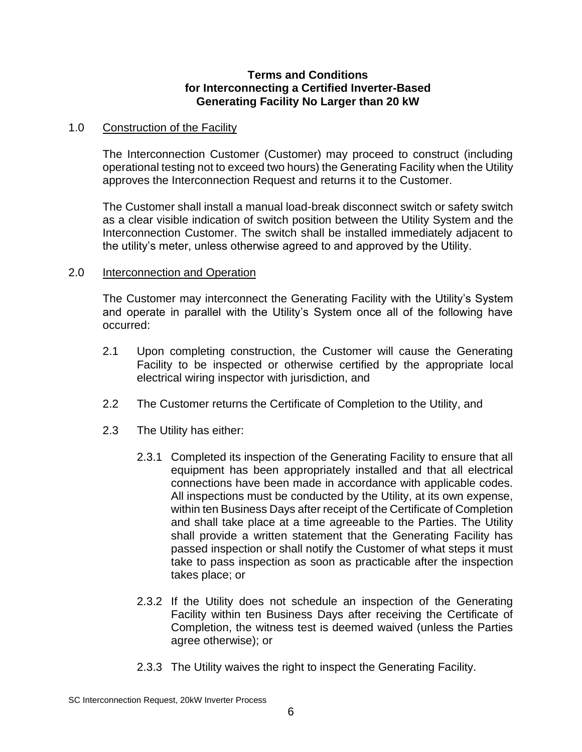# Terms and Conditions for Interconnecting a Certified Inverter-Based Generating Facility No Larger than 20 kW

1.0 Construction of the Facility

The Interconnection Customer (Customer) may proceed to construct (including operational testing not to exceed two hours) the Generating Facility when the Utility approves the Interconnection Request and returns it to the Customer.

The Customer shall install a manual load-break disconnect switch or safety switch as a clear visible indication of switch position between the Utility System and the Interconnection Customer. The switch shall be installed immediately adjacent to the utility's meter, unless otherwise agreed to and approved by the Utility.

2.0 Interconnection and Operation

The Customer may interconnect the Generating Facility with the Utility's System and operate in parallel with the Utility's System once all of the following have occurred:

2.1 Upon completing construction, the Customer will cause the Generating Facility to be inspected or otherwise certified by the appropriate local electrical wiring inspector with jurisdiction, and

2.2 The Customer returns the Certificate of Completion to the Utility, and

2.3 The Utility has either:

2.3.1 Completed its inspection of the Generating Facility to ensure that all equipment has been appropriately installed and that all electrical connections have been made in accordance with applicable codes. All inspections must be conducted by the Utility, at its own expense, within ten Business Days after receipt of the Certificate of Completion and shall take place at a time agreeable to the Parties. The Utility shall provide a written statement that the Generating Facility has passed inspection or shall notify the Customer of what steps it must take to pass inspection as soon as practicable after the inspection takes place; or

2.3.2 If the Utility does not schedule an inspection of the Generating Facility within ten Business Days after receiving the Certificate of Completion, the witness test is deemed waived (unless the Parties agree otherwise); or

2.3.3 The Utility waives the right to inspect the Generating Facility.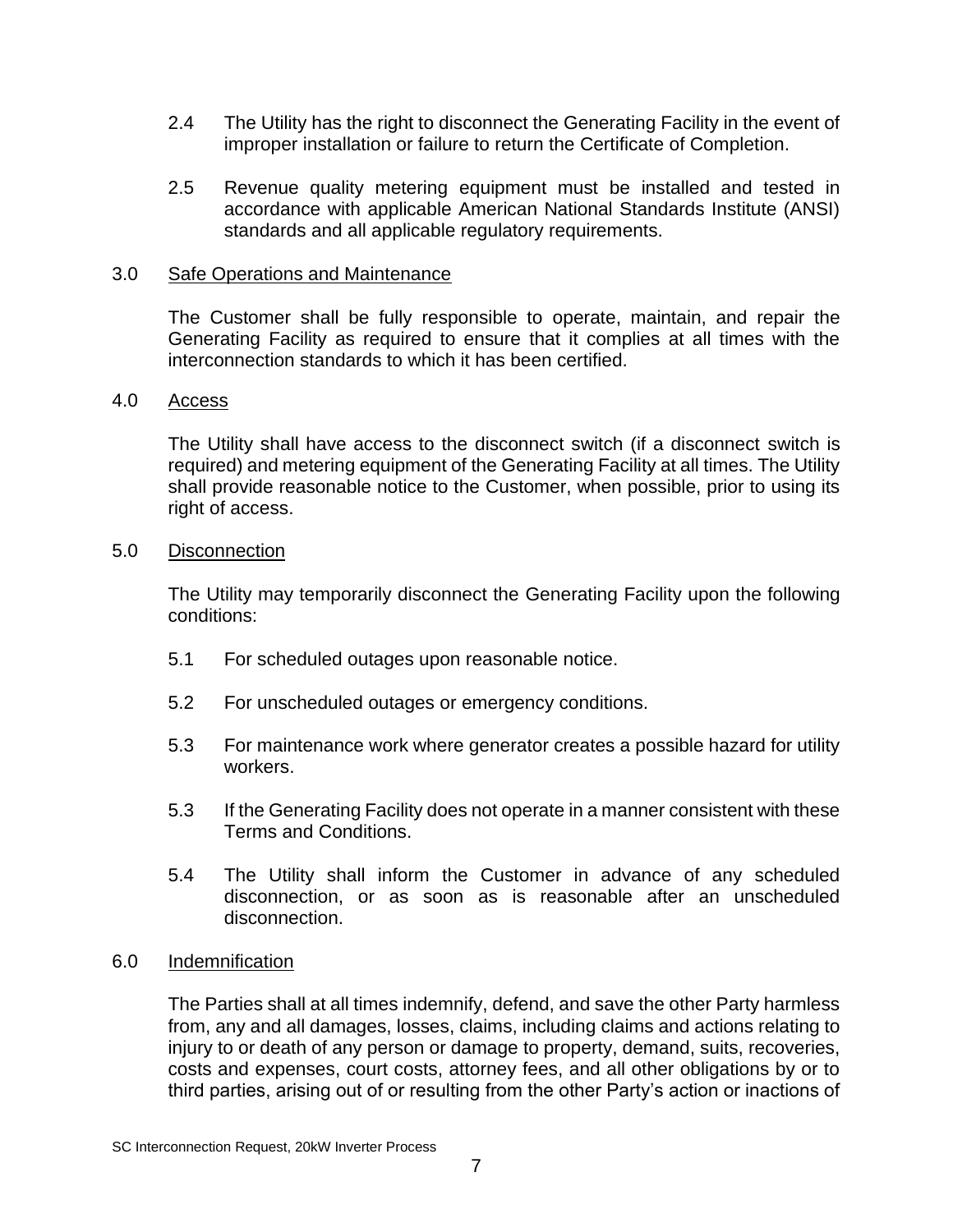2.4 The Utility has the right to disconnect the Generating Facility in the event of improper installation or failure to return the Certificate of Completion.

2.5 Revenue quality metering equipment must be installed and tested in accordance with applicable American National Standards Institute (ANSI) standards and all applicable regulatory requirements.

3.0 Safe Operations and Maintenance

The Customer shall be fully responsible to operate, maintain, and repair the Generating Facility as required to ensure that it complies at all times with the interconnection standards to which it has been certified.

4.0 Access

The Utility shall have access to the disconnect switch (if a disconnect switch is required) and metering equipment of the Generating Facility at all times. The Utility shall provide reasonable notice to the Customer, when possible, prior to using its right of access.

5.0 Disconnection

The Utility may temporarily disconnect the Generating Facility upon the following conditions:

5.1 For scheduled outages upon reasonable notice.

5.2 For unscheduled outages or emergency conditions.

5.3 For maintenance work where generator creates a possible hazard for utility workers.

5.3 If the Generating Facility does not operate in a manner consistent with these Terms and Conditions.

5.4 The Utility shall inform the Customer in advance of any scheduled disconnection, or as soon as is reasonable after an unscheduled disconnection.

6.0 Indemnification

The Parties shall at all times indemnify, defend, and save the other Party harmless from, any and all damages, losses, claims, including claims and actions relating to injury to or death of any person or damage to property, demand, suits, recoveries, costs and expenses, court costs, attorney fees, and all other obligations by or to third parties, arising out of or resulting from the other Party's action or inactions of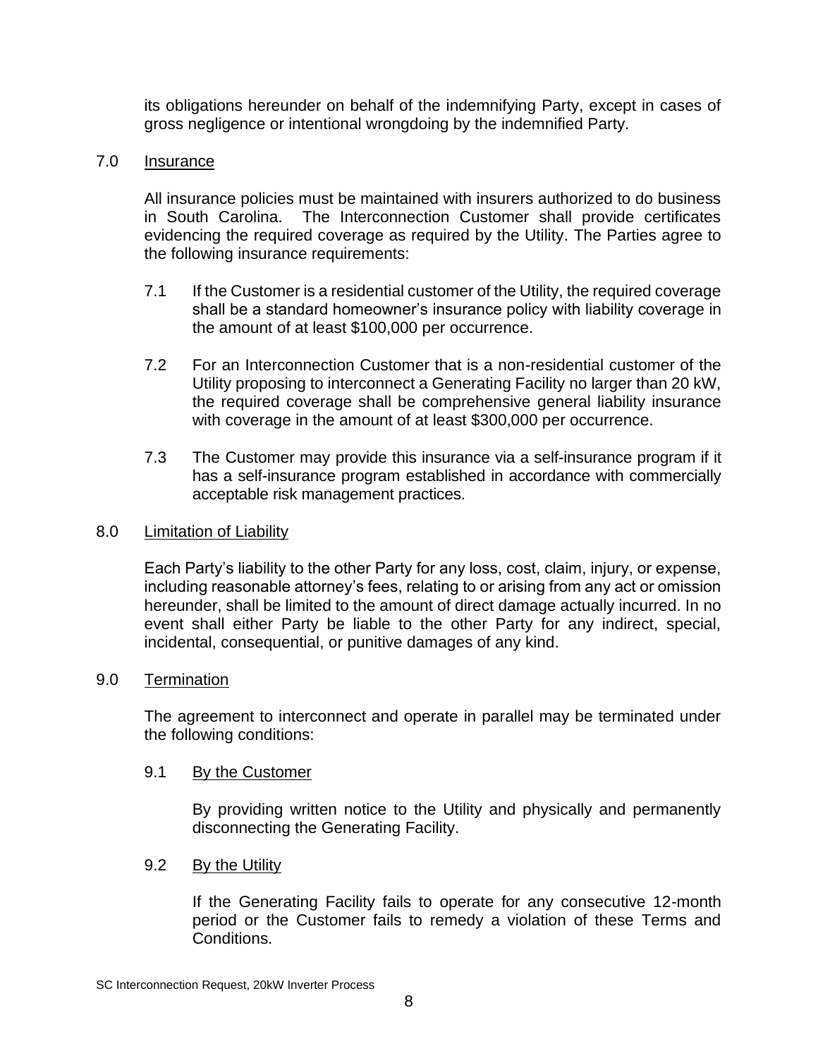its obligations hereunder on behalf of the indemnifying Party, except in cases of gross negligence or intentional wrongdoing by the indemnified Party.

7.0 Insurance

All insurance policies must be maintained with insurers authorized to do business in South Carolina. The Interconnection Customer shall provide certificates evidencing the required coverage as required by the Utility. The Parties agree to the following insurance requirements:

7.1 If the Customer is a residential customer of the Utility, the required coverage shall be a standard homeowner's insurance policy with liability coverage in the amount of at least $100,000 per occurrence.

7.2 For an Interconnection Customer that is a non-residential customer of the Utility proposing to interconnect a Generating Facility no larger than 20 kW, the required coverage shall be comprehensive general liability insurance with coverage in the amount of at least $300,000 per occurrence.

7.3 The Customer may provide this insurance via a self-insurance program if it has a self-insurance program established in accordance with commercially acceptable risk management practices.

8.0 Limitation of Liability

Each Party's liability to the other Party for any loss, cost, claim, injury, or expense, including reasonable attorney's fees, relating to or arising from any act or omission hereunder, shall be limited to the amount of direct damage actually incurred. In no event shall either Party be liable to the other Party for any indirect, special, incidental, consequential, or punitive damages of any kind.

9.0 Termination

The agreement to interconnect and operate in parallel may be terminated under the following conditions:

9.1 By the Customer

By providing written notice to the Utility and physically and permanently disconnecting the Generating Facility.

9.2 By the Utility

If the Generating Facility fails to operate for any consecutive 12-month period or the Customer fails to remedy a violation of these Terms and Conditions.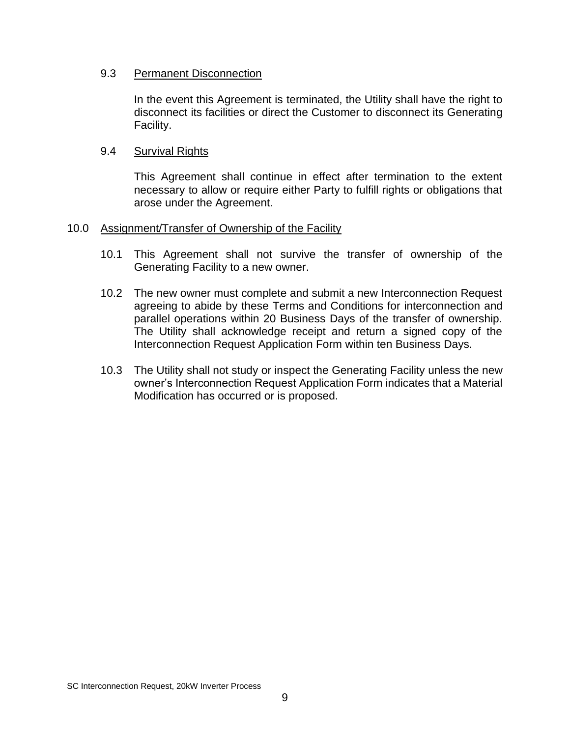### 9.3 Permanent Disconnection

In the event this Agreement is terminated, the Utility shall have the right to disconnect its facilities or direct the Customer to disconnect its Generating Facility.

### 9.4 Survival Rights

This Agreement shall continue in effect after termination to the extent necessary to allow or require either Party to fulfill rights or obligations that arose under the Agreement.

## 10.0 Assignment/Transfer of Ownership of the Facility

10.1 This Agreement shall not survive the transfer of ownership of the Generating Facility to a new owner.

10.2 The new owner must complete and submit a new Interconnection Request agreeing to abide by these Terms and Conditions for interconnection and parallel operations within 20 Business Days of the transfer of ownership. The Utility shall acknowledge receipt and return a signed copy of the Interconnection Request Application Form within ten Business Days.

10.3 The Utility shall not study or inspect the Generating Facility unless the new owner's Interconnection Request Application Form indicates that a Material Modification has occurred or is proposed.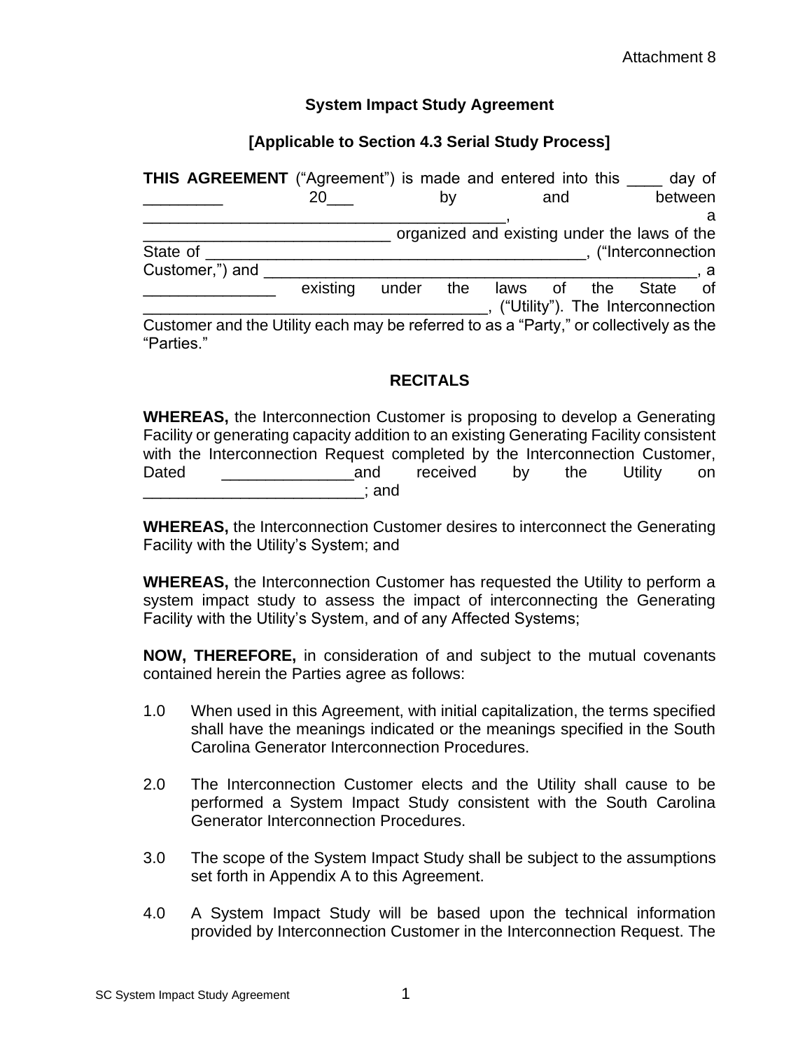Attachment 8

**System Impact Study Agreement**

**[Applicable to Section 4.3 Serial Study Process]**

**THIS AGREEMENT** ("Agreement") is made and entered into this ____ day of _________ 20___ by and between ________________________________________, a ____________________________ organized and existing under the laws of the State of ____________________________________________, ("Interconnection Customer,") and ____________________________________________________, a _______________ existing under the laws of the State of ________________________________________, ("Utility"). The Interconnection Customer and the Utility each may be referred to as a "Party," or collectively as the "Parties."

**RECITALS**

**WHEREAS,** the Interconnection Customer is proposing to develop a Generating Facility or generating capacity addition to an existing Generating Facility consistent with the Interconnection Request completed by the Interconnection Customer, Dated _______________and received by the Utility on _________________________; and

**WHEREAS,** the Interconnection Customer desires to interconnect the Generating Facility with the Utility's System; and

**WHEREAS,** the Interconnection Customer has requested the Utility to perform a system impact study to assess the impact of interconnecting the Generating Facility with the Utility's System, and of any Affected Systems;

**NOW, THEREFORE,** in consideration of and subject to the mutual covenants contained herein the Parties agree as follows:

1.0 When used in this Agreement, with initial capitalization, the terms specified shall have the meanings indicated or the meanings specified in the South Carolina Generator Interconnection Procedures.

2.0 The Interconnection Customer elects and the Utility shall cause to be performed a System Impact Study consistent with the South Carolina Generator Interconnection Procedures.

3.0 The scope of the System Impact Study shall be subject to the assumptions set forth in Appendix A to this Agreement.

4.0 A System Impact Study will be based upon the technical information provided by Interconnection Customer in the Interconnection Request. The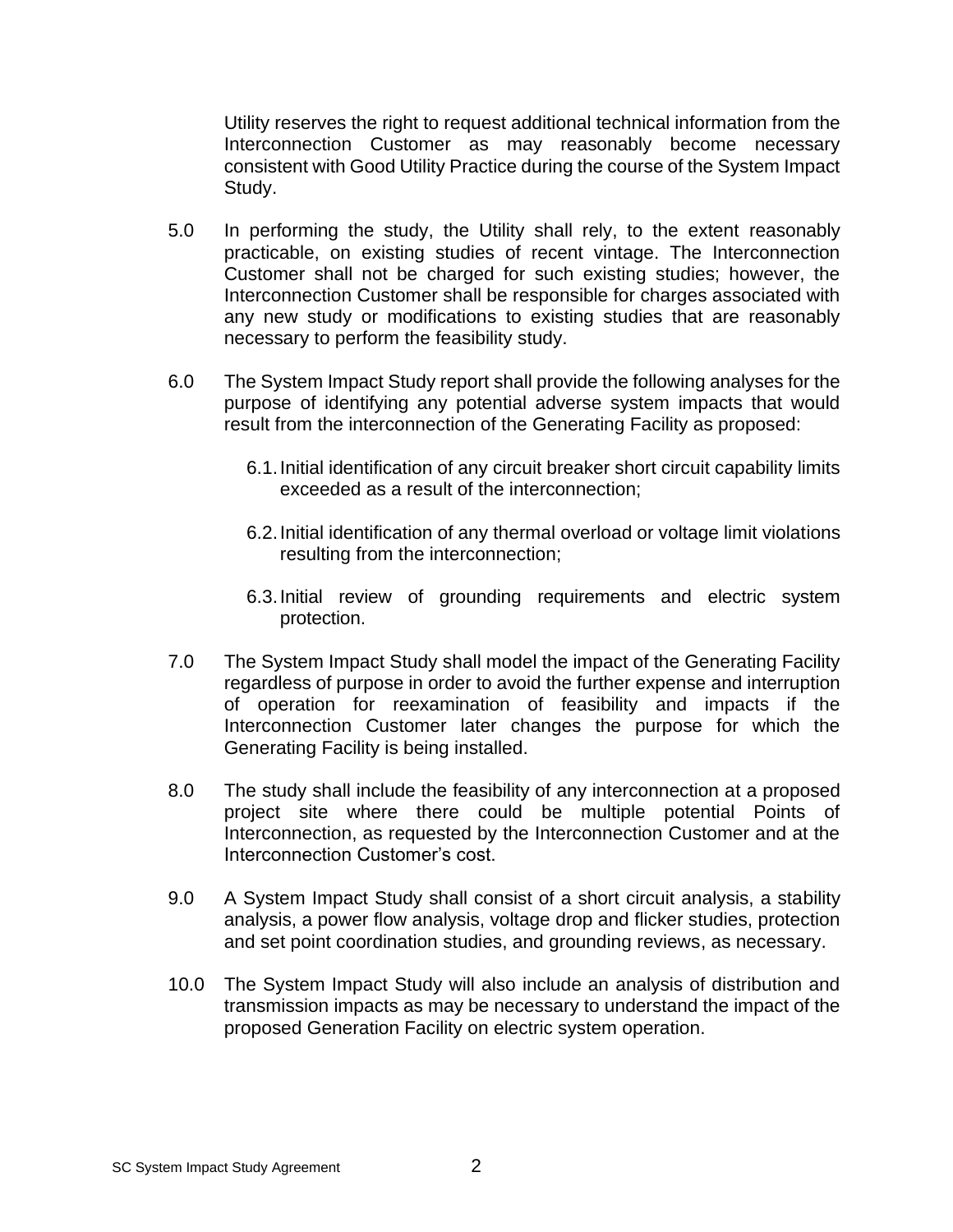Utility reserves the right to request additional technical information from the Interconnection Customer as may reasonably become necessary consistent with Good Utility Practice during the course of the System Impact Study.

5.0 In performing the study, the Utility shall rely, to the extent reasonably practicable, on existing studies of recent vintage. The Interconnection Customer shall not be charged for such existing studies; however, the Interconnection Customer shall be responsible for charges associated with any new study or modifications to existing studies that are reasonably necessary to perform the feasibility study.

6.0 The System Impact Study report shall provide the following analyses for the purpose of identifying any potential adverse system impacts that would result from the interconnection of the Generating Facility as proposed:

6.1. Initial identification of any circuit breaker short circuit capability limits exceeded as a result of the interconnection;

6.2. Initial identification of any thermal overload or voltage limit violations resulting from the interconnection;

6.3. Initial review of grounding requirements and electric system protection.

7.0 The System Impact Study shall model the impact of the Generating Facility regardless of purpose in order to avoid the further expense and interruption of operation for reexamination of feasibility and impacts if the Interconnection Customer later changes the purpose for which the Generating Facility is being installed.

8.0 The study shall include the feasibility of any interconnection at a proposed project site where there could be multiple potential Points of Interconnection, as requested by the Interconnection Customer and at the Interconnection Customer's cost.

9.0 A System Impact Study shall consist of a short circuit analysis, a stability analysis, a power flow analysis, voltage drop and flicker studies, protection and set point coordination studies, and grounding reviews, as necessary.

10.0 The System Impact Study will also include an analysis of distribution and transmission impacts as may be necessary to understand the impact of the proposed Generation Facility on electric system operation.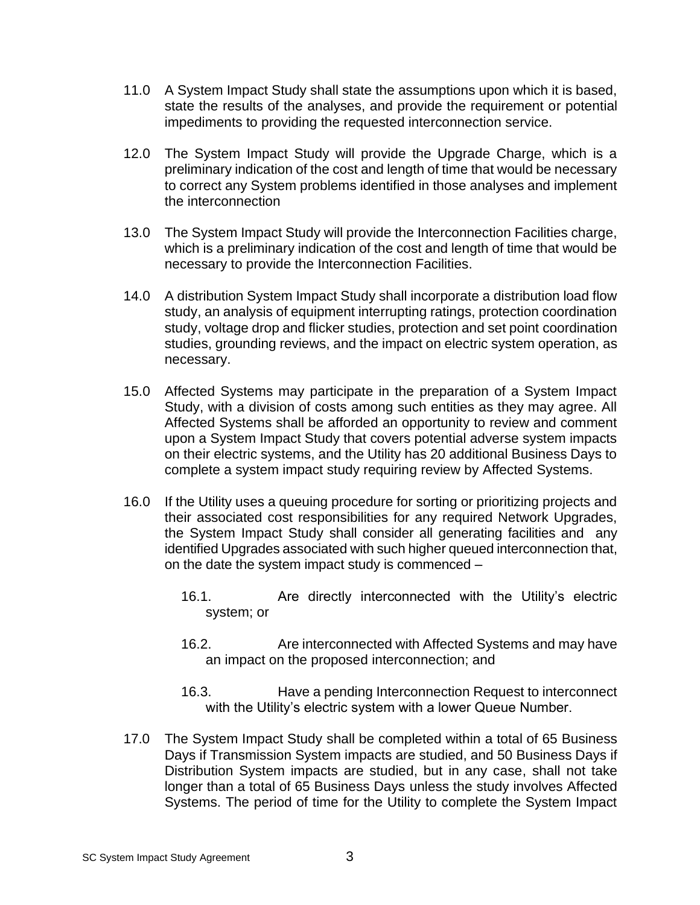11.0 A System Impact Study shall state the assumptions upon which it is based, state the results of the analyses, and provide the requirement or potential impediments to providing the requested interconnection service.

12.0 The System Impact Study will provide the Upgrade Charge, which is a preliminary indication of the cost and length of time that would be necessary to correct any System problems identified in those analyses and implement the interconnection

13.0 The System Impact Study will provide the Interconnection Facilities charge, which is a preliminary indication of the cost and length of time that would be necessary to provide the Interconnection Facilities.

14.0 A distribution System Impact Study shall incorporate a distribution load flow study, an analysis of equipment interrupting ratings, protection coordination study, voltage drop and flicker studies, protection and set point coordination studies, grounding reviews, and the impact on electric system operation, as necessary.

15.0 Affected Systems may participate in the preparation of a System Impact Study, with a division of costs among such entities as they may agree. All Affected Systems shall be afforded an opportunity to review and comment upon a System Impact Study that covers potential adverse system impacts on their electric systems, and the Utility has 20 additional Business Days to complete a system impact study requiring review by Affected Systems.

16.0 If the Utility uses a queuing procedure for sorting or prioritizing projects and their associated cost responsibilities for any required Network Upgrades, the System Impact Study shall consider all generating facilities and any identified Upgrades associated with such higher queued interconnection that, on the date the system impact study is commenced –

  16.1. Are directly interconnected with the Utility's electric system; or

  16.2. Are interconnected with Affected Systems and may have an impact on the proposed interconnection; and

  16.3. Have a pending Interconnection Request to interconnect with the Utility's electric system with a lower Queue Number.

17.0 The System Impact Study shall be completed within a total of 65 Business Days if Transmission System impacts are studied, and 50 Business Days if Distribution System impacts are studied, but in any case, shall not take longer than a total of 65 Business Days unless the study involves Affected Systems. The period of time for the Utility to complete the System Impact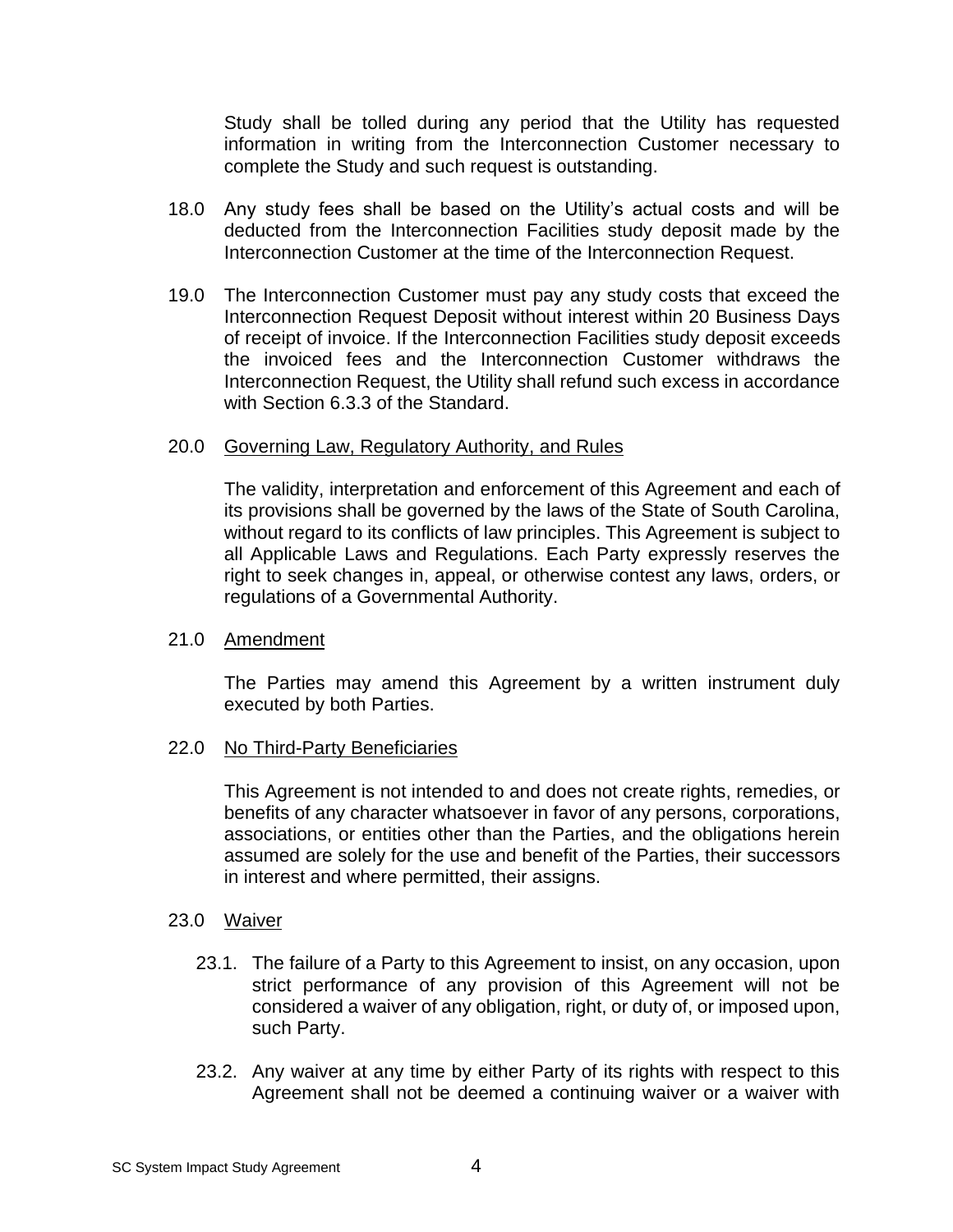Study shall be tolled during any period that the Utility has requested information in writing from the Interconnection Customer necessary to complete the Study and such request is outstanding.

18.0 Any study fees shall be based on the Utility's actual costs and will be deducted from the Interconnection Facilities study deposit made by the Interconnection Customer at the time of the Interconnection Request.

19.0 The Interconnection Customer must pay any study costs that exceed the Interconnection Request Deposit without interest within 20 Business Days of receipt of invoice. If the Interconnection Facilities study deposit exceeds the invoiced fees and the Interconnection Customer withdraws the Interconnection Request, the Utility shall refund such excess in accordance with Section 6.3.3 of the Standard.

20.0 Governing Law, Regulatory Authority, and Rules

The validity, interpretation and enforcement of this Agreement and each of its provisions shall be governed by the laws of the State of South Carolina, without regard to its conflicts of law principles. This Agreement is subject to all Applicable Laws and Regulations. Each Party expressly reserves the right to seek changes in, appeal, or otherwise contest any laws, orders, or regulations of a Governmental Authority.

21.0 Amendment

The Parties may amend this Agreement by a written instrument duly executed by both Parties.

22.0 No Third-Party Beneficiaries

This Agreement is not intended to and does not create rights, remedies, or benefits of any character whatsoever in favor of any persons, corporations, associations, or entities other than the Parties, and the obligations herein assumed are solely for the use and benefit of the Parties, their successors in interest and where permitted, their assigns.

23.0 Waiver

23.1. The failure of a Party to this Agreement to insist, on any occasion, upon strict performance of any provision of this Agreement will not be considered a waiver of any obligation, right, or duty of, or imposed upon, such Party.

23.2. Any waiver at any time by either Party of its rights with respect to this Agreement shall not be deemed a continuing waiver or a waiver with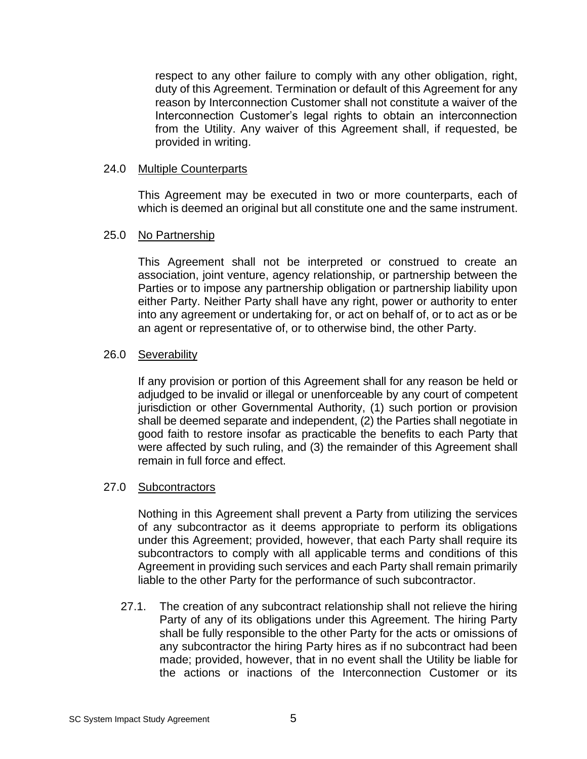respect to any other failure to comply with any other obligation, right, duty of this Agreement. Termination or default of this Agreement for any reason by Interconnection Customer shall not constitute a waiver of the Interconnection Customer's legal rights to obtain an interconnection from the Utility. Any waiver of this Agreement shall, if requested, be provided in writing.

24.0 Multiple Counterparts

This Agreement may be executed in two or more counterparts, each of which is deemed an original but all constitute one and the same instrument.

25.0 No Partnership

This Agreement shall not be interpreted or construed to create an association, joint venture, agency relationship, or partnership between the Parties or to impose any partnership obligation or partnership liability upon either Party. Neither Party shall have any right, power or authority to enter into any agreement or undertaking for, or act on behalf of, or to act as or be an agent or representative of, or to otherwise bind, the other Party.

26.0 Severability

If any provision or portion of this Agreement shall for any reason be held or adjudged to be invalid or illegal or unenforceable by any court of competent jurisdiction or other Governmental Authority, (1) such portion or provision shall be deemed separate and independent, (2) the Parties shall negotiate in good faith to restore insofar as practicable the benefits to each Party that were affected by such ruling, and (3) the remainder of this Agreement shall remain in full force and effect.

27.0 Subcontractors

Nothing in this Agreement shall prevent a Party from utilizing the services of any subcontractor as it deems appropriate to perform its obligations under this Agreement; provided, however, that each Party shall require its subcontractors to comply with all applicable terms and conditions of this Agreement in providing such services and each Party shall remain primarily liable to the other Party for the performance of such subcontractor.

27.1. The creation of any subcontract relationship shall not relieve the hiring Party of any of its obligations under this Agreement. The hiring Party shall be fully responsible to the other Party for the acts or omissions of any subcontractor the hiring Party hires as if no subcontract had been made; provided, however, that in no event shall the Utility be liable for the actions or inactions of the Interconnection Customer or its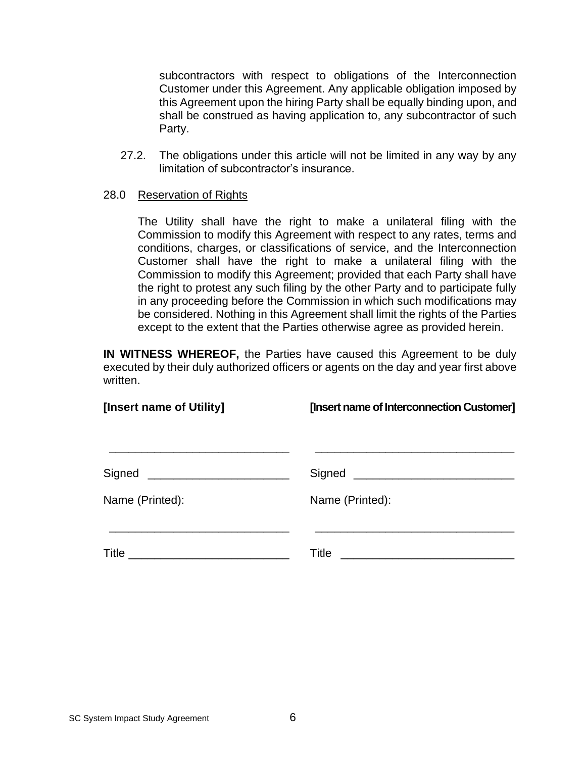subcontractors with respect to obligations of the Interconnection Customer under this Agreement. Any applicable obligation imposed by this Agreement upon the hiring Party shall be equally binding upon, and shall be construed as having application to, any subcontractor of such Party.

27.2. The obligations under this article will not be limited in any way by any limitation of subcontractor's insurance.

28.0 Reservation of Rights

The Utility shall have the right to make a unilateral filing with the Commission to modify this Agreement with respect to any rates, terms and conditions, charges, or classifications of service, and the Interconnection Customer shall have the right to make a unilateral filing with the Commission to modify this Agreement; provided that each Party shall have the right to protest any such filing by the other Party and to participate fully in any proceeding before the Commission in which such modifications may be considered. Nothing in this Agreement shall limit the rights of the Parties except to the extent that the Parties otherwise agree as provided herein.

**IN WITNESS WHEREOF,** the Parties have caused this Agreement to be duly executed by their duly authorized officers or agents on the day and year first above written.

| **[Insert name of Utility]** | **[Insert name of Interconnection Customer]** |
|---|---|
| ____________________________ | ______________________________ |
| Signed ______________________ | Signed ________________________ |
| Name (Printed): | Name (Printed): |
| ____________________________ | ______________________________ |
| Title ________________________ | Title __________________________ |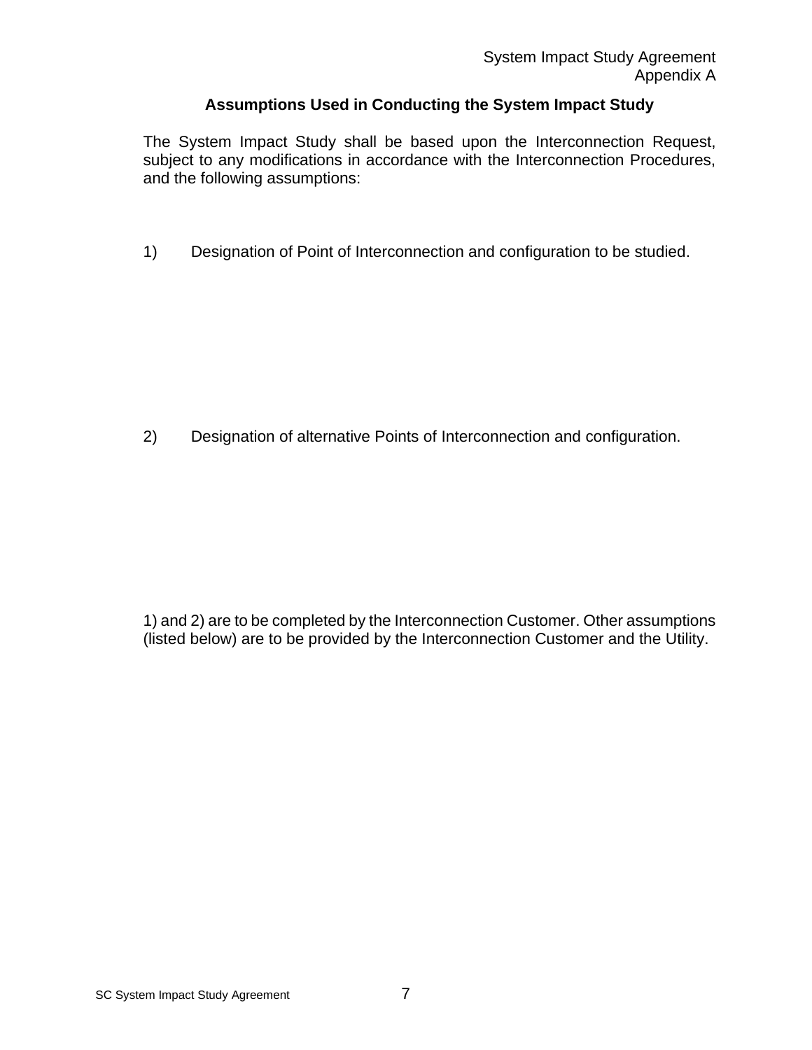System Impact Study Agreement
Appendix A

## Assumptions Used in Conducting the System Impact Study

The System Impact Study shall be based upon the Interconnection Request, subject to any modifications in accordance with the Interconnection Procedures, and the following assumptions:

1) Designation of Point of Interconnection and configuration to be studied.

2) Designation of alternative Points of Interconnection and configuration.

1) and 2) are to be completed by the Interconnection Customer. Other assumptions (listed below) are to be provided by the Interconnection Customer and the Utility.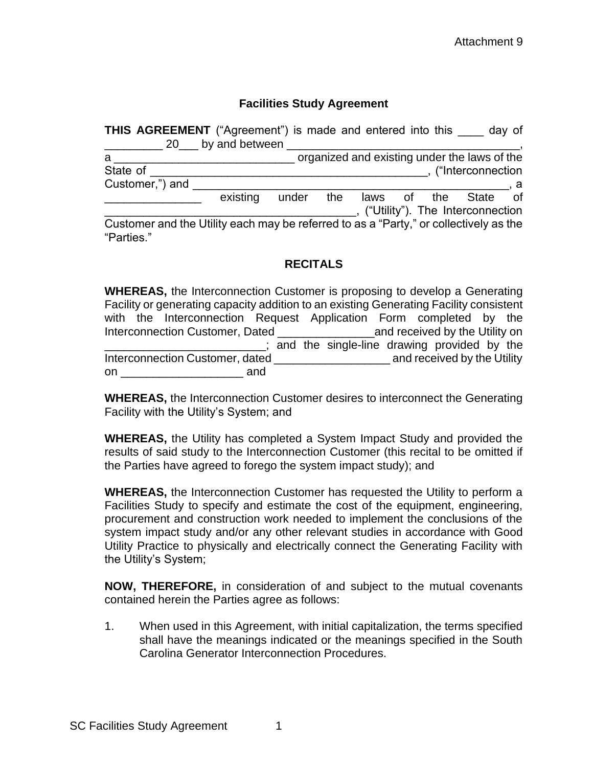Attachment 9

# Facilities Study Agreement

**THIS AGREEMENT** ("Agreement") is made and entered into this ____ day of _________ 20___ by and between ____________________________________, a ____________________________ organized and existing under the laws of the State of ___________________________________________, ("Interconnection Customer,") and ___________________________________________________, a _______________ existing under the laws of the State of ______________________________________, ("Utility"). The Interconnection Customer and the Utility each may be referred to as a "Party," or collectively as the "Parties."

## RECITALS

**WHEREAS,** the Interconnection Customer is proposing to develop a Generating Facility or generating capacity addition to an existing Generating Facility consistent with the Interconnection Request Application Form completed by the Interconnection Customer, Dated _______________and received by the Utility on _________________________; and the single-line drawing provided by the Interconnection Customer, dated __________________ and received by the Utility on ___________________ and

**WHEREAS,** the Interconnection Customer desires to interconnect the Generating Facility with the Utility's System; and

**WHEREAS,** the Utility has completed a System Impact Study and provided the results of said study to the Interconnection Customer (this recital to be omitted if the Parties have agreed to forego the system impact study); and

**WHEREAS,** the Interconnection Customer has requested the Utility to perform a Facilities Study to specify and estimate the cost of the equipment, engineering, procurement and construction work needed to implement the conclusions of the system impact study and/or any other relevant studies in accordance with Good Utility Practice to physically and electrically connect the Generating Facility with the Utility's System;

**NOW, THEREFORE,** in consideration of and subject to the mutual covenants contained herein the Parties agree as follows:

1. When used in this Agreement, with initial capitalization, the terms specified shall have the meanings indicated or the meanings specified in the South Carolina Generator Interconnection Procedures.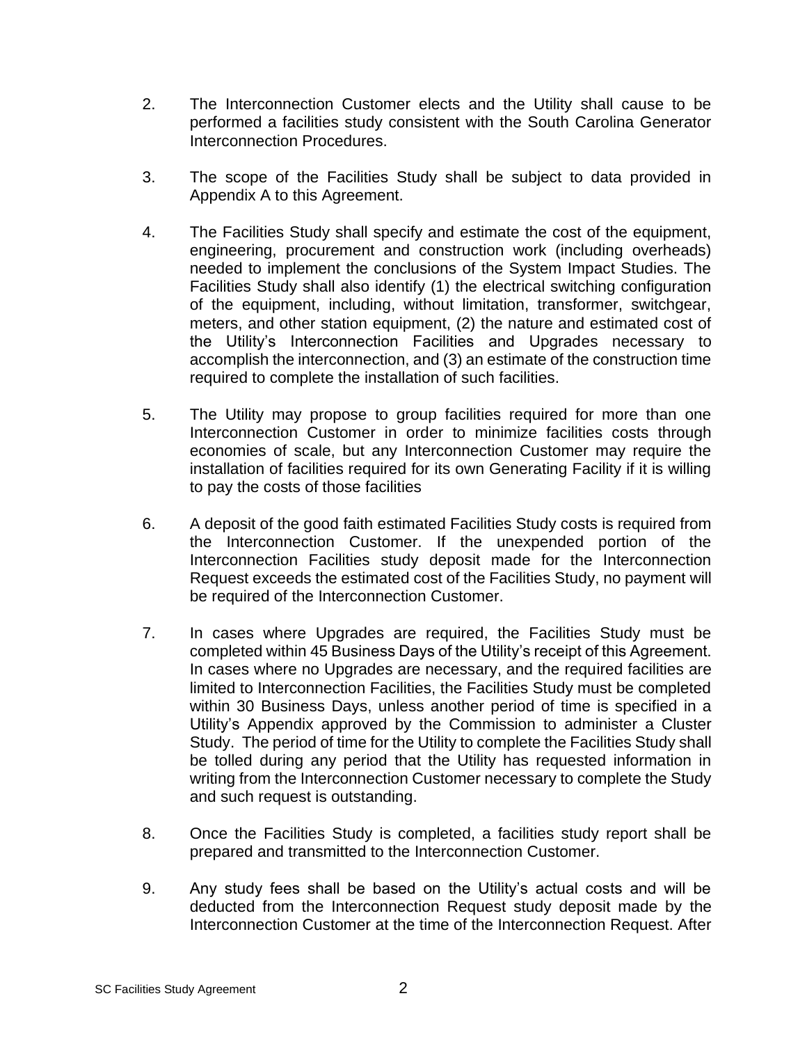2. The Interconnection Customer elects and the Utility shall cause to be performed a facilities study consistent with the South Carolina Generator Interconnection Procedures.

3. The scope of the Facilities Study shall be subject to data provided in Appendix A to this Agreement.

4. The Facilities Study shall specify and estimate the cost of the equipment, engineering, procurement and construction work (including overheads) needed to implement the conclusions of the System Impact Studies. The Facilities Study shall also identify (1) the electrical switching configuration of the equipment, including, without limitation, transformer, switchgear, meters, and other station equipment, (2) the nature and estimated cost of the Utility's Interconnection Facilities and Upgrades necessary to accomplish the interconnection, and (3) an estimate of the construction time required to complete the installation of such facilities.

5. The Utility may propose to group facilities required for more than one Interconnection Customer in order to minimize facilities costs through economies of scale, but any Interconnection Customer may require the installation of facilities required for its own Generating Facility if it is willing to pay the costs of those facilities

6. A deposit of the good faith estimated Facilities Study costs is required from the Interconnection Customer. If the unexpended portion of the Interconnection Facilities study deposit made for the Interconnection Request exceeds the estimated cost of the Facilities Study, no payment will be required of the Interconnection Customer.

7. In cases where Upgrades are required, the Facilities Study must be completed within 45 Business Days of the Utility's receipt of this Agreement. In cases where no Upgrades are necessary, and the required facilities are limited to Interconnection Facilities, the Facilities Study must be completed within 30 Business Days, unless another period of time is specified in a Utility's Appendix approved by the Commission to administer a Cluster Study. The period of time for the Utility to complete the Facilities Study shall be tolled during any period that the Utility has requested information in writing from the Interconnection Customer necessary to complete the Study and such request is outstanding.

8. Once the Facilities Study is completed, a facilities study report shall be prepared and transmitted to the Interconnection Customer.

9. Any study fees shall be based on the Utility's actual costs and will be deducted from the Interconnection Request study deposit made by the Interconnection Customer at the time of the Interconnection Request. After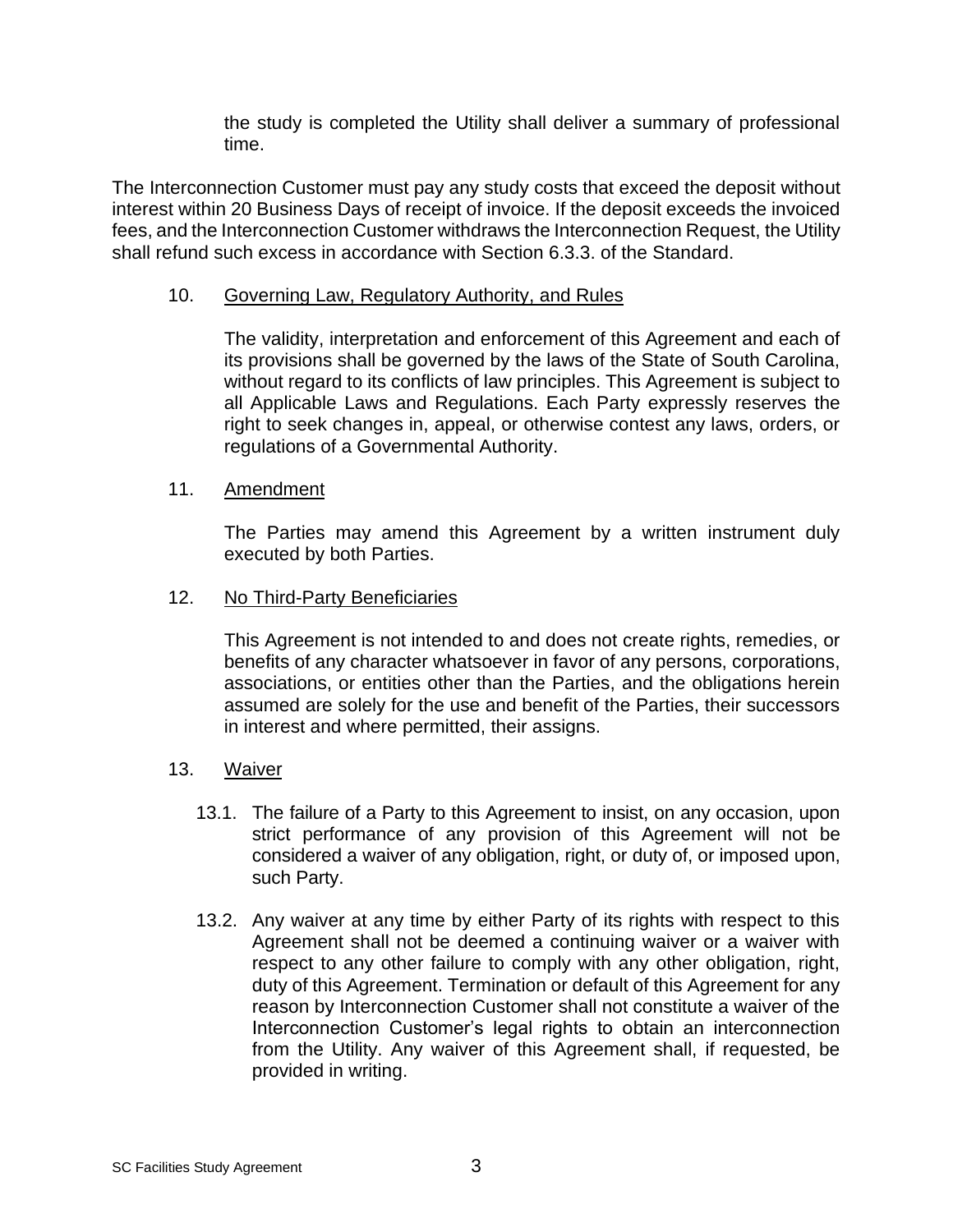the study is completed the Utility shall deliver a summary of professional time.

The Interconnection Customer must pay any study costs that exceed the deposit without interest within 20 Business Days of receipt of invoice. If the deposit exceeds the invoiced fees, and the Interconnection Customer withdraws the Interconnection Request, the Utility shall refund such excess in accordance with Section 6.3.3. of the Standard.

10. Governing Law, Regulatory Authority, and Rules

    The validity, interpretation and enforcement of this Agreement and each of its provisions shall be governed by the laws of the State of South Carolina, without regard to its conflicts of law principles. This Agreement is subject to all Applicable Laws and Regulations. Each Party expressly reserves the right to seek changes in, appeal, or otherwise contest any laws, orders, or regulations of a Governmental Authority.

11. Amendment

    The Parties may amend this Agreement by a written instrument duly executed by both Parties.

12. No Third-Party Beneficiaries

    This Agreement is not intended to and does not create rights, remedies, or benefits of any character whatsoever in favor of any persons, corporations, associations, or entities other than the Parties, and the obligations herein assumed are solely for the use and benefit of the Parties, their successors in interest and where permitted, their assigns.

13. Waiver

    13.1. The failure of a Party to this Agreement to insist, on any occasion, upon strict performance of any provision of this Agreement will not be considered a waiver of any obligation, right, or duty of, or imposed upon, such Party.

    13.2. Any waiver at any time by either Party of its rights with respect to this Agreement shall not be deemed a continuing waiver or a waiver with respect to any other failure to comply with any other obligation, right, duty of this Agreement. Termination or default of this Agreement for any reason by Interconnection Customer shall not constitute a waiver of the Interconnection Customer's legal rights to obtain an interconnection from the Utility. Any waiver of this Agreement shall, if requested, be provided in writing.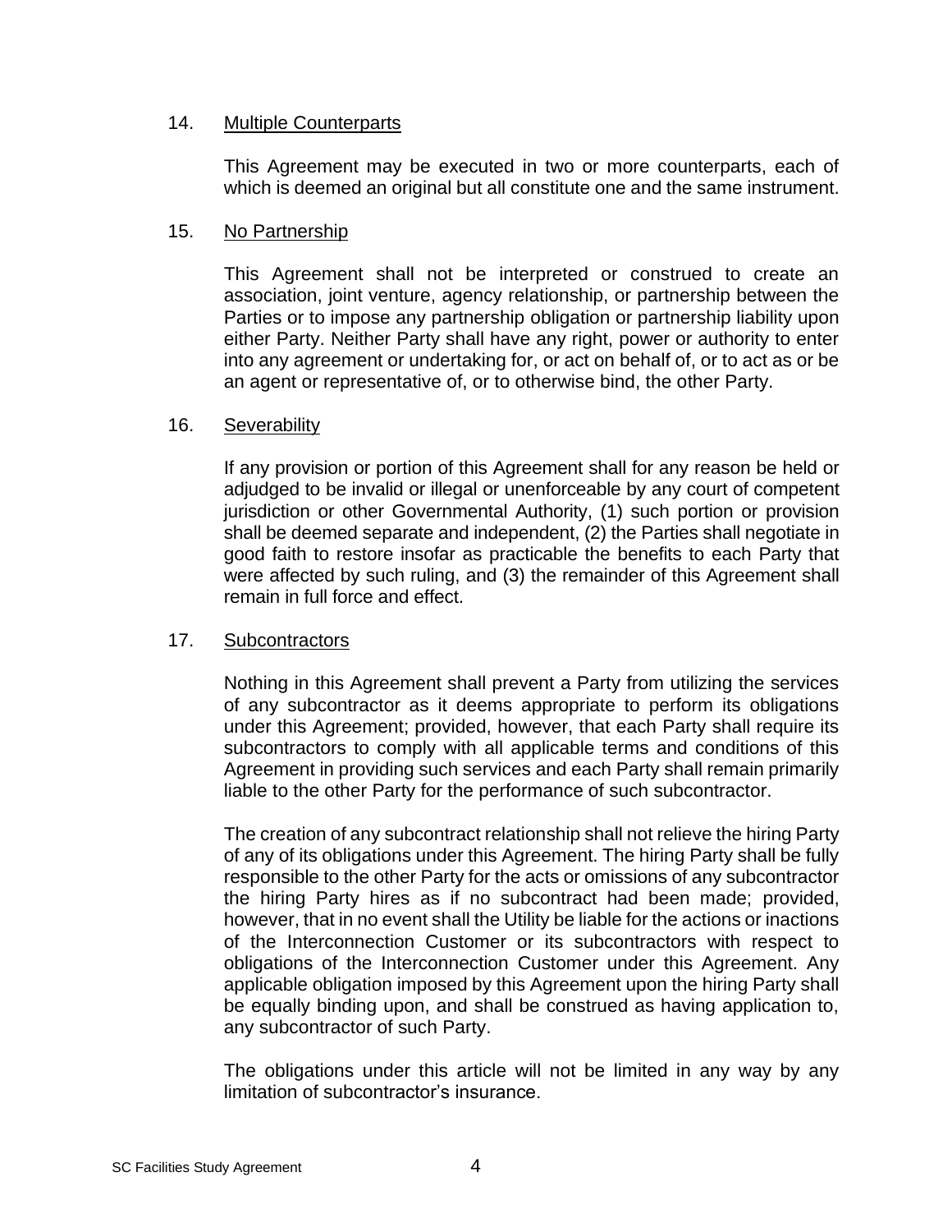14. Multiple Counterparts

This Agreement may be executed in two or more counterparts, each of which is deemed an original but all constitute one and the same instrument.

15. No Partnership

This Agreement shall not be interpreted or construed to create an association, joint venture, agency relationship, or partnership between the Parties or to impose any partnership obligation or partnership liability upon either Party. Neither Party shall have any right, power or authority to enter into any agreement or undertaking for, or act on behalf of, or to act as or be an agent or representative of, or to otherwise bind, the other Party.

16. Severability

If any provision or portion of this Agreement shall for any reason be held or adjudged to be invalid or illegal or unenforceable by any court of competent jurisdiction or other Governmental Authority, (1) such portion or provision shall be deemed separate and independent, (2) the Parties shall negotiate in good faith to restore insofar as practicable the benefits to each Party that were affected by such ruling, and (3) the remainder of this Agreement shall remain in full force and effect.

17. Subcontractors

Nothing in this Agreement shall prevent a Party from utilizing the services of any subcontractor as it deems appropriate to perform its obligations under this Agreement; provided, however, that each Party shall require its subcontractors to comply with all applicable terms and conditions of this Agreement in providing such services and each Party shall remain primarily liable to the other Party for the performance of such subcontractor.

The creation of any subcontract relationship shall not relieve the hiring Party of any of its obligations under this Agreement. The hiring Party shall be fully responsible to the other Party for the acts or omissions of any subcontractor the hiring Party hires as if no subcontract had been made; provided, however, that in no event shall the Utility be liable for the actions or inactions of the Interconnection Customer or its subcontractors with respect to obligations of the Interconnection Customer under this Agreement. Any applicable obligation imposed by this Agreement upon the hiring Party shall be equally binding upon, and shall be construed as having application to, any subcontractor of such Party.

The obligations under this article will not be limited in any way by any limitation of subcontractor's insurance.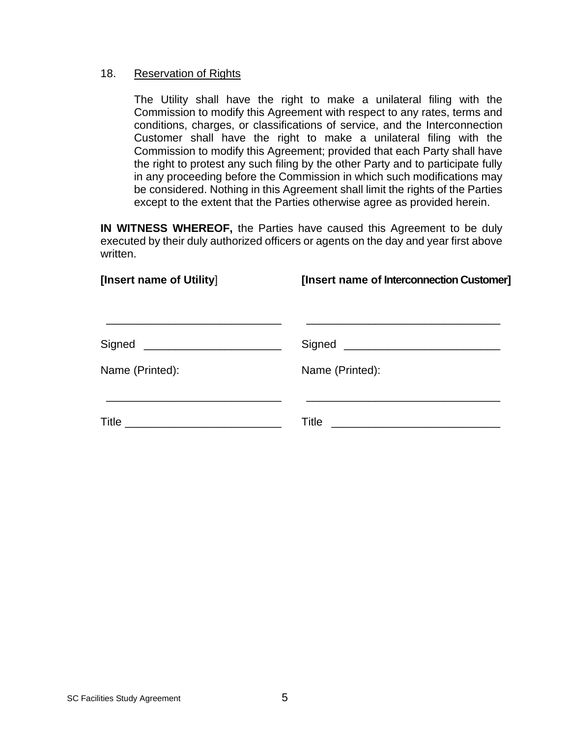18. Reservation of Rights

The Utility shall have the right to make a unilateral filing with the Commission to modify this Agreement with respect to any rates, terms and conditions, charges, or classifications of service, and the Interconnection Customer shall have the right to make a unilateral filing with the Commission to modify this Agreement; provided that each Party shall have the right to protest any such filing by the other Party and to participate fully in any proceeding before the Commission in which such modifications may be considered. Nothing in this Agreement shall limit the rights of the Parties except to the extent that the Parties otherwise agree as provided herein.

**IN WITNESS WHEREOF,** the Parties have caused this Agreement to be duly executed by their duly authorized officers or agents on the day and year first above written.

| **[Insert name of Utility]** | **[Insert name of Interconnection Customer]** |
|---|---|
| ____________________________ | ______________________________ |
| Signed ______________________ | Signed ________________________ |
| Name (Printed): | Name (Printed): |
| ____________________________ | ______________________________ |
| Title _________________________ | Title __________________________ |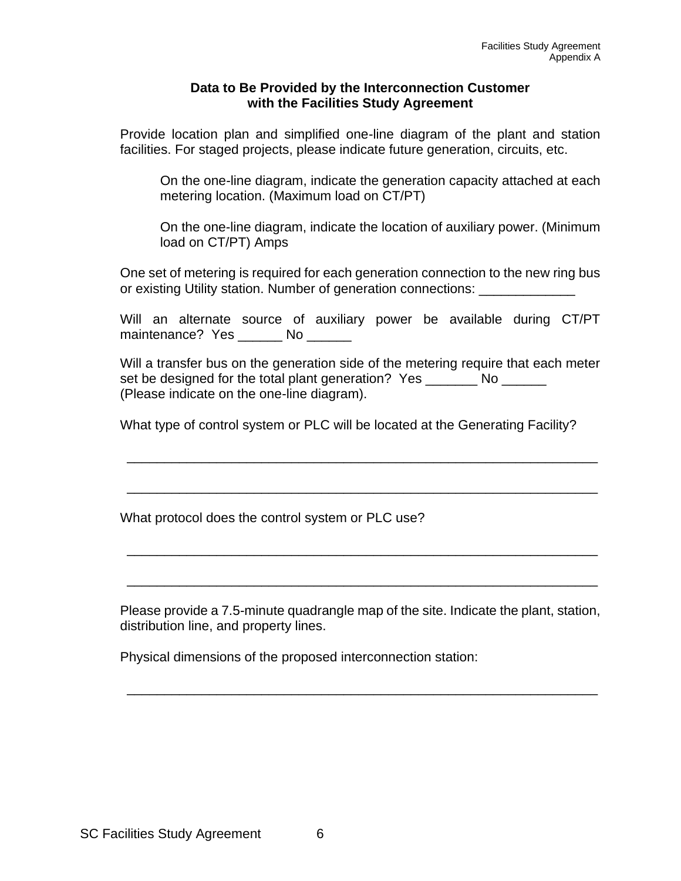## Data to Be Provided by the Interconnection Customer with the Facilities Study Agreement

Provide location plan and simplified one-line diagram of the plant and station facilities. For staged projects, please indicate future generation, circuits, etc.

> On the one-line diagram, indicate the generation capacity attached at each metering location. (Maximum load on CT/PT)
>
> On the one-line diagram, indicate the location of auxiliary power. (Minimum load on CT/PT) Amps

One set of metering is required for each generation connection to the new ring bus or existing Utility station. Number of generation connections: _____________

Will an alternate source of auxiliary power be available during CT/PT maintenance? Yes ______ No ______

Will a transfer bus on the generation side of the metering require that each meter set be designed for the total plant generation? Yes _______ No ______ (Please indicate on the one-line diagram).

What type of control system or PLC will be located at the Generating Facility?

_________________________________________________________________

_________________________________________________________________

What protocol does the control system or PLC use?

_________________________________________________________________

_________________________________________________________________

Please provide a 7.5-minute quadrangle map of the site. Indicate the plant, station, distribution line, and property lines.

Physical dimensions of the proposed interconnection station:

_________________________________________________________________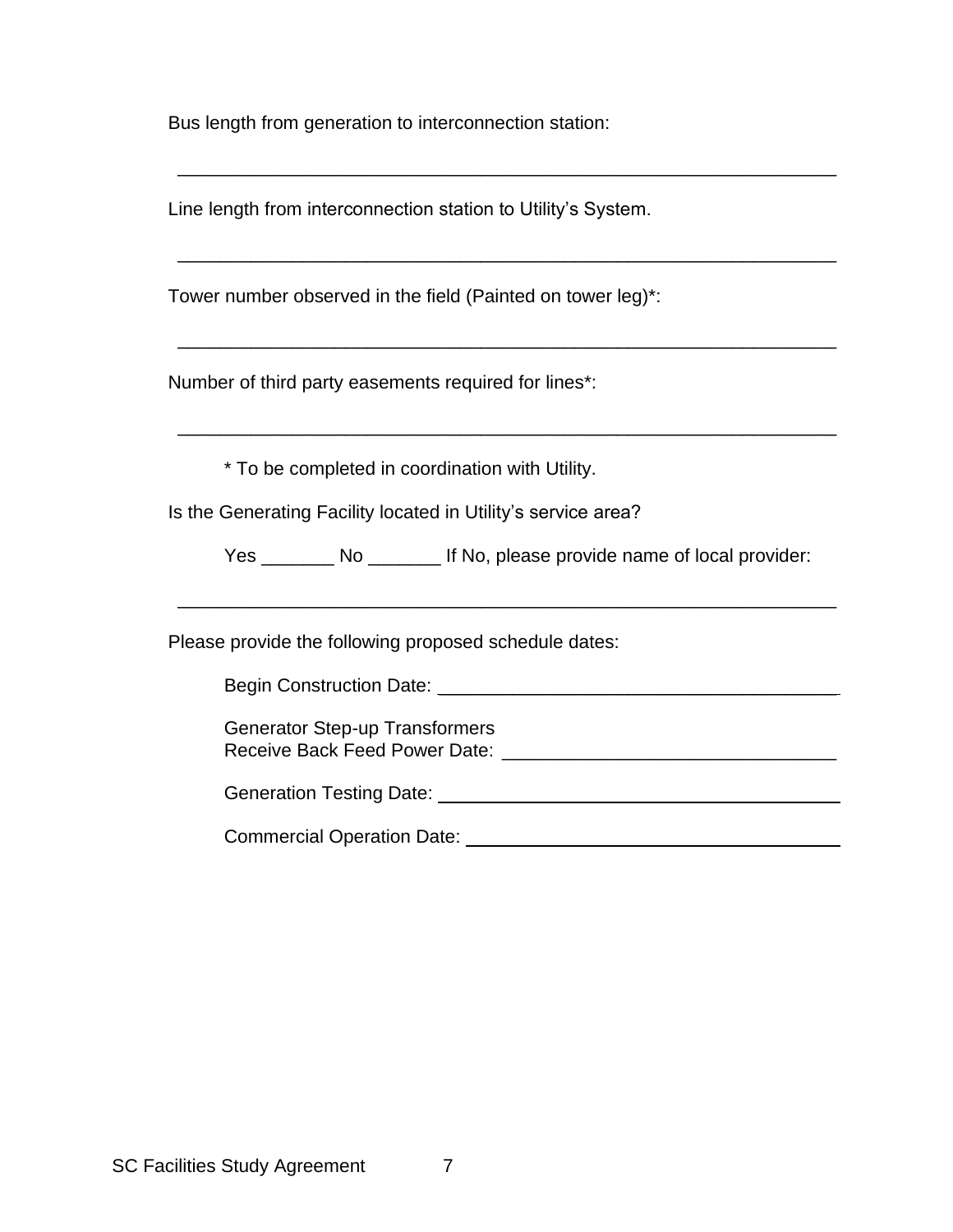Bus length from generation to interconnection station:

\_\_\_\_\_\_\_\_\_\_\_\_\_\_\_\_\_\_\_\_\_\_\_\_\_\_\_\_\_\_\_\_\_\_\_\_\_\_\_\_\_\_\_\_\_\_\_\_\_\_\_\_\_\_\_\_\_\_\_\_\_\_\_\_

Line length from interconnection station to Utility's System.

\_\_\_\_\_\_\_\_\_\_\_\_\_\_\_\_\_\_\_\_\_\_\_\_\_\_\_\_\_\_\_\_\_\_\_\_\_\_\_\_\_\_\_\_\_\_\_\_\_\_\_\_\_\_\_\_\_\_\_\_\_\_\_\_

Tower number observed in the field (Painted on tower leg)*:

\_\_\_\_\_\_\_\_\_\_\_\_\_\_\_\_\_\_\_\_\_\_\_\_\_\_\_\_\_\_\_\_\_\_\_\_\_\_\_\_\_\_\_\_\_\_\_\_\_\_\_\_\_\_\_\_\_\_\_\_\_\_\_\_

Number of third party easements required for lines*:

\_\_\_\_\_\_\_\_\_\_\_\_\_\_\_\_\_\_\_\_\_\_\_\_\_\_\_\_\_\_\_\_\_\_\_\_\_\_\_\_\_\_\_\_\_\_\_\_\_\_\_\_\_\_\_\_\_\_\_\_\_\_\_\_

\* To be completed in coordination with Utility.

Is the Generating Facility located in Utility's service area?

Yes \_\_\_\_\_\_\_ No \_\_\_\_\_\_\_ If No, please provide name of local provider:

\_\_\_\_\_\_\_\_\_\_\_\_\_\_\_\_\_\_\_\_\_\_\_\_\_\_\_\_\_\_\_\_\_\_\_\_\_\_\_\_\_\_\_\_\_\_\_\_\_\_\_\_\_\_\_\_\_\_\_\_\_\_\_\_

Please provide the following proposed schedule dates:

Begin Construction Date: \_\_\_\_\_\_\_\_\_\_\_\_\_\_\_\_\_\_\_\_\_\_\_\_\_\_\_\_\_\_\_\_\_\_\_\_\_\_\_\_

Generator Step-up Transformers
Receive Back Feed Power Date: \_\_\_\_\_\_\_\_\_\_\_\_\_\_\_\_\_\_\_\_\_\_\_\_\_\_\_\_\_\_\_\_\_

Generation Testing Date: \_\_\_\_\_\_\_\_\_\_\_\_\_\_\_\_\_\_\_\_\_\_\_\_\_\_\_\_\_\_\_\_\_\_\_\_\_\_\_\_

Commercial Operation Date: \_\_\_\_\_\_\_\_\_\_\_\_\_\_\_\_\_\_\_\_\_\_\_\_\_\_\_\_\_\_\_\_\_\_\_\_\_\_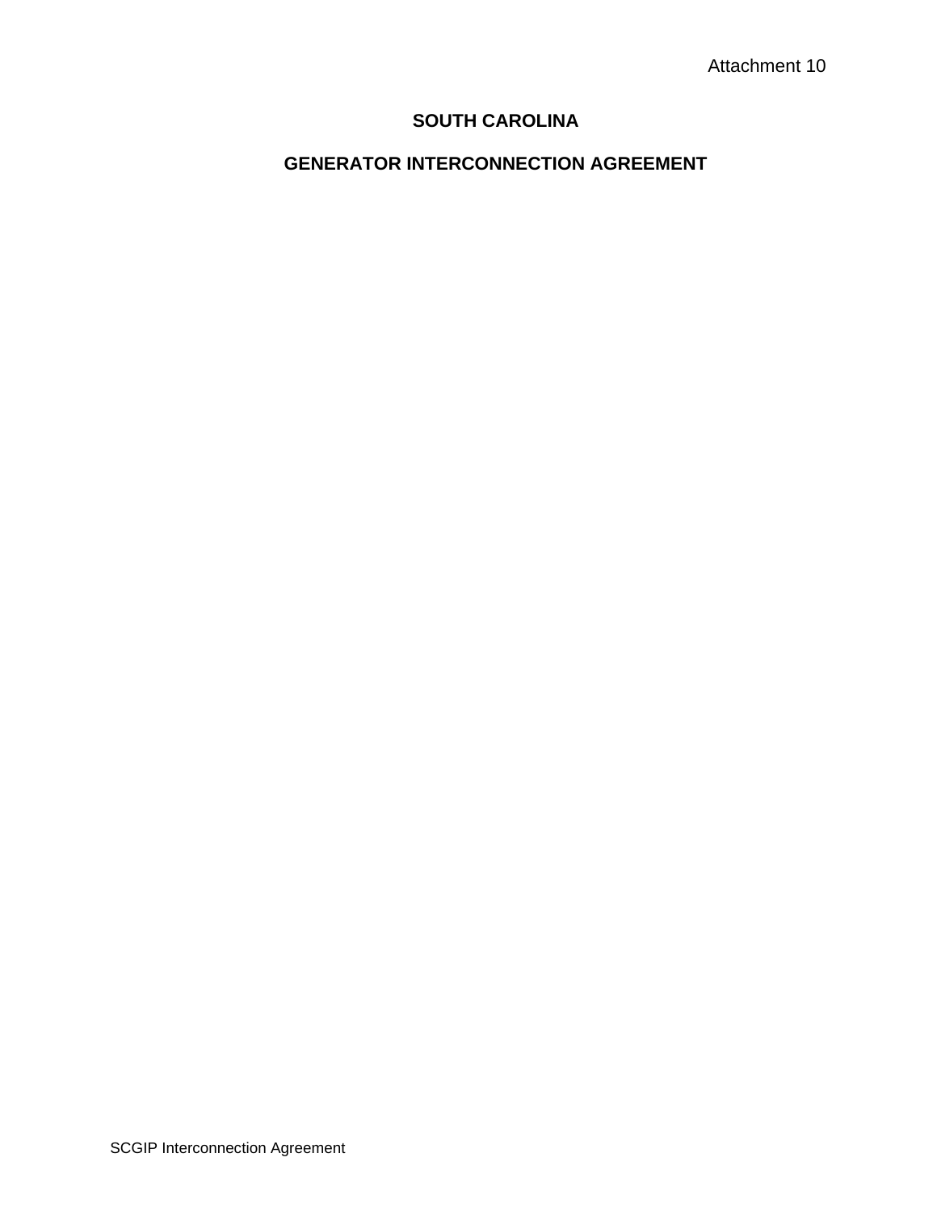Attachment 10

# SOUTH CAROLINA

# GENERATOR INTERCONNECTION AGREEMENT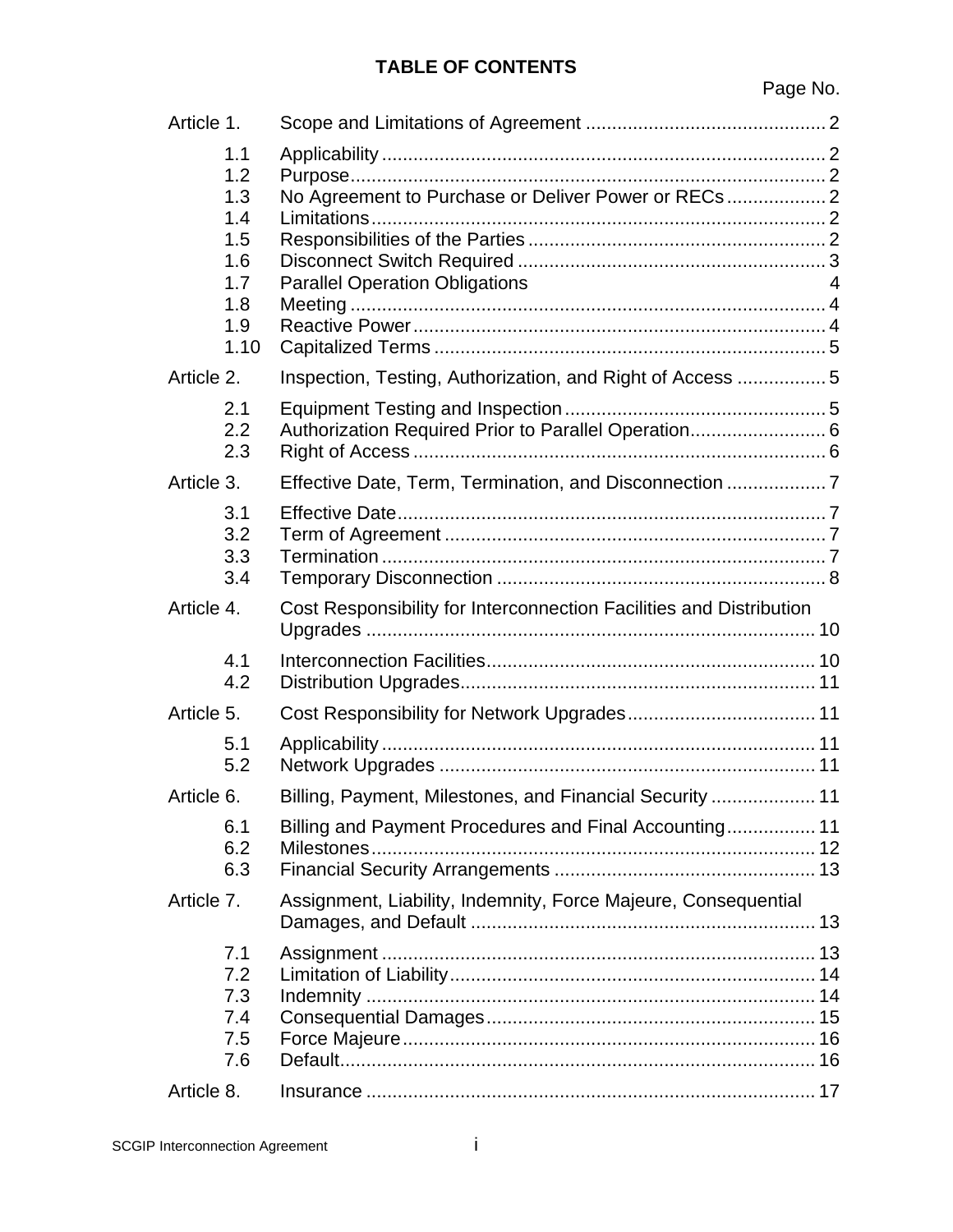# TABLE OF CONTENTS

Page No.

| | | |
|---|---|---|
| Article 1. | Scope and Limitations of Agreement | 2 |
| 1.1 | Applicability | 2 |
| 1.2 | Purpose | 2 |
| 1.3 | No Agreement to Purchase or Deliver Power or RECs | 2 |
| 1.4 | Limitations | 2 |
| 1.5 | Responsibilities of the Parties | 2 |
| 1.6 | Disconnect Switch Required | 3 |
| 1.7 | Parallel Operation Obligations | 4 |
| 1.8 | Meeting | 4 |
| 1.9 | Reactive Power | 4 |
| 1.10 | Capitalized Terms | 5 |
| Article 2. | Inspection, Testing, Authorization, and Right of Access | 5 |
| 2.1 | Equipment Testing and Inspection | 5 |
| 2.2 | Authorization Required Prior to Parallel Operation | 6 |
| 2.3 | Right of Access | 6 |
| Article 3. | Effective Date, Term, Termination, and Disconnection | 7 |
| 3.1 | Effective Date | 7 |
| 3.2 | Term of Agreement | 7 |
| 3.3 | Termination | 7 |
| 3.4 | Temporary Disconnection | 8 |
| Article 4. | Cost Responsibility for Interconnection Facilities and Distribution Upgrades | 10 |
| 4.1 | Interconnection Facilities | 10 |
| 4.2 | Distribution Upgrades | 11 |
| Article 5. | Cost Responsibility for Network Upgrades | 11 |
| 5.1 | Applicability | 11 |
| 5.2 | Network Upgrades | 11 |
| Article 6. | Billing, Payment, Milestones, and Financial Security | 11 |
| 6.1 | Billing and Payment Procedures and Final Accounting | 11 |
| 6.2 | Milestones | 12 |
| 6.3 | Financial Security Arrangements | 13 |
| Article 7. | Assignment, Liability, Indemnity, Force Majeure, Consequential Damages, and Default | 13 |
| 7.1 | Assignment | 13 |
| 7.2 | Limitation of Liability | 14 |
| 7.3 | Indemnity | 14 |
| 7.4 | Consequential Damages | 15 |
| 7.5 | Force Majeure | 16 |
| 7.6 | Default | 16 |
| Article 8. | Insurance | 17 |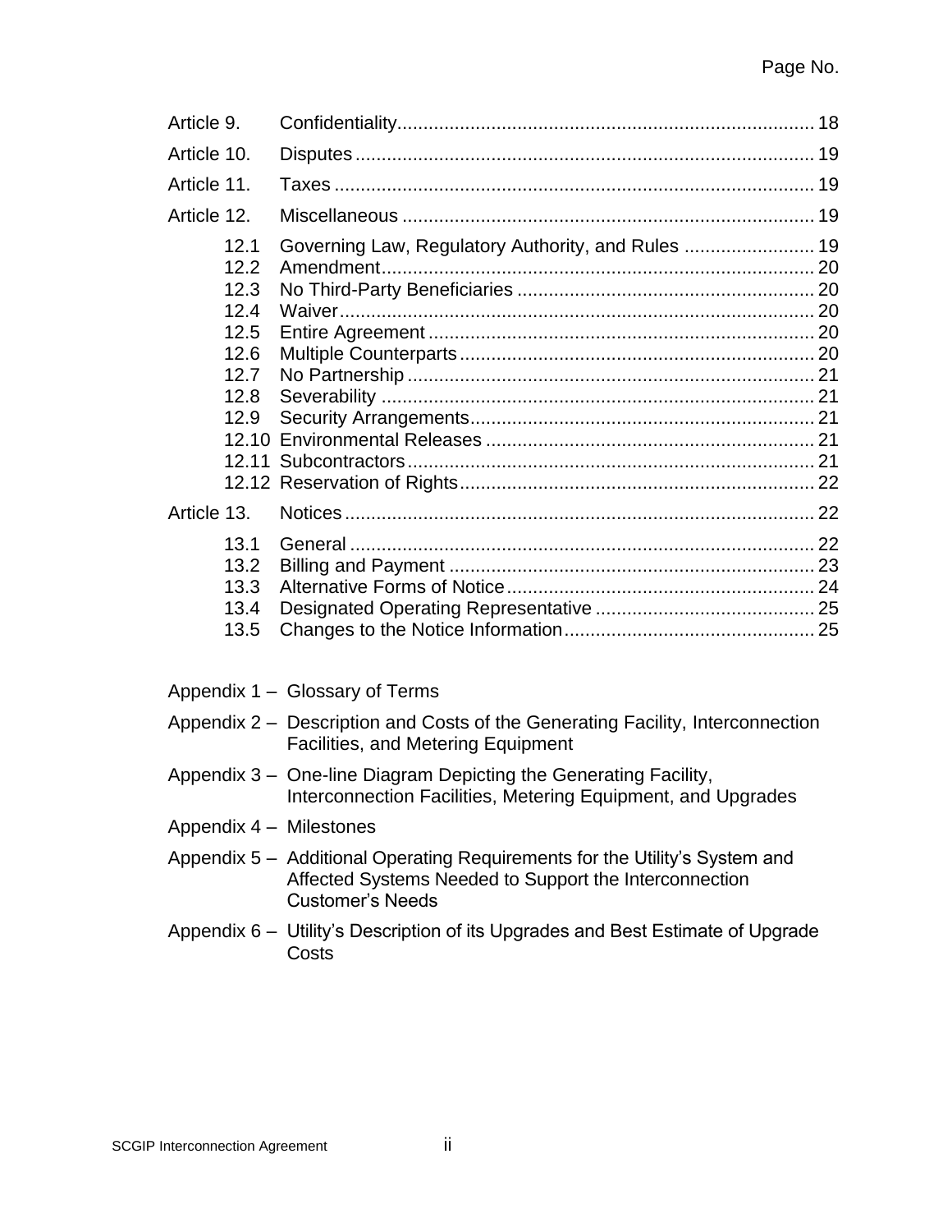Page No.

| | | |
|---|---|---|
| Article 9. | Confidentiality | 18 |
| Article 10. | Disputes | 19 |
| Article 11. | Taxes | 19 |
| Article 12. | Miscellaneous | 19 |
| 12.1 | Governing Law, Regulatory Authority, and Rules | 19 |
| 12.2 | Amendment | 20 |
| 12.3 | No Third-Party Beneficiaries | 20 |
| 12.4 | Waiver | 20 |
| 12.5 | Entire Agreement | 20 |
| 12.6 | Multiple Counterparts | 20 |
| 12.7 | No Partnership | 21 |
| 12.8 | Severability | 21 |
| 12.9 | Security Arrangements | 21 |
| 12.10 | Environmental Releases | 21 |
| 12.11 | Subcontractors | 21 |
| 12.12 | Reservation of Rights | 22 |
| Article 13. | Notices | 22 |
| 13.1 | General | 22 |
| 13.2 | Billing and Payment | 23 |
| 13.3 | Alternative Forms of Notice | 24 |
| 13.4 | Designated Operating Representative | 25 |
| 13.5 | Changes to the Notice Information | 25 |

Appendix 1 – Glossary of Terms

Appendix 2 – Description and Costs of the Generating Facility, Interconnection Facilities, and Metering Equipment

Appendix 3 – One-line Diagram Depicting the Generating Facility, Interconnection Facilities, Metering Equipment, and Upgrades

Appendix 4 – Milestones

Appendix 5 – Additional Operating Requirements for the Utility's System and Affected Systems Needed to Support the Interconnection Customer's Needs

Appendix 6 – Utility's Description of its Upgrades and Best Estimate of Upgrade Costs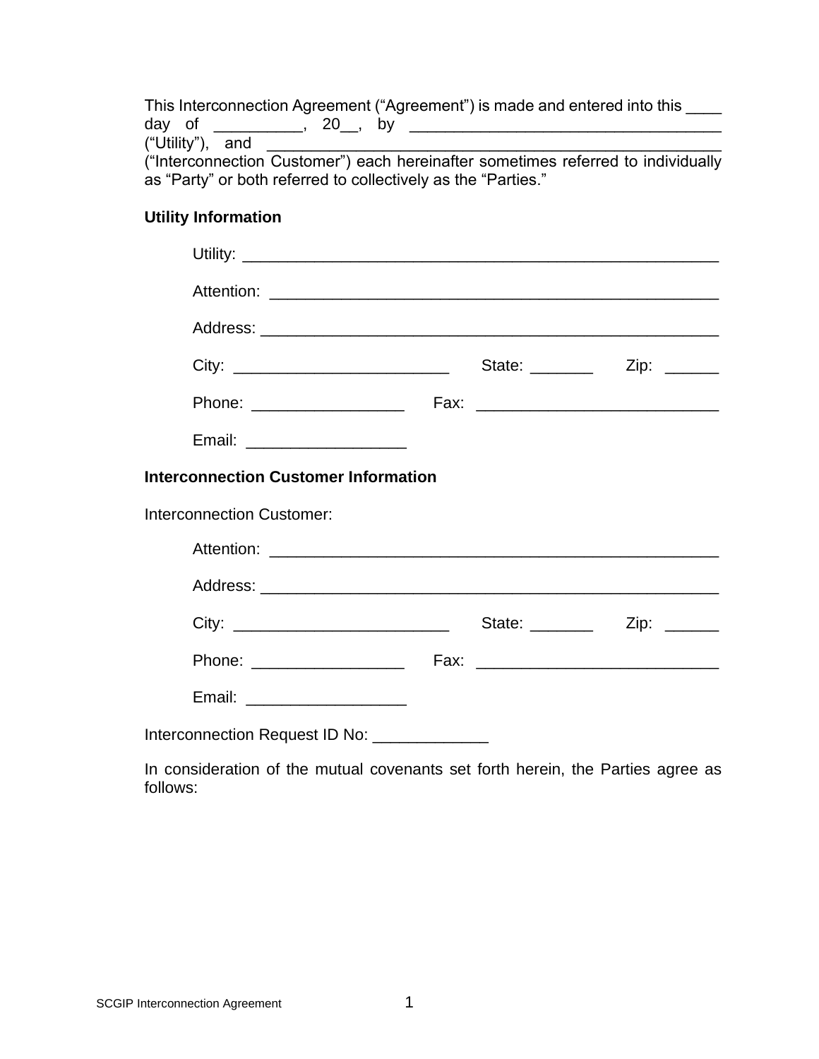This Interconnection Agreement ("Agreement") is made and entered into this ____ day of __________, 20__, by ___________________________________ ("Utility"), and ___________________________________________________ ("Interconnection Customer") each hereinafter sometimes referred to individually as "Party" or both referred to collectively as the "Parties."

**Utility Information**

Utility: _____________________________________________________

Attention: ___________________________________________________

Address: ____________________________________________________

City: ________________________ State: _______ Zip: ______

Phone: _________________ Fax: ___________________________

Email: __________________

**Interconnection Customer Information**

Interconnection Customer:

Attention: ___________________________________________________

Address: ____________________________________________________

City: ________________________ State: _______ Zip: ______

Phone: _________________ Fax: ___________________________

Email: __________________

Interconnection Request ID No: _____________

In consideration of the mutual covenants set forth herein, the Parties agree as follows: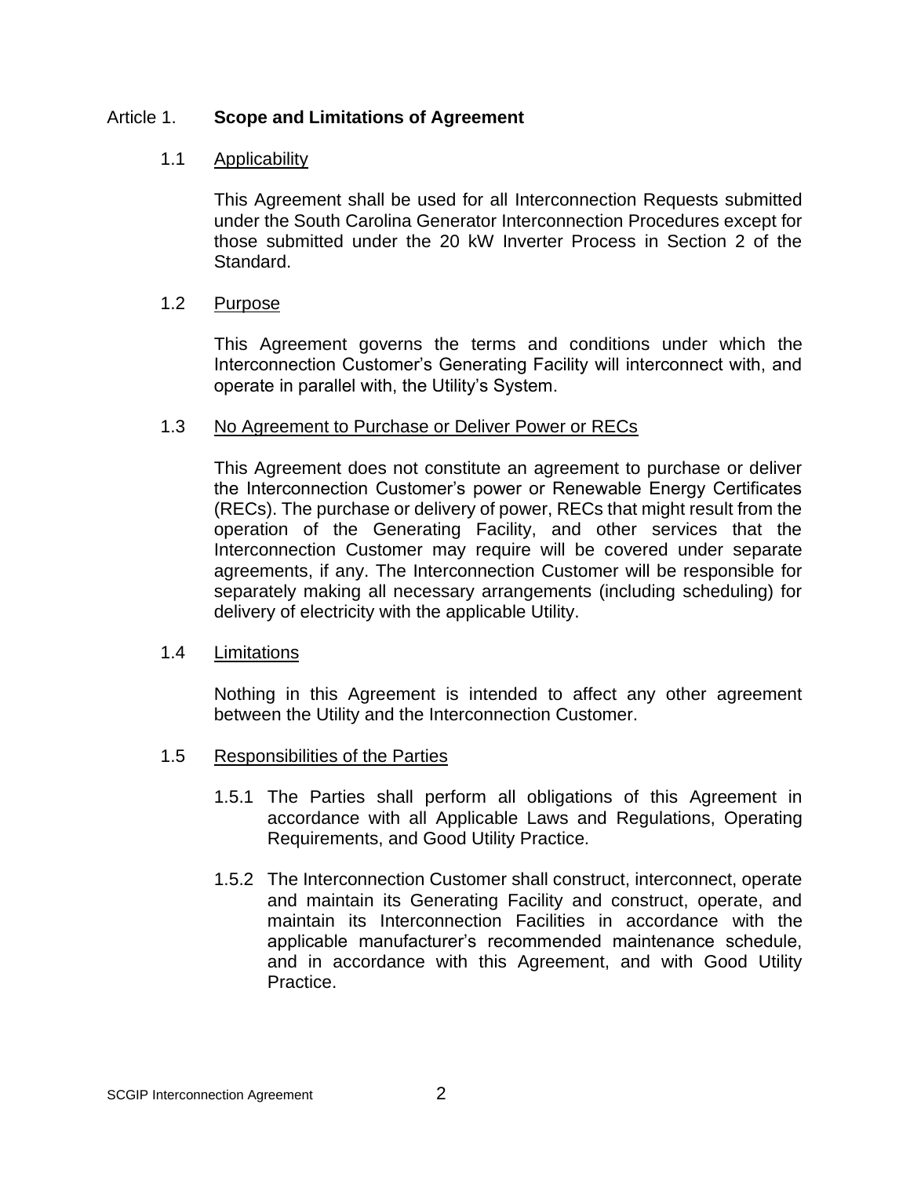## Article 1. **Scope and Limitations of Agreement**

### 1.1 Applicability

This Agreement shall be used for all Interconnection Requests submitted under the South Carolina Generator Interconnection Procedures except for those submitted under the 20 kW Inverter Process in Section 2 of the Standard.

### 1.2 Purpose

This Agreement governs the terms and conditions under which the Interconnection Customer's Generating Facility will interconnect with, and operate in parallel with, the Utility's System.

### 1.3 No Agreement to Purchase or Deliver Power or RECs

This Agreement does not constitute an agreement to purchase or deliver the Interconnection Customer's power or Renewable Energy Certificates (RECs). The purchase or delivery of power, RECs that might result from the operation of the Generating Facility, and other services that the Interconnection Customer may require will be covered under separate agreements, if any. The Interconnection Customer will be responsible for separately making all necessary arrangements (including scheduling) for delivery of electricity with the applicable Utility.

### 1.4 Limitations

Nothing in this Agreement is intended to affect any other agreement between the Utility and the Interconnection Customer.

### 1.5 Responsibilities of the Parties

1.5.1 The Parties shall perform all obligations of this Agreement in accordance with all Applicable Laws and Regulations, Operating Requirements, and Good Utility Practice.

1.5.2 The Interconnection Customer shall construct, interconnect, operate and maintain its Generating Facility and construct, operate, and maintain its Interconnection Facilities in accordance with the applicable manufacturer's recommended maintenance schedule, and in accordance with this Agreement, and with Good Utility Practice.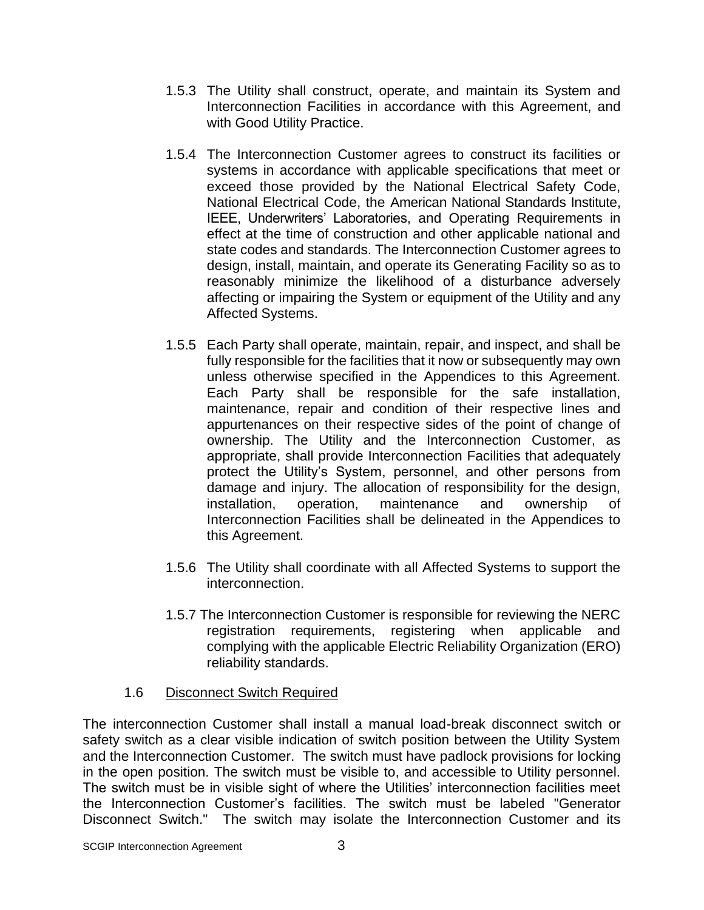1.5.3 The Utility shall construct, operate, and maintain its System and Interconnection Facilities in accordance with this Agreement, and with Good Utility Practice.

1.5.4 The Interconnection Customer agrees to construct its facilities or systems in accordance with applicable specifications that meet or exceed those provided by the National Electrical Safety Code, National Electrical Code, the American National Standards Institute, IEEE, Underwriters' Laboratories, and Operating Requirements in effect at the time of construction and other applicable national and state codes and standards. The Interconnection Customer agrees to design, install, maintain, and operate its Generating Facility so as to reasonably minimize the likelihood of a disturbance adversely affecting or impairing the System or equipment of the Utility and any Affected Systems.

1.5.5 Each Party shall operate, maintain, repair, and inspect, and shall be fully responsible for the facilities that it now or subsequently may own unless otherwise specified in the Appendices to this Agreement. Each Party shall be responsible for the safe installation, maintenance, repair and condition of their respective lines and appurtenances on their respective sides of the point of change of ownership. The Utility and the Interconnection Customer, as appropriate, shall provide Interconnection Facilities that adequately protect the Utility's System, personnel, and other persons from damage and injury. The allocation of responsibility for the design, installation, operation, maintenance and ownership of Interconnection Facilities shall be delineated in the Appendices to this Agreement.

1.5.6 The Utility shall coordinate with all Affected Systems to support the interconnection.

1.5.7 The Interconnection Customer is responsible for reviewing the NERC registration requirements, registering when applicable and complying with the applicable Electric Reliability Organization (ERO) reliability standards.

1.6 <u>Disconnect Switch Required</u>

The interconnection Customer shall install a manual load-break disconnect switch or safety switch as a clear visible indication of switch position between the Utility System and the Interconnection Customer. The switch must have padlock provisions for locking in the open position. The switch must be visible to, and accessible to Utility personnel. The switch must be in visible sight of where the Utilities' interconnection facilities meet the Interconnection Customer's facilities. The switch must be labeled "Generator Disconnect Switch." The switch may isolate the Interconnection Customer and its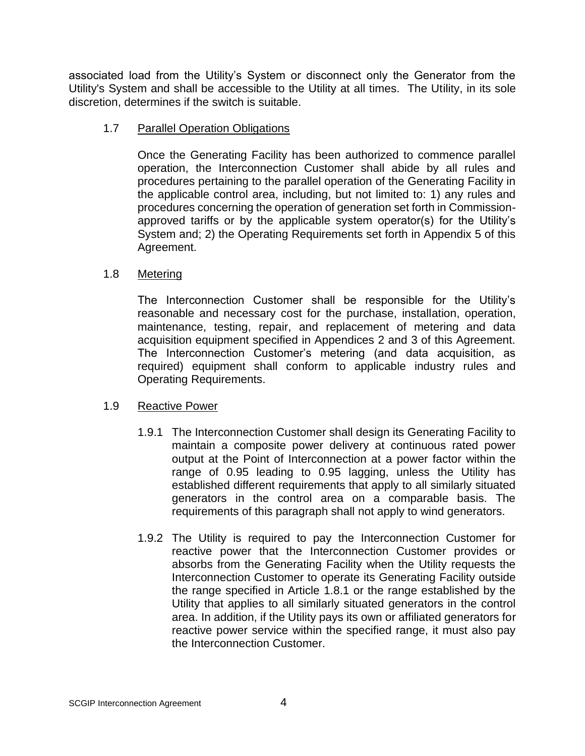associated load from the Utility's System or disconnect only the Generator from the Utility's System and shall be accessible to the Utility at all times. The Utility, in its sole discretion, determines if the switch is suitable.

1.7 Parallel Operation Obligations

Once the Generating Facility has been authorized to commence parallel operation, the Interconnection Customer shall abide by all rules and procedures pertaining to the parallel operation of the Generating Facility in the applicable control area, including, but not limited to: 1) any rules and procedures concerning the operation of generation set forth in Commission-approved tariffs or by the applicable system operator(s) for the Utility's System and; 2) the Operating Requirements set forth in Appendix 5 of this Agreement.

1.8 Metering

The Interconnection Customer shall be responsible for the Utility's reasonable and necessary cost for the purchase, installation, operation, maintenance, testing, repair, and replacement of metering and data acquisition equipment specified in Appendices 2 and 3 of this Agreement. The Interconnection Customer's metering (and data acquisition, as required) equipment shall conform to applicable industry rules and Operating Requirements.

1.9 Reactive Power

1.9.1 The Interconnection Customer shall design its Generating Facility to maintain a composite power delivery at continuous rated power output at the Point of Interconnection at a power factor within the range of 0.95 leading to 0.95 lagging, unless the Utility has established different requirements that apply to all similarly situated generators in the control area on a comparable basis. The requirements of this paragraph shall not apply to wind generators.

1.9.2 The Utility is required to pay the Interconnection Customer for reactive power that the Interconnection Customer provides or absorbs from the Generating Facility when the Utility requests the Interconnection Customer to operate its Generating Facility outside the range specified in Article 1.8.1 or the range established by the Utility that applies to all similarly situated generators in the control area. In addition, if the Utility pays its own or affiliated generators for reactive power service within the specified range, it must also pay the Interconnection Customer.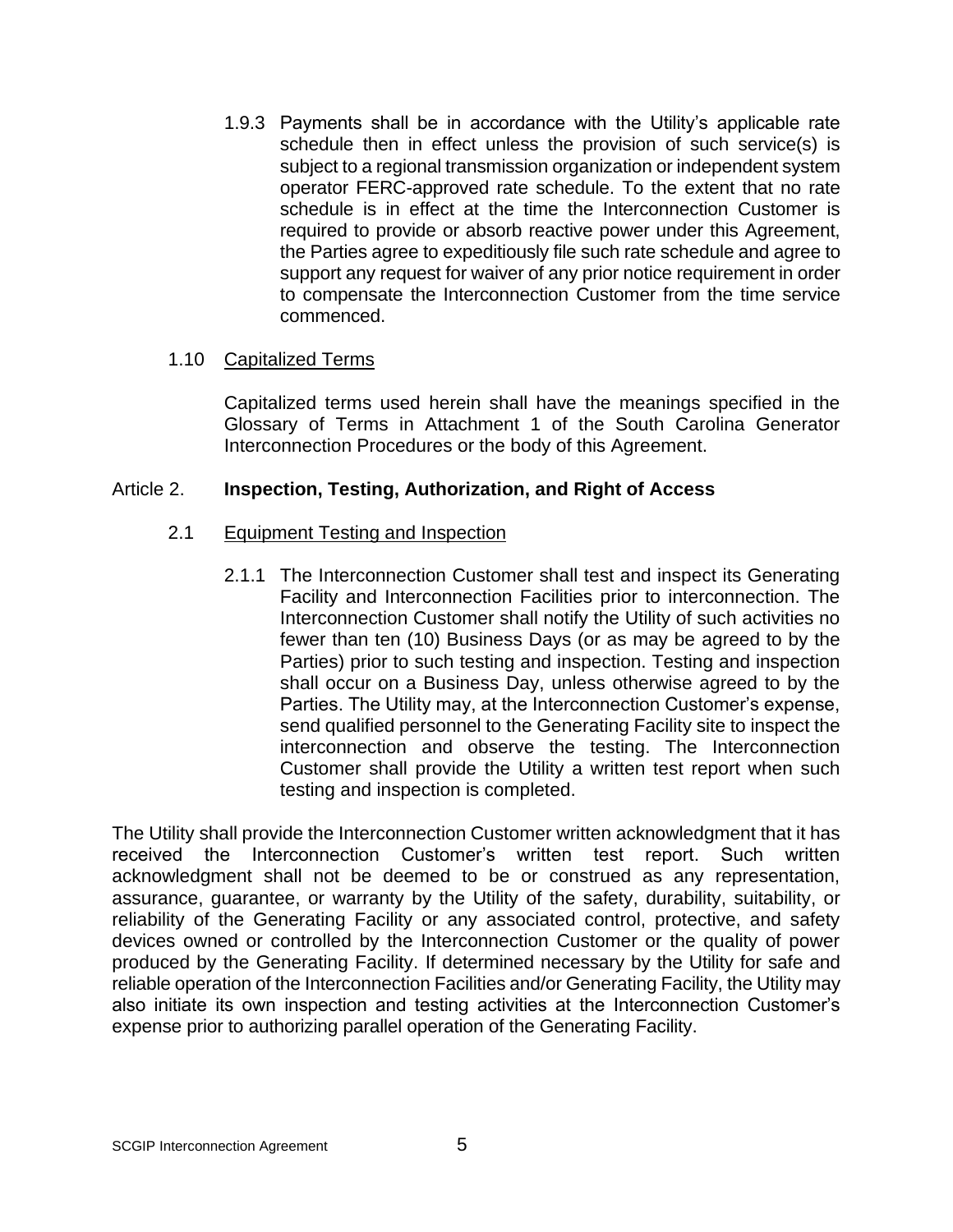1.9.3 Payments shall be in accordance with the Utility's applicable rate schedule then in effect unless the provision of such service(s) is subject to a regional transmission organization or independent system operator FERC-approved rate schedule. To the extent that no rate schedule is in effect at the time the Interconnection Customer is required to provide or absorb reactive power under this Agreement, the Parties agree to expeditiously file such rate schedule and agree to support any request for waiver of any prior notice requirement in order to compensate the Interconnection Customer from the time service commenced.

1.10 Capitalized Terms

Capitalized terms used herein shall have the meanings specified in the Glossary of Terms in Attachment 1 of the South Carolina Generator Interconnection Procedures or the body of this Agreement.

## Article 2. **Inspection, Testing, Authorization, and Right of Access**

2.1 Equipment Testing and Inspection

2.1.1 The Interconnection Customer shall test and inspect its Generating Facility and Interconnection Facilities prior to interconnection. The Interconnection Customer shall notify the Utility of such activities no fewer than ten (10) Business Days (or as may be agreed to by the Parties) prior to such testing and inspection. Testing and inspection shall occur on a Business Day, unless otherwise agreed to by the Parties. The Utility may, at the Interconnection Customer's expense, send qualified personnel to the Generating Facility site to inspect the interconnection and observe the testing. The Interconnection Customer shall provide the Utility a written test report when such testing and inspection is completed.

The Utility shall provide the Interconnection Customer written acknowledgment that it has received the Interconnection Customer's written test report. Such written acknowledgment shall not be deemed to be or construed as any representation, assurance, guarantee, or warranty by the Utility of the safety, durability, suitability, or reliability of the Generating Facility or any associated control, protective, and safety devices owned or controlled by the Interconnection Customer or the quality of power produced by the Generating Facility. If determined necessary by the Utility for safe and reliable operation of the Interconnection Facilities and/or Generating Facility, the Utility may also initiate its own inspection and testing activities at the Interconnection Customer's expense prior to authorizing parallel operation of the Generating Facility.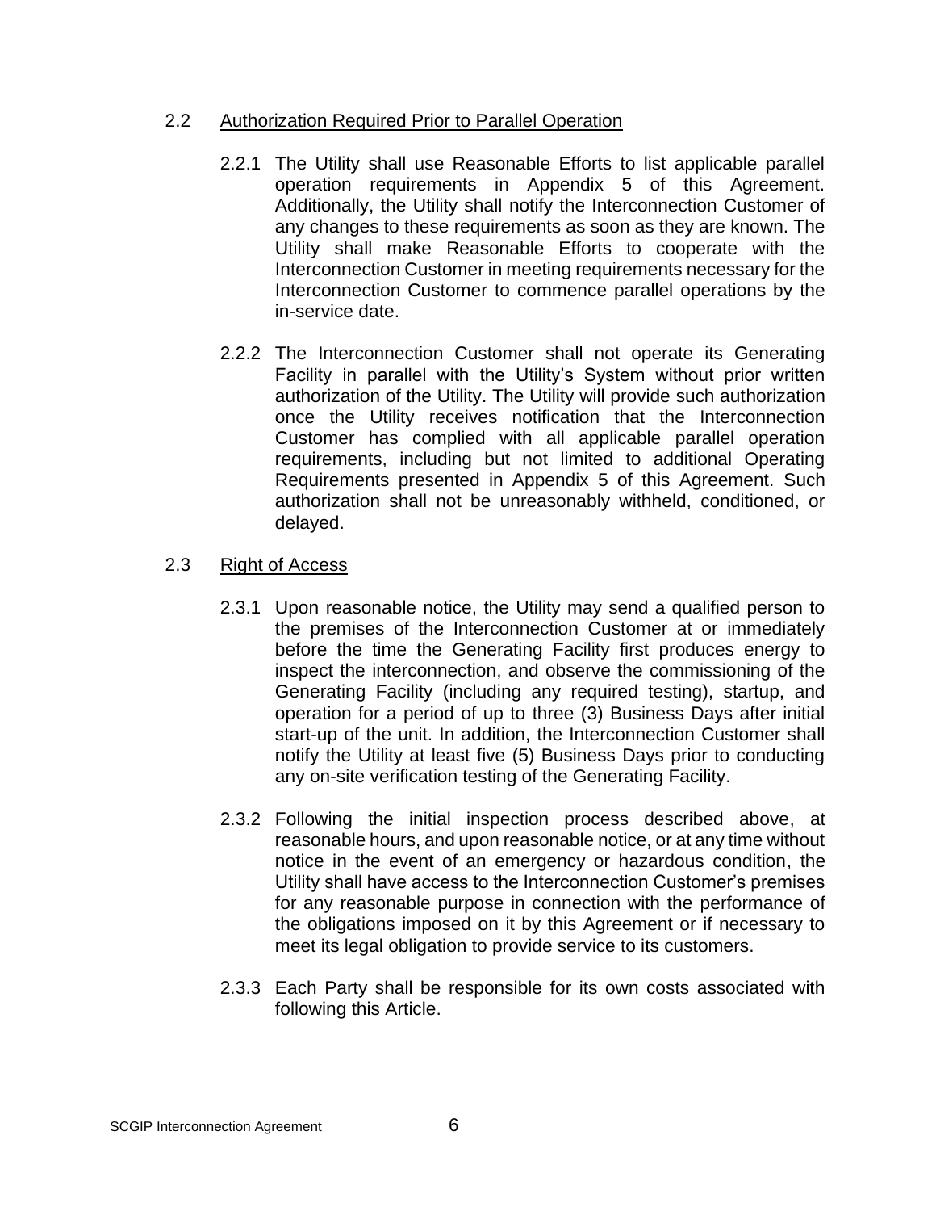### 2.2 Authorization Required Prior to Parallel Operation

2.2.1 The Utility shall use Reasonable Efforts to list applicable parallel operation requirements in Appendix 5 of this Agreement. Additionally, the Utility shall notify the Interconnection Customer of any changes to these requirements as soon as they are known. The Utility shall make Reasonable Efforts to cooperate with the Interconnection Customer in meeting requirements necessary for the Interconnection Customer to commence parallel operations by the in-service date.

2.2.2 The Interconnection Customer shall not operate its Generating Facility in parallel with the Utility's System without prior written authorization of the Utility. The Utility will provide such authorization once the Utility receives notification that the Interconnection Customer has complied with all applicable parallel operation requirements, including but not limited to additional Operating Requirements presented in Appendix 5 of this Agreement. Such authorization shall not be unreasonably withheld, conditioned, or delayed.

### 2.3 Right of Access

2.3.1 Upon reasonable notice, the Utility may send a qualified person to the premises of the Interconnection Customer at or immediately before the time the Generating Facility first produces energy to inspect the interconnection, and observe the commissioning of the Generating Facility (including any required testing), startup, and operation for a period of up to three (3) Business Days after initial start-up of the unit. In addition, the Interconnection Customer shall notify the Utility at least five (5) Business Days prior to conducting any on-site verification testing of the Generating Facility.

2.3.2 Following the initial inspection process described above, at reasonable hours, and upon reasonable notice, or at any time without notice in the event of an emergency or hazardous condition, the Utility shall have access to the Interconnection Customer's premises for any reasonable purpose in connection with the performance of the obligations imposed on it by this Agreement or if necessary to meet its legal obligation to provide service to its customers.

2.3.3 Each Party shall be responsible for its own costs associated with following this Article.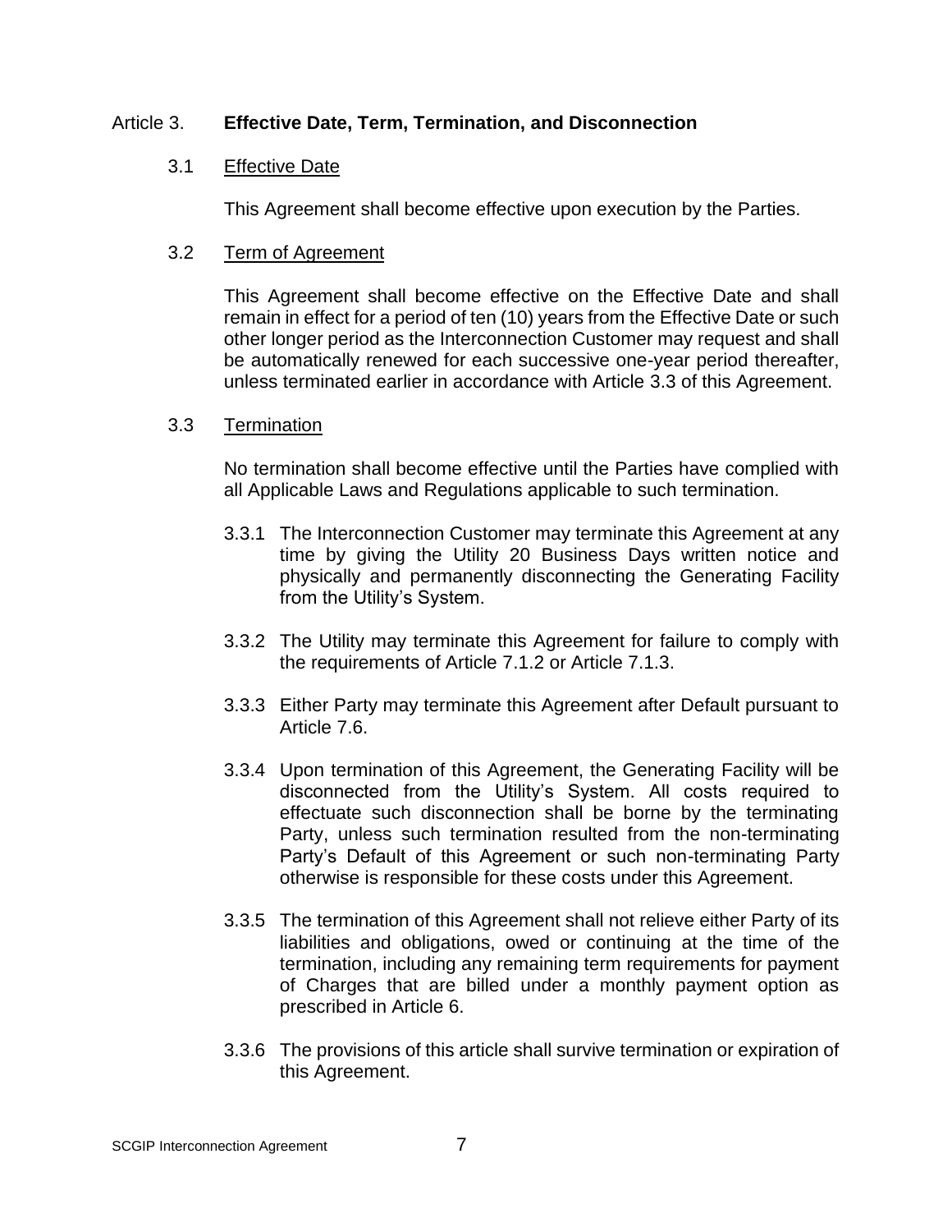## Article 3. **Effective Date, Term, Termination, and Disconnection**

### 3.1 Effective Date

This Agreement shall become effective upon execution by the Parties.

### 3.2 Term of Agreement

This Agreement shall become effective on the Effective Date and shall remain in effect for a period of ten (10) years from the Effective Date or such other longer period as the Interconnection Customer may request and shall be automatically renewed for each successive one-year period thereafter, unless terminated earlier in accordance with Article 3.3 of this Agreement.

### 3.3 Termination

No termination shall become effective until the Parties have complied with all Applicable Laws and Regulations applicable to such termination.

3.3.1 The Interconnection Customer may terminate this Agreement at any time by giving the Utility 20 Business Days written notice and physically and permanently disconnecting the Generating Facility from the Utility's System.

3.3.2 The Utility may terminate this Agreement for failure to comply with the requirements of Article 7.1.2 or Article 7.1.3.

3.3.3 Either Party may terminate this Agreement after Default pursuant to Article 7.6.

3.3.4 Upon termination of this Agreement, the Generating Facility will be disconnected from the Utility's System. All costs required to effectuate such disconnection shall be borne by the terminating Party, unless such termination resulted from the non-terminating Party's Default of this Agreement or such non-terminating Party otherwise is responsible for these costs under this Agreement.

3.3.5 The termination of this Agreement shall not relieve either Party of its liabilities and obligations, owed or continuing at the time of the termination, including any remaining term requirements for payment of Charges that are billed under a monthly payment option as prescribed in Article 6.

3.3.6 The provisions of this article shall survive termination or expiration of this Agreement.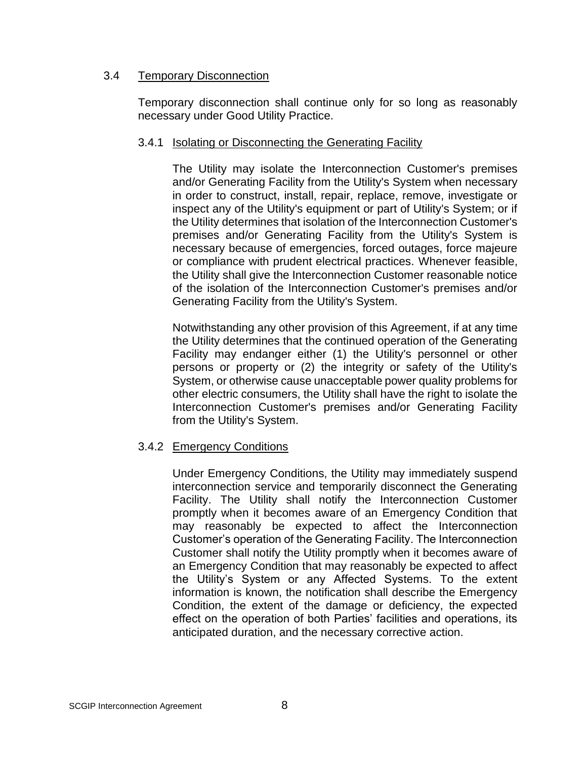### 3.4 Temporary Disconnection

Temporary disconnection shall continue only for so long as reasonably necessary under Good Utility Practice.

#### 3.4.1 Isolating or Disconnecting the Generating Facility

The Utility may isolate the Interconnection Customer's premises and/or Generating Facility from the Utility's System when necessary in order to construct, install, repair, replace, remove, investigate or inspect any of the Utility's equipment or part of Utility's System; or if the Utility determines that isolation of the Interconnection Customer's premises and/or Generating Facility from the Utility's System is necessary because of emergencies, forced outages, force majeure or compliance with prudent electrical practices. Whenever feasible, the Utility shall give the Interconnection Customer reasonable notice of the isolation of the Interconnection Customer's premises and/or Generating Facility from the Utility's System.

Notwithstanding any other provision of this Agreement, if at any time the Utility determines that the continued operation of the Generating Facility may endanger either (1) the Utility's personnel or other persons or property or (2) the integrity or safety of the Utility's System, or otherwise cause unacceptable power quality problems for other electric consumers, the Utility shall have the right to isolate the Interconnection Customer's premises and/or Generating Facility from the Utility's System.

#### 3.4.2 Emergency Conditions

Under Emergency Conditions, the Utility may immediately suspend interconnection service and temporarily disconnect the Generating Facility. The Utility shall notify the Interconnection Customer promptly when it becomes aware of an Emergency Condition that may reasonably be expected to affect the Interconnection Customer’s operation of the Generating Facility. The Interconnection Customer shall notify the Utility promptly when it becomes aware of an Emergency Condition that may reasonably be expected to affect the Utility’s System or any Affected Systems. To the extent information is known, the notification shall describe the Emergency Condition, the extent of the damage or deficiency, the expected effect on the operation of both Parties’ facilities and operations, its anticipated duration, and the necessary corrective action.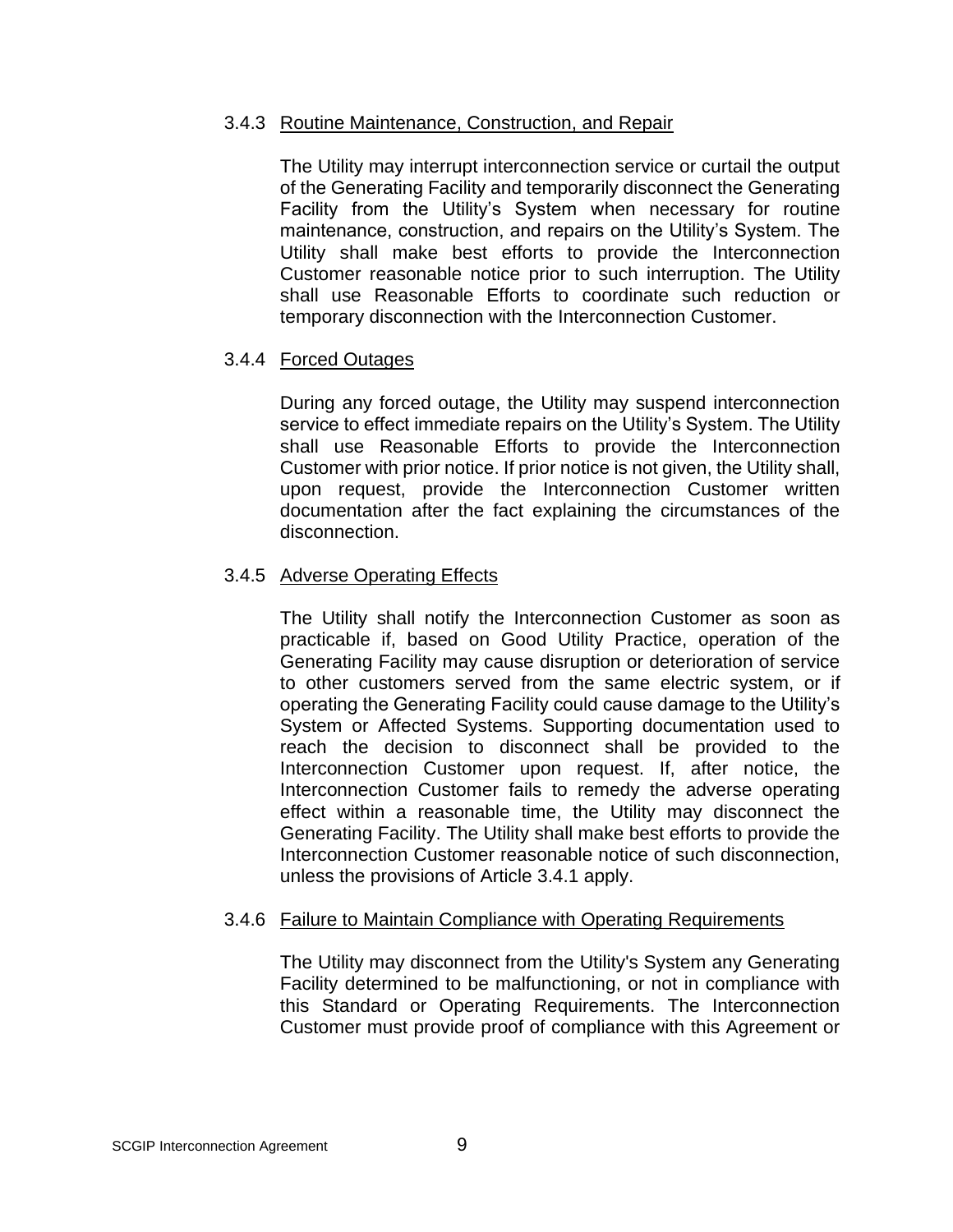#### 3.4.3 Routine Maintenance, Construction, and Repair

The Utility may interrupt interconnection service or curtail the output of the Generating Facility and temporarily disconnect the Generating Facility from the Utility's System when necessary for routine maintenance, construction, and repairs on the Utility's System. The Utility shall make best efforts to provide the Interconnection Customer reasonable notice prior to such interruption. The Utility shall use Reasonable Efforts to coordinate such reduction or temporary disconnection with the Interconnection Customer.

#### 3.4.4 Forced Outages

During any forced outage, the Utility may suspend interconnection service to effect immediate repairs on the Utility's System. The Utility shall use Reasonable Efforts to provide the Interconnection Customer with prior notice. If prior notice is not given, the Utility shall, upon request, provide the Interconnection Customer written documentation after the fact explaining the circumstances of the disconnection.

#### 3.4.5 Adverse Operating Effects

The Utility shall notify the Interconnection Customer as soon as practicable if, based on Good Utility Practice, operation of the Generating Facility may cause disruption or deterioration of service to other customers served from the same electric system, or if operating the Generating Facility could cause damage to the Utility's System or Affected Systems. Supporting documentation used to reach the decision to disconnect shall be provided to the Interconnection Customer upon request. If, after notice, the Interconnection Customer fails to remedy the adverse operating effect within a reasonable time, the Utility may disconnect the Generating Facility. The Utility shall make best efforts to provide the Interconnection Customer reasonable notice of such disconnection, unless the provisions of Article 3.4.1 apply.

#### 3.4.6 Failure to Maintain Compliance with Operating Requirements

The Utility may disconnect from the Utility's System any Generating Facility determined to be malfunctioning, or not in compliance with this Standard or Operating Requirements. The Interconnection Customer must provide proof of compliance with this Agreement or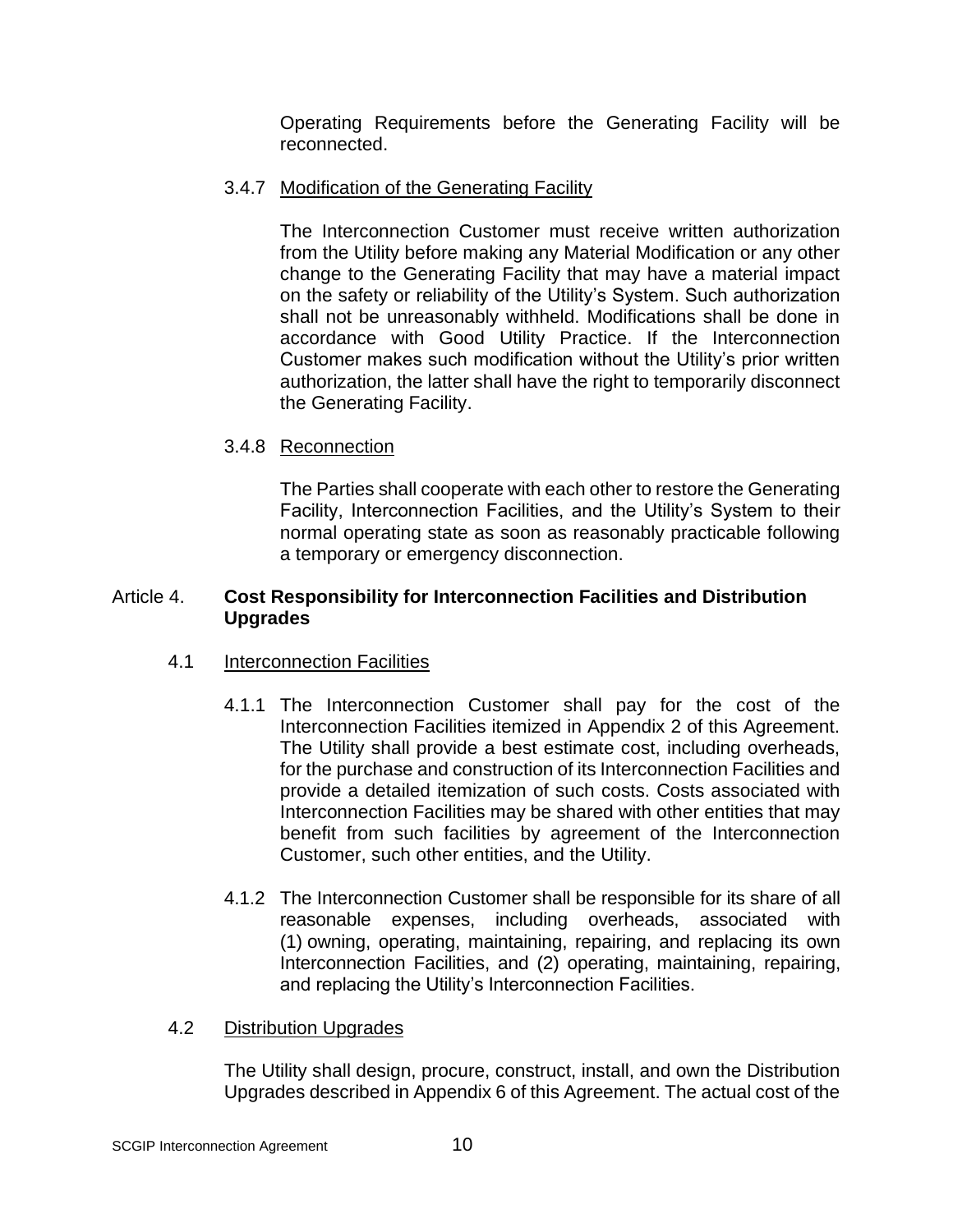Operating Requirements before the Generating Facility will be reconnected.

#### 3.4.7 Modification of the Generating Facility

The Interconnection Customer must receive written authorization from the Utility before making any Material Modification or any other change to the Generating Facility that may have a material impact on the safety or reliability of the Utility's System. Such authorization shall not be unreasonably withheld. Modifications shall be done in accordance with Good Utility Practice. If the Interconnection Customer makes such modification without the Utility's prior written authorization, the latter shall have the right to temporarily disconnect the Generating Facility.

#### 3.4.8 Reconnection

The Parties shall cooperate with each other to restore the Generating Facility, Interconnection Facilities, and the Utility's System to their normal operating state as soon as reasonably practicable following a temporary or emergency disconnection.

## Article 4. Cost Responsibility for Interconnection Facilities and Distribution Upgrades

### 4.1 Interconnection Facilities

4.1.1 The Interconnection Customer shall pay for the cost of the Interconnection Facilities itemized in Appendix 2 of this Agreement. The Utility shall provide a best estimate cost, including overheads, for the purchase and construction of its Interconnection Facilities and provide a detailed itemization of such costs. Costs associated with Interconnection Facilities may be shared with other entities that may benefit from such facilities by agreement of the Interconnection Customer, such other entities, and the Utility.

4.1.2 The Interconnection Customer shall be responsible for its share of all reasonable expenses, including overheads, associated with (1) owning, operating, maintaining, repairing, and replacing its own Interconnection Facilities, and (2) operating, maintaining, repairing, and replacing the Utility's Interconnection Facilities.

### 4.2 Distribution Upgrades

The Utility shall design, procure, construct, install, and own the Distribution Upgrades described in Appendix 6 of this Agreement. The actual cost of the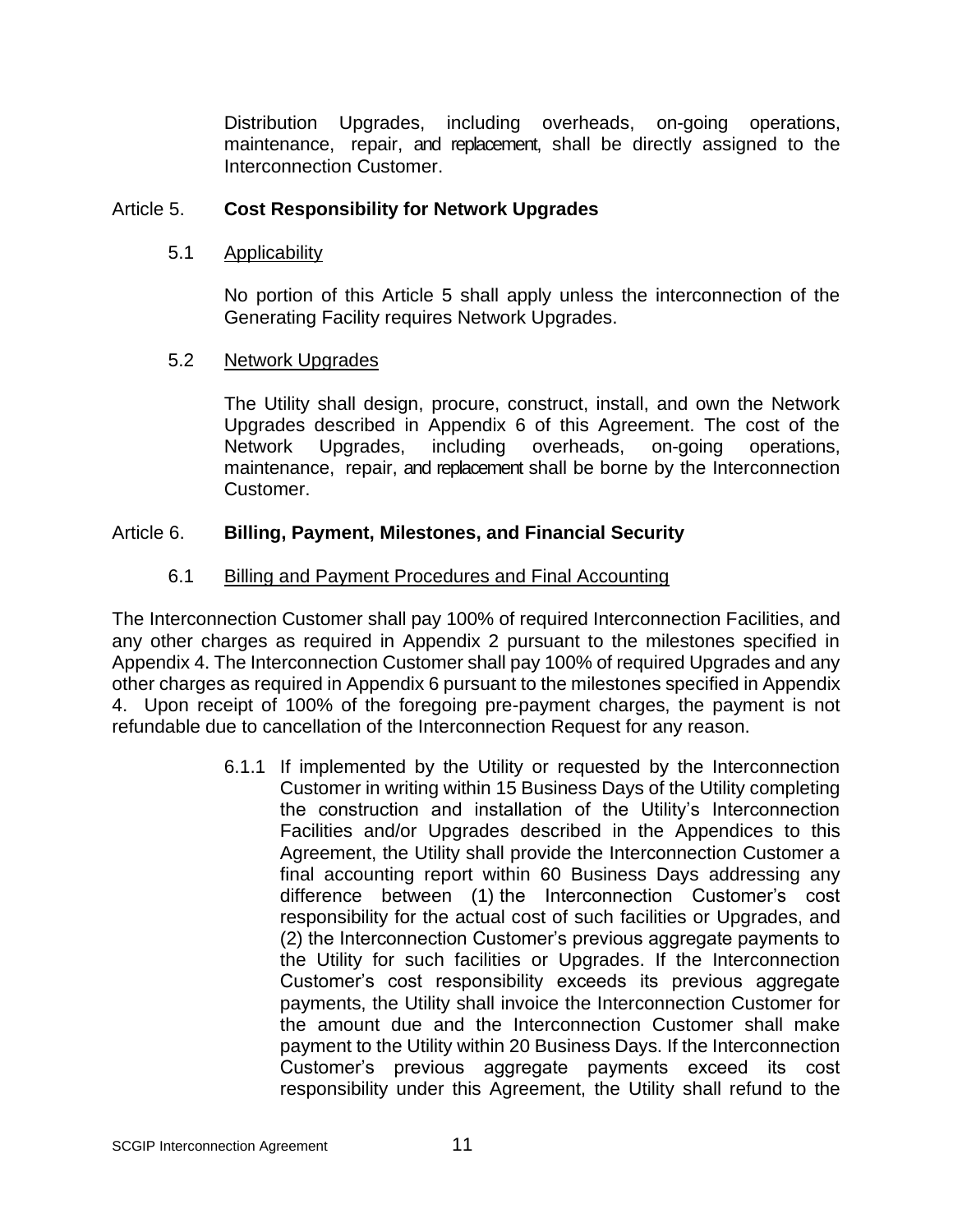Distribution Upgrades, including overheads, on-going operations, maintenance, repair, and replacement, shall be directly assigned to the Interconnection Customer.

## Article 5. **Cost Responsibility for Network Upgrades**

### 5.1 Applicability

No portion of this Article 5 shall apply unless the interconnection of the Generating Facility requires Network Upgrades.

### 5.2 Network Upgrades

The Utility shall design, procure, construct, install, and own the Network Upgrades described in Appendix 6 of this Agreement. The cost of the Network Upgrades, including overheads, on-going operations, maintenance, repair, and replacement shall be borne by the Interconnection Customer.

## Article 6. **Billing, Payment, Milestones, and Financial Security**

### 6.1 Billing and Payment Procedures and Final Accounting

The Interconnection Customer shall pay 100% of required Interconnection Facilities, and any other charges as required in Appendix 2 pursuant to the milestones specified in Appendix 4. The Interconnection Customer shall pay 100% of required Upgrades and any other charges as required in Appendix 6 pursuant to the milestones specified in Appendix 4. Upon receipt of 100% of the foregoing pre-payment charges, the payment is not refundable due to cancellation of the Interconnection Request for any reason.

6.1.1 If implemented by the Utility or requested by the Interconnection Customer in writing within 15 Business Days of the Utility completing the construction and installation of the Utility's Interconnection Facilities and/or Upgrades described in the Appendices to this Agreement, the Utility shall provide the Interconnection Customer a final accounting report within 60 Business Days addressing any difference between (1) the Interconnection Customer's cost responsibility for the actual cost of such facilities or Upgrades, and (2) the Interconnection Customer's previous aggregate payments to the Utility for such facilities or Upgrades. If the Interconnection Customer's cost responsibility exceeds its previous aggregate payments, the Utility shall invoice the Interconnection Customer for the amount due and the Interconnection Customer shall make payment to the Utility within 20 Business Days. If the Interconnection Customer's previous aggregate payments exceed its cost responsibility under this Agreement, the Utility shall refund to the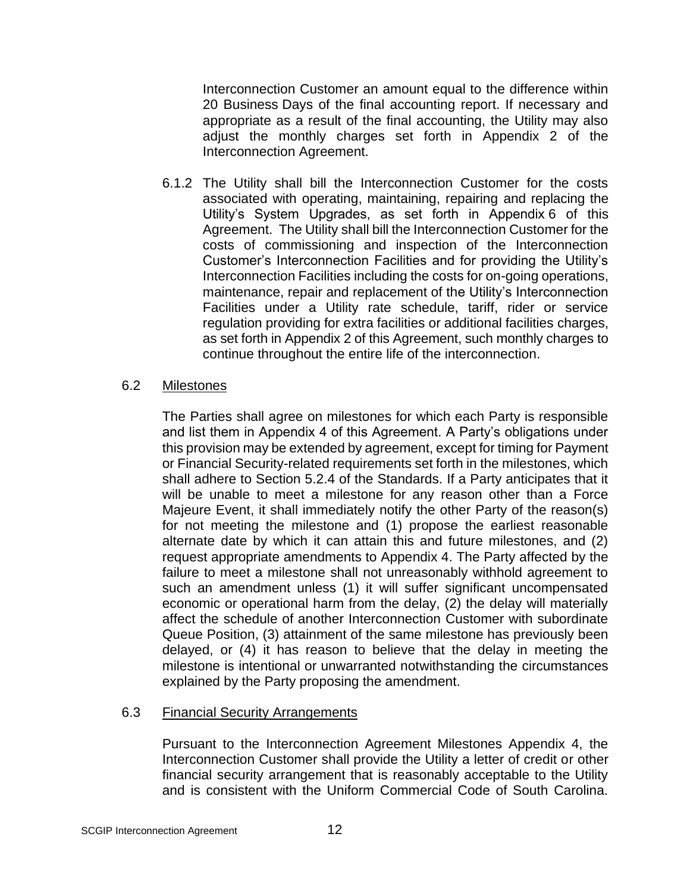Interconnection Customer an amount equal to the difference within 20 Business Days of the final accounting report. If necessary and appropriate as a result of the final accounting, the Utility may also adjust the monthly charges set forth in Appendix 2 of the Interconnection Agreement.

6.1.2 The Utility shall bill the Interconnection Customer for the costs associated with operating, maintaining, repairing and replacing the Utility's System Upgrades, as set forth in Appendix 6 of this Agreement. The Utility shall bill the Interconnection Customer for the costs of commissioning and inspection of the Interconnection Customer's Interconnection Facilities and for providing the Utility's Interconnection Facilities including the costs for on-going operations, maintenance, repair and replacement of the Utility's Interconnection Facilities under a Utility rate schedule, tariff, rider or service regulation providing for extra facilities or additional facilities charges, as set forth in Appendix 2 of this Agreement, such monthly charges to continue throughout the entire life of the interconnection.

6.2 Milestones

The Parties shall agree on milestones for which each Party is responsible and list them in Appendix 4 of this Agreement. A Party's obligations under this provision may be extended by agreement, except for timing for Payment or Financial Security-related requirements set forth in the milestones, which shall adhere to Section 5.2.4 of the Standards. If a Party anticipates that it will be unable to meet a milestone for any reason other than a Force Majeure Event, it shall immediately notify the other Party of the reason(s) for not meeting the milestone and (1) propose the earliest reasonable alternate date by which it can attain this and future milestones, and (2) request appropriate amendments to Appendix 4. The Party affected by the failure to meet a milestone shall not unreasonably withhold agreement to such an amendment unless (1) it will suffer significant uncompensated economic or operational harm from the delay, (2) the delay will materially affect the schedule of another Interconnection Customer with subordinate Queue Position, (3) attainment of the same milestone has previously been delayed, or (4) it has reason to believe that the delay in meeting the milestone is intentional or unwarranted notwithstanding the circumstances explained by the Party proposing the amendment.

6.3 Financial Security Arrangements

Pursuant to the Interconnection Agreement Milestones Appendix 4, the Interconnection Customer shall provide the Utility a letter of credit or other financial security arrangement that is reasonably acceptable to the Utility and is consistent with the Uniform Commercial Code of South Carolina.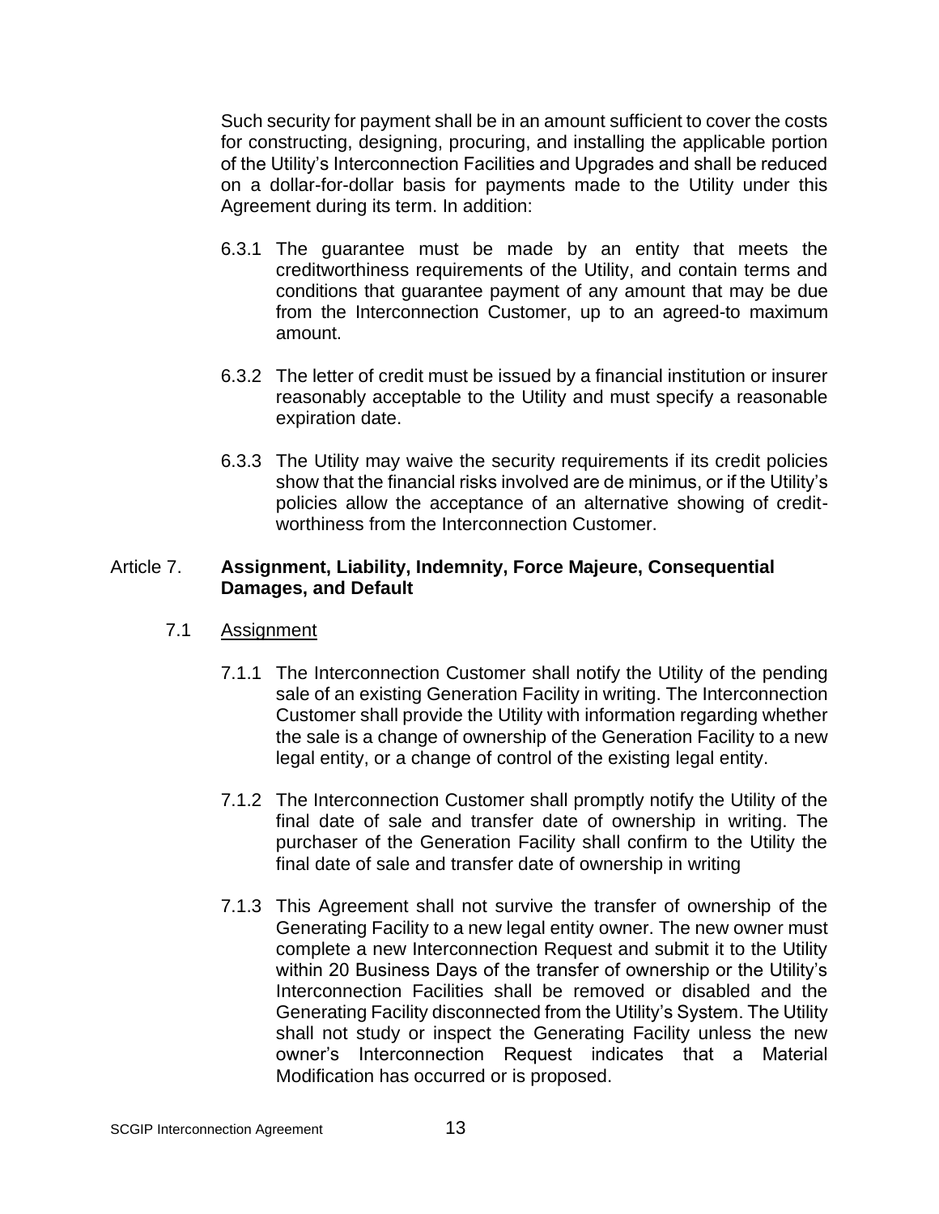Such security for payment shall be in an amount sufficient to cover the costs for constructing, designing, procuring, and installing the applicable portion of the Utility's Interconnection Facilities and Upgrades and shall be reduced on a dollar-for-dollar basis for payments made to the Utility under this Agreement during its term. In addition:

6.3.1 The guarantee must be made by an entity that meets the creditworthiness requirements of the Utility, and contain terms and conditions that guarantee payment of any amount that may be due from the Interconnection Customer, up to an agreed-to maximum amount.

6.3.2 The letter of credit must be issued by a financial institution or insurer reasonably acceptable to the Utility and must specify a reasonable expiration date.

6.3.3 The Utility may waive the security requirements if its credit policies show that the financial risks involved are de minimus, or if the Utility's policies allow the acceptance of an alternative showing of credit-worthiness from the Interconnection Customer.

## Article 7. Assignment, Liability, Indemnity, Force Majeure, Consequential Damages, and Default

### 7.1 Assignment

7.1.1 The Interconnection Customer shall notify the Utility of the pending sale of an existing Generation Facility in writing. The Interconnection Customer shall provide the Utility with information regarding whether the sale is a change of ownership of the Generation Facility to a new legal entity, or a change of control of the existing legal entity.

7.1.2 The Interconnection Customer shall promptly notify the Utility of the final date of sale and transfer date of ownership in writing. The purchaser of the Generation Facility shall confirm to the Utility the final date of sale and transfer date of ownership in writing

7.1.3 This Agreement shall not survive the transfer of ownership of the Generating Facility to a new legal entity owner. The new owner must complete a new Interconnection Request and submit it to the Utility within 20 Business Days of the transfer of ownership or the Utility's Interconnection Facilities shall be removed or disabled and the Generating Facility disconnected from the Utility's System. The Utility shall not study or inspect the Generating Facility unless the new owner's Interconnection Request indicates that a Material Modification has occurred or is proposed.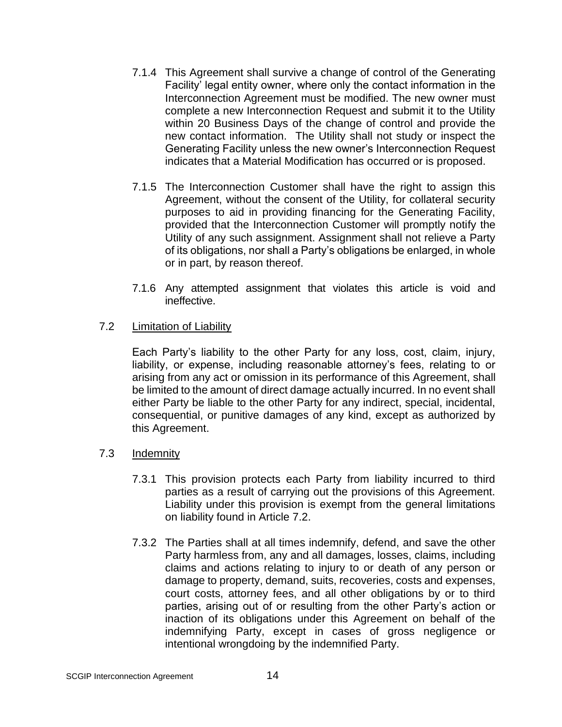7.1.4 This Agreement shall survive a change of control of the Generating Facility' legal entity owner, where only the contact information in the Interconnection Agreement must be modified. The new owner must complete a new Interconnection Request and submit it to the Utility within 20 Business Days of the change of control and provide the new contact information. The Utility shall not study or inspect the Generating Facility unless the new owner's Interconnection Request indicates that a Material Modification has occurred or is proposed.

7.1.5 The Interconnection Customer shall have the right to assign this Agreement, without the consent of the Utility, for collateral security purposes to aid in providing financing for the Generating Facility, provided that the Interconnection Customer will promptly notify the Utility of any such assignment. Assignment shall not relieve a Party of its obligations, nor shall a Party's obligations be enlarged, in whole or in part, by reason thereof.

7.1.6 Any attempted assignment that violates this article is void and ineffective.

7.2 Limitation of Liability

Each Party's liability to the other Party for any loss, cost, claim, injury, liability, or expense, including reasonable attorney's fees, relating to or arising from any act or omission in its performance of this Agreement, shall be limited to the amount of direct damage actually incurred. In no event shall either Party be liable to the other Party for any indirect, special, incidental, consequential, or punitive damages of any kind, except as authorized by this Agreement.

7.3 Indemnity

7.3.1 This provision protects each Party from liability incurred to third parties as a result of carrying out the provisions of this Agreement. Liability under this provision is exempt from the general limitations on liability found in Article 7.2.

7.3.2 The Parties shall at all times indemnify, defend, and save the other Party harmless from, any and all damages, losses, claims, including claims and actions relating to injury to or death of any person or damage to property, demand, suits, recoveries, costs and expenses, court costs, attorney fees, and all other obligations by or to third parties, arising out of or resulting from the other Party's action or inaction of its obligations under this Agreement on behalf of the indemnifying Party, except in cases of gross negligence or intentional wrongdoing by the indemnified Party.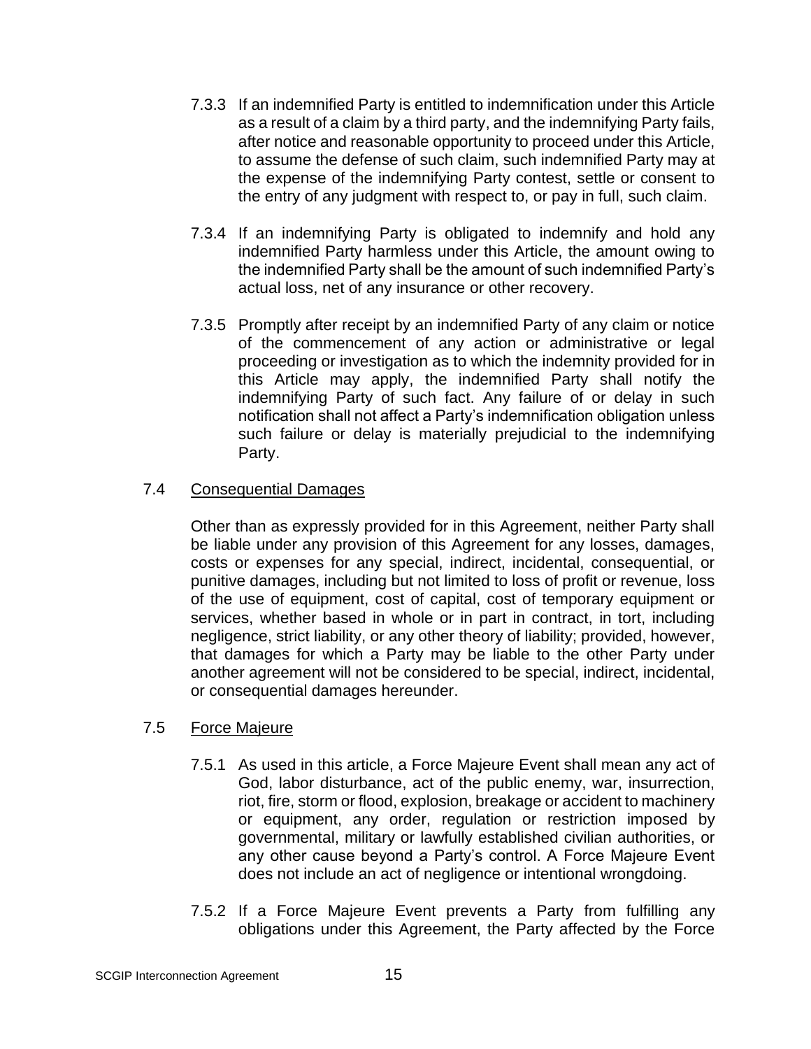7.3.3 If an indemnified Party is entitled to indemnification under this Article as a result of a claim by a third party, and the indemnifying Party fails, after notice and reasonable opportunity to proceed under this Article, to assume the defense of such claim, such indemnified Party may at the expense of the indemnifying Party contest, settle or consent to the entry of any judgment with respect to, or pay in full, such claim.

7.3.4 If an indemnifying Party is obligated to indemnify and hold any indemnified Party harmless under this Article, the amount owing to the indemnified Party shall be the amount of such indemnified Party's actual loss, net of any insurance or other recovery.

7.3.5 Promptly after receipt by an indemnified Party of any claim or notice of the commencement of any action or administrative or legal proceeding or investigation as to which the indemnity provided for in this Article may apply, the indemnified Party shall notify the indemnifying Party of such fact. Any failure of or delay in such notification shall not affect a Party's indemnification obligation unless such failure or delay is materially prejudicial to the indemnifying Party.

## 7.4 Consequential Damages

Other than as expressly provided for in this Agreement, neither Party shall be liable under any provision of this Agreement for any losses, damages, costs or expenses for any special, indirect, incidental, consequential, or punitive damages, including but not limited to loss of profit or revenue, loss of the use of equipment, cost of capital, cost of temporary equipment or services, whether based in whole or in part in contract, in tort, including negligence, strict liability, or any other theory of liability; provided, however, that damages for which a Party may be liable to the other Party under another agreement will not be considered to be special, indirect, incidental, or consequential damages hereunder.

## 7.5 Force Majeure

7.5.1 As used in this article, a Force Majeure Event shall mean any act of God, labor disturbance, act of the public enemy, war, insurrection, riot, fire, storm or flood, explosion, breakage or accident to machinery or equipment, any order, regulation or restriction imposed by governmental, military or lawfully established civilian authorities, or any other cause beyond a Party's control. A Force Majeure Event does not include an act of negligence or intentional wrongdoing.

7.5.2 If a Force Majeure Event prevents a Party from fulfilling any obligations under this Agreement, the Party affected by the Force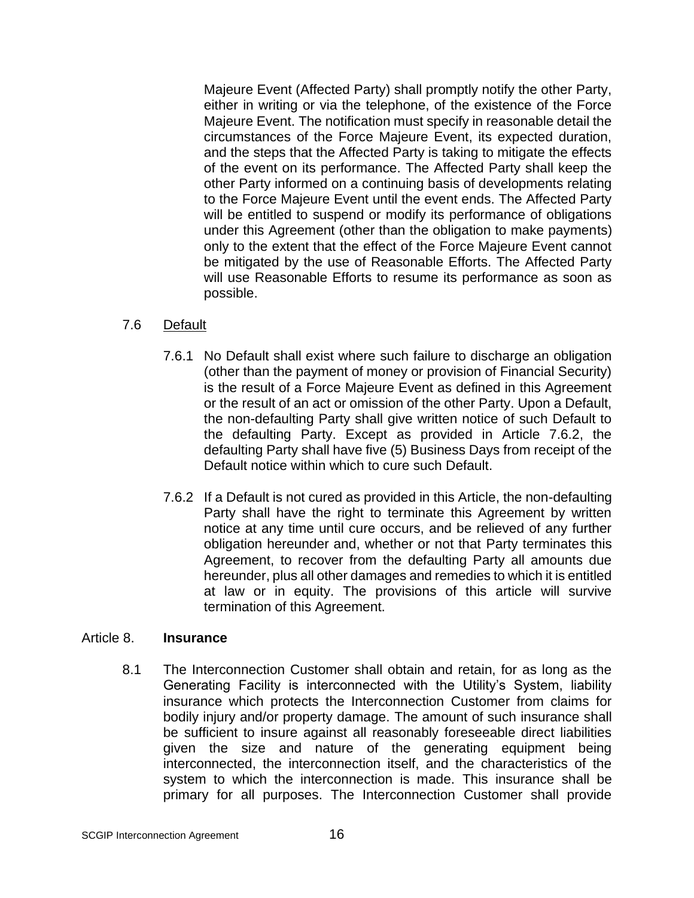Majeure Event (Affected Party) shall promptly notify the other Party, either in writing or via the telephone, of the existence of the Force Majeure Event. The notification must specify in reasonable detail the circumstances of the Force Majeure Event, its expected duration, and the steps that the Affected Party is taking to mitigate the effects of the event on its performance. The Affected Party shall keep the other Party informed on a continuing basis of developments relating to the Force Majeure Event until the event ends. The Affected Party will be entitled to suspend or modify its performance of obligations under this Agreement (other than the obligation to make payments) only to the extent that the effect of the Force Majeure Event cannot be mitigated by the use of Reasonable Efforts. The Affected Party will use Reasonable Efforts to resume its performance as soon as possible.

7.6 Default

7.6.1 No Default shall exist where such failure to discharge an obligation (other than the payment of money or provision of Financial Security) is the result of a Force Majeure Event as defined in this Agreement or the result of an act or omission of the other Party. Upon a Default, the non-defaulting Party shall give written notice of such Default to the defaulting Party. Except as provided in Article 7.6.2, the defaulting Party shall have five (5) Business Days from receipt of the Default notice within which to cure such Default.

7.6.2 If a Default is not cured as provided in this Article, the non-defaulting Party shall have the right to terminate this Agreement by written notice at any time until cure occurs, and be relieved of any further obligation hereunder and, whether or not that Party terminates this Agreement, to recover from the defaulting Party all amounts due hereunder, plus all other damages and remedies to which it is entitled at law or in equity. The provisions of this article will survive termination of this Agreement.

## Article 8. **Insurance**

8.1 The Interconnection Customer shall obtain and retain, for as long as the Generating Facility is interconnected with the Utility's System, liability insurance which protects the Interconnection Customer from claims for bodily injury and/or property damage. The amount of such insurance shall be sufficient to insure against all reasonably foreseeable direct liabilities given the size and nature of the generating equipment being interconnected, the interconnection itself, and the characteristics of the system to which the interconnection is made. This insurance shall be primary for all purposes. The Interconnection Customer shall provide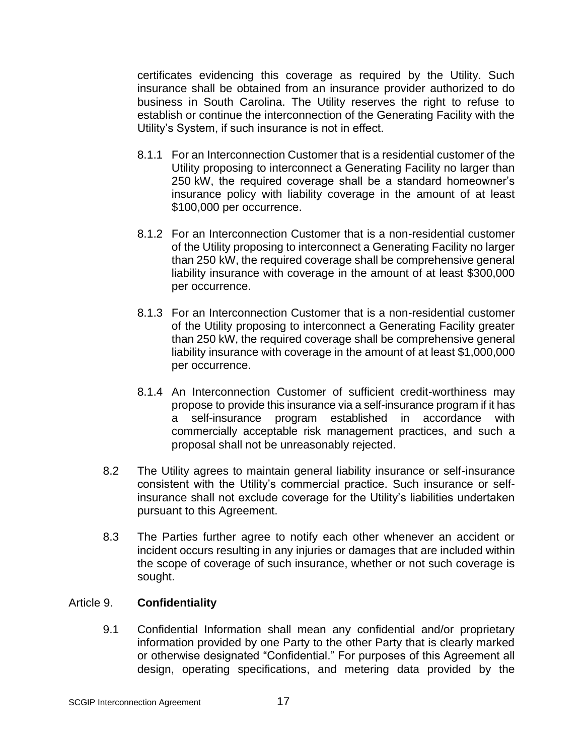certificates evidencing this coverage as required by the Utility. Such insurance shall be obtained from an insurance provider authorized to do business in South Carolina. The Utility reserves the right to refuse to establish or continue the interconnection of the Generating Facility with the Utility's System, if such insurance is not in effect.

8.1.1 For an Interconnection Customer that is a residential customer of the Utility proposing to interconnect a Generating Facility no larger than 250 kW, the required coverage shall be a standard homeowner's insurance policy with liability coverage in the amount of at least $100,000 per occurrence.

8.1.2 For an Interconnection Customer that is a non-residential customer of the Utility proposing to interconnect a Generating Facility no larger than 250 kW, the required coverage shall be comprehensive general liability insurance with coverage in the amount of at least $300,000 per occurrence.

8.1.3 For an Interconnection Customer that is a non-residential customer of the Utility proposing to interconnect a Generating Facility greater than 250 kW, the required coverage shall be comprehensive general liability insurance with coverage in the amount of at least $1,000,000 per occurrence.

8.1.4 An Interconnection Customer of sufficient credit-worthiness may propose to provide this insurance via a self-insurance program if it has a self-insurance program established in accordance with commercially acceptable risk management practices, and such a proposal shall not be unreasonably rejected.

8.2 The Utility agrees to maintain general liability insurance or self-insurance consistent with the Utility's commercial practice. Such insurance or self-insurance shall not exclude coverage for the Utility's liabilities undertaken pursuant to this Agreement.

8.3 The Parties further agree to notify each other whenever an accident or incident occurs resulting in any injuries or damages that are included within the scope of coverage of such insurance, whether or not such coverage is sought.

## Article 9. **Confidentiality**

9.1 Confidential Information shall mean any confidential and/or proprietary information provided by one Party to the other Party that is clearly marked or otherwise designated "Confidential." For purposes of this Agreement all design, operating specifications, and metering data provided by the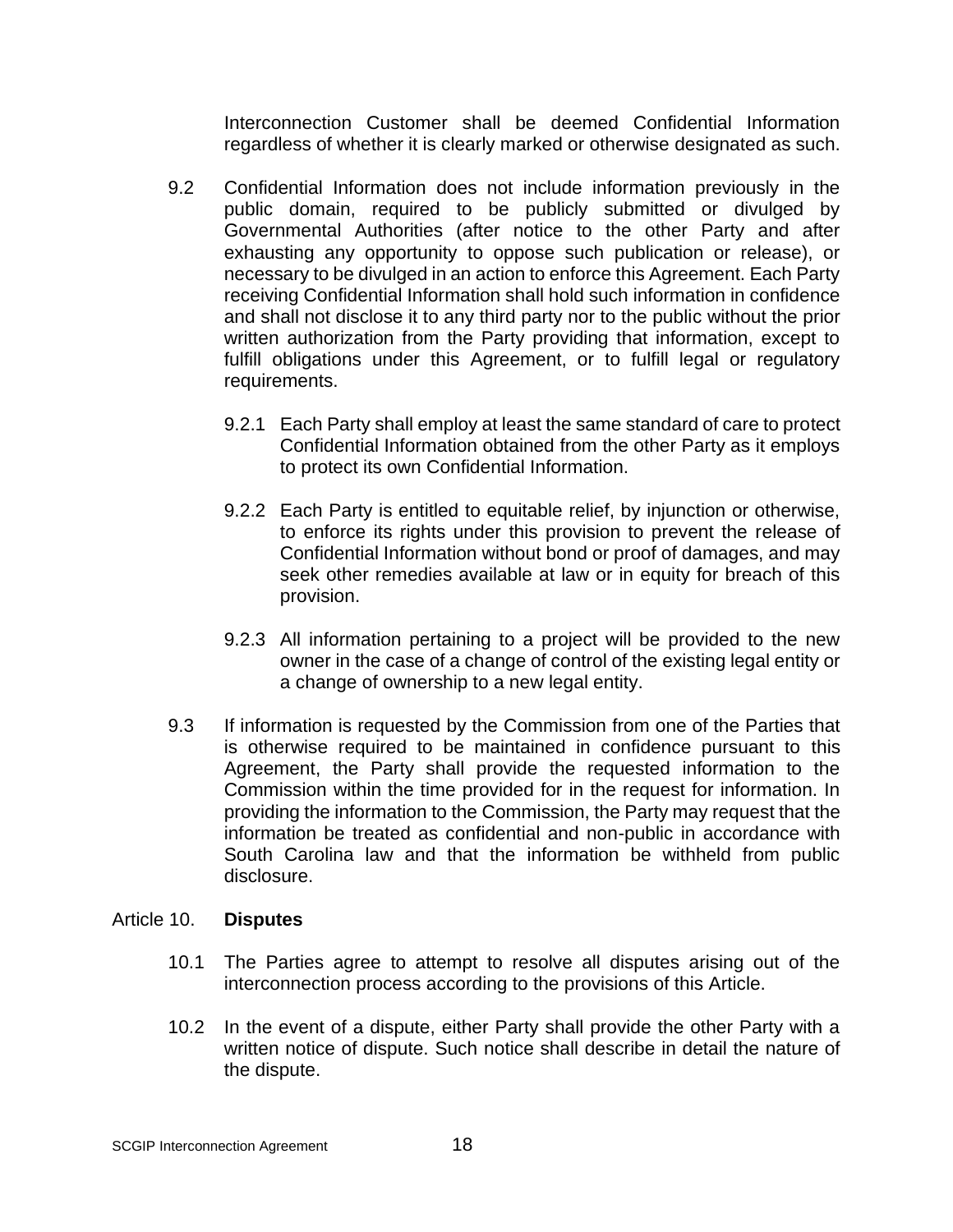Interconnection Customer shall be deemed Confidential Information regardless of whether it is clearly marked or otherwise designated as such.

9.2 Confidential Information does not include information previously in the public domain, required to be publicly submitted or divulged by Governmental Authorities (after notice to the other Party and after exhausting any opportunity to oppose such publication or release), or necessary to be divulged in an action to enforce this Agreement. Each Party receiving Confidential Information shall hold such information in confidence and shall not disclose it to any third party nor to the public without the prior written authorization from the Party providing that information, except to fulfill obligations under this Agreement, or to fulfill legal or regulatory requirements.

9.2.1 Each Party shall employ at least the same standard of care to protect Confidential Information obtained from the other Party as it employs to protect its own Confidential Information.

9.2.2 Each Party is entitled to equitable relief, by injunction or otherwise, to enforce its rights under this provision to prevent the release of Confidential Information without bond or proof of damages, and may seek other remedies available at law or in equity for breach of this provision.

9.2.3 All information pertaining to a project will be provided to the new owner in the case of a change of control of the existing legal entity or a change of ownership to a new legal entity.

9.3 If information is requested by the Commission from one of the Parties that is otherwise required to be maintained in confidence pursuant to this Agreement, the Party shall provide the requested information to the Commission within the time provided for in the request for information. In providing the information to the Commission, the Party may request that the information be treated as confidential and non-public in accordance with South Carolina law and that the information be withheld from public disclosure.

## Article 10. **Disputes**

10.1 The Parties agree to attempt to resolve all disputes arising out of the interconnection process according to the provisions of this Article.

10.2 In the event of a dispute, either Party shall provide the other Party with a written notice of dispute. Such notice shall describe in detail the nature of the dispute.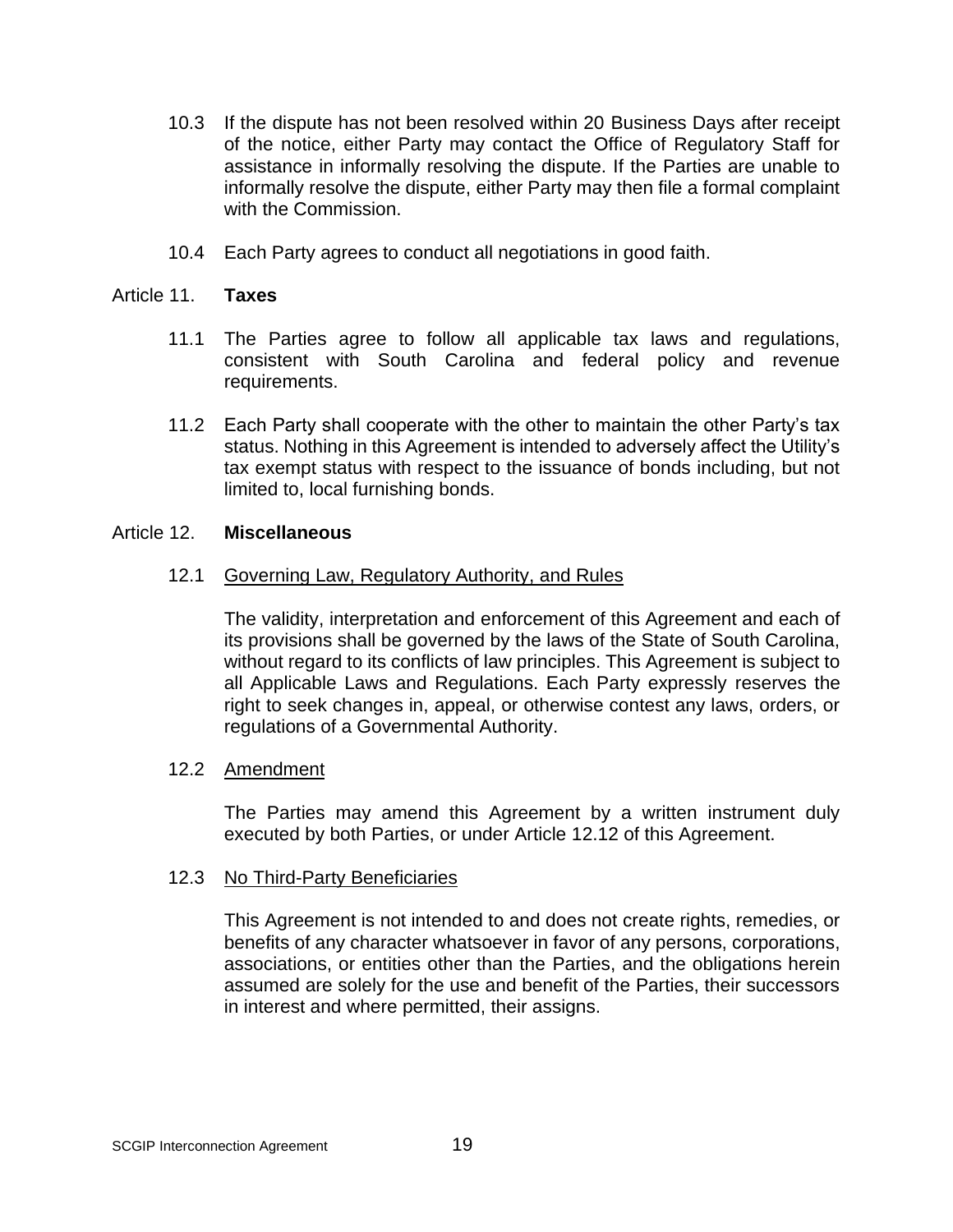10.3 If the dispute has not been resolved within 20 Business Days after receipt of the notice, either Party may contact the Office of Regulatory Staff for assistance in informally resolving the dispute. If the Parties are unable to informally resolve the dispute, either Party may then file a formal complaint with the Commission.

10.4 Each Party agrees to conduct all negotiations in good faith.

## Article 11. **Taxes**

11.1 The Parties agree to follow all applicable tax laws and regulations, consistent with South Carolina and federal policy and revenue requirements.

11.2 Each Party shall cooperate with the other to maintain the other Party's tax status. Nothing in this Agreement is intended to adversely affect the Utility's tax exempt status with respect to the issuance of bonds including, but not limited to, local furnishing bonds.

## Article 12. **Miscellaneous**

12.1 Governing Law, Regulatory Authority, and Rules

The validity, interpretation and enforcement of this Agreement and each of its provisions shall be governed by the laws of the State of South Carolina, without regard to its conflicts of law principles. This Agreement is subject to all Applicable Laws and Regulations. Each Party expressly reserves the right to seek changes in, appeal, or otherwise contest any laws, orders, or regulations of a Governmental Authority.

12.2 Amendment

The Parties may amend this Agreement by a written instrument duly executed by both Parties, or under Article 12.12 of this Agreement.

12.3 No Third-Party Beneficiaries

This Agreement is not intended to and does not create rights, remedies, or benefits of any character whatsoever in favor of any persons, corporations, associations, or entities other than the Parties, and the obligations herein assumed are solely for the use and benefit of the Parties, their successors in interest and where permitted, their assigns.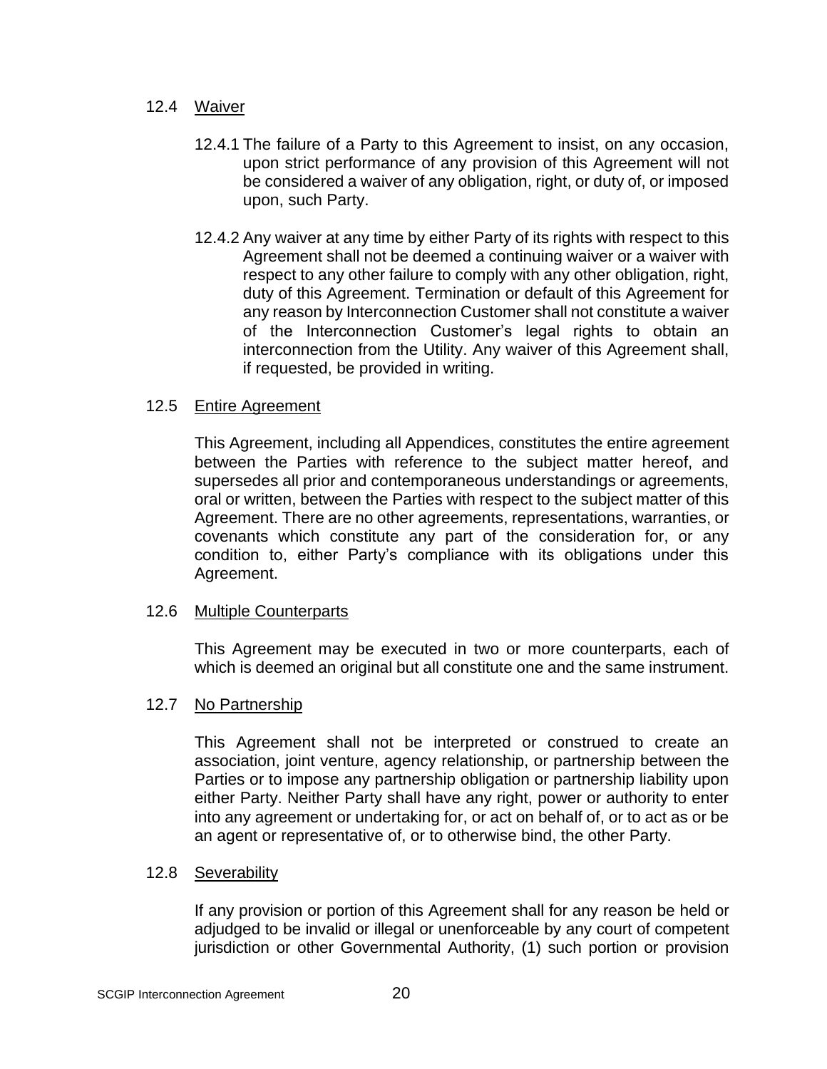### 12.4 Waiver

12.4.1 The failure of a Party to this Agreement to insist, on any occasion, upon strict performance of any provision of this Agreement will not be considered a waiver of any obligation, right, or duty of, or imposed upon, such Party.

12.4.2 Any waiver at any time by either Party of its rights with respect to this Agreement shall not be deemed a continuing waiver or a waiver with respect to any other failure to comply with any other obligation, right, duty of this Agreement. Termination or default of this Agreement for any reason by Interconnection Customer shall not constitute a waiver of the Interconnection Customer's legal rights to obtain an interconnection from the Utility. Any waiver of this Agreement shall, if requested, be provided in writing.

### 12.5 Entire Agreement

This Agreement, including all Appendices, constitutes the entire agreement between the Parties with reference to the subject matter hereof, and supersedes all prior and contemporaneous understandings or agreements, oral or written, between the Parties with respect to the subject matter of this Agreement. There are no other agreements, representations, warranties, or covenants which constitute any part of the consideration for, or any condition to, either Party's compliance with its obligations under this Agreement.

### 12.6 Multiple Counterparts

This Agreement may be executed in two or more counterparts, each of which is deemed an original but all constitute one and the same instrument.

### 12.7 No Partnership

This Agreement shall not be interpreted or construed to create an association, joint venture, agency relationship, or partnership between the Parties or to impose any partnership obligation or partnership liability upon either Party. Neither Party shall have any right, power or authority to enter into any agreement or undertaking for, or act on behalf of, or to act as or be an agent or representative of, or to otherwise bind, the other Party.

### 12.8 Severability

If any provision or portion of this Agreement shall for any reason be held or adjudged to be invalid or illegal or unenforceable by any court of competent jurisdiction or other Governmental Authority, (1) such portion or provision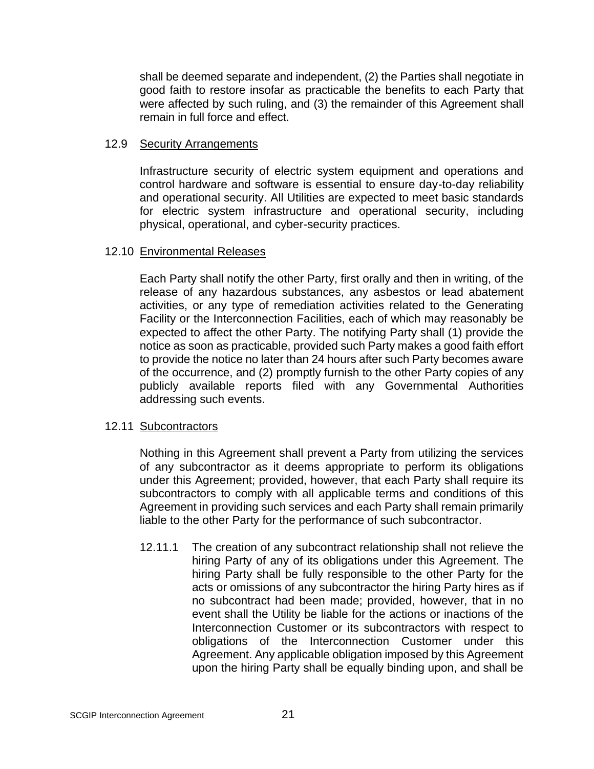shall be deemed separate and independent, (2) the Parties shall negotiate in good faith to restore insofar as practicable the benefits to each Party that were affected by such ruling, and (3) the remainder of this Agreement shall remain in full force and effect.

12.9 Security Arrangements

Infrastructure security of electric system equipment and operations and control hardware and software is essential to ensure day-to-day reliability and operational security. All Utilities are expected to meet basic standards for electric system infrastructure and operational security, including physical, operational, and cyber-security practices.

12.10 Environmental Releases

Each Party shall notify the other Party, first orally and then in writing, of the release of any hazardous substances, any asbestos or lead abatement activities, or any type of remediation activities related to the Generating Facility or the Interconnection Facilities, each of which may reasonably be expected to affect the other Party. The notifying Party shall (1) provide the notice as soon as practicable, provided such Party makes a good faith effort to provide the notice no later than 24 hours after such Party becomes aware of the occurrence, and (2) promptly furnish to the other Party copies of any publicly available reports filed with any Governmental Authorities addressing such events.

12.11 Subcontractors

Nothing in this Agreement shall prevent a Party from utilizing the services of any subcontractor as it deems appropriate to perform its obligations under this Agreement; provided, however, that each Party shall require its subcontractors to comply with all applicable terms and conditions of this Agreement in providing such services and each Party shall remain primarily liable to the other Party for the performance of such subcontractor.

12.11.1 The creation of any subcontract relationship shall not relieve the hiring Party of any of its obligations under this Agreement. The hiring Party shall be fully responsible to the other Party for the acts or omissions of any subcontractor the hiring Party hires as if no subcontract had been made; provided, however, that in no event shall the Utility be liable for the actions or inactions of the Interconnection Customer or its subcontractors with respect to obligations of the Interconnection Customer under this Agreement. Any applicable obligation imposed by this Agreement upon the hiring Party shall be equally binding upon, and shall be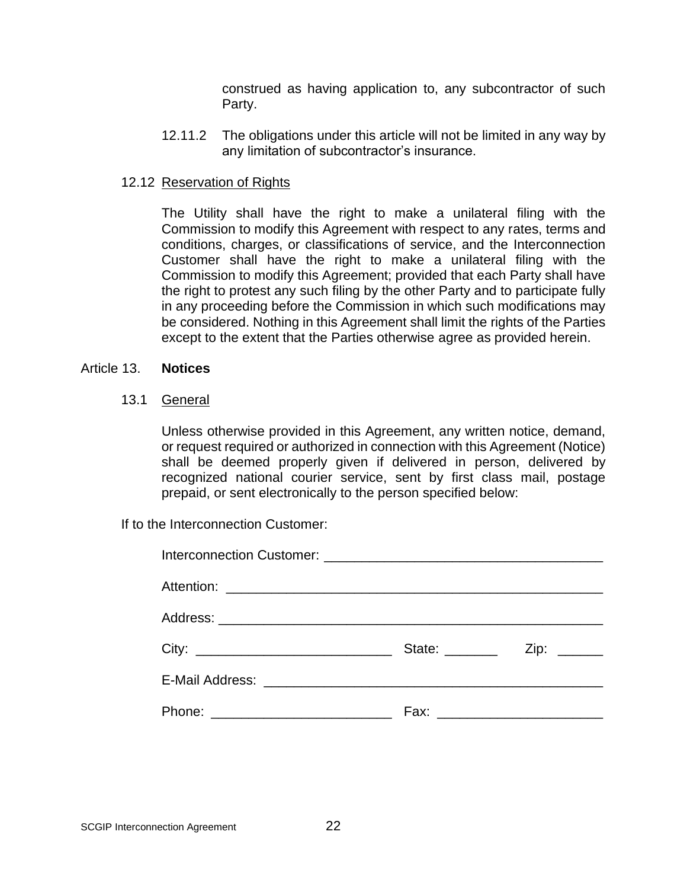construed as having application to, any subcontractor of such Party.

12.11.2 The obligations under this article will not be limited in any way by any limitation of subcontractor's insurance.

12.12 Reservation of Rights

The Utility shall have the right to make a unilateral filing with the Commission to modify this Agreement with respect to any rates, terms and conditions, charges, or classifications of service, and the Interconnection Customer shall have the right to make a unilateral filing with the Commission to modify this Agreement; provided that each Party shall have the right to protest any such filing by the other Party and to participate fully in any proceeding before the Commission in which such modifications may be considered. Nothing in this Agreement shall limit the rights of the Parties except to the extent that the Parties otherwise agree as provided herein.

Article 13. **Notices**

13.1 General

Unless otherwise provided in this Agreement, any written notice, demand, or request required or authorized in connection with this Agreement (Notice) shall be deemed properly given if delivered in person, delivered by recognized national courier service, sent by first class mail, postage prepaid, or sent electronically to the person specified below:

If to the Interconnection Customer:

Interconnection Customer: ____________________________________

Attention: ____________________________________________________

Address: _____________________________________________________

City: __________________________ State: _______ Zip: ______

E-Mail Address: _______________________________________________

Phone: ________________________ Fax: _____________________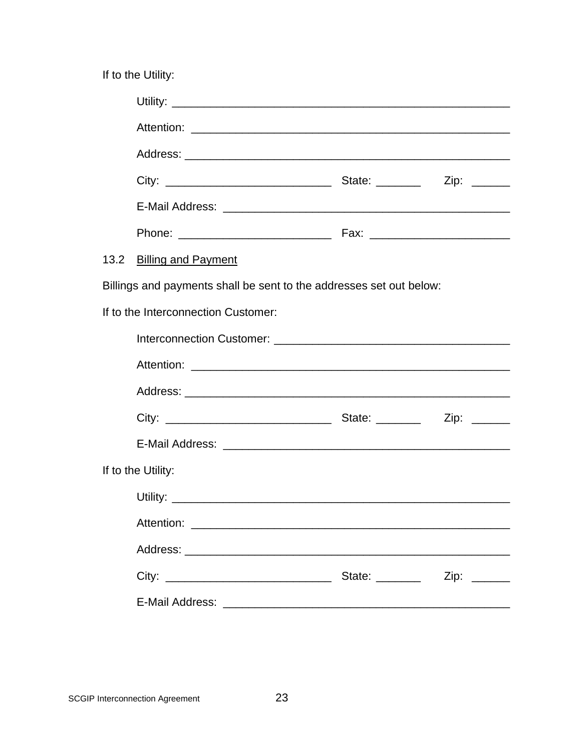If to the Utility:

Utility: ______________________________________________________

Attention: ___________________________________________________

Address: _____________________________________________________

City: __________________________ State: _______ Zip: ______

E-Mail Address: _____________________________________________

Phone: ________________________ Fax: _____________________

13.2 Billing and Payment

Billings and payments shall be sent to the addresses set out below:

If to the Interconnection Customer:

Interconnection Customer: ____________________________________

Attention: ___________________________________________________

Address: _____________________________________________________

City: __________________________ State: _______ Zip: ______

E-Mail Address: _____________________________________________

If to the Utility:

Utility: ______________________________________________________

Attention: ___________________________________________________

Address: _____________________________________________________

City: __________________________ State: _______ Zip: ______

E-Mail Address: _____________________________________________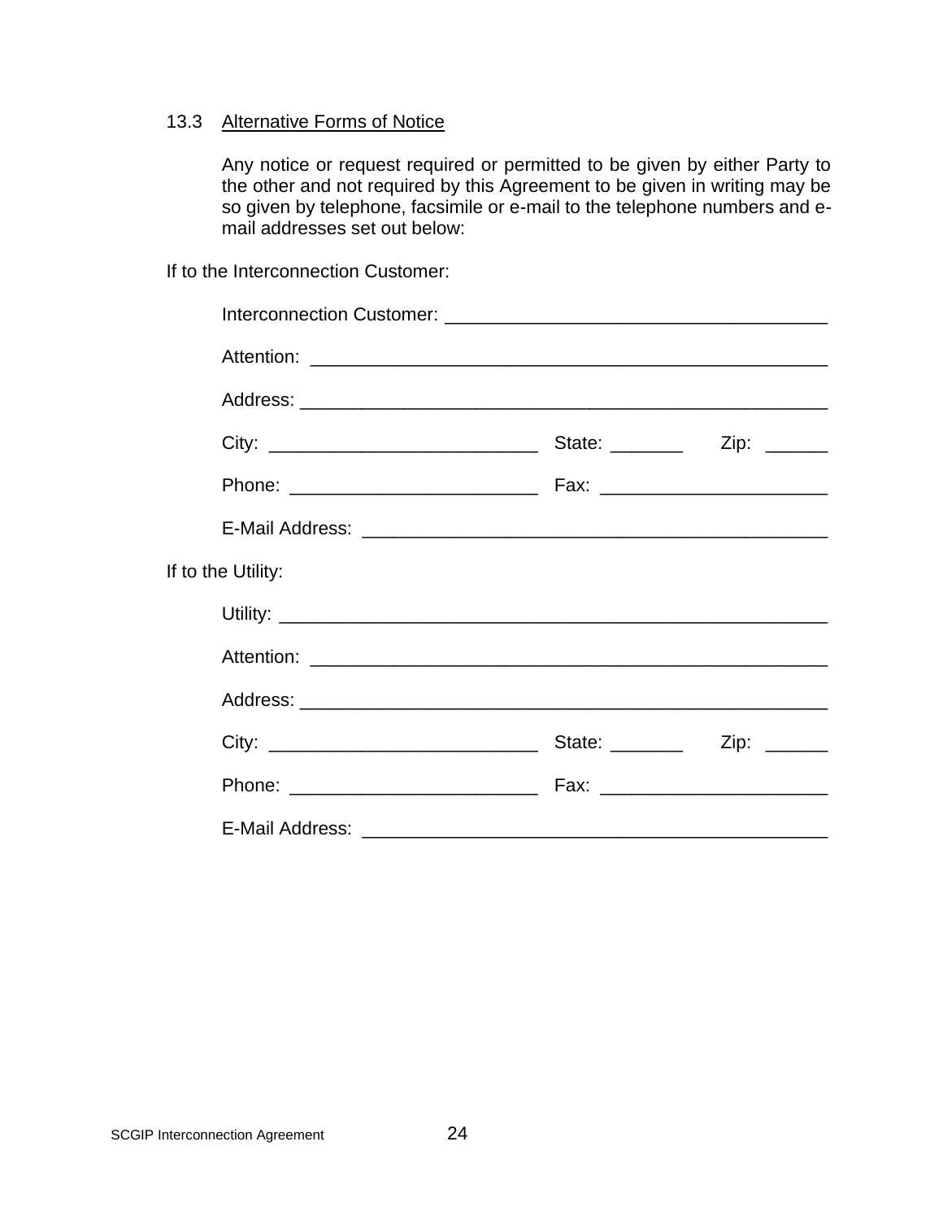13.3 Alternative Forms of Notice

Any notice or request required or permitted to be given by either Party to the other and not required by this Agreement to be given in writing may be so given by telephone, facsimile or e-mail to the telephone numbers and e-mail addresses set out below:

If to the Interconnection Customer:

Interconnection Customer: _____________________________________

Attention: ___________________________________________________

Address: ____________________________________________________

City: __________________________ State: _______ Zip: ______

Phone: ________________________ Fax: ______________________

E-Mail Address: _____________________________________________

If to the Utility:

Utility: ______________________________________________________

Attention: ___________________________________________________

Address: ____________________________________________________

City: __________________________ State: _______ Zip: ______

Phone: ________________________ Fax: ______________________

E-Mail Address: _____________________________________________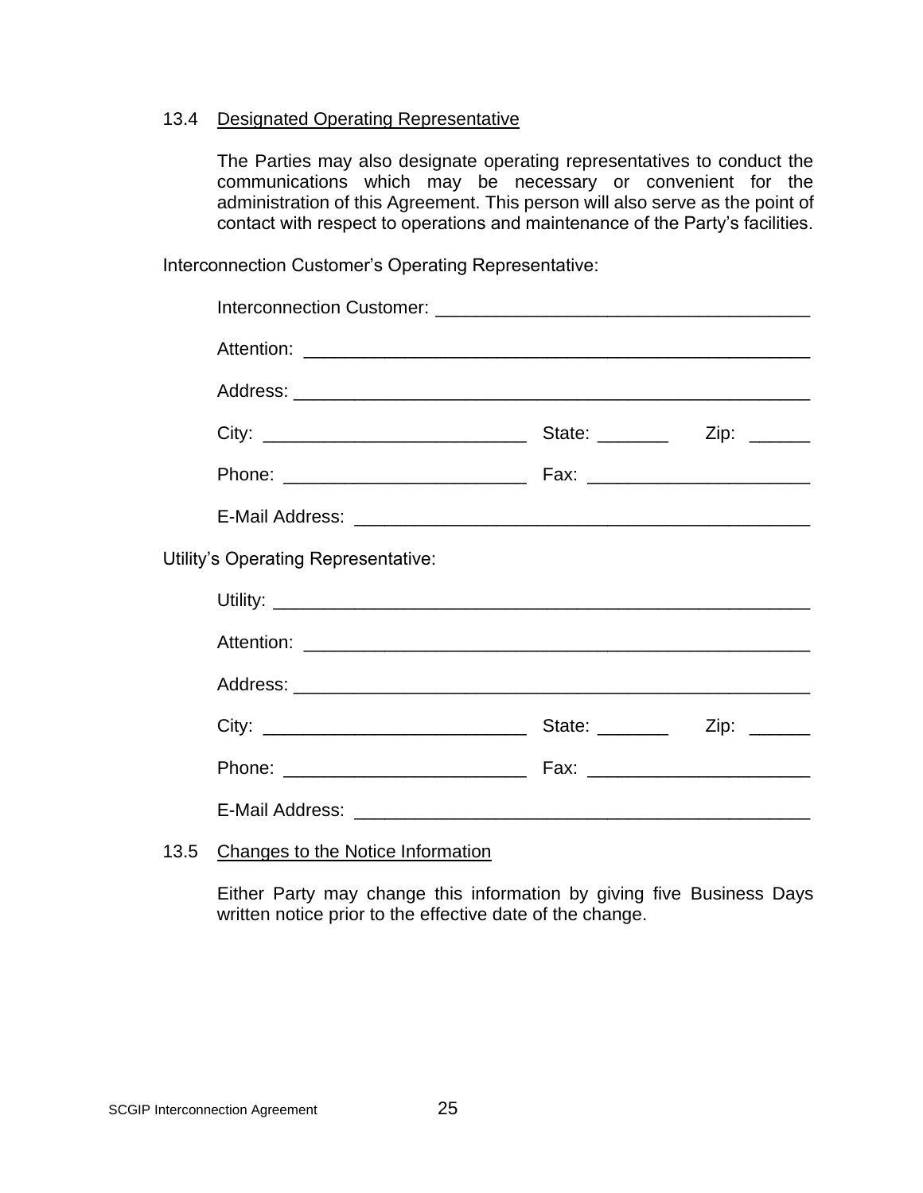13.4 Designated Operating Representative

The Parties may also designate operating representatives to conduct the communications which may be necessary or convenient for the administration of this Agreement. This person will also serve as the point of contact with respect to operations and maintenance of the Party's facilities.

Interconnection Customer's Operating Representative:

Interconnection Customer: _____________________________________

Attention: ____________________________________________________

Address: ______________________________________________________

City: __________________________ State: _______ Zip: ______

Phone: ________________________ Fax: ______________________

E-Mail Address: _____________________________________________

Utility's Operating Representative:

Utility: _______________________________________________________

Attention: ____________________________________________________

Address: ______________________________________________________

City: __________________________ State: _______ Zip: ______

Phone: ________________________ Fax: ______________________

E-Mail Address: _____________________________________________

13.5 Changes to the Notice Information

Either Party may change this information by giving five Business Days written notice prior to the effective date of the change.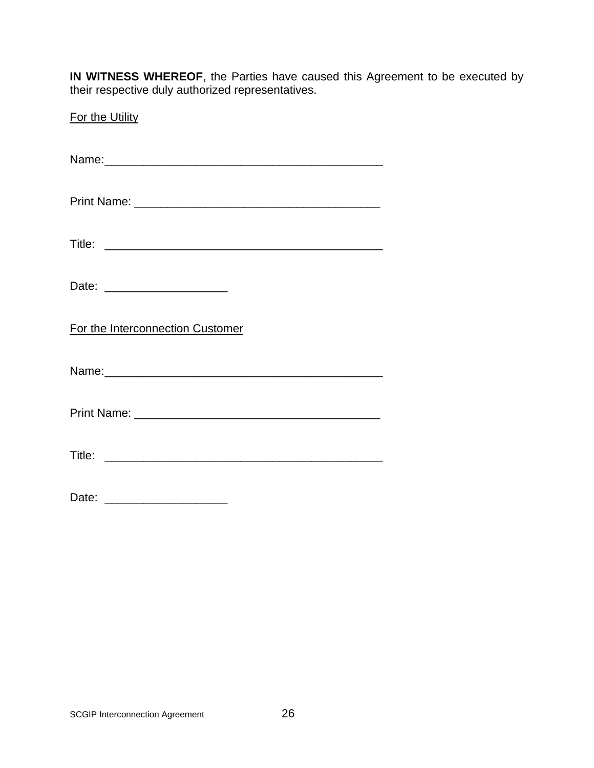**IN WITNESS WHEREOF**, the Parties have caused this Agreement to be executed by their respective duly authorized representatives.

<u>For the Utility</u>

Name:___________________________________________

Print Name: ______________________________________

Title: ___________________________________________

Date: ___________________

<u>For the Interconnection Customer</u>

Name:___________________________________________

Print Name: ______________________________________

Title: ___________________________________________

Date: ___________________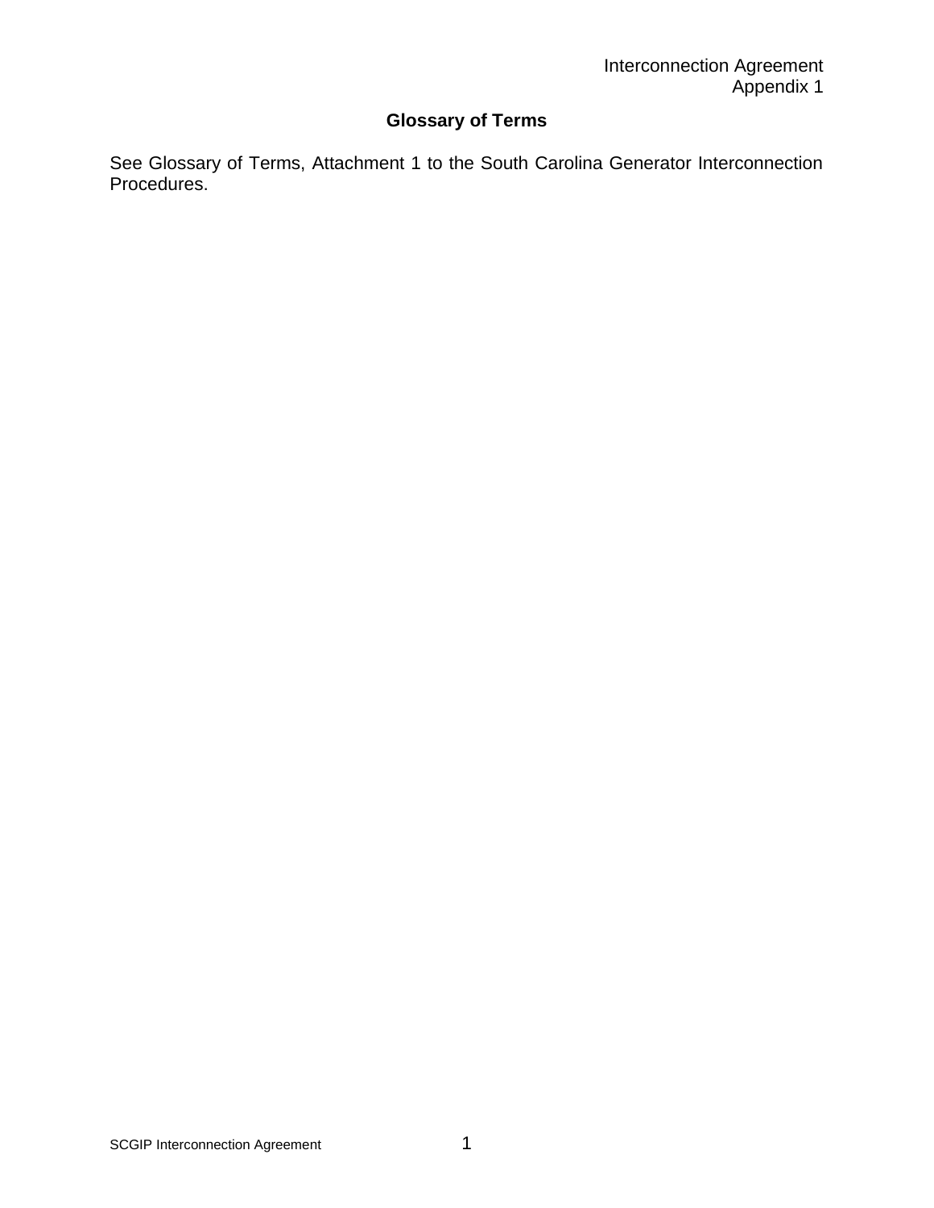Interconnection Agreement
Appendix 1

## Glossary of Terms

See Glossary of Terms, Attachment 1 to the South Carolina Generator Interconnection Procedures.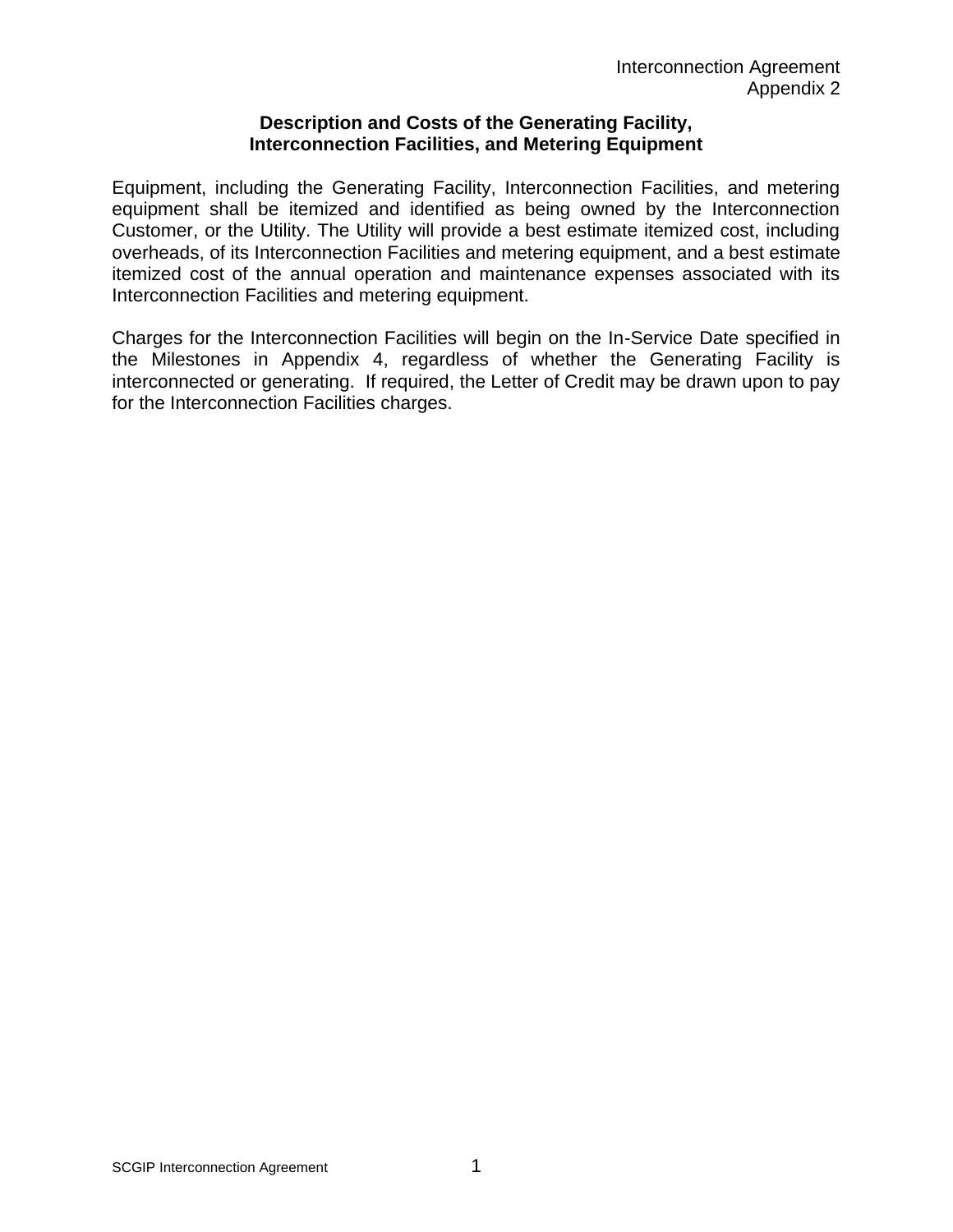Interconnection Agreement
Appendix 2

## Description and Costs of the Generating Facility, Interconnection Facilities, and Metering Equipment

Equipment, including the Generating Facility, Interconnection Facilities, and metering equipment shall be itemized and identified as being owned by the Interconnection Customer, or the Utility. The Utility will provide a best estimate itemized cost, including overheads, of its Interconnection Facilities and metering equipment, and a best estimate itemized cost of the annual operation and maintenance expenses associated with its Interconnection Facilities and metering equipment.

Charges for the Interconnection Facilities will begin on the In-Service Date specified in the Milestones in Appendix 4, regardless of whether the Generating Facility is interconnected or generating. If required, the Letter of Credit may be drawn upon to pay for the Interconnection Facilities charges.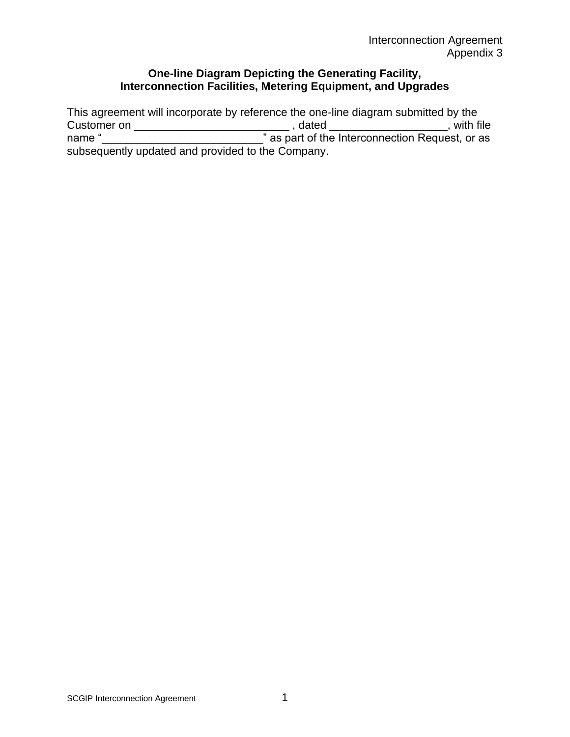Interconnection Agreement
Appendix 3

**One-line Diagram Depicting the Generating Facility, Interconnection Facilities, Metering Equipment, and Upgrades**

This agreement will incorporate by reference the one-line diagram submitted by the Customer on _________________________ , dated __________________, with file name "_________________________" as part of the Interconnection Request, or as subsequently updated and provided to the Company.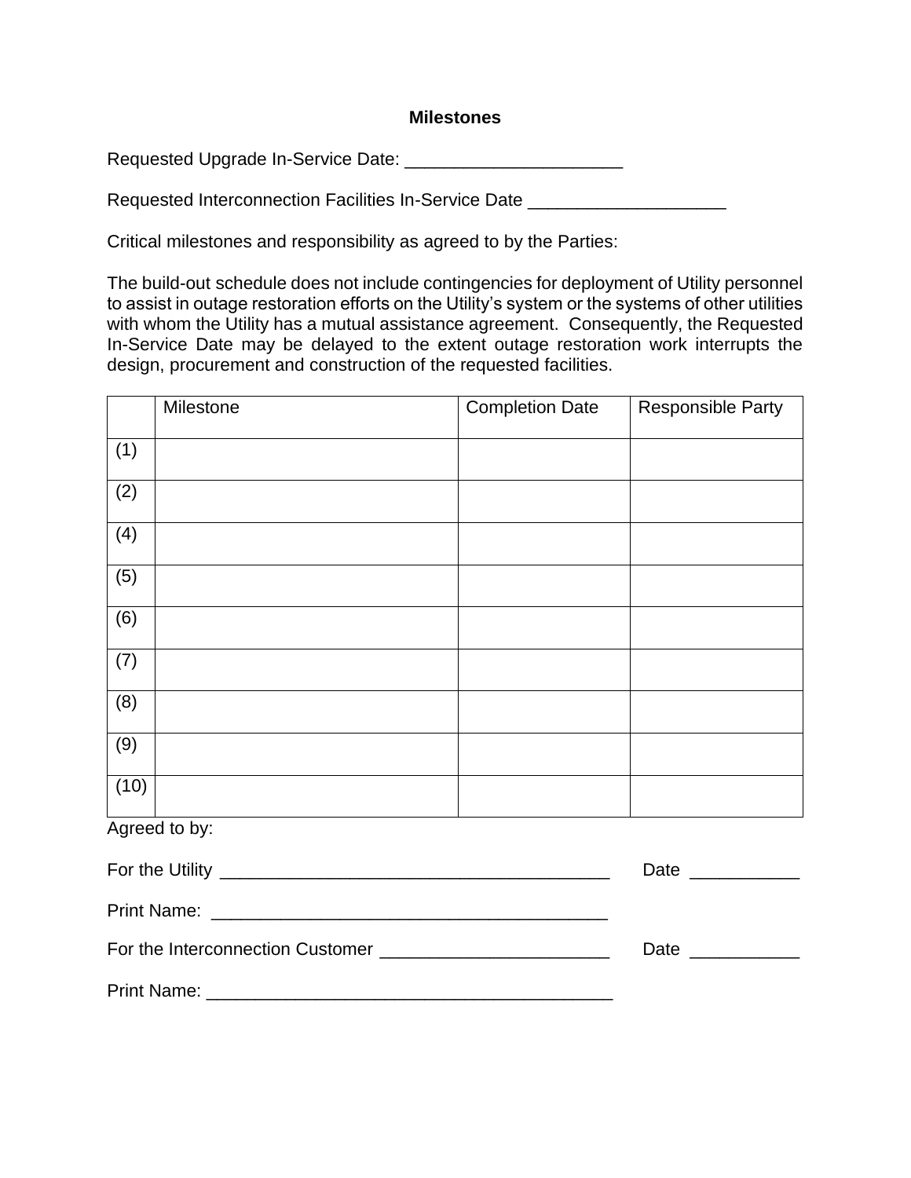### Milestones

Requested Upgrade In-Service Date: ______________________

Requested Interconnection Facilities In-Service Date ____________________

Critical milestones and responsibility as agreed to by the Parties:

The build-out schedule does not include contingencies for deployment of Utility personnel to assist in outage restoration efforts on the Utility's system or the systems of other utilities with whom the Utility has a mutual assistance agreement. Consequently, the Requested In-Service Date may be delayed to the extent outage restoration work interrupts the design, procurement and construction of the requested facilities.

| | Milestone | Completion Date | Responsible Party |
|---|---|---|---|
| (1) | | | |
| (2) | | | |
| (4) | | | |
| (5) | | | |
| (6) | | | |
| (7) | | | |
| (8) | | | |
| (9) | | | |
| (10) | | | |

Agreed to by:

For the Utility ________________________________________ Date ___________

Print Name: ________________________________________

For the Interconnection Customer _______________________ Date ___________

Print Name: _________________________________________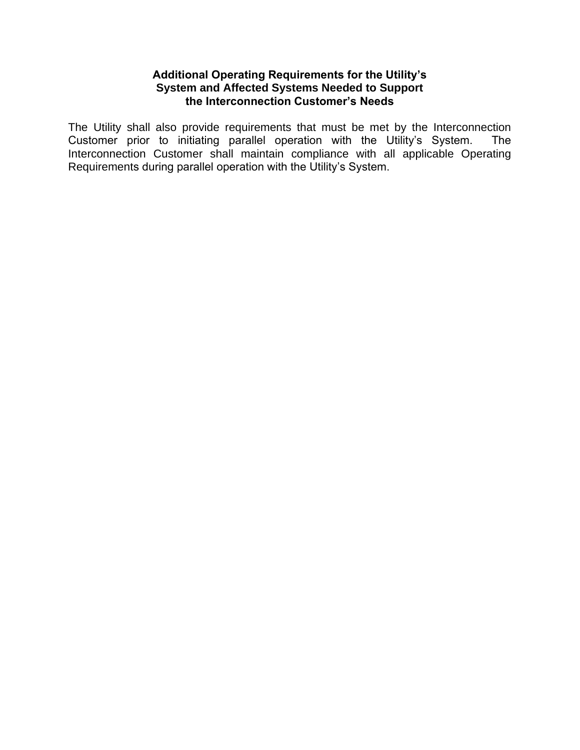# Additional Operating Requirements for the Utility's System and Affected Systems Needed to Support the Interconnection Customer's Needs

The Utility shall also provide requirements that must be met by the Interconnection Customer prior to initiating parallel operation with the Utility's System. The Interconnection Customer shall maintain compliance with all applicable Operating Requirements during parallel operation with the Utility's System.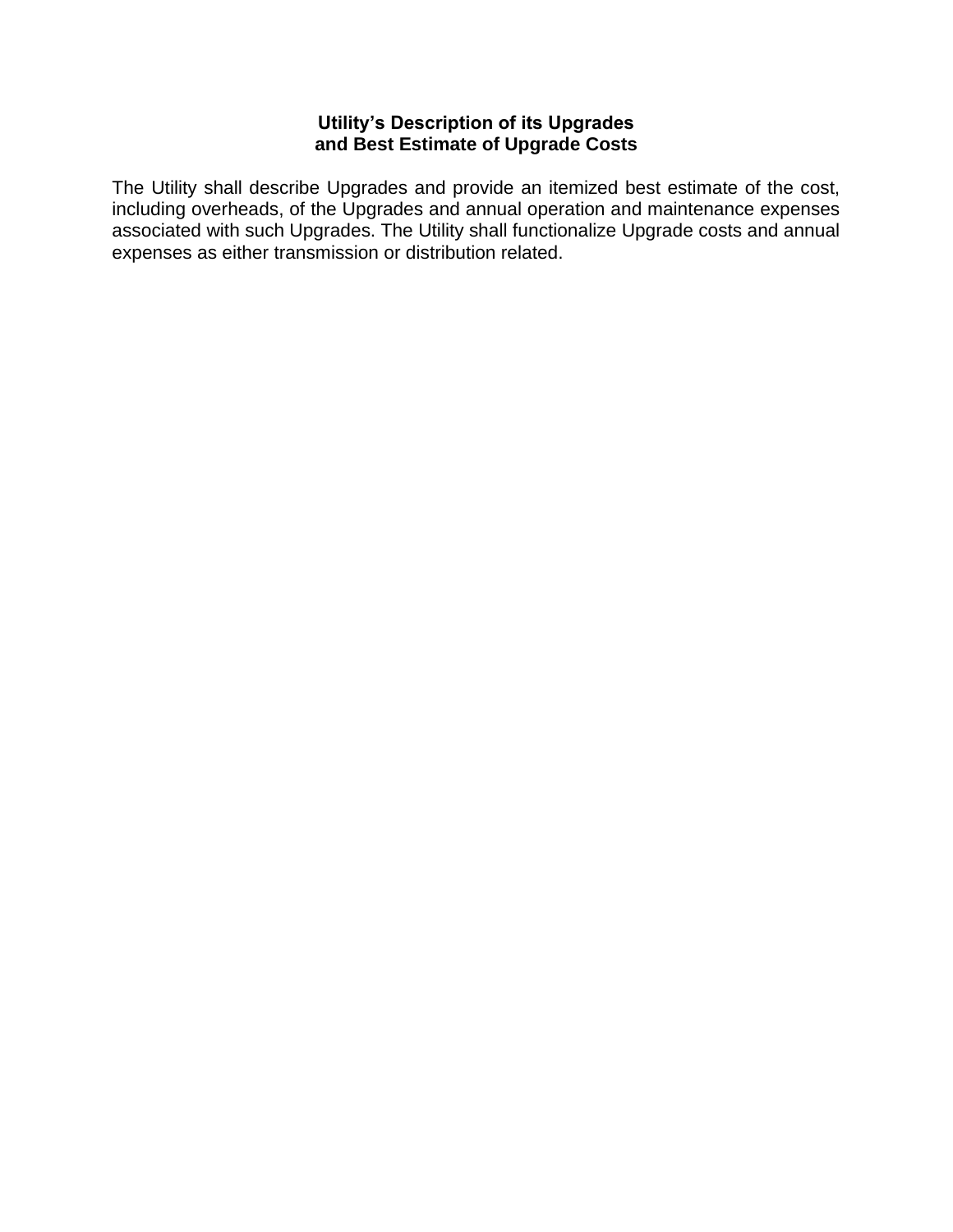## Utility's Description of its Upgrades and Best Estimate of Upgrade Costs

The Utility shall describe Upgrades and provide an itemized best estimate of the cost, including overheads, of the Upgrades and annual operation and maintenance expenses associated with such Upgrades. The Utility shall functionalize Upgrade costs and annual expenses as either transmission or distribution related.